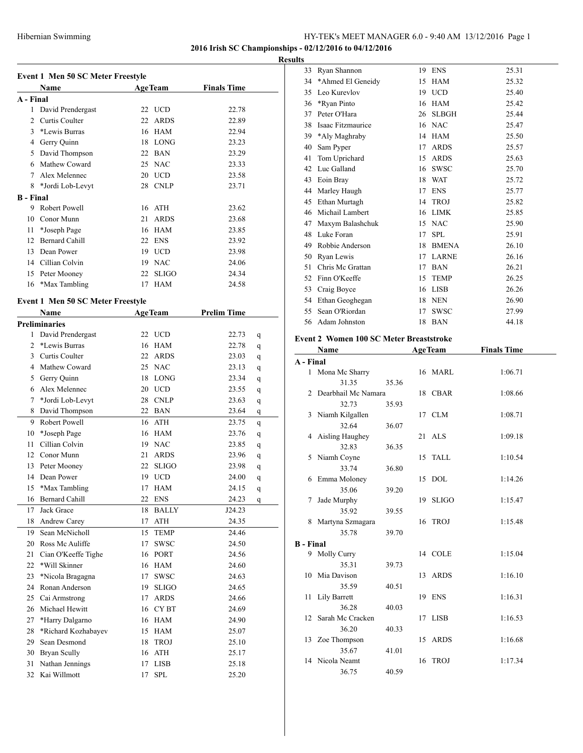**2016 Irish SC Championships - 02/12/2016 to 04/12/2016**

**Results**

### Event 1 Men 50 SC Meter Freestyle

| | Name | Age | Team | Finals Time |
|---|---|---|---|---|
| **A - Final** | | | | |
| 1 | David Prendergast | 22 | UCD | 22.78 |
| 2 | Curtis Coulter | 22 | ARDS | 22.89 |
| 3 | *Lewis Burras | 16 | HAM | 22.94 |
| 4 | Gerry Quinn | 18 | LONG | 23.23 |
| 5 | David Thompson | 22 | BAN | 23.29 |
| 6 | Mathew Coward | 25 | NAC | 23.33 |
| 7 | Alex Melennec | 20 | UCD | 23.58 |
| 8 | *Jordi Lob-Levyt | 28 | CNLP | 23.71 |
| **B - Final** | | | | |
| 9 | Robert Powell | 16 | ATH | 23.62 |
| 10 | Conor Munn | 21 | ARDS | 23.68 |
| 11 | *Joseph Page | 16 | HAM | 23.85 |
| 12 | Bernard Cahill | 22 | ENS | 23.92 |
| 13 | Dean Power | 19 | UCD | 23.98 |
| 14 | Cillian Colvin | 19 | NAC | 24.06 |
| 15 | Peter Mooney | 22 | SLIGO | 24.34 |
| 16 | *Max Tambling | 17 | HAM | 24.58 |

### Event 1 Men 50 SC Meter Freestyle

| | Name | Age | Team | Prelim Time | |
|---|---|---|---|---|---|
| **Preliminaries** | | | | | |
| 1 | David Prendergast | 22 | UCD | 22.73 | q |
| 2 | *Lewis Burras | 16 | HAM | 22.78 | q |
| 3 | Curtis Coulter | 22 | ARDS | 23.03 | q |
| 4 | Mathew Coward | 25 | NAC | 23.13 | q |
| 5 | Gerry Quinn | 18 | LONG | 23.34 | q |
| 6 | Alex Melennec | 20 | UCD | 23.55 | q |
| 7 | *Jordi Lob-Levyt | 28 | CNLP | 23.63 | q |
| 8 | David Thompson | 22 | BAN | 23.64 | q |
| 9 | Robert Powell | 16 | ATH | 23.75 | q |
| 10 | *Joseph Page | 16 | HAM | 23.76 | q |
| 11 | Cillian Colvin | 19 | NAC | 23.85 | q |
| 12 | Conor Munn | 21 | ARDS | 23.96 | q |
| 13 | Peter Mooney | 22 | SLIGO | 23.98 | q |
| 14 | Dean Power | 19 | UCD | 24.00 | q |
| 15 | *Max Tambling | 17 | HAM | 24.15 | q |
| 16 | Bernard Cahill | 22 | ENS | 24.23 | q |
| 17 | Jack Grace | 18 | BALLY | J24.23 | |
| 18 | Andrew Carey | 17 | ATH | 24.35 | |
| 19 | Sean McNicholl | 15 | TEMP | 24.46 | |
| 20 | Ross Mc Auliffe | 17 | SWSC | 24.50 | |
| 21 | Cian O'Keeffe Tighe | 16 | PORT | 24.56 | |
| 22 | *Will Skinner | 16 | HAM | 24.60 | |
| 23 | *Nicola Bragagna | 17 | SWSC | 24.63 | |
| 24 | Ronan Anderson | 19 | SLIGO | 24.65 | |
| 25 | Cai Armstrong | 17 | ARDS | 24.66 | |
| 26 | Michael Hewitt | 16 | CY BT | 24.69 | |
| 27 | *Harry Dalgarno | 16 | HAM | 24.90 | |
| 28 | *Richard Kozhabayev | 15 | HAM | 25.07 | |
| 29 | Sean Desmond | 18 | TROJ | 25.10 | |
| 30 | Bryan Scully | 16 | ATH | 25.17 | |
| 31 | Nathan Jennings | 17 | LISB | 25.18 | |
| 32 | Kai Willmott | 17 | SPL | 25.20 | |
| 33 | Ryan Shannon | 19 | ENS | 25.31 | |
| 34 | *Ahmed El Geneidy | 15 | HAM | 25.32 | |
| 35 | Leo Kurevlov | 19 | UCD | 25.40 | |
| 36 | *Ryan Pinto | 16 | HAM | 25.42 | |
| 37 | Peter O'Hara | 26 | SLBGH | 25.44 | |
| 38 | Isaac Fitzmaurice | 16 | NAC | 25.47 | |
| 39 | *Aly Maghraby | 14 | HAM | 25.50 | |
| 40 | Sam Pyper | 17 | ARDS | 25.57 | |
| 41 | Tom Uprichard | 15 | ARDS | 25.63 | |
| 42 | Luc Galland | 16 | SWSC | 25.70 | |
| 43 | Eoin Bray | 18 | WAT | 25.72 | |
| 44 | Marley Haugh | 17 | ENS | 25.77 | |
| 45 | Ethan Murtagh | 14 | TROJ | 25.82 | |
| 46 | Michail Lambert | 16 | LIMK | 25.85 | |
| 47 | Maxym Balashchuk | 15 | NAC | 25.90 | |
| 48 | Luke Foran | 17 | SPL | 25.91 | |
| 49 | Robbie Anderson | 18 | BMENA | 26.10 | |
| 50 | Ryan Lewis | 17 | LARNE | 26.16 | |
| 51 | Chris Mc Grattan | 17 | BAN | 26.21 | |
| 52 | Finn O'Keeffe | 15 | TEMP | 26.25 | |
| 53 | Craig Boyce | 16 | LISB | 26.26 | |
| 54 | Ethan Geoghegan | 18 | NEN | 26.90 | |
| 55 | Sean O'Riordan | 17 | SWSC | 27.99 | |
| 56 | Adam Johnston | 18 | BAN | 44.18 | |

### Event 2 Women 100 SC Meter Breaststroke

| | Name | Age | Team | Finals Time |
|---|---|---|---|---|
| **A - Final** | | | | |
| 1 | Mona Mc Sharry | 16 | MARL | 1:06.71 |
| | 31.35 35.36 | | | |
| 2 | Dearbhail Mc Namara | 18 | CBAR | 1:08.66 |
| | 32.73 35.93 | | | |
| 3 | Niamh Kilgallen | 17 | CLM | 1:08.71 |
| | 32.64 36.07 | | | |
| 4 | Aisling Haughey | 21 | ALS | 1:09.18 |
| | 32.83 36.35 | | | |
| 5 | Niamh Coyne | 15 | TALL | 1:10.54 |
| | 33.74 36.80 | | | |
| 6 | Emma Moloney | 15 | DOL | 1:14.26 |
| | 35.06 39.20 | | | |
| 7 | Jade Murphy | 19 | SLIGO | 1:15.47 |
| | 35.92 39.55 | | | |
| 8 | Martyna Szmagara | 16 | TROJ | 1:15.48 |
| | 35.78 39.70 | | | |
| **B - Final** | | | | |
| 9 | Molly Curry | 14 | COLE | 1:15.04 |
| | 35.31 39.73 | | | |
| 10 | Mia Davison | 13 | ARDS | 1:16.10 |
| | 35.59 40.51 | | | |
| 11 | Lily Barrett | 19 | ENS | 1:16.31 |
| | 36.28 40.03 | | | |
| 12 | Sarah Mc Cracken | 17 | LISB | 1:16.53 |
| | 36.20 40.33 | | | |
| 13 | Zoe Thompson | 15 | ARDS | 1:16.68 |
| | 35.67 41.01 | | | |
| 14 | Nicola Neamt | 16 | TROJ | 1:17.34 |
| | 36.75 40.59 | | | |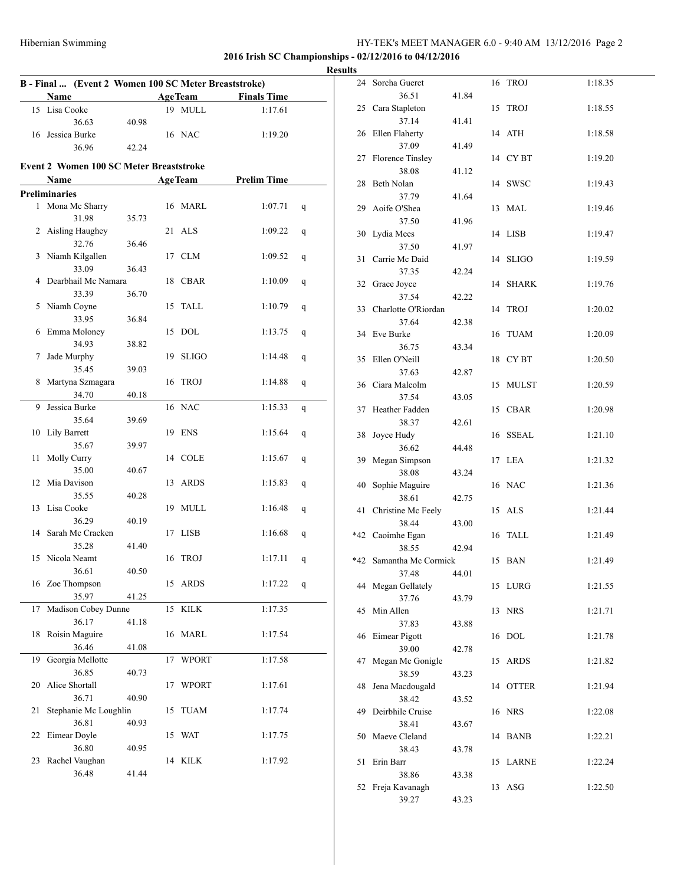**2016 Irish SC Championships - 02/12/2016 to 04/12/2016**

**Results**

### B - Final ... (Event 2 Women 100 SC Meter Breaststroke)

| | Name | Age | Team | Finals Time | | |
|---|---|---|---|---|---|---|
| 15 | Lisa Cooke | 19 | MULL | 1:17.61 | | |
| | 36.63 | 40.98 | | | | |
| 16 | Jessica Burke | 16 | NAC | 1:19.20 | | |
| | 36.96 | 42.24 | | | | |

### Event 2 Women 100 SC Meter Breaststroke

| | Name | Age | Team | Prelim Time | |
|---|---|---|---|---|---|
| **Preliminaries** | | | | | |
| 1 | Mona Mc Sharry | 16 | MARL | 1:07.71 | q |
| | 31.98 | 35.73 | | | |
| 2 | Aisling Haughey | 21 | ALS | 1:09.22 | q |
| | 32.76 | 36.46 | | | |
| 3 | Niamh Kilgallen | 17 | CLM | 1:09.52 | q |
| | 33.09 | 36.43 | | | |
| 4 | Dearbhail Mc Namara | 18 | CBAR | 1:10.09 | q |
| | 33.39 | 36.70 | | | |
| 5 | Niamh Coyne | 15 | TALL | 1:10.79 | q |
| | 33.95 | 36.84 | | | |
| 6 | Emma Moloney | 15 | DOL | 1:13.75 | q |
| | 34.93 | 38.82 | | | |
| 7 | Jade Murphy | 19 | SLIGO | 1:14.48 | q |
| | 35.45 | 39.03 | | | |
| 8 | Martyna Szmagara | 16 | TROJ | 1:14.88 | q |
| | 34.70 | 40.18 | | | |
| 9 | Jessica Burke | 16 | NAC | 1:15.33 | q |
| | 35.64 | 39.69 | | | |
| 10 | Lily Barrett | 19 | ENS | 1:15.64 | q |
| | 35.67 | 39.97 | | | |
| 11 | Molly Curry | 14 | COLE | 1:15.67 | q |
| | 35.00 | 40.67 | | | |
| 12 | Mia Davison | 13 | ARDS | 1:15.83 | q |
| | 35.55 | 40.28 | | | |
| 13 | Lisa Cooke | 19 | MULL | 1:16.48 | q |
| | 36.29 | 40.19 | | | |
| 14 | Sarah Mc Cracken | 17 | LISB | 1:16.68 | q |
| | 35.28 | 41.40 | | | |
| 15 | Nicola Neamt | 16 | TROJ | 1:17.11 | q |
| | 36.61 | 40.50 | | | |
| 16 | Zoe Thompson | 15 | ARDS | 1:17.22 | q |
| | 35.97 | 41.25 | | | |
| 17 | Madison Cobey Dunne | 15 | KILK | 1:17.35 | |
| | 36.17 | 41.18 | | | |
| 18 | Roisin Maguire | 16 | MARL | 1:17.54 | |
| | 36.46 | 41.08 | | | |
| 19 | Georgia Mellotte | 17 | WPORT | 1:17.58 | |
| | 36.85 | 40.73 | | | |
| 20 | Alice Shortall | 17 | WPORT | 1:17.61 | |
| | 36.71 | 40.90 | | | |
| 21 | Stephanie Mc Loughlin | 15 | TUAM | 1:17.74 | |
| | 36.81 | 40.93 | | | |
| 22 | Eimear Doyle | 15 | WAT | 1:17.75 | |
| | 36.80 | 40.95 | | | |
| 23 | Rachel Vaughan | 14 | KILK | 1:17.92 | |
| | 36.48 | 41.44 | | | |
| 24 | Sorcha Gueret | 16 | TROJ | 1:18.35 | |
| | 36.51 | 41.84 | | | |
| 25 | Cara Stapleton | 15 | TROJ | 1:18.55 | |
| | 37.14 | 41.41 | | | |
| 26 | Ellen Flaherty | 14 | ATH | 1:18.58 | |
| | 37.09 | 41.49 | | | |
| 27 | Florence Tinsley | 14 | CY BT | 1:19.20 | |
| | 38.08 | 41.12 | | | |
| 28 | Beth Nolan | 14 | SWSC | 1:19.43 | |
| | 37.79 | 41.64 | | | |
| 29 | Aoife O'Shea | 13 | MAL | 1:19.46 | |
| | 37.50 | 41.96 | | | |
| 30 | Lydia Mees | 14 | LISB | 1:19.47 | |
| | 37.50 | 41.97 | | | |
| 31 | Carrie Mc Daid | 14 | SLIGO | 1:19.59 | |
| | 37.35 | 42.24 | | | |
| 32 | Grace Joyce | 14 | SHARK | 1:19.76 | |
| | 37.54 | 42.22 | | | |
| 33 | Charlotte O'Riordan | 14 | TROJ | 1:20.02 | |
| | 37.64 | 42.38 | | | |
| 34 | Eve Burke | 16 | TUAM | 1:20.09 | |
| | 36.75 | 43.34 | | | |
| 35 | Ellen O'Neill | 18 | CY BT | 1:20.50 | |
| | 37.63 | 42.87 | | | |
| 36 | Ciara Malcolm | 15 | MULST | 1:20.59 | |
| | 37.54 | 43.05 | | | |
| 37 | Heather Fadden | 15 | CBAR | 1:20.98 | |
| | 38.37 | 42.61 | | | |
| 38 | Joyce Hudy | 16 | SSEAL | 1:21.10 | |
| | 36.62 | 44.48 | | | |
| 39 | Megan Simpson | 17 | LEA | 1:21.32 | |
| | 38.08 | 43.24 | | | |
| 40 | Sophie Maguire | 16 | NAC | 1:21.36 | |
| | 38.61 | 42.75 | | | |
| 41 | Christine Mc Feely | 15 | ALS | 1:21.44 | |
| | 38.44 | 43.00 | | | |
| *42 | Caoimhe Egan | 16 | TALL | 1:21.49 | |
| | 38.55 | 42.94 | | | |
| *42 | Samantha Mc Cormick | 15 | BAN | 1:21.49 | |
| | 37.48 | 44.01 | | | |
| 44 | Megan Gellately | 15 | LURG | 1:21.55 | |
| | 37.76 | 43.79 | | | |
| 45 | Min Allen | 13 | NRS | 1:21.71 | |
| | 37.83 | 43.88 | | | |
| 46 | Eimear Pigott | 16 | DOL | 1:21.78 | |
| | 39.00 | 42.78 | | | |
| 47 | Megan Mc Gonigle | 15 | ARDS | 1:21.82 | |
| | 38.59 | 43.23 | | | |
| 48 | Jena Macdougald | 14 | OTTER | 1:21.94 | |
| | 38.42 | 43.52 | | | |
| 49 | Deirbhile Cruise | 16 | NRS | 1:22.08 | |
| | 38.41 | 43.67 | | | |
| 50 | Maeve Cleland | 14 | BANB | 1:22.21 | |
| | 38.43 | 43.78 | | | |
| 51 | Erin Barr | 15 | LARNE | 1:22.24 | |
| | 38.86 | 43.38 | | | |
| 52 | Freja Kavanagh | 13 | ASG | 1:22.50 | |
| | 39.27 | 43.23 | | | |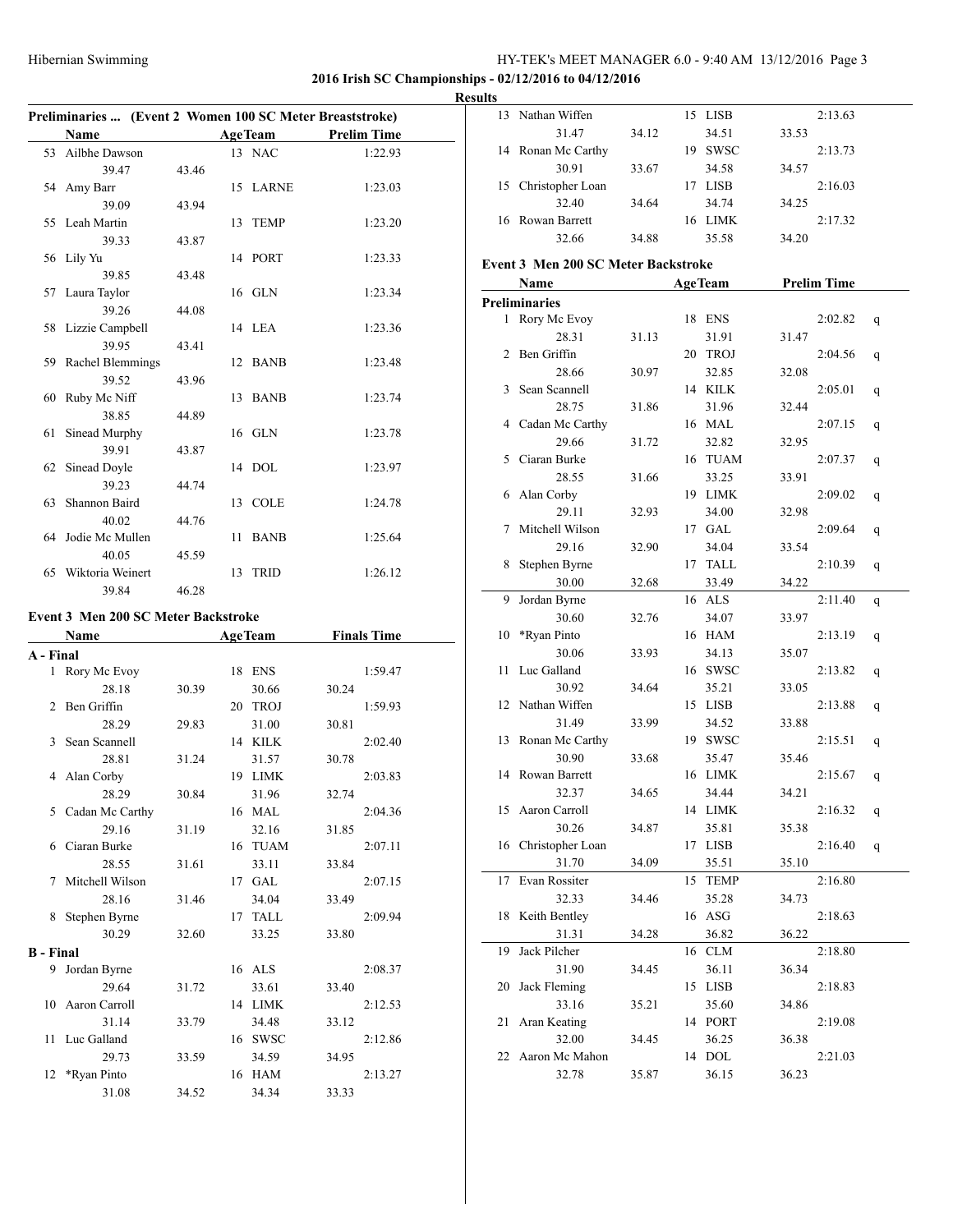**2016 Irish SC Championships - 02/12/2016 to 04/12/2016**

**Results**

### Preliminaries ... (Event 2 Women 100 SC Meter Breaststroke)

| | Name | Age | Team | Prelim Time |
|---|---|---|---|---|
| 53 | Ailbhe Dawson | 13 | NAC | 1:22.93 |
| | 39.47 43.46 | | | |
| 54 | Amy Barr | 15 | LARNE | 1:23.03 |
| | 39.09 43.94 | | | |
| 55 | Leah Martin | 13 | TEMP | 1:23.20 |
| | 39.33 43.87 | | | |
| 56 | Lily Yu | 14 | PORT | 1:23.33 |
| | 39.85 43.48 | | | |
| 57 | Laura Taylor | 16 | GLN | 1:23.34 |
| | 39.26 44.08 | | | |
| 58 | Lizzie Campbell | 14 | LEA | 1:23.36 |
| | 39.95 43.41 | | | |
| 59 | Rachel Blemmings | 12 | BANB | 1:23.48 |
| | 39.52 43.96 | | | |
| 60 | Ruby Mc Niff | 13 | BANB | 1:23.74 |
| | 38.85 44.89 | | | |
| 61 | Sinead Murphy | 16 | GLN | 1:23.78 |
| | 39.91 43.87 | | | |
| 62 | Sinead Doyle | 14 | DOL | 1:23.97 |
| | 39.23 44.74 | | | |
| 63 | Shannon Baird | 13 | COLE | 1:24.78 |
| | 40.02 44.76 | | | |
| 64 | Jodie Mc Mullen | 11 | BANB | 1:25.64 |
| | 40.05 45.59 | | | |
| 65 | Wiktoria Weinert | 13 | TRID | 1:26.12 |
| | 39.84 46.28 | | | |

### Event 3 Men 200 SC Meter Backstroke

| | Name | Age | Team | Finals Time |
|---|---|---|---|---|
| **A - Final** | | | | |
| 1 | Rory Mc Evoy | 18 | ENS | 1:59.47 |
| | 28.18 30.39 30.66 30.24 | | | |
| 2 | Ben Griffin | 20 | TROJ | 1:59.93 |
| | 28.29 29.83 31.00 30.81 | | | |
| 3 | Sean Scannell | 14 | KILK | 2:02.40 |
| | 28.81 31.24 31.57 30.78 | | | |
| 4 | Alan Corby | 19 | LIMK | 2:03.83 |
| | 28.29 30.84 31.96 32.74 | | | |
| 5 | Cadan Mc Carthy | 16 | MAL | 2:04.36 |
| | 29.16 31.19 32.16 31.85 | | | |
| 6 | Ciaran Burke | 16 | TUAM | 2:07.11 |
| | 28.55 31.61 33.11 33.84 | | | |
| 7 | Mitchell Wilson | 17 | GAL | 2:07.15 |
| | 28.16 31.46 34.04 33.49 | | | |
| 8 | Stephen Byrne | 17 | TALL | 2:09.94 |
| | 30.29 32.60 33.25 33.80 | | | |
| **B - Final** | | | | |
| 9 | Jordan Byrne | 16 | ALS | 2:08.37 |
| | 29.64 31.72 33.61 33.40 | | | |
| 10 | Aaron Carroll | 14 | LIMK | 2:12.53 |
| | 31.14 33.79 34.48 33.12 | | | |
| 11 | Luc Galland | 16 | SWSC | 2:12.86 |
| | 29.73 33.59 34.59 34.95 | | | |
| 12 | *Ryan Pinto | 16 | HAM | 2:13.27 |
| | 31.08 34.52 34.34 33.33 | | | |
| 13 | Nathan Wiffen | 15 | LISB | 2:13.63 |
| | 31.47 34.12 34.51 33.53 | | | |
| 14 | Ronan Mc Carthy | 19 | SWSC | 2:13.73 |
| | 30.91 33.67 34.58 34.57 | | | |
| 15 | Christopher Loan | 17 | LISB | 2:16.03 |
| | 32.40 34.64 34.74 34.25 | | | |
| 16 | Rowan Barrett | 16 | LIMK | 2:17.32 |
| | 32.66 34.88 35.58 34.20 | | | |

### Event 3 Men 200 SC Meter Backstroke

| | Name | Age | Team | Prelim Time | |
|---|---|---|---|---|---|
| **Preliminaries** | | | | | |
| 1 | Rory Mc Evoy | 18 | ENS | 2:02.82 | q |
| | 28.31 31.13 31.91 31.47 | | | | |
| 2 | Ben Griffin | 20 | TROJ | 2:04.56 | q |
| | 28.66 30.97 32.85 32.08 | | | | |
| 3 | Sean Scannell | 14 | KILK | 2:05.01 | q |
| | 28.75 31.86 31.96 32.44 | | | | |
| 4 | Cadan Mc Carthy | 16 | MAL | 2:07.15 | q |
| | 29.66 31.72 32.82 32.95 | | | | |
| 5 | Ciaran Burke | 16 | TUAM | 2:07.37 | q |
| | 28.55 31.66 33.25 33.91 | | | | |
| 6 | Alan Corby | 19 | LIMK | 2:09.02 | q |
| | 29.11 32.93 34.00 32.98 | | | | |
| 7 | Mitchell Wilson | 17 | GAL | 2:09.64 | q |
| | 29.16 32.90 34.04 33.54 | | | | |
| 8 | Stephen Byrne | 17 | TALL | 2:10.39 | q |
| | 30.00 32.68 33.49 34.22 | | | | |
| 9 | Jordan Byrne | 16 | ALS | 2:11.40 | q |
| | 30.60 32.76 34.07 33.97 | | | | |
| 10 | *Ryan Pinto | 16 | HAM | 2:13.19 | q |
| | 30.06 33.93 34.13 35.07 | | | | |
| 11 | Luc Galland | 16 | SWSC | 2:13.82 | q |
| | 30.92 34.64 35.21 33.05 | | | | |
| 12 | Nathan Wiffen | 15 | LISB | 2:13.88 | q |
| | 31.49 33.99 34.52 33.88 | | | | |
| 13 | Ronan Mc Carthy | 19 | SWSC | 2:15.51 | q |
| | 30.90 33.68 35.47 35.46 | | | | |
| 14 | Rowan Barrett | 16 | LIMK | 2:15.67 | q |
| | 32.37 34.65 34.44 34.21 | | | | |
| 15 | Aaron Carroll | 14 | LIMK | 2:16.32 | q |
| | 30.26 34.87 35.81 35.38 | | | | |
| 16 | Christopher Loan | 17 | LISB | 2:16.40 | q |
| | 31.70 34.09 35.51 35.10 | | | | |
| 17 | Evan Rossiter | 15 | TEMP | 2:16.80 | |
| | 32.33 34.46 35.28 34.73 | | | | |
| 18 | Keith Bentley | 16 | ASG | 2:18.63 | |
| | 31.31 34.28 36.82 36.22 | | | | |
| 19 | Jack Pilcher | 16 | CLM | 2:18.80 | |
| | 31.90 34.45 36.11 36.34 | | | | |
| 20 | Jack Fleming | 15 | LISB | 2:18.83 | |
| | 33.16 35.21 35.60 34.86 | | | | |
| 21 | Aran Keating | 14 | PORT | 2:19.08 | |
| | 32.00 34.45 36.25 36.38 | | | | |
| 22 | Aaron Mc Mahon | 14 | DOL | 2:21.03 | |
| | 32.78 35.87 36.15 36.23 | | | | |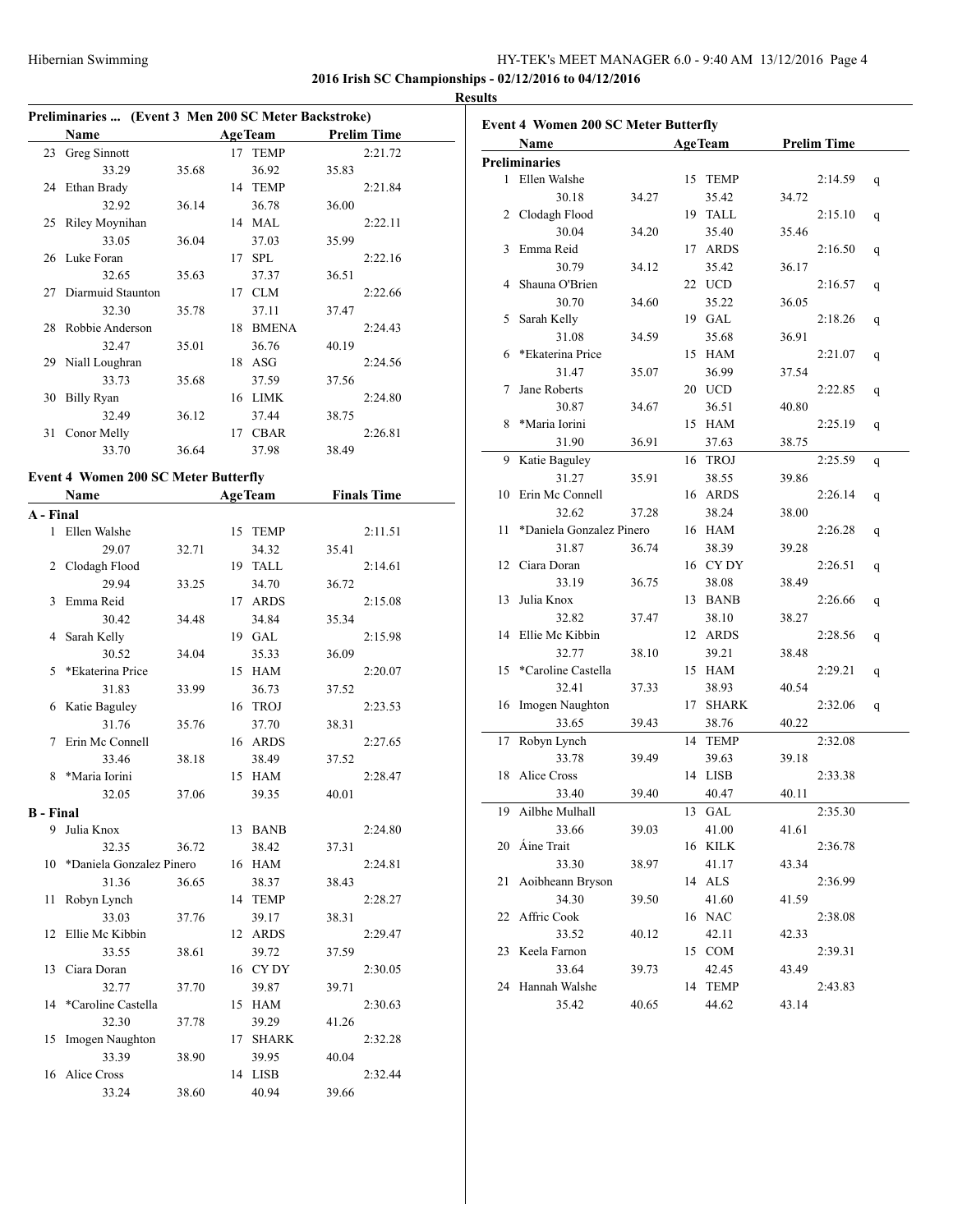**2016 Irish SC Championships - 02/12/2016 to 04/12/2016**

**Results**

### Preliminaries ... (Event 3 Men 200 SC Meter Backstroke)

| | Name | Age | Team | Prelim Time |
|---|---|---|---|---|
| 23 | Greg Sinnott | 17 | TEMP | 2:21.72 |
| | 33.29 35.68 36.92 35.83 | | | |
| 24 | Ethan Brady | 14 | TEMP | 2:21.84 |
| | 32.92 36.14 36.78 36.00 | | | |
| 25 | Riley Moynihan | 14 | MAL | 2:22.11 |
| | 33.05 36.04 37.03 35.99 | | | |
| 26 | Luke Foran | 17 | SPL | 2:22.16 |
| | 32.65 35.63 37.37 36.51 | | | |
| 27 | Diarmuid Staunton | 17 | CLM | 2:22.66 |
| | 32.30 35.78 37.11 37.47 | | | |
| 28 | Robbie Anderson | 18 | BMENA | 2:24.43 |
| | 32.47 35.01 36.76 40.19 | | | |
| 29 | Niall Loughran | 18 | ASG | 2:24.56 |
| | 33.73 35.68 37.59 37.56 | | | |
| 30 | Billy Ryan | 16 | LIMK | 2:24.80 |
| | 32.49 36.12 37.44 38.75 | | | |
| 31 | Conor Melly | 17 | CBAR | 2:26.81 |
| | 33.70 36.64 37.98 38.49 | | | |

### Event 4 Women 200 SC Meter Butterfly

| | Name | Age | Team | Finals Time |
|---|---|---|---|---|
| **A - Final** | | | | |
| 1 | Ellen Walshe | 15 | TEMP | 2:11.51 |
| | 29.07 32.71 34.32 35.41 | | | |
| 2 | Clodagh Flood | 19 | TALL | 2:14.61 |
| | 29.94 33.25 34.70 36.72 | | | |
| 3 | Emma Reid | 17 | ARDS | 2:15.08 |
| | 30.42 34.48 34.84 35.34 | | | |
| 4 | Sarah Kelly | 19 | GAL | 2:15.98 |
| | 30.52 34.04 35.33 36.09 | | | |
| 5 | *Ekaterina Price | 15 | HAM | 2:20.07 |
| | 31.83 33.99 36.73 37.52 | | | |
| 6 | Katie Baguley | 16 | TROJ | 2:23.53 |
| | 31.76 35.76 37.70 38.31 | | | |
| 7 | Erin Mc Connell | 16 | ARDS | 2:27.65 |
| | 33.46 38.18 38.49 37.52 | | | |
| 8 | *Maria Iorini | 15 | HAM | 2:28.47 |
| | 32.05 37.06 39.35 40.01 | | | |
| **B - Final** | | | | |
| 9 | Julia Knox | 13 | BANB | 2:24.80 |
| | 32.35 36.72 38.42 37.31 | | | |
| 10 | *Daniela Gonzalez Pinero | 16 | HAM | 2:24.81 |
| | 31.36 36.65 38.37 38.43 | | | |
| 11 | Robyn Lynch | 14 | TEMP | 2:28.27 |
| | 33.03 37.76 39.17 38.31 | | | |
| 12 | Ellie Mc Kibbin | 12 | ARDS | 2:29.47 |
| | 33.55 38.61 39.72 37.59 | | | |
| 13 | Ciara Doran | 16 | CY DY | 2:30.05 |
| | 32.77 37.70 39.87 39.71 | | | |
| 14 | *Caroline Castella | 15 | HAM | 2:30.63 |
| | 32.30 37.78 39.29 41.26 | | | |
| 15 | Imogen Naughton | 17 | SHARK | 2:32.28 |
| | 33.39 38.90 39.95 40.04 | | | |
| 16 | Alice Cross | 14 | LISB | 2:32.44 |
| | 33.24 38.60 40.94 39.66 | | | |

### Event 4 Women 200 SC Meter Butterfly

| | Name | Age | Team | Prelim Time | |
|---|---|---|---|---|---|
| **Preliminaries** | | | | | |
| 1 | Ellen Walshe | 15 | TEMP | 2:14.59 | q |
| | 30.18 34.27 35.42 34.72 | | | | |
| 2 | Clodagh Flood | 19 | TALL | 2:15.10 | q |
| | 30.04 34.20 35.40 35.46 | | | | |
| 3 | Emma Reid | 17 | ARDS | 2:16.50 | q |
| | 30.79 34.12 35.42 36.17 | | | | |
| 4 | Shauna O'Brien | 22 | UCD | 2:16.57 | q |
| | 30.70 34.60 35.22 36.05 | | | | |
| 5 | Sarah Kelly | 19 | GAL | 2:18.26 | q |
| | 31.08 34.59 35.68 36.91 | | | | |
| 6 | *Ekaterina Price | 15 | HAM | 2:21.07 | q |
| | 31.47 35.07 36.99 37.54 | | | | |
| 7 | Jane Roberts | 20 | UCD | 2:22.85 | q |
| | 30.87 34.67 36.51 40.80 | | | | |
| 8 | *Maria Iorini | 15 | HAM | 2:25.19 | q |
| | 31.90 36.91 37.63 38.75 | | | | |
| 9 | Katie Baguley | 16 | TROJ | 2:25.59 | q |
| | 31.27 35.91 38.55 39.86 | | | | |
| 10 | Erin Mc Connell | 16 | ARDS | 2:26.14 | q |
| | 32.62 37.28 38.24 38.00 | | | | |
| 11 | *Daniela Gonzalez Pinero | 16 | HAM | 2:26.28 | q |
| | 31.87 36.74 38.39 39.28 | | | | |
| 12 | Ciara Doran | 16 | CY DY | 2:26.51 | q |
| | 33.19 36.75 38.08 38.49 | | | | |
| 13 | Julia Knox | 13 | BANB | 2:26.66 | q |
| | 32.82 37.47 38.10 38.27 | | | | |
| 14 | Ellie Mc Kibbin | 12 | ARDS | 2:28.56 | q |
| | 32.77 38.10 39.21 38.48 | | | | |
| 15 | *Caroline Castella | 15 | HAM | 2:29.21 | q |
| | 32.41 37.33 38.93 40.54 | | | | |
| 16 | Imogen Naughton | 17 | SHARK | 2:32.06 | q |
| | 33.65 39.43 38.76 40.22 | | | | |
| 17 | Robyn Lynch | 14 | TEMP | 2:32.08 | |
| | 33.78 39.49 39.63 39.18 | | | | |
| 18 | Alice Cross | 14 | LISB | 2:33.38 | |
| | 33.40 39.40 40.47 40.11 | | | | |
| 19 | Ailbhe Mulhall | 13 | GAL | 2:35.30 | |
| | 33.66 39.03 41.00 41.61 | | | | |
| 20 | Áine Trait | 16 | KILK | 2:36.78 | |
| | 33.30 38.97 41.17 43.34 | | | | |
| 21 | Aoibheann Bryson | 14 | ALS | 2:36.99 | |
| | 34.30 39.50 41.60 41.59 | | | | |
| 22 | Affric Cook | 16 | NAC | 2:38.08 | |
| | 33.52 40.12 42.11 42.33 | | | | |
| 23 | Keela Farnon | 15 | COM | 2:39.31 | |
| | 33.64 39.73 42.45 43.49 | | | | |
| 24 | Hannah Walshe | 14 | TEMP | 2:43.83 | |
| | 35.42 40.65 44.62 43.14 | | | | |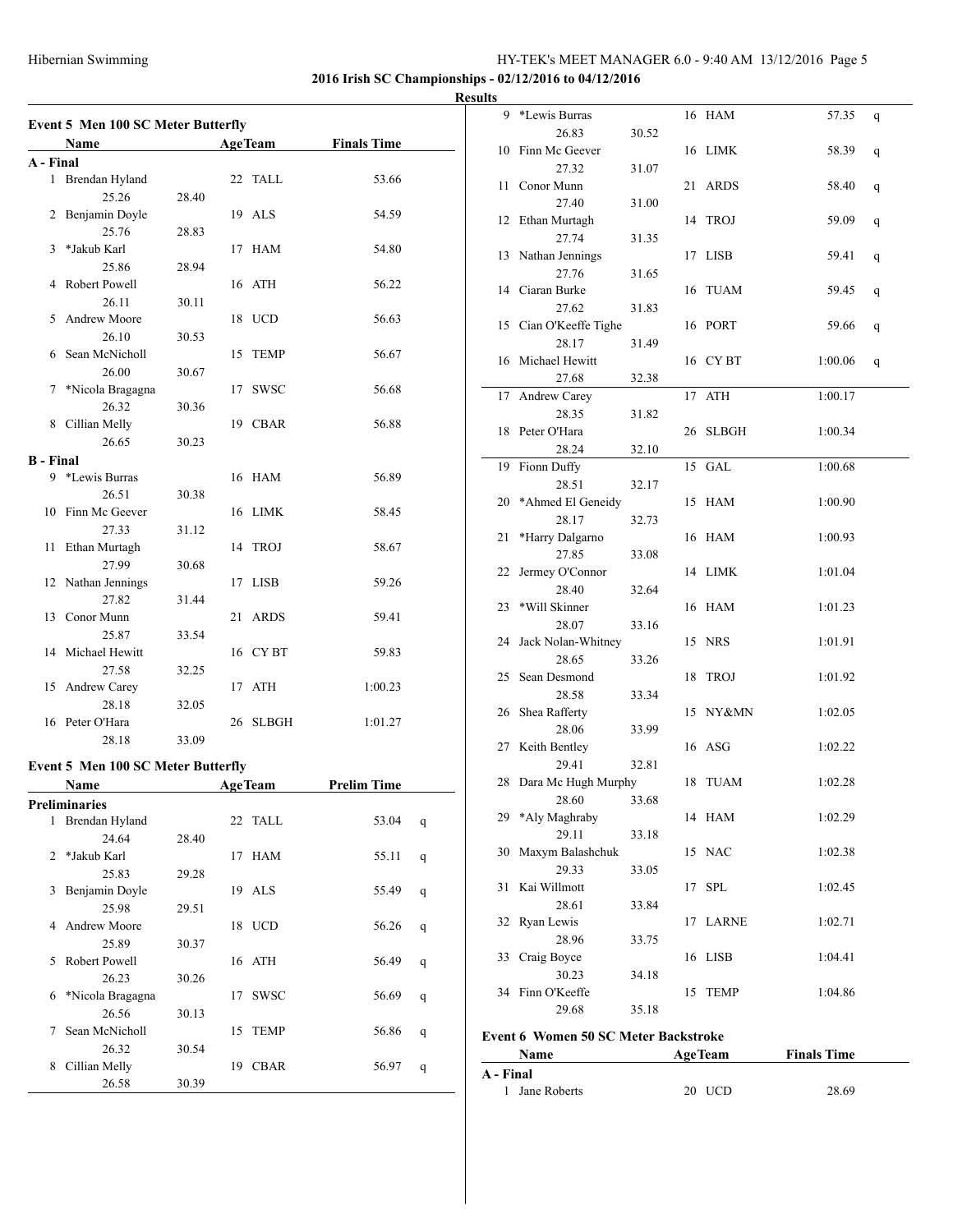**2016 Irish SC Championships - 02/12/2016 to 04/12/2016**

**Results**

### Event 5 Men 100 SC Meter Butterfly

| Name | | Age | Team | Finals Time |
|---|---|---|---|---|
| **A - Final** | | | | |
| 1 Brendan Hyland | | 22 | TALL | 53.66 |
| 25.26 | 28.40 | | | |
| 2 Benjamin Doyle | | 19 | ALS | 54.59 |
| 25.76 | 28.83 | | | |
| 3 *Jakub Karl | | 17 | HAM | 54.80 |
| 25.86 | 28.94 | | | |
| 4 Robert Powell | | 16 | ATH | 56.22 |
| 26.11 | 30.11 | | | |
| 5 Andrew Moore | | 18 | UCD | 56.63 |
| 26.10 | 30.53 | | | |
| 6 Sean McNicholl | | 15 | TEMP | 56.67 |
| 26.00 | 30.67 | | | |
| 7 *Nicola Bragagna | | 17 | SWSC | 56.68 |
| 26.32 | 30.36 | | | |
| 8 Cillian Melly | | 19 | CBAR | 56.88 |
| 26.65 | 30.23 | | | |
| **B - Final** | | | | |
| 9 *Lewis Burras | | 16 | HAM | 56.89 |
| 26.51 | 30.38 | | | |
| 10 Finn Mc Geever | | 16 | LIMK | 58.45 |
| 27.33 | 31.12 | | | |
| 11 Ethan Murtagh | | 14 | TROJ | 58.67 |
| 27.99 | 30.68 | | | |
| 12 Nathan Jennings | | 17 | LISB | 59.26 |
| 27.82 | 31.44 | | | |
| 13 Conor Munn | | 21 | ARDS | 59.41 |
| 25.87 | 33.54 | | | |
| 14 Michael Hewitt | | 16 | CY BT | 59.83 |
| 27.58 | 32.25 | | | |
| 15 Andrew Carey | | 17 | ATH | 1:00.23 |
| 28.18 | 32.05 | | | |
| 16 Peter O'Hara | | 26 | SLBGH | 1:01.27 |
| 28.18 | 33.09 | | | |

### Event 5 Men 100 SC Meter Butterfly

| Name | | Age | Team | Prelim Time | |
|---|---|---|---|---|---|
| **Preliminaries** | | | | | |
| 1 Brendan Hyland | | 22 | TALL | 53.04 | q |
| 24.64 | 28.40 | | | | |
| 2 *Jakub Karl | | 17 | HAM | 55.11 | q |
| 25.83 | 29.28 | | | | |
| 3 Benjamin Doyle | | 19 | ALS | 55.49 | q |
| 25.98 | 29.51 | | | | |
| 4 Andrew Moore | | 18 | UCD | 56.26 | q |
| 25.89 | 30.37 | | | | |
| 5 Robert Powell | | 16 | ATH | 56.49 | q |
| 26.23 | 30.26 | | | | |
| 6 *Nicola Bragagna | | 17 | SWSC | 56.69 | q |
| 26.56 | 30.13 | | | | |
| 7 Sean McNicholl | | 15 | TEMP | 56.86 | q |
| 26.32 | 30.54 | | | | |
| 8 Cillian Melly | | 19 | CBAR | 56.97 | q |
| 26.58 | 30.39 | | | | |
| 9 *Lewis Burras | | 16 | HAM | 57.35 | q |
| 26.83 | 30.52 | | | | |
| 10 Finn Mc Geever | | 16 | LIMK | 58.39 | q |
| 27.32 | 31.07 | | | | |
| 11 Conor Munn | | 21 | ARDS | 58.40 | q |
| 27.40 | 31.00 | | | | |
| 12 Ethan Murtagh | | 14 | TROJ | 59.09 | q |
| 27.74 | 31.35 | | | | |
| 13 Nathan Jennings | | 17 | LISB | 59.41 | q |
| 27.76 | 31.65 | | | | |
| 14 Ciaran Burke | | 16 | TUAM | 59.45 | q |
| 27.62 | 31.83 | | | | |
| 15 Cian O'Keeffe Tighe | | 16 | PORT | 59.66 | q |
| 28.17 | 31.49 | | | | |
| 16 Michael Hewitt | | 16 | CY BT | 1:00.06 | q |
| 27.68 | 32.38 | | | | |
| 17 Andrew Carey | | 17 | ATH | 1:00.17 | |
| 28.35 | 31.82 | | | | |
| 18 Peter O'Hara | | 26 | SLBGH | 1:00.34 | |
| 28.24 | 32.10 | | | | |
| 19 Fionn Duffy | | 15 | GAL | 1:00.68 | |
| 28.51 | 32.17 | | | | |
| 20 *Ahmed El Geneidy | | 15 | HAM | 1:00.90 | |
| 28.17 | 32.73 | | | | |
| 21 *Harry Dalgarno | | 16 | HAM | 1:00.93 | |
| 27.85 | 33.08 | | | | |
| 22 Jermey O'Connor | | 14 | LIMK | 1:01.04 | |
| 28.40 | 32.64 | | | | |
| 23 *Will Skinner | | 16 | HAM | 1:01.23 | |
| 28.07 | 33.16 | | | | |
| 24 Jack Nolan-Whitney | | 15 | NRS | 1:01.91 | |
| 28.65 | 33.26 | | | | |
| 25 Sean Desmond | | 18 | TROJ | 1:01.92 | |
| 28.58 | 33.34 | | | | |
| 26 Shea Rafferty | | 15 | NY&MN | 1:02.05 | |
| 28.06 | 33.99 | | | | |
| 27 Keith Bentley | | 16 | ASG | 1:02.22 | |
| 29.41 | 32.81 | | | | |
| 28 Dara Mc Hugh Murphy | | 18 | TUAM | 1:02.28 | |
| 28.60 | 33.68 | | | | |
| 29 *Aly Maghraby | | 14 | HAM | 1:02.29 | |
| 29.11 | 33.18 | | | | |
| 30 Maxym Balashchuk | | 15 | NAC | 1:02.38 | |
| 29.33 | 33.05 | | | | |
| 31 Kai Willmott | | 17 | SPL | 1:02.45 | |
| 28.61 | 33.84 | | | | |
| 32 Ryan Lewis | | 17 | LARNE | 1:02.71 | |
| 28.96 | 33.75 | | | | |
| 33 Craig Boyce | | 16 | LISB | 1:04.41 | |
| 30.23 | 34.18 | | | | |
| 34 Finn O'Keeffe | | 15 | TEMP | 1:04.86 | |
| 29.68 | 35.18 | | | | |

### Event 6 Women 50 SC Meter Backstroke

| Name | Age | Team | Finals Time |
|---|---|---|---|
| **A - Final** | | | |
| 1 Jane Roberts | 20 | UCD | 28.69 |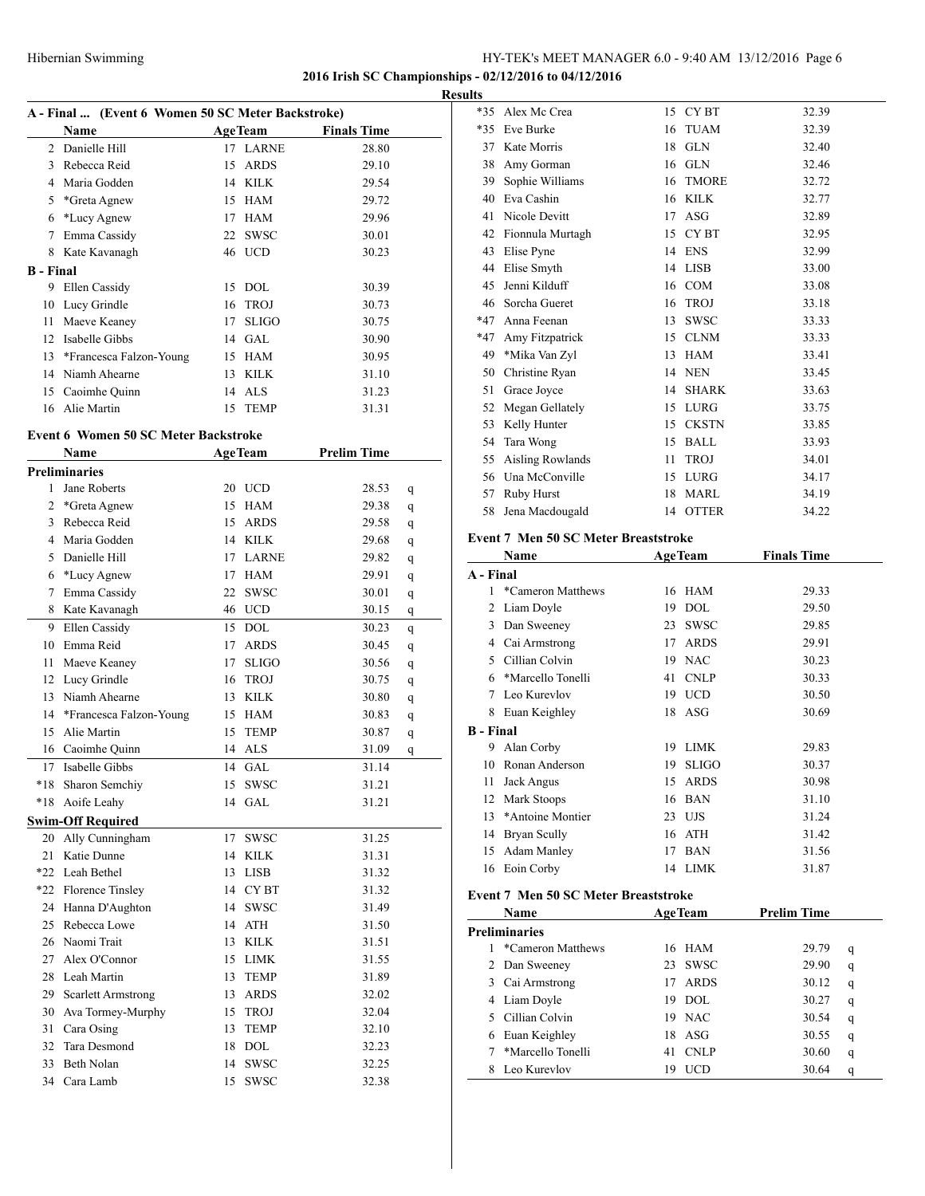**2016 Irish SC Championships - 02/12/2016 to 04/12/2016**

**Results**

### A - Final ... (Event 6 Women 50 SC Meter Backstroke)

| | Name | Age | Team | Finals Time |
|---|---|---|---|---|
| 2 | Danielle Hill | 17 | LARNE | 28.80 |
| 3 | Rebecca Reid | 15 | ARDS | 29.10 |
| 4 | Maria Godden | 14 | KILK | 29.54 |
| 5 | *Greta Agnew | 15 | HAM | 29.72 |
| 6 | *Lucy Agnew | 17 | HAM | 29.96 |
| 7 | Emma Cassidy | 22 | SWSC | 30.01 |
| 8 | Kate Kavanagh | 46 | UCD | 30.23 |
| **B - Final** | | | | |
| 9 | Ellen Cassidy | 15 | DOL | 30.39 |
| 10 | Lucy Grindle | 16 | TROJ | 30.73 |
| 11 | Maeve Keaney | 17 | SLIGO | 30.75 |
| 12 | Isabelle Gibbs | 14 | GAL | 30.90 |
| 13 | *Francesca Falzon-Young | 15 | HAM | 30.95 |
| 14 | Niamh Ahearne | 13 | KILK | 31.10 |
| 15 | Caoimhe Quinn | 14 | ALS | 31.23 |
| 16 | Alie Martin | 15 | TEMP | 31.31 |

### Event 6 Women 50 SC Meter Backstroke

| | Name | Age | Team | Prelim Time | |
|---|---|---|---|---|---|
| **Preliminaries** | | | | | |
| 1 | Jane Roberts | 20 | UCD | 28.53 | q |
| 2 | *Greta Agnew | 15 | HAM | 29.38 | q |
| 3 | Rebecca Reid | 15 | ARDS | 29.58 | q |
| 4 | Maria Godden | 14 | KILK | 29.68 | q |
| 5 | Danielle Hill | 17 | LARNE | 29.82 | q |
| 6 | *Lucy Agnew | 17 | HAM | 29.91 | q |
| 7 | Emma Cassidy | 22 | SWSC | 30.01 | q |
| 8 | Kate Kavanagh | 46 | UCD | 30.15 | q |
| 9 | Ellen Cassidy | 15 | DOL | 30.23 | q |
| 10 | Emma Reid | 17 | ARDS | 30.45 | q |
| 11 | Maeve Keaney | 17 | SLIGO | 30.56 | q |
| 12 | Lucy Grindle | 16 | TROJ | 30.75 | q |
| 13 | Niamh Ahearne | 13 | KILK | 30.80 | q |
| 14 | *Francesca Falzon-Young | 15 | HAM | 30.83 | q |
| 15 | Alie Martin | 15 | TEMP | 30.87 | q |
| 16 | Caoimhe Quinn | 14 | ALS | 31.09 | q |
| 17 | Isabelle Gibbs | 14 | GAL | 31.14 | |
| *18 | Sharon Semchiy | 15 | SWSC | 31.21 | |
| *18 | Aoife Leahy | 14 | GAL | 31.21 | |
| **Swim-Off Required** | | | | | |
| 20 | Ally Cunningham | 17 | SWSC | 31.25 | |
| 21 | Katie Dunne | 14 | KILK | 31.31 | |
| *22 | Leah Bethel | 13 | LISB | 31.32 | |
| *22 | Florence Tinsley | 14 | CY BT | 31.32 | |
| 24 | Hanna D'Aughton | 14 | SWSC | 31.49 | |
| 25 | Rebecca Lowe | 14 | ATH | 31.50 | |
| 26 | Naomi Trait | 13 | KILK | 31.51 | |
| 27 | Alex O'Connor | 15 | LIMK | 31.55 | |
| 28 | Leah Martin | 13 | TEMP | 31.89 | |
| 29 | Scarlett Armstrong | 13 | ARDS | 32.02 | |
| 30 | Ava Tormey-Murphy | 15 | TROJ | 32.04 | |
| 31 | Cara Osing | 13 | TEMP | 32.10 | |
| 32 | Tara Desmond | 18 | DOL | 32.23 | |
| 33 | Beth Nolan | 14 | SWSC | 32.25 | |
| 34 | Cara Lamb | 15 | SWSC | 32.38 | |
| *35 | Alex Mc Crea | 15 | CY BT | 32.39 | |
| *35 | Eve Burke | 16 | TUAM | 32.39 | |
| 37 | Kate Morris | 18 | GLN | 32.40 | |
| 38 | Amy Gorman | 16 | GLN | 32.46 | |
| 39 | Sophie Williams | 16 | TMORE | 32.72 | |
| 40 | Eva Cashin | 16 | KILK | 32.77 | |
| 41 | Nicole Devitt | 17 | ASG | 32.89 | |
| 42 | Fionnula Murtagh | 15 | CY BT | 32.95 | |
| 43 | Elise Pyne | 14 | ENS | 32.99 | |
| 44 | Elise Smyth | 14 | LISB | 33.00 | |
| 45 | Jenni Kilduff | 16 | COM | 33.08 | |
| 46 | Sorcha Gueret | 16 | TROJ | 33.18 | |
| *47 | Anna Feenan | 13 | SWSC | 33.33 | |
| *47 | Amy Fitzpatrick | 15 | CLNM | 33.33 | |
| 49 | *Mika Van Zyl | 13 | HAM | 33.41 | |
| 50 | Christine Ryan | 14 | NEN | 33.45 | |
| 51 | Grace Joyce | 14 | SHARK | 33.63 | |
| 52 | Megan Gellately | 15 | LURG | 33.75 | |
| 53 | Kelly Hunter | 15 | CKSTN | 33.85 | |
| 54 | Tara Wong | 15 | BALL | 33.93 | |
| 55 | Aisling Rowlands | 11 | TROJ | 34.01 | |
| 56 | Una McConville | 15 | LURG | 34.17 | |
| 57 | Ruby Hurst | 18 | MARL | 34.19 | |
| 58 | Jena Macdougald | 14 | OTTER | 34.22 | |

### Event 7 Men 50 SC Meter Breaststroke

| | Name | Age | Team | Finals Time |
|---|---|---|---|---|
| **A - Final** | | | | |
| 1 | *Cameron Matthews | 16 | HAM | 29.33 |
| 2 | Liam Doyle | 19 | DOL | 29.50 |
| 3 | Dan Sweeney | 23 | SWSC | 29.85 |
| 4 | Cai Armstrong | 17 | ARDS | 29.91 |
| 5 | Cillian Colvin | 19 | NAC | 30.23 |
| 6 | *Marcello Tonelli | 41 | CNLP | 30.33 |
| 7 | Leo Kurevlov | 19 | UCD | 30.50 |
| 8 | Euan Keighley | 18 | ASG | 30.69 |
| **B - Final** | | | | |
| 9 | Alan Corby | 19 | LIMK | 29.83 |
| 10 | Ronan Anderson | 19 | SLIGO | 30.37 |
| 11 | Jack Angus | 15 | ARDS | 30.98 |
| 12 | Mark Stoops | 16 | BAN | 31.10 |
| 13 | *Antoine Montier | 23 | UJS | 31.24 |
| 14 | Bryan Scully | 16 | ATH | 31.42 |
| 15 | Adam Manley | 17 | BAN | 31.56 |
| 16 | Eoin Corby | 14 | LIMK | 31.87 |

### Event 7 Men 50 SC Meter Breaststroke

| | Name | Age | Team | Prelim Time | |
|---|---|---|---|---|---|
| **Preliminaries** | | | | | |
| 1 | *Cameron Matthews | 16 | HAM | 29.79 | q |
| 2 | Dan Sweeney | 23 | SWSC | 29.90 | q |
| 3 | Cai Armstrong | 17 | ARDS | 30.12 | q |
| 4 | Liam Doyle | 19 | DOL | 30.27 | q |
| 5 | Cillian Colvin | 19 | NAC | 30.54 | q |
| 6 | Euan Keighley | 18 | ASG | 30.55 | q |
| 7 | *Marcello Tonelli | 41 | CNLP | 30.60 | q |
| 8 | Leo Kurevlov | 19 | UCD | 30.64 | q |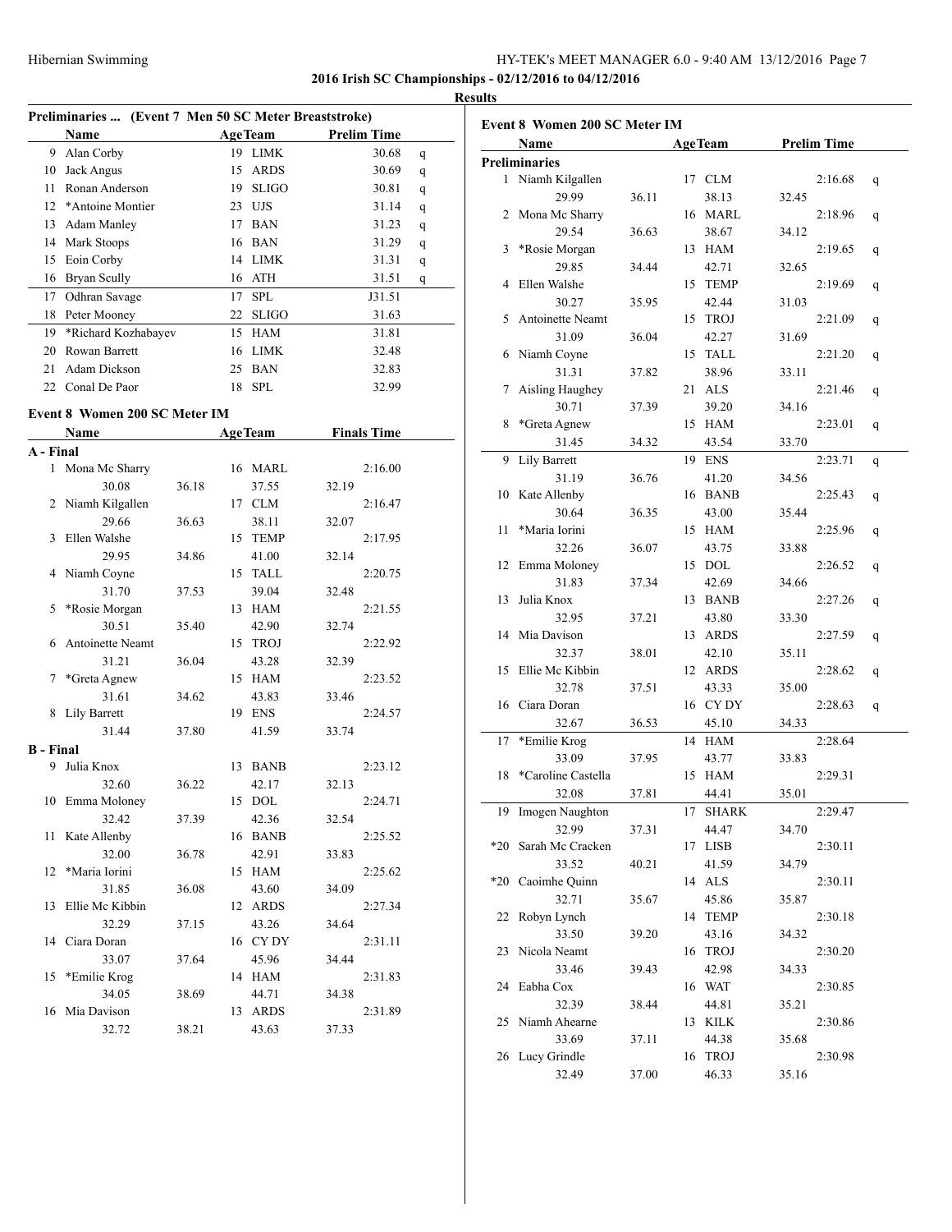**2016 Irish SC Championships - 02/12/2016 to 04/12/2016**

**Results**

### Preliminaries ... (Event 7 Men 50 SC Meter Breaststroke)

| | Name | Age | Team | Prelim Time | |
|---|---|---|---|---|---|
| 9 | Alan Corby | 19 | LIMK | 30.68 | q |
| 10 | Jack Angus | 15 | ARDS | 30.69 | q |
| 11 | Ronan Anderson | 19 | SLIGO | 30.81 | q |
| 12 | *Antoine Montier | 23 | UJS | 31.14 | q |
| 13 | Adam Manley | 17 | BAN | 31.23 | q |
| 14 | Mark Stoops | 16 | BAN | 31.29 | q |
| 15 | Eoin Corby | 14 | LIMK | 31.31 | q |
| 16 | Bryan Scully | 16 | ATH | 31.51 | q |
| 17 | Odhran Savage | 17 | SPL | J31.51 | |
| 18 | Peter Mooney | 22 | SLIGO | 31.63 | |
| 19 | *Richard Kozhabayev | 15 | HAM | 31.81 | |
| 20 | Rowan Barrett | 16 | LIMK | 32.48 | |
| 21 | Adam Dickson | 25 | BAN | 32.83 | |
| 22 | Conal De Paor | 18 | SPL | 32.99 | |

### Event 8 Women 200 SC Meter IM

| | Name | | Age | Team | Finals Time |
|---|---|---|---|---|---|
| **A - Final** | | | | | |
| 1 | Mona Mc Sharry | | 16 | MARL | 2:16.00 |
| | 30.08 | 36.18 | 37.55 | 32.19 | |
| 2 | Niamh Kilgallen | | 17 | CLM | 2:16.47 |
| | 29.66 | 36.63 | 38.11 | 32.07 | |
| 3 | Ellen Walshe | | 15 | TEMP | 2:17.95 |
| | 29.95 | 34.86 | 41.00 | 32.14 | |
| 4 | Niamh Coyne | | 15 | TALL | 2:20.75 |
| | 31.70 | 37.53 | 39.04 | 32.48 | |
| 5 | *Rosie Morgan | | 13 | HAM | 2:21.55 |
| | 30.51 | 35.40 | 42.90 | 32.74 | |
| 6 | Antoinette Neamt | | 15 | TROJ | 2:22.92 |
| | 31.21 | 36.04 | 43.28 | 32.39 | |
| 7 | *Greta Agnew | | 15 | HAM | 2:23.52 |
| | 31.61 | 34.62 | 43.83 | 33.46 | |
| 8 | Lily Barrett | | 19 | ENS | 2:24.57 |
| | 31.44 | 37.80 | 41.59 | 33.74 | |
| **B - Final** | | | | | |
| 9 | Julia Knox | | 13 | BANB | 2:23.12 |
| | 32.60 | 36.22 | 42.17 | 32.13 | |
| 10 | Emma Moloney | | 15 | DOL | 2:24.71 |
| | 32.42 | 37.39 | 42.36 | 32.54 | |
| 11 | Kate Allenby | | 16 | BANB | 2:25.52 |
| | 32.00 | 36.78 | 42.91 | 33.83 | |
| 12 | *Maria Iorini | | 15 | HAM | 2:25.62 |
| | 31.85 | 36.08 | 43.60 | 34.09 | |
| 13 | Ellie Mc Kibbin | | 12 | ARDS | 2:27.34 |
| | 32.29 | 37.15 | 43.26 | 34.64 | |
| 14 | Ciara Doran | | 16 | CY DY | 2:31.11 |
| | 33.07 | 37.64 | 45.96 | 34.44 | |
| 15 | *Emilie Krog | | 14 | HAM | 2:31.83 |
| | 34.05 | 38.69 | 44.71 | 34.38 | |
| 16 | Mia Davison | | 13 | ARDS | 2:31.89 |
| | 32.72 | 38.21 | 43.63 | 37.33 | |

### Event 8 Women 200 SC Meter IM

| | Name | | Age | Team | Prelim Time | |
|---|---|---|---|---|---|---|
| **Preliminaries** | | | | | | |
| 1 | Niamh Kilgallen | | 17 | CLM | 2:16.68 | q |
| | 29.99 | 36.11 | 38.13 | 32.45 | | |
| 2 | Mona Mc Sharry | | 16 | MARL | 2:18.96 | q |
| | 29.54 | 36.63 | 38.67 | 34.12 | | |
| 3 | *Rosie Morgan | | 13 | HAM | 2:19.65 | q |
| | 29.85 | 34.44 | 42.71 | 32.65 | | |
| 4 | Ellen Walshe | | 15 | TEMP | 2:19.69 | q |
| | 30.27 | 35.95 | 42.44 | 31.03 | | |
| 5 | Antoinette Neamt | | 15 | TROJ | 2:21.09 | q |
| | 31.09 | 36.04 | 42.27 | 31.69 | | |
| 6 | Niamh Coyne | | 15 | TALL | 2:21.20 | q |
| | 31.31 | 37.82 | 38.96 | 33.11 | | |
| 7 | Aisling Haughey | | 21 | ALS | 2:21.46 | q |
| | 30.71 | 37.39 | 39.20 | 34.16 | | |
| 8 | *Greta Agnew | | 15 | HAM | 2:23.01 | q |
| | 31.45 | 34.32 | 43.54 | 33.70 | | |
| 9 | Lily Barrett | | 19 | ENS | 2:23.71 | q |
| | 31.19 | 36.76 | 41.20 | 34.56 | | |
| 10 | Kate Allenby | | 16 | BANB | 2:25.43 | q |
| | 30.64 | 36.35 | 43.00 | 35.44 | | |
| 11 | *Maria Iorini | | 15 | HAM | 2:25.96 | q |
| | 32.26 | 36.07 | 43.75 | 33.88 | | |
| 12 | Emma Moloney | | 15 | DOL | 2:26.52 | q |
| | 31.83 | 37.34 | 42.69 | 34.66 | | |
| 13 | Julia Knox | | 13 | BANB | 2:27.26 | q |
| | 32.95 | 37.21 | 43.80 | 33.30 | | |
| 14 | Mia Davison | | 13 | ARDS | 2:27.59 | q |
| | 32.37 | 38.01 | 42.10 | 35.11 | | |
| 15 | Ellie Mc Kibbin | | 12 | ARDS | 2:28.62 | q |
| | 32.78 | 37.51 | 43.33 | 35.00 | | |
| 16 | Ciara Doran | | 16 | CY DY | 2:28.63 | q |
| | 32.67 | 36.53 | 45.10 | 34.33 | | |
| 17 | *Emilie Krog | | 14 | HAM | 2:28.64 | |
| | 33.09 | 37.95 | 43.77 | 33.83 | | |
| 18 | *Caroline Castella | | 15 | HAM | 2:29.31 | |
| | 32.08 | 37.81 | 44.41 | 35.01 | | |
| 19 | Imogen Naughton | | 17 | SHARK | 2:29.47 | |
| | 32.99 | 37.31 | 44.47 | 34.70 | | |
| *20 | Sarah Mc Cracken | | 17 | LISB | 2:30.11 | |
| | 33.52 | 40.21 | 41.59 | 34.79 | | |
| *20 | Caoimhe Quinn | | 14 | ALS | 2:30.11 | |
| | 32.71 | 35.67 | 45.86 | 35.87 | | |
| 22 | Robyn Lynch | | 14 | TEMP | 2:30.18 | |
| | 33.50 | 39.20 | 43.16 | 34.32 | | |
| 23 | Nicola Neamt | | 16 | TROJ | 2:30.20 | |
| | 33.46 | 39.43 | 42.98 | 34.33 | | |
| 24 | Eabha Cox | | 16 | WAT | 2:30.85 | |
| | 32.39 | 38.44 | 44.81 | 35.21 | | |
| 25 | Niamh Ahearne | | 13 | KILK | 2:30.86 | |
| | 33.69 | 37.11 | 44.38 | 35.68 | | |
| 26 | Lucy Grindle | | 16 | TROJ | 2:30.98 | |
| | 32.49 | 37.00 | 46.33 | 35.16 | | |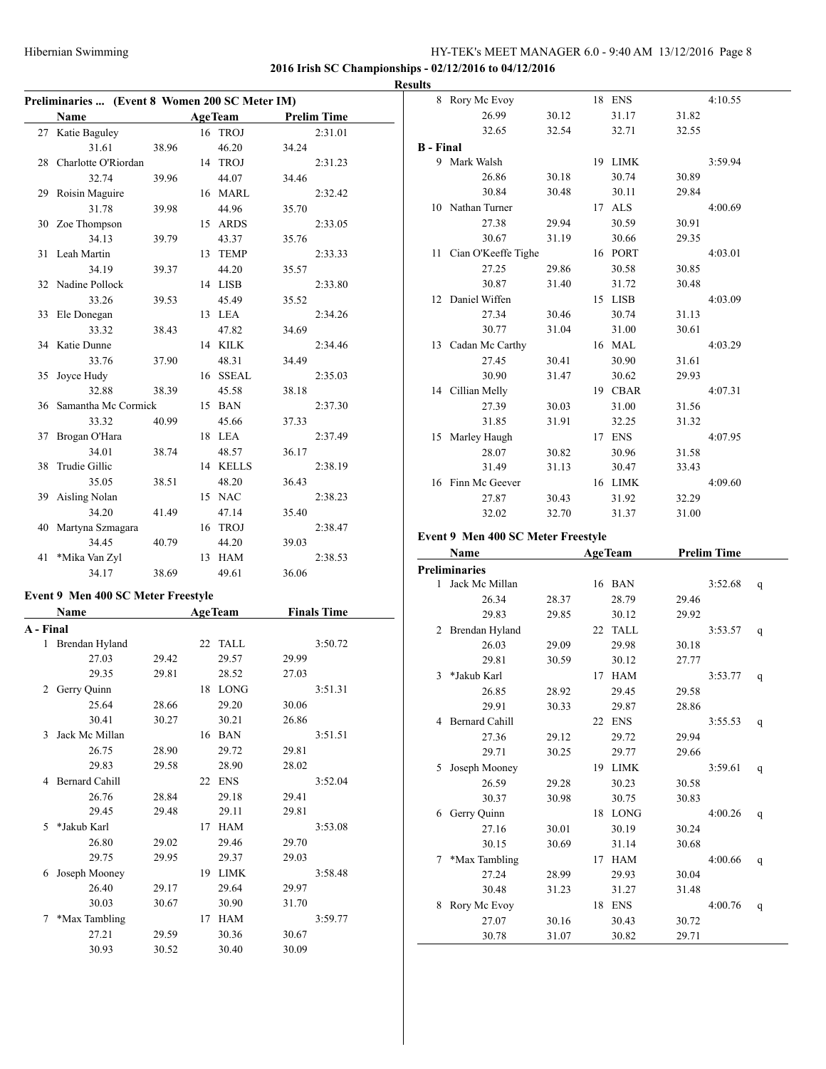**2016 Irish SC Championships - 02/12/2016 to 04/12/2016**

**Results**

### Preliminaries ... (Event 8 Women 200 SC Meter IM)

| | Name | Age | Team | | Prelim Time |
|---|---|---|---|---|---|
| 27 | Katie Baguley | 16 | TROJ | | 2:31.01 |
| | 31.61 | 38.96 | 46.20 | 34.24 | |
| 28 | Charlotte O'Riordan | 14 | TROJ | | 2:31.23 |
| | 32.74 | 39.96 | 44.07 | 34.46 | |
| 29 | Roisin Maguire | 16 | MARL | | 2:32.42 |
| | 31.78 | 39.98 | 44.96 | 35.70 | |
| 30 | Zoe Thompson | 15 | ARDS | | 2:33.05 |
| | 34.13 | 39.79 | 43.37 | 35.76 | |
| 31 | Leah Martin | 13 | TEMP | | 2:33.33 |
| | 34.19 | 39.37 | 44.20 | 35.57 | |
| 32 | Nadine Pollock | 14 | LISB | | 2:33.80 |
| | 33.26 | 39.53 | 45.49 | 35.52 | |
| 33 | Ele Donegan | 13 | LEA | | 2:34.26 |
| | 33.32 | 38.43 | 47.82 | 34.69 | |
| 34 | Katie Dunne | 14 | KILK | | 2:34.46 |
| | 33.76 | 37.90 | 48.31 | 34.49 | |
| 35 | Joyce Hudy | 16 | SSEAL | | 2:35.03 |
| | 32.88 | 38.39 | 45.58 | 38.18 | |
| 36 | Samantha Mc Cormick | 15 | BAN | | 2:37.30 |
| | 33.32 | 40.99 | 45.66 | 37.33 | |
| 37 | Brogan O'Hara | 18 | LEA | | 2:37.49 |
| | 34.01 | 38.74 | 48.57 | 36.17 | |
| 38 | Trudie Gillic | 14 | KELLS | | 2:38.19 |
| | 35.05 | 38.51 | 48.20 | 36.43 | |
| 39 | Aisling Nolan | 15 | NAC | | 2:38.23 |
| | 34.20 | 41.49 | 47.14 | 35.40 | |
| 40 | Martyna Szmagara | 16 | TROJ | | 2:38.47 |
| | 34.45 | 40.79 | 44.20 | 39.03 | |
| 41 | *Mika Van Zyl | 13 | HAM | | 2:38.53 |
| | 34.17 | 38.69 | 49.61 | 36.06 | |

### Event 9 Men 400 SC Meter Freestyle

| | Name | Age | Team | | Finals Time |
|---|---|---|---|---|---|
| **A - Final** | | | | | |
| 1 | Brendan Hyland | 22 | TALL | | 3:50.72 |
| | 27.03 | 29.42 | 29.57 | 29.99 | |
| | 29.35 | 29.81 | 28.52 | 27.03 | |
| 2 | Gerry Quinn | 18 | LONG | | 3:51.31 |
| | 25.64 | 28.66 | 29.20 | 30.06 | |
| | 30.41 | 30.27 | 30.21 | 26.86 | |
| 3 | Jack Mc Millan | 16 | BAN | | 3:51.51 |
| | 26.75 | 28.90 | 29.72 | 29.81 | |
| | 29.83 | 29.58 | 28.90 | 28.02 | |
| 4 | Bernard Cahill | 22 | ENS | | 3:52.04 |
| | 26.76 | 28.84 | 29.18 | 29.41 | |
| | 29.45 | 29.48 | 29.11 | 29.81 | |
| 5 | *Jakub Karl | 17 | HAM | | 3:53.08 |
| | 26.80 | 29.02 | 29.46 | 29.70 | |
| | 29.75 | 29.95 | 29.37 | 29.03 | |
| 6 | Joseph Mooney | 19 | LIMK | | 3:58.48 |
| | 26.40 | 29.17 | 29.64 | 29.97 | |
| | 30.03 | 30.67 | 30.90 | 31.70 | |
| 7 | *Max Tambling | 17 | HAM | | 3:59.77 |
| | 27.21 | 29.59 | 30.36 | 30.67 | |
| | 30.93 | 30.52 | 30.40 | 30.09 | |
| 8 | Rory Mc Evoy | 18 | ENS | | 4:10.55 |
| | 26.99 | 30.12 | 31.17 | 31.82 | |
| | 32.65 | 32.54 | 32.71 | 32.55 | |
| **B - Final** | | | | | |
| 9 | Mark Walsh | 19 | LIMK | | 3:59.94 |
| | 26.86 | 30.18 | 30.74 | 30.89 | |
| | 30.84 | 30.48 | 30.11 | 29.84 | |
| 10 | Nathan Turner | 17 | ALS | | 4:00.69 |
| | 27.38 | 29.94 | 30.59 | 30.91 | |
| | 30.67 | 31.19 | 30.66 | 29.35 | |
| 11 | Cian O'Keeffe Tighe | 16 | PORT | | 4:03.01 |
| | 27.25 | 29.86 | 30.58 | 30.85 | |
| | 30.87 | 31.40 | 31.72 | 30.48 | |
| 12 | Daniel Wiffen | 15 | LISB | | 4:03.09 |
| | 27.34 | 30.46 | 30.74 | 31.13 | |
| | 30.77 | 31.04 | 31.00 | 30.61 | |
| 13 | Cadan Mc Carthy | 16 | MAL | | 4:03.29 |
| | 27.45 | 30.41 | 30.90 | 31.61 | |
| | 30.90 | 31.47 | 30.62 | 29.93 | |
| 14 | Cillian Melly | 19 | CBAR | | 4:07.31 |
| | 27.39 | 30.03 | 31.00 | 31.56 | |
| | 31.85 | 31.91 | 32.25 | 31.32 | |
| 15 | Marley Haugh | 17 | ENS | | 4:07.95 |
| | 28.07 | 30.82 | 30.96 | 31.58 | |
| | 31.49 | 31.13 | 30.47 | 33.43 | |
| 16 | Finn Mc Geever | 16 | LIMK | | 4:09.60 |
| | 27.87 | 30.43 | 31.92 | 32.29 | |
| | 32.02 | 32.70 | 31.37 | 31.00 | |

### Event 9 Men 400 SC Meter Freestyle

| | Name | Age | Team | | Prelim Time | |
|---|---|---|---|---|---|---|
| **Preliminaries** | | | | | | |
| 1 | Jack Mc Millan | 16 | BAN | | 3:52.68 | q |
| | 26.34 | 28.37 | 28.79 | 29.46 | | |
| | 29.83 | 29.85 | 30.12 | 29.92 | | |
| 2 | Brendan Hyland | 22 | TALL | | 3:53.57 | q |
| | 26.03 | 29.09 | 29.98 | 30.18 | | |
| | 29.81 | 30.59 | 30.12 | 27.77 | | |
| 3 | *Jakub Karl | 17 | HAM | | 3:53.77 | q |
| | 26.85 | 28.92 | 29.45 | 29.58 | | |
| | 29.91 | 30.33 | 29.87 | 28.86 | | |
| 4 | Bernard Cahill | 22 | ENS | | 3:55.53 | q |
| | 27.36 | 29.12 | 29.72 | 29.94 | | |
| | 29.71 | 30.25 | 29.77 | 29.66 | | |
| 5 | Joseph Mooney | 19 | LIMK | | 3:59.61 | q |
| | 26.59 | 29.28 | 30.23 | 30.58 | | |
| | 30.37 | 30.98 | 30.75 | 30.83 | | |
| 6 | Gerry Quinn | 18 | LONG | | 4:00.26 | q |
| | 27.16 | 30.01 | 30.19 | 30.24 | | |
| | 30.15 | 30.69 | 31.14 | 30.68 | | |
| 7 | *Max Tambling | 17 | HAM | | 4:00.66 | q |
| | 27.24 | 28.99 | 29.93 | 30.04 | | |
| | 30.48 | 31.23 | 31.27 | 31.48 | | |
| 8 | Rory Mc Evoy | 18 | ENS | | 4:00.76 | q |
| | 27.07 | 30.16 | 30.43 | 30.72 | | |
| | 30.78 | 31.07 | 30.82 | 29.71 | | |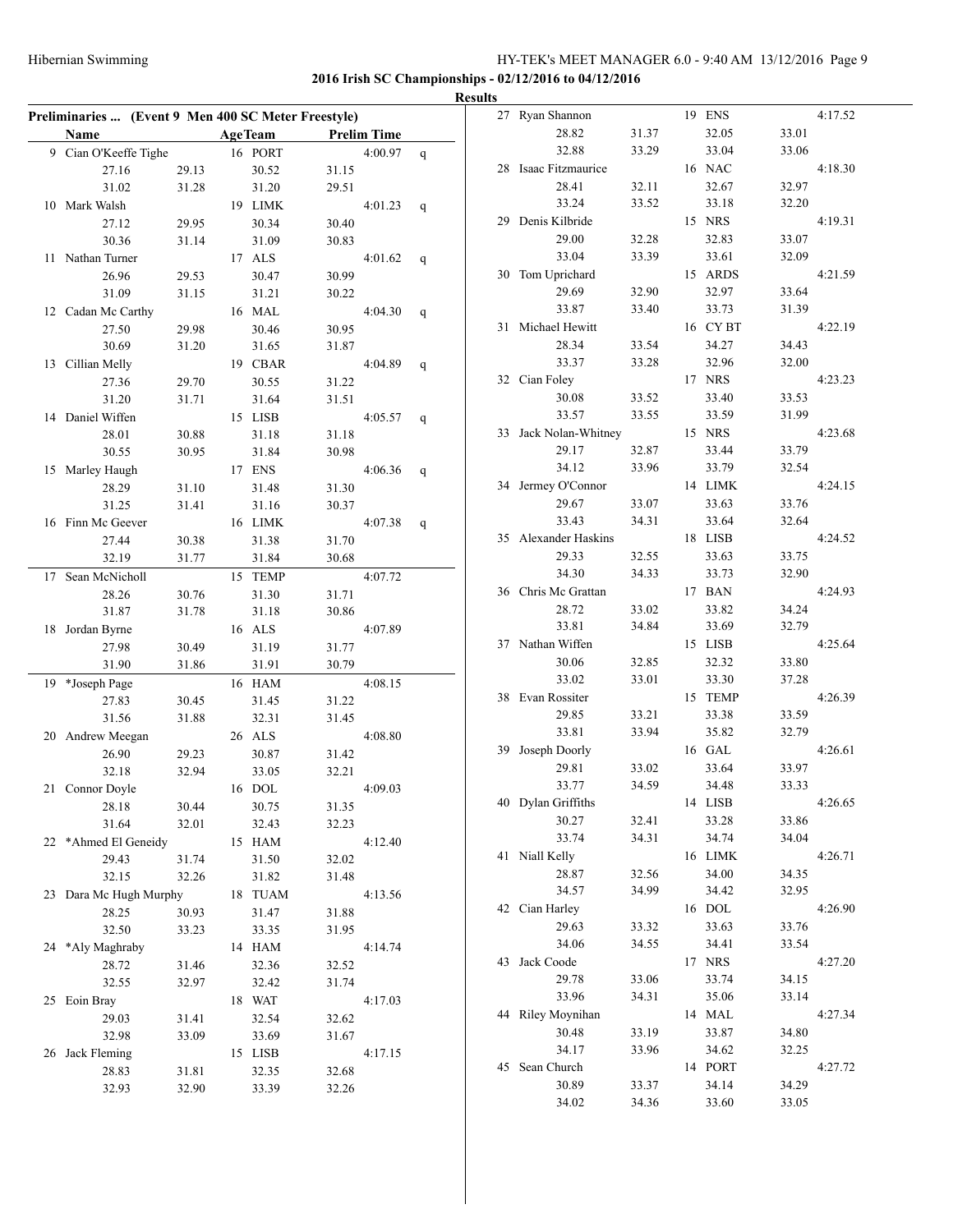**2016 Irish SC Championships - 02/12/2016 to 04/12/2016**

**Results**

## Preliminaries ... (Event 9 Men 400 SC Meter Freestyle)

| | Name | Age | Team | Prelim Time | |
|---|---|---|---|---|---|
| 9 | Cian O'Keeffe Tighe | 16 | PORT | 4:00.97 | q |
| | 27.16 29.13 30.52 31.15 | | | | |
| | 31.02 31.28 31.20 29.51 | | | | |
| 10 | Mark Walsh | 19 | LIMK | 4:01.23 | q |
| | 27.12 29.95 30.34 30.40 | | | | |
| | 30.36 31.14 31.09 30.83 | | | | |
| 11 | Nathan Turner | 17 | ALS | 4:01.62 | q |
| | 26.96 29.53 30.47 30.99 | | | | |
| | 31.09 31.15 31.21 30.22 | | | | |
| 12 | Cadan Mc Carthy | 16 | MAL | 4:04.30 | q |
| | 27.50 29.98 30.46 30.95 | | | | |
| | 30.69 31.20 31.65 31.87 | | | | |
| 13 | Cillian Melly | 19 | CBAR | 4:04.89 | q |
| | 27.36 29.70 30.55 31.22 | | | | |
| | 31.20 31.71 31.64 31.51 | | | | |
| 14 | Daniel Wiffen | 15 | LISB | 4:05.57 | q |
| | 28.01 30.88 31.18 31.18 | | | | |
| | 30.55 30.95 31.84 30.98 | | | | |
| 15 | Marley Haugh | 17 | ENS | 4:06.36 | q |
| | 28.29 31.10 31.48 31.30 | | | | |
| | 31.25 31.41 31.16 30.37 | | | | |
| 16 | Finn Mc Geever | 16 | LIMK | 4:07.38 | q |
| | 27.44 30.38 31.38 31.70 | | | | |
| | 32.19 31.77 31.84 30.68 | | | | |
| 17 | Sean McNicholl | 15 | TEMP | 4:07.72 | |
| | 28.26 30.76 31.30 31.71 | | | | |
| | 31.87 31.78 31.18 30.86 | | | | |
| 18 | Jordan Byrne | 16 | ALS | 4:07.89 | |
| | 27.98 30.49 31.19 31.77 | | | | |
| | 31.90 31.86 31.91 30.79 | | | | |
| 19 | *Joseph Page | 16 | HAM | 4:08.15 | |
| | 27.83 30.45 31.45 31.22 | | | | |
| | 31.56 31.88 32.31 31.45 | | | | |
| 20 | Andrew Meegan | 26 | ALS | 4:08.80 | |
| | 26.90 29.23 30.87 31.42 | | | | |
| | 32.18 32.94 33.05 32.21 | | | | |
| 21 | Connor Doyle | 16 | DOL | 4:09.03 | |
| | 28.18 30.44 30.75 31.35 | | | | |
| | 31.64 32.01 32.43 32.23 | | | | |
| 22 | *Ahmed El Geneidy | 15 | HAM | 4:12.40 | |
| | 29.43 31.74 31.50 32.02 | | | | |
| | 32.15 32.26 31.82 31.48 | | | | |
| 23 | Dara Mc Hugh Murphy | 18 | TUAM | 4:13.56 | |
| | 28.25 30.93 31.47 31.88 | | | | |
| | 32.50 33.23 33.35 31.95 | | | | |
| 24 | *Aly Maghraby | 14 | HAM | 4:14.74 | |
| | 28.72 31.46 32.36 32.52 | | | | |
| | 32.55 32.97 32.42 31.74 | | | | |
| 25 | Eoin Bray | 18 | WAT | 4:17.03 | |
| | 29.03 31.41 32.54 32.62 | | | | |
| | 32.98 33.09 33.69 31.67 | | | | |
| 26 | Jack Fleming | 15 | LISB | 4:17.15 | |
| | 28.83 31.81 32.35 32.68 | | | | |
| | 32.93 32.90 33.39 32.26 | | | | |
| 27 | Ryan Shannon | 19 | ENS | 4:17.52 | |
| | 28.82 31.37 32.05 33.01 | | | | |
| | 32.88 33.29 33.04 33.06 | | | | |
| 28 | Isaac Fitzmaurice | 16 | NAC | 4:18.30 | |
| | 28.41 32.11 32.67 32.97 | | | | |
| | 33.24 33.52 33.18 32.20 | | | | |
| 29 | Denis Kilbride | 15 | NRS | 4:19.31 | |
| | 29.00 32.28 32.83 33.07 | | | | |
| | 33.04 33.39 33.61 32.09 | | | | |
| 30 | Tom Uprichard | 15 | ARDS | 4:21.59 | |
| | 29.69 32.90 32.97 33.64 | | | | |
| | 33.87 33.40 33.73 31.39 | | | | |
| 31 | Michael Hewitt | 16 | CY BT | 4:22.19 | |
| | 28.34 33.54 34.27 34.43 | | | | |
| | 33.37 33.28 32.96 32.00 | | | | |
| 32 | Cian Foley | 17 | NRS | 4:23.23 | |
| | 30.08 33.52 33.40 33.53 | | | | |
| | 33.57 33.55 33.59 31.99 | | | | |
| 33 | Jack Nolan-Whitney | 15 | NRS | 4:23.68 | |
| | 29.17 32.87 33.44 33.79 | | | | |
| | 34.12 33.96 33.79 32.54 | | | | |
| 34 | Jermey O'Connor | 14 | LIMK | 4:24.15 | |
| | 29.67 33.07 33.63 33.76 | | | | |
| | 33.43 34.31 33.64 32.64 | | | | |
| 35 | Alexander Haskins | 18 | LISB | 4:24.52 | |
| | 29.33 32.55 33.63 33.75 | | | | |
| | 34.30 34.33 33.73 32.90 | | | | |
| 36 | Chris Mc Grattan | 17 | BAN | 4:24.93 | |
| | 28.72 33.02 33.82 34.24 | | | | |
| | 33.81 34.84 33.69 32.79 | | | | |
| 37 | Nathan Wiffen | 15 | LISB | 4:25.64 | |
| | 30.06 32.85 32.32 33.80 | | | | |
| | 33.02 33.01 33.30 37.28 | | | | |
| 38 | Evan Rossiter | 15 | TEMP | 4:26.39 | |
| | 29.85 33.21 33.38 33.59 | | | | |
| | 33.81 33.94 35.82 32.79 | | | | |
| 39 | Joseph Doorly | 16 | GAL | 4:26.61 | |
| | 29.81 33.02 33.64 33.97 | | | | |
| | 33.77 34.59 34.48 33.33 | | | | |
| 40 | Dylan Griffiths | 14 | LISB | 4:26.65 | |
| | 30.27 32.41 33.28 33.86 | | | | |
| | 33.74 34.31 34.74 34.04 | | | | |
| 41 | Niall Kelly | 16 | LIMK | 4:26.71 | |
| | 28.87 32.56 34.00 34.35 | | | | |
| | 34.57 34.99 34.42 32.95 | | | | |
| 42 | Cian Harley | 16 | DOL | 4:26.90 | |
| | 29.63 33.32 33.63 33.76 | | | | |
| | 34.06 34.55 34.41 33.54 | | | | |
| 43 | Jack Coode | 17 | NRS | 4:27.20 | |
| | 29.78 33.06 33.74 34.15 | | | | |
| | 33.96 34.31 35.06 33.14 | | | | |
| 44 | Riley Moynihan | 14 | MAL | 4:27.34 | |
| | 30.48 33.19 33.87 34.80 | | | | |
| | 34.17 33.96 34.62 32.25 | | | | |
| 45 | Sean Church | 14 | PORT | 4:27.72 | |
| | 30.89 33.37 34.14 34.29 | | | | |
| | 34.02 34.36 33.60 33.05 | | | | |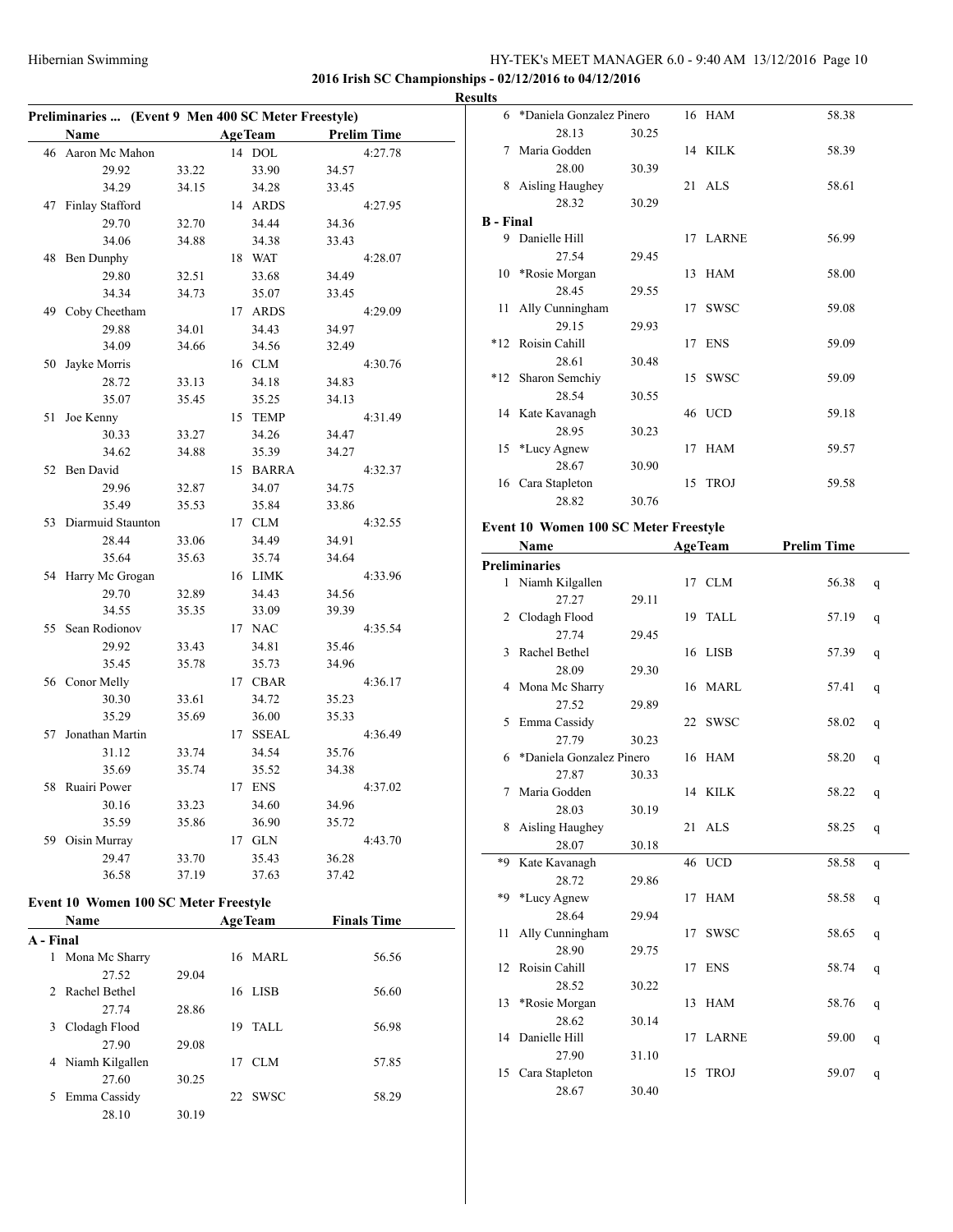**2016 Irish SC Championships - 02/12/2016 to 04/12/2016**

**Results**

### Preliminaries ... (Event 9 Men 400 SC Meter Freestyle)

| | Name | Age | Team | Prelim Time |
|---|---|---|---|---|
| 46 | Aaron Mc Mahon | 14 | DOL | 4:27.78 |
| | 29.92 / 33.22 / 33.90 / 34.57 / 34.29 / 34.15 / 34.28 / 33.45 | | | |
| 47 | Finlay Stafford | 14 | ARDS | 4:27.95 |
| | 29.70 / 32.70 / 34.44 / 34.36 / 34.06 / 34.88 / 34.38 / 33.43 | | | |
| 48 | Ben Dunphy | 18 | WAT | 4:28.07 |
| | 29.80 / 32.51 / 33.68 / 34.49 / 34.34 / 34.73 / 35.07 / 33.45 | | | |
| 49 | Coby Cheetham | 17 | ARDS | 4:29.09 |
| | 29.88 / 34.01 / 34.43 / 34.97 / 34.09 / 34.66 / 34.56 / 32.49 | | | |
| 50 | Jayke Morris | 16 | CLM | 4:30.76 |
| | 28.72 / 33.13 / 34.18 / 34.83 / 35.07 / 35.45 / 35.25 / 34.13 | | | |
| 51 | Joe Kenny | 15 | TEMP | 4:31.49 |
| | 30.33 / 33.27 / 34.26 / 34.47 / 34.62 / 34.88 / 35.39 / 34.27 | | | |
| 52 | Ben David | 15 | BARRA | 4:32.37 |
| | 29.96 / 32.87 / 34.07 / 34.75 / 35.49 / 35.53 / 35.84 / 33.86 | | | |
| 53 | Diarmuid Staunton | 17 | CLM | 4:32.55 |
| | 28.44 / 33.06 / 34.49 / 34.91 / 35.64 / 35.63 / 35.74 / 34.64 | | | |
| 54 | Harry Mc Grogan | 16 | LIMK | 4:33.96 |
| | 29.70 / 32.89 / 34.43 / 34.56 / 34.55 / 35.35 / 33.09 / 39.39 | | | |
| 55 | Sean Rodionov | 17 | NAC | 4:35.54 |
| | 29.92 / 33.43 / 34.81 / 35.46 / 35.45 / 35.78 / 35.73 / 34.96 | | | |
| 56 | Conor Melly | 17 | CBAR | 4:36.17 |
| | 30.30 / 33.61 / 34.72 / 35.23 / 35.29 / 35.69 / 36.00 / 35.33 | | | |
| 57 | Jonathan Martin | 17 | SSEAL | 4:36.49 |
| | 31.12 / 33.74 / 34.54 / 35.76 / 35.69 / 35.74 / 35.52 / 34.38 | | | |
| 58 | Ruairi Power | 17 | ENS | 4:37.02 |
| | 30.16 / 33.23 / 34.60 / 34.96 / 35.59 / 35.86 / 36.90 / 35.72 | | | |
| 59 | Oisin Murray | 17 | GLN | 4:43.70 |
| | 29.47 / 33.70 / 35.43 / 36.28 / 36.58 / 37.19 / 37.63 / 37.42 | | | |

### Event 10 Women 100 SC Meter Freestyle

| | Name | Age | Team | Finals Time |
|---|---|---|---|---|
| **A - Final** | | | | |
| 1 | Mona Mc Sharry | 16 | MARL | 56.56 |
| | 27.52 / 29.04 | | | |
| 2 | Rachel Bethel | 16 | LISB | 56.60 |
| | 27.74 / 28.86 | | | |
| 3 | Clodagh Flood | 19 | TALL | 56.98 |
| | 27.90 / 29.08 | | | |
| 4 | Niamh Kilgallen | 17 | CLM | 57.85 |
| | 27.60 / 30.25 | | | |
| 5 | Emma Cassidy | 22 | SWSC | 58.29 |
| | 28.10 / 30.19 | | | |
| 6 | *Daniela Gonzalez Pinero | 16 | HAM | 58.38 |
| | 28.13 / 30.25 | | | |
| 7 | Maria Godden | 14 | KILK | 58.39 |
| | 28.00 / 30.39 | | | |
| 8 | Aisling Haughey | 21 | ALS | 58.61 |
| | 28.32 / 30.29 | | | |
| **B - Final** | | | | |
| 9 | Danielle Hill | 17 | LARNE | 56.99 |
| | 27.54 / 29.45 | | | |
| 10 | *Rosie Morgan | 13 | HAM | 58.00 |
| | 28.45 / 29.55 | | | |
| 11 | Ally Cunningham | 17 | SWSC | 59.08 |
| | 29.15 / 29.93 | | | |
| *12 | Roisin Cahill | 17 | ENS | 59.09 |
| | 28.61 / 30.48 | | | |
| *12 | Sharon Semchiy | 15 | SWSC | 59.09 |
| | 28.54 / 30.55 | | | |
| 14 | Kate Kavanagh | 46 | UCD | 59.18 |
| | 28.95 / 30.23 | | | |
| 15 | *Lucy Agnew | 17 | HAM | 59.57 |
| | 28.67 / 30.90 | | | |
| 16 | Cara Stapleton | 15 | TROJ | 59.58 |
| | 28.82 / 30.76 | | | |

### Event 10 Women 100 SC Meter Freestyle

| | Name | Age | Team | Prelim Time | |
|---|---|---|---|---|---|
| **Preliminaries** | | | | | |
| 1 | Niamh Kilgallen | 17 | CLM | 56.38 | q |
| | 27.27 / 29.11 | | | | |
| 2 | Clodagh Flood | 19 | TALL | 57.19 | q |
| | 27.74 / 29.45 | | | | |
| 3 | Rachel Bethel | 16 | LISB | 57.39 | q |
| | 28.09 / 29.30 | | | | |
| 4 | Mona Mc Sharry | 16 | MARL | 57.41 | q |
| | 27.52 / 29.89 | | | | |
| 5 | Emma Cassidy | 22 | SWSC | 58.02 | q |
| | 27.79 / 30.23 | | | | |
| 6 | *Daniela Gonzalez Pinero | 16 | HAM | 58.20 | q |
| | 27.87 / 30.33 | | | | |
| 7 | Maria Godden | 14 | KILK | 58.22 | q |
| | 28.03 / 30.19 | | | | |
| 8 | Aisling Haughey | 21 | ALS | 58.25 | q |
| | 28.07 / 30.18 | | | | |
| *9 | Kate Kavanagh | 46 | UCD | 58.58 | q |
| | 28.72 / 29.86 | | | | |
| *9 | *Lucy Agnew | 17 | HAM | 58.58 | q |
| | 28.64 / 29.94 | | | | |
| 11 | Ally Cunningham | 17 | SWSC | 58.65 | q |
| | 28.90 / 29.75 | | | | |
| 12 | Roisin Cahill | 17 | ENS | 58.74 | q |
| | 28.52 / 30.22 | | | | |
| 13 | *Rosie Morgan | 13 | HAM | 58.76 | q |
| | 28.62 / 30.14 | | | | |
| 14 | Danielle Hill | 17 | LARNE | 59.00 | q |
| | 27.90 / 31.10 | | | | |
| 15 | Cara Stapleton | 15 | TROJ | 59.07 | q |
| | 28.67 / 30.40 | | | | |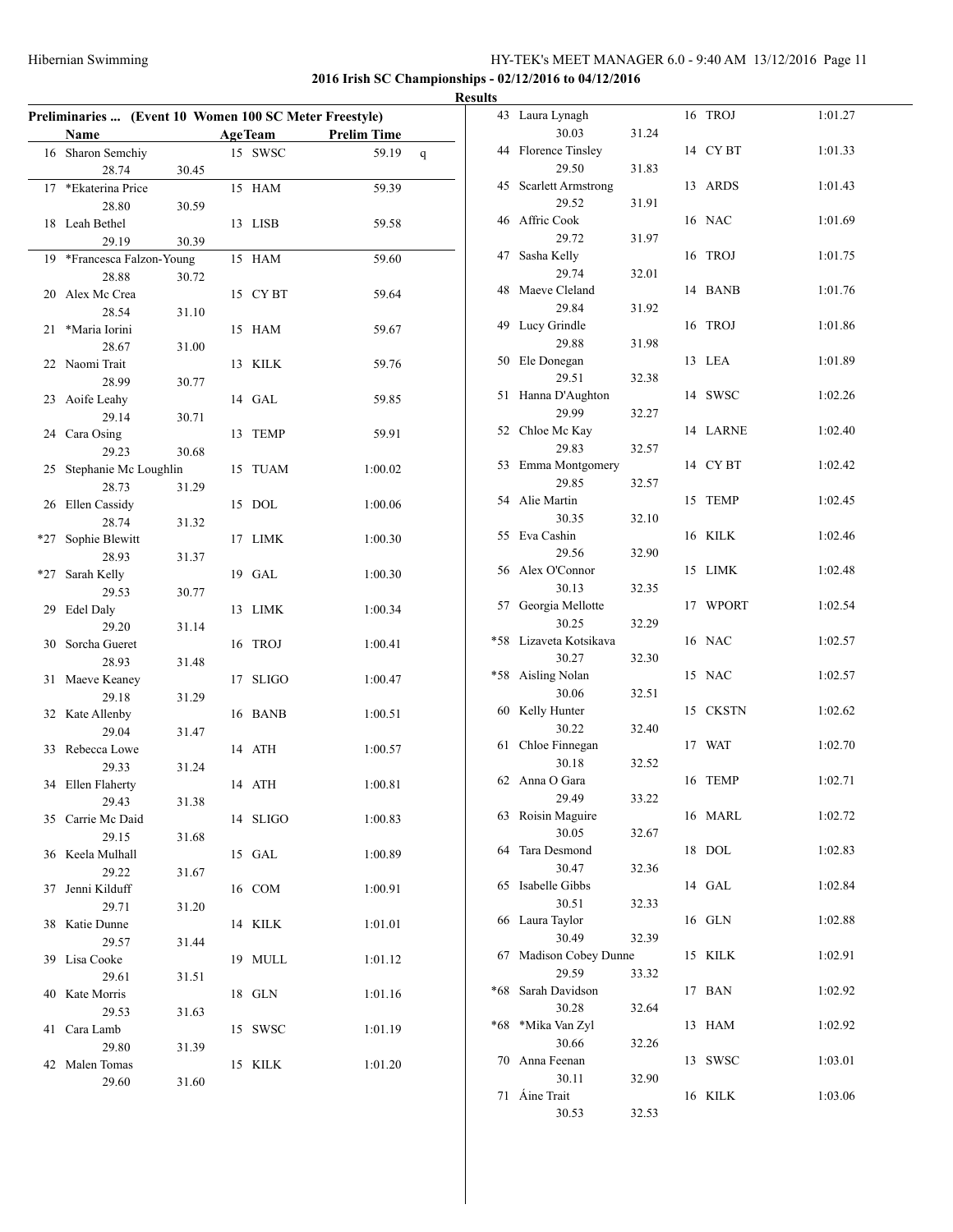**2016 Irish SC Championships - 02/12/2016 to 04/12/2016**

**Results**

**Preliminaries ... (Event 10 Women 100 SC Meter Freestyle)**

| Place | Name | Age | Team | Prelim Time | | Split 1 | Split 2 |
|---|---|---|---|---|---|---|---|
| 16 | Sharon Semchiy | 15 | SWSC | 59.19 | q | 28.74 | 30.45 |
| 17 | *Ekaterina Price | 15 | HAM | 59.39 | | 28.80 | 30.59 |
| 18 | Leah Bethel | 13 | LISB | 59.58 | | 29.19 | 30.39 |
| 19 | *Francesca Falzon-Young | 15 | HAM | 59.60 | | 28.88 | 30.72 |
| 20 | Alex Mc Crea | 15 | CY BT | 59.64 | | 28.54 | 31.10 |
| 21 | *Maria Iorini | 15 | HAM | 59.67 | | 28.67 | 31.00 |
| 22 | Naomi Trait | 13 | KILK | 59.76 | | 28.99 | 30.77 |
| 23 | Aoife Leahy | 14 | GAL | 59.85 | | 29.14 | 30.71 |
| 24 | Cara Osing | 13 | TEMP | 59.91 | | 29.23 | 30.68 |
| 25 | Stephanie Mc Loughlin | 15 | TUAM | 1:00.02 | | 28.73 | 31.29 |
| 26 | Ellen Cassidy | 15 | DOL | 1:00.06 | | 28.74 | 31.32 |
| *27 | Sophie Blewitt | 17 | LIMK | 1:00.30 | | 28.93 | 31.37 |
| *27 | Sarah Kelly | 19 | GAL | 1:00.30 | | 29.53 | 30.77 |
| 29 | Edel Daly | 13 | LIMK | 1:00.34 | | 29.20 | 31.14 |
| 30 | Sorcha Gueret | 16 | TROJ | 1:00.41 | | 28.93 | 31.48 |
| 31 | Maeve Keaney | 17 | SLIGO | 1:00.47 | | 29.18 | 31.29 |
| 32 | Kate Allenby | 16 | BANB | 1:00.51 | | 29.04 | 31.47 |
| 33 | Rebecca Lowe | 14 | ATH | 1:00.57 | | 29.33 | 31.24 |
| 34 | Ellen Flaherty | 14 | ATH | 1:00.81 | | 29.43 | 31.38 |
| 35 | Carrie Mc Daid | 14 | SLIGO | 1:00.83 | | 29.15 | 31.68 |
| 36 | Keela Mulhall | 15 | GAL | 1:00.89 | | 29.22 | 31.67 |
| 37 | Jenni Kilduff | 16 | COM | 1:00.91 | | 29.71 | 31.20 |
| 38 | Katie Dunne | 14 | KILK | 1:01.01 | | 29.57 | 31.44 |
| 39 | Lisa Cooke | 19 | MULL | 1:01.12 | | 29.61 | 31.51 |
| 40 | Kate Morris | 18 | GLN | 1:01.16 | | 29.53 | 31.63 |
| 41 | Cara Lamb | 15 | SWSC | 1:01.19 | | 29.80 | 31.39 |
| 42 | Malen Tomas | 15 | KILK | 1:01.20 | | 29.60 | 31.60 |
| 43 | Laura Lynagh | 16 | TROJ | 1:01.27 | | 30.03 | 31.24 |
| 44 | Florence Tinsley | 14 | CY BT | 1:01.33 | | 29.50 | 31.83 |
| 45 | Scarlett Armstrong | 13 | ARDS | 1:01.43 | | 29.52 | 31.91 |
| 46 | Affric Cook | 16 | NAC | 1:01.69 | | 29.72 | 31.97 |
| 47 | Sasha Kelly | 16 | TROJ | 1:01.75 | | 29.74 | 32.01 |
| 48 | Maeve Cleland | 14 | BANB | 1:01.76 | | 29.84 | 31.92 |
| 49 | Lucy Grindle | 16 | TROJ | 1:01.86 | | 29.88 | 31.98 |
| 50 | Ele Donegan | 13 | LEA | 1:01.89 | | 29.51 | 32.38 |
| 51 | Hanna D'Aughton | 14 | SWSC | 1:02.26 | | 29.99 | 32.27 |
| 52 | Chloe Mc Kay | 14 | LARNE | 1:02.40 | | 29.83 | 32.57 |
| 53 | Emma Montgomery | 14 | CY BT | 1:02.42 | | 29.85 | 32.57 |
| 54 | Alie Martin | 15 | TEMP | 1:02.45 | | 30.35 | 32.10 |
| 55 | Eva Cashin | 16 | KILK | 1:02.46 | | 29.56 | 32.90 |
| 56 | Alex O'Connor | 15 | LIMK | 1:02.48 | | 30.13 | 32.35 |
| 57 | Georgia Mellotte | 17 | WPORT | 1:02.54 | | 30.25 | 32.29 |
| *58 | Lizaveta Kotsikava | 16 | NAC | 1:02.57 | | 30.27 | 32.30 |
| *58 | Aisling Nolan | 15 | NAC | 1:02.57 | | 30.06 | 32.51 |
| 60 | Kelly Hunter | 15 | CKSTN | 1:02.62 | | 30.22 | 32.40 |
| 61 | Chloe Finnegan | 17 | WAT | 1:02.70 | | 30.18 | 32.52 |
| 62 | Anna O Gara | 16 | TEMP | 1:02.71 | | 29.49 | 33.22 |
| 63 | Roisin Maguire | 16 | MARL | 1:02.72 | | 30.05 | 32.67 |
| 64 | Tara Desmond | 18 | DOL | 1:02.83 | | 30.47 | 32.36 |
| 65 | Isabelle Gibbs | 14 | GAL | 1:02.84 | | 30.51 | 32.33 |
| 66 | Laura Taylor | 16 | GLN | 1:02.88 | | 30.49 | 32.39 |
| 67 | Madison Cobey Dunne | 15 | KILK | 1:02.91 | | 29.59 | 33.32 |
| *68 | Sarah Davidson | 17 | BAN | 1:02.92 | | 30.28 | 32.64 |
| *68 | *Mika Van Zyl | 13 | HAM | 1:02.92 | | 30.66 | 32.26 |
| 70 | Anna Feenan | 13 | SWSC | 1:03.01 | | 30.11 | 32.90 |
| 71 | Áine Trait | 16 | KILK | 1:03.06 | | 30.53 | 32.53 |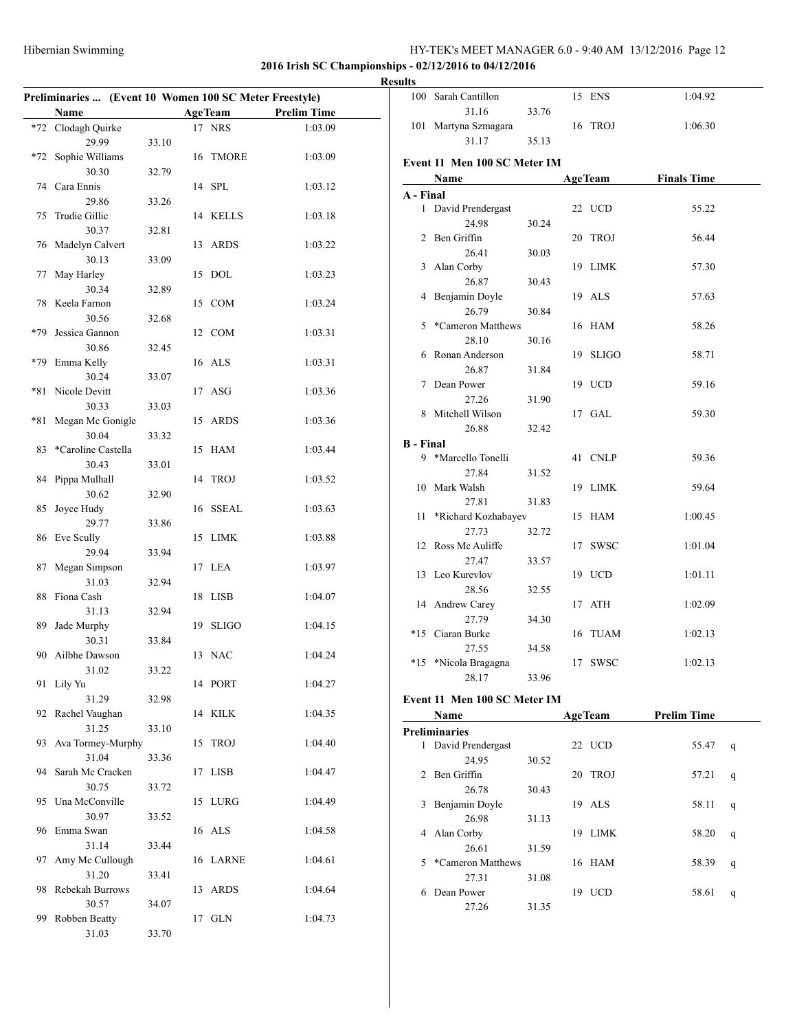**2016 Irish SC Championships - 02/12/2016 to 04/12/2016**

**Results**

## Preliminaries ... (Event 10 Women 100 SC Meter Freestyle)

| | Name | | Age | Team | Prelim Time |
|---|---|---|---|---|---|
| *72 | Clodagh Quirke | | 17 | NRS | 1:03.09 |
| | 29.99 | 33.10 | | | |
| *72 | Sophie Williams | | 16 | TMORE | 1:03.09 |
| | 30.30 | 32.79 | | | |
| 74 | Cara Ennis | | 14 | SPL | 1:03.12 |
| | 29.86 | 33.26 | | | |
| 75 | Trudie Gillic | | 14 | KELLS | 1:03.18 |
| | 30.37 | 32.81 | | | |
| 76 | Madelyn Calvert | | 13 | ARDS | 1:03.22 |
| | 30.13 | 33.09 | | | |
| 77 | May Harley | | 15 | DOL | 1:03.23 |
| | 30.34 | 32.89 | | | |
| 78 | Keela Farnon | | 15 | COM | 1:03.24 |
| | 30.56 | 32.68 | | | |
| *79 | Jessica Gannon | | 12 | COM | 1:03.31 |
| | 30.86 | 32.45 | | | |
| *79 | Emma Kelly | | 16 | ALS | 1:03.31 |
| | 30.24 | 33.07 | | | |
| *81 | Nicole Devitt | | 17 | ASG | 1:03.36 |
| | 30.33 | 33.03 | | | |
| *81 | Megan Mc Gonigle | | 15 | ARDS | 1:03.36 |
| | 30.04 | 33.32 | | | |
| 83 | *Caroline Castella | | 15 | HAM | 1:03.44 |
| | 30.43 | 33.01 | | | |
| 84 | Pippa Mulhall | | 14 | TROJ | 1:03.52 |
| | 30.62 | 32.90 | | | |
| 85 | Joyce Hudy | | 16 | SSEAL | 1:03.63 |
| | 29.77 | 33.86 | | | |
| 86 | Eve Scully | | 15 | LIMK | 1:03.88 |
| | 29.94 | 33.94 | | | |
| 87 | Megan Simpson | | 17 | LEA | 1:03.97 |
| | 31.03 | 32.94 | | | |
| 88 | Fiona Cash | | 18 | LISB | 1:04.07 |
| | 31.13 | 32.94 | | | |
| 89 | Jade Murphy | | 19 | SLIGO | 1:04.15 |
| | 30.31 | 33.84 | | | |
| 90 | Ailbhe Dawson | | 13 | NAC | 1:04.24 |
| | 31.02 | 33.22 | | | |
| 91 | Lily Yu | | 14 | PORT | 1:04.27 |
| | 31.29 | 32.98 | | | |
| 92 | Rachel Vaughan | | 14 | KILK | 1:04.35 |
| | 31.25 | 33.10 | | | |
| 93 | Ava Tormey-Murphy | | 15 | TROJ | 1:04.40 |
| | 31.04 | 33.36 | | | |
| 94 | Sarah Mc Cracken | | 17 | LISB | 1:04.47 |
| | 30.75 | 33.72 | | | |
| 95 | Una McConville | | 15 | LURG | 1:04.49 |
| | 30.97 | 33.52 | | | |
| 96 | Emma Swan | | 16 | ALS | 1:04.58 |
| | 31.14 | 33.44 | | | |
| 97 | Amy Mc Cullough | | 16 | LARNE | 1:04.61 |
| | 31.20 | 33.41 | | | |
| 98 | Rebekah Burrows | | 13 | ARDS | 1:04.64 |
| | 30.57 | 34.07 | | | |
| 99 | Robben Beatty | | 17 | GLN | 1:04.73 |
| | 31.03 | 33.70 | | | |
| 100 | Sarah Cantillon | | 15 | ENS | 1:04.92 |
| | 31.16 | 33.76 | | | |
| 101 | Martyna Szmagara | | 16 | TROJ | 1:06.30 |
| | 31.17 | 35.13 | | | |

## Event 11 Men 100 SC Meter IM

| | Name | | Age | Team | Finals Time |
|---|---|---|---|---|---|
| **A - Final** | | | | | |
| 1 | David Prendergast | | 22 | UCD | 55.22 |
| | 24.98 | 30.24 | | | |
| 2 | Ben Griffin | | 20 | TROJ | 56.44 |
| | 26.41 | 30.03 | | | |
| 3 | Alan Corby | | 19 | LIMK | 57.30 |
| | 26.87 | 30.43 | | | |
| 4 | Benjamin Doyle | | 19 | ALS | 57.63 |
| | 26.79 | 30.84 | | | |
| 5 | *Cameron Matthews | | 16 | HAM | 58.26 |
| | 28.10 | 30.16 | | | |
| 6 | Ronan Anderson | | 19 | SLIGO | 58.71 |
| | 26.87 | 31.84 | | | |
| 7 | Dean Power | | 19 | UCD | 59.16 |
| | 27.26 | 31.90 | | | |
| 8 | Mitchell Wilson | | 17 | GAL | 59.30 |
| | 26.88 | 32.42 | | | |
| **B - Final** | | | | | |
| 9 | *Marcello Tonelli | | 41 | CNLP | 59.36 |
| | 27.84 | 31.52 | | | |
| 10 | Mark Walsh | | 19 | LIMK | 59.64 |
| | 27.81 | 31.83 | | | |
| 11 | *Richard Kozhabayev | | 15 | HAM | 1:00.45 |
| | 27.73 | 32.72 | | | |
| 12 | Ross Mc Auliffe | | 17 | SWSC | 1:01.04 |
| | 27.47 | 33.57 | | | |
| 13 | Leo Kurevlov | | 19 | UCD | 1:01.11 |
| | 28.56 | 32.55 | | | |
| 14 | Andrew Carey | | 17 | ATH | 1:02.09 |
| | 27.79 | 34.30 | | | |
| *15 | Ciaran Burke | | 16 | TUAM | 1:02.13 |
| | 27.55 | 34.58 | | | |
| *15 | *Nicola Bragagna | | 17 | SWSC | 1:02.13 |
| | 28.17 | 33.96 | | | |

## Event 11 Men 100 SC Meter IM

| | Name | | Age | Team | Prelim Time | |
|---|---|---|---|---|---|---|
| **Preliminaries** | | | | | | |
| 1 | David Prendergast | | 22 | UCD | 55.47 | q |
| | 24.95 | 30.52 | | | | |
| 2 | Ben Griffin | | 20 | TROJ | 57.21 | q |
| | 26.78 | 30.43 | | | | |
| 3 | Benjamin Doyle | | 19 | ALS | 58.11 | q |
| | 26.98 | 31.13 | | | | |
| 4 | Alan Corby | | 19 | LIMK | 58.20 | q |
| | 26.61 | 31.59 | | | | |
| 5 | *Cameron Matthews | | 16 | HAM | 58.39 | q |
| | 27.31 | 31.08 | | | | |
| 6 | Dean Power | | 19 | UCD | 58.61 | q |
| | 27.26 | 31.35 | | | | |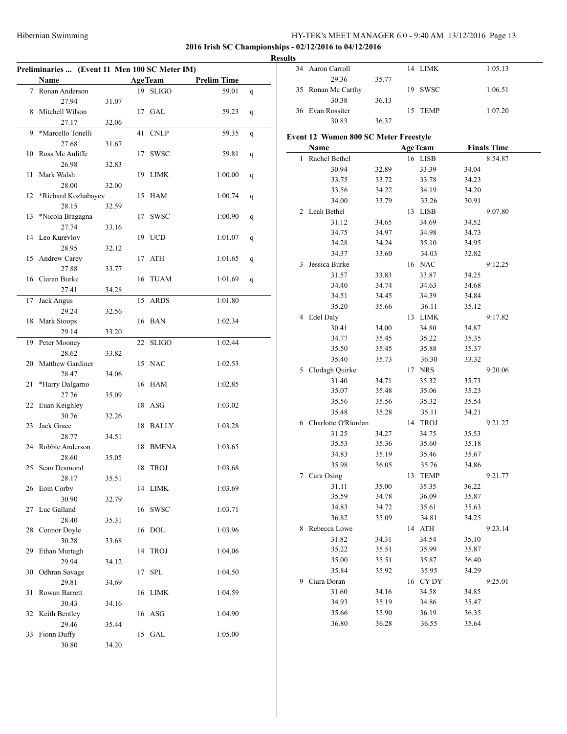**2016 Irish SC Championships - 02/12/2016 to 04/12/2016**

**Results**

### Preliminaries ... (Event 11 Men 100 SC Meter IM)

| | Name | Age | Team | Prelim Time | |
|---|---|---|---|---|---|
| 7 | Ronan Anderson | 19 | SLIGO | 59.01 | q |
| | 27.94 | 31.07 | | | |
| 8 | Mitchell Wilson | 17 | GAL | 59.23 | q |
| | 27.17 | 32.06 | | | |
| 9 | *Marcello Tonelli | 41 | CNLP | 59.35 | q |
| | 27.68 | 31.67 | | | |
| 10 | Ross Mc Auliffe | 17 | SWSC | 59.81 | q |
| | 26.98 | 32.83 | | | |
| 11 | Mark Walsh | 19 | LIMK | 1:00.00 | q |
| | 28.00 | 32.00 | | | |
| 12 | *Richard Kozhabayev | 15 | HAM | 1:00.74 | q |
| | 28.15 | 32.59 | | | |
| 13 | *Nicola Bragagna | 17 | SWSC | 1:00.90 | q |
| | 27.74 | 33.16 | | | |
| 14 | Leo Kurevlov | 19 | UCD | 1:01.07 | q |
| | 28.95 | 32.12 | | | |
| 15 | Andrew Carey | 17 | ATH | 1:01.65 | q |
| | 27.88 | 33.77 | | | |
| 16 | Ciaran Burke | 16 | TUAM | 1:01.69 | q |
| | 27.41 | 34.28 | | | |
| 17 | Jack Angus | 15 | ARDS | 1:01.80 | |
| | 29.24 | 32.56 | | | |
| 18 | Mark Stoops | 16 | BAN | 1:02.34 | |
| | 29.14 | 33.20 | | | |
| 19 | Peter Mooney | 22 | SLIGO | 1:02.44 | |
| | 28.62 | 33.82 | | | |
| 20 | Matthew Gardiner | 15 | NAC | 1:02.53 | |
| | 28.47 | 34.06 | | | |
| 21 | *Harry Dalgarno | 16 | HAM | 1:02.85 | |
| | 27.76 | 35.09 | | | |
| 22 | Euan Keighley | 18 | ASG | 1:03.02 | |
| | 30.76 | 32.26 | | | |
| 23 | Jack Grace | 18 | BALLY | 1:03.28 | |
| | 28.77 | 34.51 | | | |
| 24 | Robbie Anderson | 18 | BMENA | 1:03.65 | |
| | 28.60 | 35.05 | | | |
| 25 | Sean Desmond | 18 | TROJ | 1:03.68 | |
| | 28.17 | 35.51 | | | |
| 26 | Eoin Corby | 14 | LIMK | 1:03.69 | |
| | 30.90 | 32.79 | | | |
| 27 | Luc Galland | 16 | SWSC | 1:03.71 | |
| | 28.40 | 35.31 | | | |
| 28 | Connor Doyle | 16 | DOL | 1:03.96 | |
| | 30.28 | 33.68 | | | |
| 29 | Ethan Murtagh | 14 | TROJ | 1:04.06 | |
| | 29.94 | 34.12 | | | |
| 30 | Odhran Savage | 17 | SPL | 1:04.50 | |
| | 29.81 | 34.69 | | | |
| 31 | Rowan Barrett | 16 | LIMK | 1:04.59 | |
| | 30.43 | 34.16 | | | |
| 32 | Keith Bentley | 16 | ASG | 1:04.90 | |
| | 29.46 | 35.44 | | | |
| 33 | Fionn Duffy | 15 | GAL | 1:05.00 | |
| | 30.80 | 34.20 | | | |
| 34 | Aaron Carroll | 14 | LIMK | 1:05.13 | |
| | 29.36 | 35.77 | | | |
| 35 | Ronan Mc Carthy | 19 | SWSC | 1:06.51 | |
| | 30.38 | 36.13 | | | |
| 36 | Evan Rossiter | 15 | TEMP | 1:07.20 | |
| | 30.83 | 36.37 | | | |

### Event 12 Women 800 SC Meter Freestyle

| | Name | Age | Team | Finals Time |
|---|---|---|---|---|
| 1 | Rachel Bethel | 16 | LISB | 8:54.87 |
| | 30.94 | 32.89 | 33.39 | 34.04 |
| | 33.75 | 33.72 | 33.78 | 34.23 |
| | 33.56 | 34.22 | 34.19 | 34.20 |
| | 34.00 | 33.79 | 33.26 | 30.91 |
| 2 | Leah Bethel | 13 | LISB | 9:07.80 |
| | 31.12 | 34.65 | 34.69 | 34.52 |
| | 34.75 | 34.97 | 34.98 | 34.73 |
| | 34.28 | 34.24 | 35.10 | 34.95 |
| | 34.37 | 33.60 | 34.03 | 32.82 |
| 3 | Jessica Burke | 16 | NAC | 9:12.25 |
| | 31.57 | 33.83 | 33.87 | 34.25 |
| | 34.40 | 34.74 | 34.63 | 34.68 |
| | 34.51 | 34.45 | 34.39 | 34.84 |
| | 35.20 | 35.66 | 36.11 | 35.12 |
| 4 | Edel Daly | 13 | LIMK | 9:17.82 |
| | 30.41 | 34.00 | 34.80 | 34.87 |
| | 34.77 | 35.45 | 35.22 | 35.35 |
| | 35.50 | 35.45 | 35.88 | 35.37 |
| | 35.40 | 35.73 | 36.30 | 33.32 |
| 5 | Clodagh Quirke | 17 | NRS | 9:20.06 |
| | 31.40 | 34.71 | 35.32 | 35.73 |
| | 35.07 | 35.48 | 35.06 | 35.23 |
| | 35.56 | 35.56 | 35.32 | 35.54 |
| | 35.48 | 35.28 | 35.11 | 34.21 |
| 6 | Charlotte O'Riordan | 14 | TROJ | 9:21.27 |
| | 31.25 | 34.27 | 34.75 | 35.53 |
| | 35.53 | 35.36 | 35.60 | 35.18 |
| | 34.83 | 35.19 | 35.46 | 35.67 |
| | 35.98 | 36.05 | 35.76 | 34.86 |
| 7 | Cara Osing | 13 | TEMP | 9:21.77 |
| | 31.11 | 35.00 | 35.35 | 36.22 |
| | 35.59 | 34.78 | 36.09 | 35.87 |
| | 34.83 | 34.72 | 35.61 | 35.63 |
| | 36.82 | 35.09 | 34.81 | 34.25 |
| 8 | Rebecca Lowe | 14 | ATH | 9:23.14 |
| | 31.82 | 34.31 | 34.54 | 35.10 |
| | 35.22 | 35.51 | 35.99 | 35.87 |
| | 35.00 | 35.51 | 35.87 | 36.40 |
| | 35.84 | 35.92 | 35.95 | 34.29 |
| 9 | Ciara Doran | 16 | CY DY | 9:25.01 |
| | 31.60 | 34.16 | 34.58 | 34.85 |
| | 34.93 | 35.19 | 34.86 | 35.47 |
| | 35.66 | 35.90 | 36.19 | 36.35 |
| | 36.80 | 36.28 | 36.55 | 35.64 |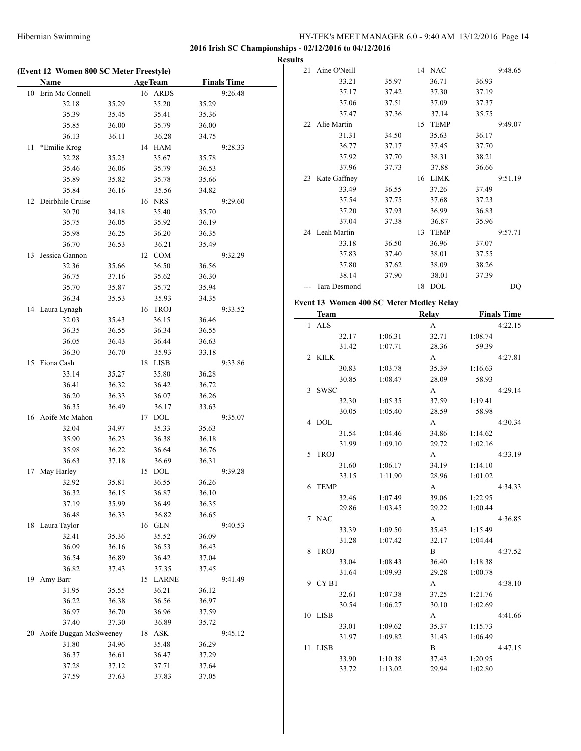**2016 Irish SC Championships - 02/12/2016 to 04/12/2016**

**Results**

**(Event 12 Women 800 SC Meter Freestyle)**

| | Name | | AgeTeam | | Finals Time |
|---|---|---|---|---|---|
| 10 | Erin Mc Connell | | 16 ARDS | | 9:26.48 |
| | 32.18 | 35.29 | 35.20 | 35.29 | |
| | 35.39 | 35.45 | 35.41 | 35.36 | |
| | 35.85 | 36.00 | 35.79 | 36.00 | |
| | 36.13 | 36.11 | 36.28 | 34.75 | |
| 11 | *Emilie Krog | | 14 HAM | | 9:28.33 |
| | 32.28 | 35.23 | 35.67 | 35.78 | |
| | 35.46 | 36.06 | 35.79 | 36.53 | |
| | 35.89 | 35.82 | 35.78 | 35.66 | |
| | 35.84 | 36.16 | 35.56 | 34.82 | |
| 12 | Deirbhile Cruise | | 16 NRS | | 9:29.60 |
| | 30.70 | 34.18 | 35.40 | 35.70 | |
| | 35.75 | 36.05 | 35.92 | 36.19 | |
| | 35.98 | 36.25 | 36.20 | 36.35 | |
| | 36.70 | 36.53 | 36.21 | 35.49 | |
| 13 | Jessica Gannon | | 12 COM | | 9:32.29 |
| | 32.36 | 35.66 | 36.50 | 36.56 | |
| | 36.75 | 37.16 | 35.62 | 36.30 | |
| | 35.70 | 35.87 | 35.72 | 35.94 | |
| | 36.34 | 35.53 | 35.93 | 34.35 | |
| 14 | Laura Lynagh | | 16 TROJ | | 9:33.52 |
| | 32.03 | 35.43 | 36.15 | 36.46 | |
| | 36.35 | 36.55 | 36.34 | 36.55 | |
| | 36.05 | 36.43 | 36.44 | 36.63 | |
| | 36.30 | 36.70 | 35.93 | 33.18 | |
| 15 | Fiona Cash | | 18 LISB | | 9:33.86 |
| | 33.14 | 35.27 | 35.80 | 36.28 | |
| | 36.41 | 36.32 | 36.42 | 36.72 | |
| | 36.20 | 36.33 | 36.07 | 36.26 | |
| | 36.35 | 36.49 | 36.17 | 33.63 | |
| 16 | Aoife Mc Mahon | | 17 DOL | | 9:35.07 |
| | 32.04 | 34.97 | 35.33 | 35.63 | |
| | 35.90 | 36.23 | 36.38 | 36.18 | |
| | 35.98 | 36.22 | 36.64 | 36.76 | |
| | 36.63 | 37.18 | 36.69 | 36.31 | |
| 17 | May Harley | | 15 DOL | | 9:39.28 |
| | 32.92 | 35.81 | 36.55 | 36.26 | |
| | 36.32 | 36.15 | 36.87 | 36.10 | |
| | 37.19 | 35.99 | 36.49 | 36.35 | |
| | 36.48 | 36.33 | 36.82 | 36.65 | |
| 18 | Laura Taylor | | 16 GLN | | 9:40.53 |
| | 32.41 | 35.36 | 35.52 | 36.09 | |
| | 36.09 | 36.16 | 36.53 | 36.43 | |
| | 36.54 | 36.89 | 36.42 | 37.04 | |
| | 36.82 | 37.43 | 37.35 | 37.45 | |
| 19 | Amy Barr | | 15 LARNE | | 9:41.49 |
| | 31.95 | 35.55 | 36.21 | 36.12 | |
| | 36.22 | 36.38 | 36.56 | 36.97 | |
| | 36.97 | 36.70 | 36.96 | 37.59 | |
| | 37.40 | 37.30 | 36.89 | 35.72 | |
| 20 | Aoife Duggan McSweeney | | 18 ASK | | 9:45.12 |
| | 31.80 | 34.96 | 35.48 | 36.29 | |
| | 36.37 | 36.61 | 36.47 | 37.29 | |
| | 37.28 | 37.12 | 37.71 | 37.64 | |
| | 37.59 | 37.63 | 37.83 | 37.05 | |
| 21 | Aine O'Neill | | 14 NAC | | 9:48.65 |
| | 33.21 | 35.97 | 36.71 | 36.93 | |
| | 37.17 | 37.42 | 37.30 | 37.19 | |
| | 37.06 | 37.51 | 37.09 | 37.37 | |
| | 37.47 | 37.36 | 37.14 | 35.75 | |
| 22 | Alie Martin | | 15 TEMP | | 9:49.07 |
| | 31.31 | 34.50 | 35.63 | 36.17 | |
| | 36.77 | 37.17 | 37.45 | 37.70 | |
| | 37.92 | 37.70 | 38.31 | 38.21 | |
| | 37.96 | 37.73 | 37.88 | 36.66 | |
| 23 | Kate Gaffney | | 16 LIMK | | 9:51.19 |
| | 33.49 | 36.55 | 37.26 | 37.49 | |
| | 37.54 | 37.75 | 37.68 | 37.23 | |
| | 37.20 | 37.93 | 36.99 | 36.83 | |
| | 37.04 | 37.38 | 36.87 | 35.96 | |
| 24 | Leah Martin | | 13 TEMP | | 9:57.71 |
| | 33.18 | 36.50 | 36.96 | 37.07 | |
| | 37.83 | 37.40 | 38.01 | 37.55 | |
| | 37.80 | 37.62 | 38.09 | 38.26 | |
| | 38.14 | 37.90 | 38.01 | 37.39 | |
| --- | Tara Desmond | | 18 DOL | | DQ |

**Event 13 Women 400 SC Meter Medley Relay**

| | Team | | Relay | | Finals Time |
|---|---|---|---|---|---|
| 1 | ALS | | A | | 4:22.15 |
| | 32.17 | 1:06.31 | 32.71 | 1:08.74 | |
| | 31.42 | 1:07.71 | 28.36 | 59.39 | |
| 2 | KILK | | A | | 4:27.81 |
| | 30.83 | 1:03.78 | 35.39 | 1:16.63 | |
| | 30.85 | 1:08.47 | 28.09 | 58.93 | |
| 3 | SWSC | | A | | 4:29.14 |
| | 32.30 | 1:05.35 | 37.59 | 1:19.41 | |
| | 30.05 | 1:05.40 | 28.59 | 58.98 | |
| 4 | DOL | | A | | 4:30.34 |
| | 31.54 | 1:04.46 | 34.86 | 1:14.62 | |
| | 31.99 | 1:09.10 | 29.72 | 1:02.16 | |
| 5 | TROJ | | A | | 4:33.19 |
| | 31.60 | 1:06.17 | 34.19 | 1:14.10 | |
| | 33.15 | 1:11.90 | 28.96 | 1:01.02 | |
| 6 | TEMP | | A | | 4:34.33 |
| | 32.46 | 1:07.49 | 39.06 | 1:22.95 | |
| | 29.86 | 1:03.45 | 29.22 | 1:00.44 | |
| 7 | NAC | | A | | 4:36.85 |
| | 33.39 | 1:09.50 | 35.43 | 1:15.49 | |
| | 31.28 | 1:07.42 | 32.17 | 1:04.44 | |
| 8 | TROJ | | B | | 4:37.52 |
| | 33.04 | 1:08.43 | 36.40 | 1:18.38 | |
| | 31.64 | 1:09.93 | 29.28 | 1:00.78 | |
| 9 | CY BT | | A | | 4:38.10 |
| | 32.61 | 1:07.38 | 37.25 | 1:21.76 | |
| | 30.54 | 1:06.27 | 30.10 | 1:02.69 | |
| 10 | LISB | | A | | 4:41.66 |
| | 33.01 | 1:09.62 | 35.37 | 1:15.73 | |
| | 31.97 | 1:09.82 | 31.43 | 1:06.49 | |
| 11 | LISB | | B | | 4:47.15 |
| | 33.90 | 1:10.38 | 37.43 | 1:20.95 | |
| | 33.72 | 1:13.02 | 29.94 | 1:02.80 | |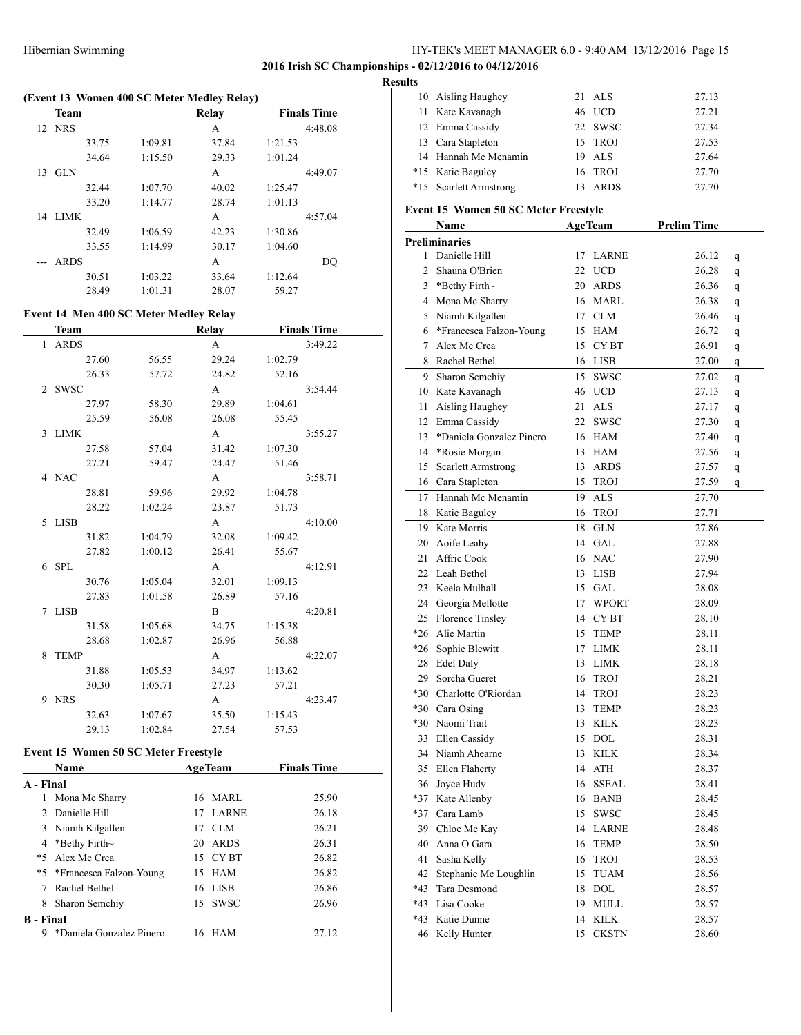**2016 Irish SC Championships - 02/12/2016 to 04/12/2016**

**Results**

### (Event 13 Women 400 SC Meter Medley Relay)

| | Team | | Relay | | Finals Time |
|---|---|---|---|---|---|
| 12 | NRS | | A | | 4:48.08 |
| | 33.75 | 1:09.81 | 37.84 | 1:21.53 | |
| | 34.64 | 1:15.50 | 29.33 | 1:01.24 | |
| 13 | GLN | | A | | 4:49.07 |
| | 32.44 | 1:07.70 | 40.02 | 1:25.47 | |
| | 33.20 | 1:14.77 | 28.74 | 1:01.13 | |
| 14 | LIMK | | A | | 4:57.04 |
| | 32.49 | 1:06.59 | 42.23 | 1:30.86 | |
| | 33.55 | 1:14.99 | 30.17 | 1:04.60 | |
| --- | ARDS | | A | | DQ |
| | 30.51 | 1:03.22 | 33.64 | 1:12.64 | |
| | 28.49 | 1:01.31 | 28.07 | 59.27 | |

### Event 14 Men 400 SC Meter Medley Relay

| | Team | | Relay | | Finals Time |
|---|---|---|---|---|---|
| 1 | ARDS | | A | | 3:49.22 |
| | 27.60 | 56.55 | 29.24 | 1:02.79 | |
| | 26.33 | 57.72 | 24.82 | 52.16 | |
| 2 | SWSC | | A | | 3:54.44 |
| | 27.97 | 58.30 | 29.89 | 1:04.61 | |
| | 25.59 | 56.08 | 26.08 | 55.45 | |
| 3 | LIMK | | A | | 3:55.27 |
| | 27.58 | 57.04 | 31.42 | 1:07.30 | |
| | 27.21 | 59.47 | 24.47 | 51.46 | |
| 4 | NAC | | A | | 3:58.71 |
| | 28.81 | 59.96 | 29.92 | 1:04.78 | |
| | 28.22 | 1:02.24 | 23.87 | 51.73 | |
| 5 | LISB | | A | | 4:10.00 |
| | 31.82 | 1:04.79 | 32.08 | 1:09.42 | |
| | 27.82 | 1:00.12 | 26.41 | 55.67 | |
| 6 | SPL | | A | | 4:12.91 |
| | 30.76 | 1:05.04 | 32.01 | 1:09.13 | |
| | 27.83 | 1:01.58 | 26.89 | 57.16 | |
| 7 | LISB | | B | | 4:20.81 |
| | 31.58 | 1:05.68 | 34.75 | 1:15.38 | |
| | 28.68 | 1:02.87 | 26.96 | 56.88 | |
| 8 | TEMP | | A | | 4:22.07 |
| | 31.88 | 1:05.53 | 34.97 | 1:13.62 | |
| | 30.30 | 1:05.71 | 27.23 | 57.21 | |
| 9 | NRS | | A | | 4:23.47 |
| | 32.63 | 1:07.67 | 35.50 | 1:15.43 | |
| | 29.13 | 1:02.84 | 27.54 | 57.53 | |

### Event 15 Women 50 SC Meter Freestyle

| | Name | Age | Team | Finals Time |
|---|---|---|---|---|
| **A - Final** | | | | |
| 1 | Mona Mc Sharry | 16 | MARL | 25.90 |
| 2 | Danielle Hill | 17 | LARNE | 26.18 |
| 3 | Niamh Kilgallen | 17 | CLM | 26.21 |
| 4 | *Bethy Firth~ | 20 | ARDS | 26.31 |
| *5 | Alex Mc Crea | 15 | CY BT | 26.82 |
| *5 | *Francesca Falzon-Young | 15 | HAM | 26.82 |
| 7 | Rachel Bethel | 16 | LISB | 26.86 |
| 8 | Sharon Semchiy | 15 | SWSC | 26.96 |
| **B - Final** | | | | |
| 9 | *Daniela Gonzalez Pinero | 16 | HAM | 27.12 |
| 10 | Aisling Haughey | 21 | ALS | 27.13 |
| 11 | Kate Kavanagh | 46 | UCD | 27.21 |
| 12 | Emma Cassidy | 22 | SWSC | 27.34 |
| 13 | Cara Stapleton | 15 | TROJ | 27.53 |
| 14 | Hannah Mc Menamin | 19 | ALS | 27.64 |
| *15 | Katie Baguley | 16 | TROJ | 27.70 |
| *15 | Scarlett Armstrong | 13 | ARDS | 27.70 |

### Event 15 Women 50 SC Meter Freestyle

| | Name | Age | Team | Prelim Time | |
|---|---|---|---|---|---|
| **Preliminaries** | | | | | |
| 1 | Danielle Hill | 17 | LARNE | 26.12 | q |
| 2 | Shauna O'Brien | 22 | UCD | 26.28 | q |
| 3 | *Bethy Firth~ | 20 | ARDS | 26.36 | q |
| 4 | Mona Mc Sharry | 16 | MARL | 26.38 | q |
| 5 | Niamh Kilgallen | 17 | CLM | 26.46 | q |
| 6 | *Francesca Falzon-Young | 15 | HAM | 26.72 | q |
| 7 | Alex Mc Crea | 15 | CY BT | 26.91 | q |
| 8 | Rachel Bethel | 16 | LISB | 27.00 | q |
| 9 | Sharon Semchiy | 15 | SWSC | 27.02 | q |
| 10 | Kate Kavanagh | 46 | UCD | 27.13 | q |
| 11 | Aisling Haughey | 21 | ALS | 27.17 | q |
| 12 | Emma Cassidy | 22 | SWSC | 27.30 | q |
| 13 | *Daniela Gonzalez Pinero | 16 | HAM | 27.40 | q |
| 14 | *Rosie Morgan | 13 | HAM | 27.56 | q |
| 15 | Scarlett Armstrong | 13 | ARDS | 27.57 | q |
| 16 | Cara Stapleton | 15 | TROJ | 27.59 | q |
| 17 | Hannah Mc Menamin | 19 | ALS | 27.70 | |
| 18 | Katie Baguley | 16 | TROJ | 27.71 | |
| 19 | Kate Morris | 18 | GLN | 27.86 | |
| 20 | Aoife Leahy | 14 | GAL | 27.88 | |
| 21 | Affric Cook | 16 | NAC | 27.90 | |
| 22 | Leah Bethel | 13 | LISB | 27.94 | |
| 23 | Keela Mulhall | 15 | GAL | 28.08 | |
| 24 | Georgia Mellotte | 17 | WPORT | 28.09 | |
| 25 | Florence Tinsley | 14 | CY BT | 28.10 | |
| *26 | Alie Martin | 15 | TEMP | 28.11 | |
| *26 | Sophie Blewitt | 17 | LIMK | 28.11 | |
| 28 | Edel Daly | 13 | LIMK | 28.18 | |
| 29 | Sorcha Gueret | 16 | TROJ | 28.21 | |
| *30 | Charlotte O'Riordan | 14 | TROJ | 28.23 | |
| *30 | Cara Osing | 13 | TEMP | 28.23 | |
| *30 | Naomi Trait | 13 | KILK | 28.23 | |
| 33 | Ellen Cassidy | 15 | DOL | 28.31 | |
| 34 | Niamh Ahearne | 13 | KILK | 28.34 | |
| 35 | Ellen Flaherty | 14 | ATH | 28.37 | |
| 36 | Joyce Hudy | 16 | SSEAL | 28.41 | |
| *37 | Kate Allenby | 16 | BANB | 28.45 | |
| *37 | Cara Lamb | 15 | SWSC | 28.45 | |
| 39 | Chloe Mc Kay | 14 | LARNE | 28.48 | |
| 40 | Anna O Gara | 16 | TEMP | 28.50 | |
| 41 | Sasha Kelly | 16 | TROJ | 28.53 | |
| 42 | Stephanie Mc Loughlin | 15 | TUAM | 28.56 | |
| *43 | Tara Desmond | 18 | DOL | 28.57 | |
| *43 | Lisa Cooke | 19 | MULL | 28.57 | |
| *43 | Katie Dunne | 14 | KILK | 28.57 | |
| 46 | Kelly Hunter | 15 | CKSTN | 28.60 | |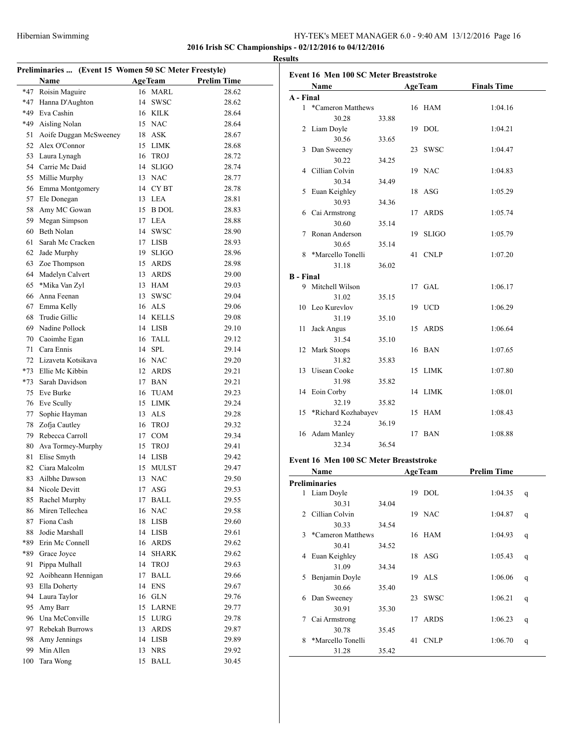## 2016 Irish SC Championships - 02/12/2016 to 04/12/2016

### Results

#### Preliminaries ... (Event 15 Women 50 SC Meter Freestyle)

| | Name | Age | Team | Prelim Time |
|---|---|---|---|---|
| *47 | Roisin Maguire | 16 | MARL | 28.62 |
| *47 | Hanna D'Aughton | 14 | SWSC | 28.62 |
| *49 | Eva Cashin | 16 | KILK | 28.64 |
| *49 | Aisling Nolan | 15 | NAC | 28.64 |
| 51 | Aoife Duggan McSweeney | 18 | ASK | 28.67 |
| 52 | Alex O'Connor | 15 | LIMK | 28.68 |
| 53 | Laura Lynagh | 16 | TROJ | 28.72 |
| 54 | Carrie Mc Daid | 14 | SLIGO | 28.74 |
| 55 | Millie Murphy | 13 | NAC | 28.77 |
| 56 | Emma Montgomery | 14 | CY BT | 28.78 |
| 57 | Ele Donegan | 13 | LEA | 28.81 |
| 58 | Amy MC Gowan | 15 | B DOL | 28.83 |
| 59 | Megan Simpson | 17 | LEA | 28.88 |
| 60 | Beth Nolan | 14 | SWSC | 28.90 |
| 61 | Sarah Mc Cracken | 17 | LISB | 28.93 |
| 62 | Jade Murphy | 19 | SLIGO | 28.96 |
| 63 | Zoe Thompson | 15 | ARDS | 28.98 |
| 64 | Madelyn Calvert | 13 | ARDS | 29.00 |
| 65 | *Mika Van Zyl | 13 | HAM | 29.03 |
| 66 | Anna Feenan | 13 | SWSC | 29.04 |
| 67 | Emma Kelly | 16 | ALS | 29.06 |
| 68 | Trudie Gillic | 14 | KELLS | 29.08 |
| 69 | Nadine Pollock | 14 | LISB | 29.10 |
| 70 | Caoimhe Egan | 16 | TALL | 29.12 |
| 71 | Cara Ennis | 14 | SPL | 29.14 |
| 72 | Lizaveta Kotsikava | 16 | NAC | 29.20 |
| *73 | Ellie Mc Kibbin | 12 | ARDS | 29.21 |
| *73 | Sarah Davidson | 17 | BAN | 29.21 |
| 75 | Eve Burke | 16 | TUAM | 29.23 |
| 76 | Eve Scully | 15 | LIMK | 29.24 |
| 77 | Sophie Hayman | 13 | ALS | 29.28 |
| 78 | Zofja Cautley | 16 | TROJ | 29.32 |
| 79 | Rebecca Carroll | 17 | COM | 29.34 |
| 80 | Ava Tormey-Murphy | 15 | TROJ | 29.41 |
| 81 | Elise Smyth | 14 | LISB | 29.42 |
| 82 | Ciara Malcolm | 15 | MULST | 29.47 |
| 83 | Ailbhe Dawson | 13 | NAC | 29.50 |
| 84 | Nicole Devitt | 17 | ASG | 29.53 |
| 85 | Rachel Murphy | 17 | BALL | 29.55 |
| 86 | Miren Tellechea | 16 | NAC | 29.58 |
| 87 | Fiona Cash | 18 | LISB | 29.60 |
| 88 | Jodie Marshall | 14 | LISB | 29.61 |
| *89 | Erin Mc Connell | 16 | ARDS | 29.62 |
| *89 | Grace Joyce | 14 | SHARK | 29.62 |
| 91 | Pippa Mulhall | 14 | TROJ | 29.63 |
| 92 | Aoibheann Hennigan | 17 | BALL | 29.66 |
| 93 | Ella Doherty | 14 | ENS | 29.67 |
| 94 | Laura Taylor | 16 | GLN | 29.76 |
| 95 | Amy Barr | 15 | LARNE | 29.77 |
| 96 | Una McConville | 15 | LURG | 29.78 |
| 97 | Rebekah Burrows | 13 | ARDS | 29.87 |
| 98 | Amy Jennings | 14 | LISB | 29.89 |
| 99 | Min Allen | 13 | NRS | 29.92 |
| 100 | Tara Wong | 15 | BALL | 30.45 |

#### Event 16 Men 100 SC Meter Breaststroke

| | Name | Age | Team | Finals Time |
|---|---|---|---|---|
| **A - Final** | | | | |
| 1 | *Cameron Matthews | 16 | HAM | 1:04.16 |
| | 30.28 33.88 | | | |
| 2 | Liam Doyle | 19 | DOL | 1:04.21 |
| | 30.56 33.65 | | | |
| 3 | Dan Sweeney | 23 | SWSC | 1:04.47 |
| | 30.22 34.25 | | | |
| 4 | Cillian Colvin | 19 | NAC | 1:04.83 |
| | 30.34 34.49 | | | |
| 5 | Euan Keighley | 18 | ASG | 1:05.29 |
| | 30.93 34.36 | | | |
| 6 | Cai Armstrong | 17 | ARDS | 1:05.74 |
| | 30.60 35.14 | | | |
| 7 | Ronan Anderson | 19 | SLIGO | 1:05.79 |
| | 30.65 35.14 | | | |
| 8 | *Marcello Tonelli | 41 | CNLP | 1:07.20 |
| | 31.18 36.02 | | | |
| **B - Final** | | | | |
| 9 | Mitchell Wilson | 17 | GAL | 1:06.17 |
| | 31.02 35.15 | | | |
| 10 | Leo Kurevlov | 19 | UCD | 1:06.29 |
| | 31.19 35.10 | | | |
| 11 | Jack Angus | 15 | ARDS | 1:06.64 |
| | 31.54 35.10 | | | |
| 12 | Mark Stoops | 16 | BAN | 1:07.65 |
| | 31.82 35.83 | | | |
| 13 | Uisean Cooke | 15 | LIMK | 1:07.80 |
| | 31.98 35.82 | | | |
| 14 | Eoin Corby | 14 | LIMK | 1:08.01 |
| | 32.19 35.82 | | | |
| 15 | *Richard Kozhabayev | 15 | HAM | 1:08.43 |
| | 32.24 36.19 | | | |
| 16 | Adam Manley | 17 | BAN | 1:08.88 |
| | 32.34 36.54 | | | |

#### Event 16 Men 100 SC Meter Breaststroke

| | Name | Age | Team | Prelim Time | |
|---|---|---|---|---|---|
| **Preliminaries** | | | | | |
| 1 | Liam Doyle | 19 | DOL | 1:04.35 | q |
| | 30.31 34.04 | | | | |
| 2 | Cillian Colvin | 19 | NAC | 1:04.87 | q |
| | 30.33 34.54 | | | | |
| 3 | *Cameron Matthews | 16 | HAM | 1:04.93 | q |
| | 30.41 34.52 | | | | |
| 4 | Euan Keighley | 18 | ASG | 1:05.43 | q |
| | 31.09 34.34 | | | | |
| 5 | Benjamin Doyle | 19 | ALS | 1:06.06 | q |
| | 30.66 35.40 | | | | |
| 6 | Dan Sweeney | 23 | SWSC | 1:06.21 | q |
| | 30.91 35.30 | | | | |
| 7 | Cai Armstrong | 17 | ARDS | 1:06.23 | q |
| | 30.78 35.45 | | | | |
| 8 | *Marcello Tonelli | 41 | CNLP | 1:06.70 | q |
| | 31.28 35.42 | | | | |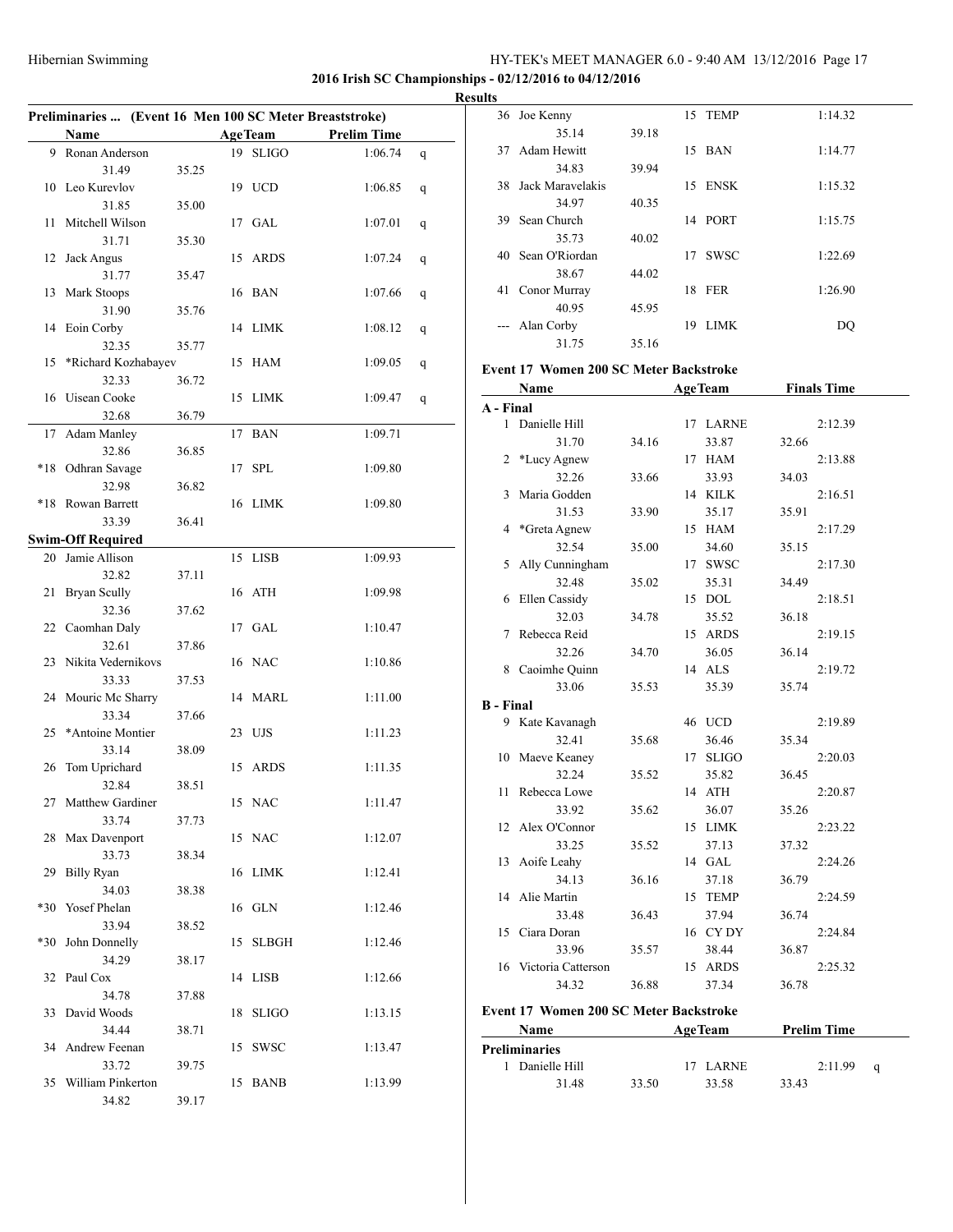**2016 Irish SC Championships - 02/12/2016 to 04/12/2016**

**Results**

### Preliminaries ... (Event 16 Men 100 SC Meter Breaststroke)

| | Name | Age | Team | Prelim Time | |
|---|---|---|---|---|---|
| 9 | Ronan Anderson | 19 | SLIGO | 1:06.74 | q |
| | 31.49 | 35.25 | | | |
| 10 | Leo Kurevlov | 19 | UCD | 1:06.85 | q |
| | 31.85 | 35.00 | | | |
| 11 | Mitchell Wilson | 17 | GAL | 1:07.01 | q |
| | 31.71 | 35.30 | | | |
| 12 | Jack Angus | 15 | ARDS | 1:07.24 | q |
| | 31.77 | 35.47 | | | |
| 13 | Mark Stoops | 16 | BAN | 1:07.66 | q |
| | 31.90 | 35.76 | | | |
| 14 | Eoin Corby | 14 | LIMK | 1:08.12 | q |
| | 32.35 | 35.77 | | | |
| 15 | *Richard Kozhabayev | 15 | HAM | 1:09.05 | q |
| | 32.33 | 36.72 | | | |
| 16 | Uisean Cooke | 15 | LIMK | 1:09.47 | q |
| | 32.68 | 36.79 | | | |
| 17 | Adam Manley | 17 | BAN | 1:09.71 | |
| | 32.86 | 36.85 | | | |
| *18 | Odhran Savage | 17 | SPL | 1:09.80 | |
| | 32.98 | 36.82 | | | |
| *18 | Rowan Barrett | 16 | LIMK | 1:09.80 | |
| | 33.39 | 36.41 | | | |
| **Swim-Off Required** | | | | | |
| 20 | Jamie Allison | 15 | LISB | 1:09.93 | |
| | 32.82 | 37.11 | | | |
| 21 | Bryan Scully | 16 | ATH | 1:09.98 | |
| | 32.36 | 37.62 | | | |
| 22 | Caomhan Daly | 17 | GAL | 1:10.47 | |
| | 32.61 | 37.86 | | | |
| 23 | Nikita Vedernikovs | 16 | NAC | 1:10.86 | |
| | 33.33 | 37.53 | | | |
| 24 | Mouric Mc Sharry | 14 | MARL | 1:11.00 | |
| | 33.34 | 37.66 | | | |
| 25 | *Antoine Montier | 23 | UJS | 1:11.23 | |
| | 33.14 | 38.09 | | | |
| 26 | Tom Uprichard | 15 | ARDS | 1:11.35 | |
| | 32.84 | 38.51 | | | |
| 27 | Matthew Gardiner | 15 | NAC | 1:11.47 | |
| | 33.74 | 37.73 | | | |
| 28 | Max Davenport | 15 | NAC | 1:12.07 | |
| | 33.73 | 38.34 | | | |
| 29 | Billy Ryan | 16 | LIMK | 1:12.41 | |
| | 34.03 | 38.38 | | | |
| *30 | Yosef Phelan | 16 | GLN | 1:12.46 | |
| | 33.94 | 38.52 | | | |
| *30 | John Donnelly | 15 | SLBGH | 1:12.46 | |
| | 34.29 | 38.17 | | | |
| 32 | Paul Cox | 14 | LISB | 1:12.66 | |
| | 34.78 | 37.88 | | | |
| 33 | David Woods | 18 | SLIGO | 1:13.15 | |
| | 34.44 | 38.71 | | | |
| 34 | Andrew Feenan | 15 | SWSC | 1:13.47 | |
| | 33.72 | 39.75 | | | |
| 35 | William Pinkerton | 15 | BANB | 1:13.99 | |
| | 34.82 | 39.17 | | | |
| 36 | Joe Kenny | 15 | TEMP | 1:14.32 | |
| | 35.14 | 39.18 | | | |
| 37 | Adam Hewitt | 15 | BAN | 1:14.77 | |
| | 34.83 | 39.94 | | | |
| 38 | Jack Maravelakis | 15 | ENSK | 1:15.32 | |
| | 34.97 | 40.35 | | | |
| 39 | Sean Church | 14 | PORT | 1:15.75 | |
| | 35.73 | 40.02 | | | |
| 40 | Sean O'Riordan | 17 | SWSC | 1:22.69 | |
| | 38.67 | 44.02 | | | |
| 41 | Conor Murray | 18 | FER | 1:26.90 | |
| | 40.95 | 45.95 | | | |
| --- | Alan Corby | 19 | LIMK | DQ | |
| | 31.75 | 35.16 | | | |

### Event 17 Women 200 SC Meter Backstroke

| | Name | Age | Team | Finals Time |
|---|---|---|---|---|
| **A - Final** | | | | |
| 1 | Danielle Hill | 17 | LARNE | 2:12.39 |
| | 31.70 | 34.16 | 33.87 | 32.66 |
| 2 | *Lucy Agnew | 17 | HAM | 2:13.88 |
| | 32.26 | 33.66 | 33.93 | 34.03 |
| 3 | Maria Godden | 14 | KILK | 2:16.51 |
| | 31.53 | 33.90 | 35.17 | 35.91 |
| 4 | *Greta Agnew | 15 | HAM | 2:17.29 |
| | 32.54 | 35.00 | 34.60 | 35.15 |
| 5 | Ally Cunningham | 17 | SWSC | 2:17.30 |
| | 32.48 | 35.02 | 35.31 | 34.49 |
| 6 | Ellen Cassidy | 15 | DOL | 2:18.51 |
| | 32.03 | 34.78 | 35.52 | 36.18 |
| 7 | Rebecca Reid | 15 | ARDS | 2:19.15 |
| | 32.26 | 34.70 | 36.05 | 36.14 |
| 8 | Caoimhe Quinn | 14 | ALS | 2:19.72 |
| | 33.06 | 35.53 | 35.39 | 35.74 |
| **B - Final** | | | | |
| 9 | Kate Kavanagh | 46 | UCD | 2:19.89 |
| | 32.41 | 35.68 | 36.46 | 35.34 |
| 10 | Maeve Keaney | 17 | SLIGO | 2:20.03 |
| | 32.24 | 35.52 | 35.82 | 36.45 |
| 11 | Rebecca Lowe | 14 | ATH | 2:20.87 |
| | 33.92 | 35.62 | 36.07 | 35.26 |
| 12 | Alex O'Connor | 15 | LIMK | 2:23.22 |
| | 33.25 | 35.52 | 37.13 | 37.32 |
| 13 | Aoife Leahy | 14 | GAL | 2:24.26 |
| | 34.13 | 36.16 | 37.18 | 36.79 |
| 14 | Alie Martin | 15 | TEMP | 2:24.59 |
| | 33.48 | 36.43 | 37.94 | 36.74 |
| 15 | Ciara Doran | 16 | CY DY | 2:24.84 |
| | 33.96 | 35.57 | 38.44 | 36.87 |
| 16 | Victoria Catterson | 15 | ARDS | 2:25.32 |
| | 34.32 | 36.88 | 37.34 | 36.78 |

### Event 17 Women 200 SC Meter Backstroke

| | Name | Age | Team | Prelim Time | |
|---|---|---|---|---|---|
| **Preliminaries** | | | | | |
| 1 | Danielle Hill | 17 | LARNE | 2:11.99 | q |
| | 31.48 | 33.50 | 33.58 | 33.43 | |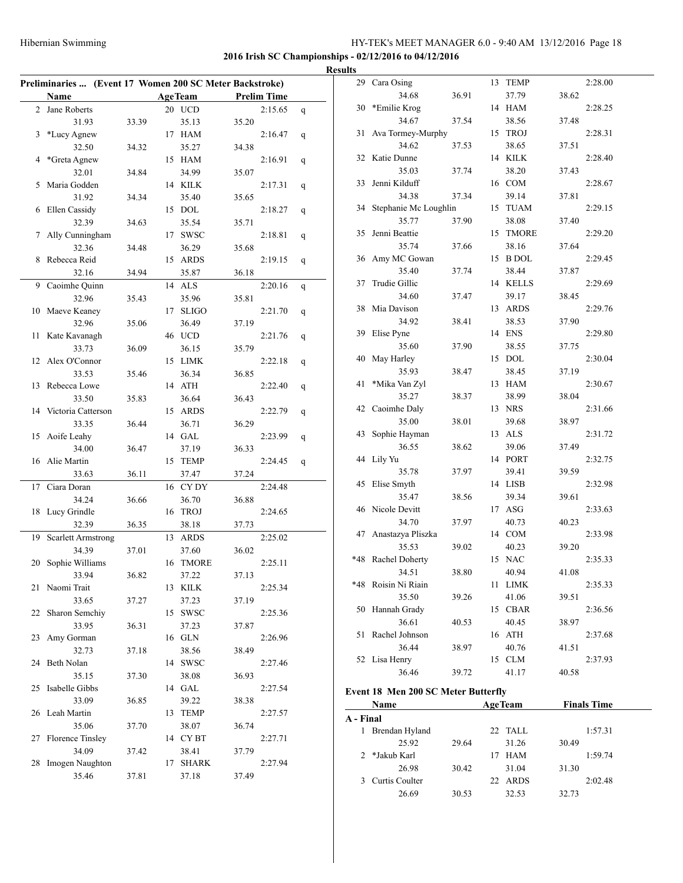**2016 Irish SC Championships - 02/12/2016 to 04/12/2016**

**Results**

### Preliminaries ... (Event 17 Women 200 SC Meter Backstroke)

| | Name | Age | Team | Prelim Time | |
|---|---|---|---|---|---|
| 2 | Jane Roberts | 20 | UCD | 2:15.65 | q |
| | 31.93 / 33.39 / 35.13 / 35.20 | | | | |
| 3 | *Lucy Agnew | 17 | HAM | 2:16.47 | q |
| | 32.50 / 34.32 / 35.27 / 34.38 | | | | |
| 4 | *Greta Agnew | 15 | HAM | 2:16.91 | q |
| | 32.01 / 34.84 / 34.99 / 35.07 | | | | |
| 5 | Maria Godden | 14 | KILK | 2:17.31 | q |
| | 31.92 / 34.34 / 35.40 / 35.65 | | | | |
| 6 | Ellen Cassidy | 15 | DOL | 2:18.27 | q |
| | 32.39 / 34.63 / 35.54 / 35.71 | | | | |
| 7 | Ally Cunningham | 17 | SWSC | 2:18.81 | q |
| | 32.36 / 34.48 / 36.29 / 35.68 | | | | |
| 8 | Rebecca Reid | 15 | ARDS | 2:19.15 | q |
| | 32.16 / 34.94 / 35.87 / 36.18 | | | | |
| 9 | Caoimhe Quinn | 14 | ALS | 2:20.16 | q |
| | 32.96 / 35.43 / 35.96 / 35.81 | | | | |
| 10 | Maeve Keaney | 17 | SLIGO | 2:21.70 | q |
| | 32.96 / 35.06 / 36.49 / 37.19 | | | | |
| 11 | Kate Kavanagh | 46 | UCD | 2:21.76 | q |
| | 33.73 / 36.09 / 36.15 / 35.79 | | | | |
| 12 | Alex O'Connor | 15 | LIMK | 2:22.18 | q |
| | 33.53 / 35.46 / 36.34 / 36.85 | | | | |
| 13 | Rebecca Lowe | 14 | ATH | 2:22.40 | q |
| | 33.50 / 35.83 / 36.64 / 36.43 | | | | |
| 14 | Victoria Catterson | 15 | ARDS | 2:22.79 | q |
| | 33.35 / 36.44 / 36.71 / 36.29 | | | | |
| 15 | Aoife Leahy | 14 | GAL | 2:23.99 | q |
| | 34.00 / 36.47 / 37.19 / 36.33 | | | | |
| 16 | Alie Martin | 15 | TEMP | 2:24.45 | q |
| | 33.63 / 36.11 / 37.47 / 37.24 | | | | |
| 17 | Ciara Doran | 16 | CY DY | 2:24.48 | |
| | 34.24 / 36.66 / 36.70 / 36.88 | | | | |
| 18 | Lucy Grindle | 16 | TROJ | 2:24.65 | |
| | 32.39 / 36.35 / 38.18 / 37.73 | | | | |
| 19 | Scarlett Armstrong | 13 | ARDS | 2:25.02 | |
| | 34.39 / 37.01 / 37.60 / 36.02 | | | | |
| 20 | Sophie Williams | 16 | TMORE | 2:25.11 | |
| | 33.94 / 36.82 / 37.22 / 37.13 | | | | |
| 21 | Naomi Trait | 13 | KILK | 2:25.34 | |
| | 33.65 / 37.27 / 37.23 / 37.19 | | | | |
| 22 | Sharon Semchiy | 15 | SWSC | 2:25.36 | |
| | 33.95 / 36.31 / 37.23 / 37.87 | | | | |
| 23 | Amy Gorman | 16 | GLN | 2:26.96 | |
| | 32.73 / 37.18 / 38.56 / 38.49 | | | | |
| 24 | Beth Nolan | 14 | SWSC | 2:27.46 | |
| | 35.15 / 37.30 / 38.08 / 36.93 | | | | |
| 25 | Isabelle Gibbs | 14 | GAL | 2:27.54 | |
| | 33.09 / 36.85 / 39.22 / 38.38 | | | | |
| 26 | Leah Martin | 13 | TEMP | 2:27.57 | |
| | 35.06 / 37.70 / 38.07 / 36.74 | | | | |
| 27 | Florence Tinsley | 14 | CY BT | 2:27.71 | |
| | 34.09 / 37.42 / 38.41 / 37.79 | | | | |
| 28 | Imogen Naughton | 17 | SHARK | 2:27.94 | |
| | 35.46 / 37.81 / 37.18 / 37.49 | | | | |
| 29 | Cara Osing | 13 | TEMP | 2:28.00 | |
| | 34.68 / 36.91 / 37.79 / 38.62 | | | | |
| 30 | *Emilie Krog | 14 | HAM | 2:28.25 | |
| | 34.67 / 37.54 / 38.56 / 37.48 | | | | |
| 31 | Ava Tormey-Murphy | 15 | TROJ | 2:28.31 | |
| | 34.62 / 37.53 / 38.65 / 37.51 | | | | |
| 32 | Katie Dunne | 14 | KILK | 2:28.40 | |
| | 35.03 / 37.74 / 38.20 / 37.43 | | | | |
| 33 | Jenni Kilduff | 16 | COM | 2:28.67 | |
| | 34.38 / 37.34 / 39.14 / 37.81 | | | | |
| 34 | Stephanie Mc Loughlin | 15 | TUAM | 2:29.15 | |
| | 35.77 / 37.90 / 38.08 / 37.40 | | | | |
| 35 | Jenni Beattie | 15 | TMORE | 2:29.20 | |
| | 35.74 / 37.66 / 38.16 / 37.64 | | | | |
| 36 | Amy MC Gowan | 15 | B DOL | 2:29.45 | |
| | 35.40 / 37.74 / 38.44 / 37.87 | | | | |
| 37 | Trudie Gillic | 14 | KELLS | 2:29.69 | |
| | 34.60 / 37.47 / 39.17 / 38.45 | | | | |
| 38 | Mia Davison | 13 | ARDS | 2:29.76 | |
| | 34.92 / 38.41 / 38.53 / 37.90 | | | | |
| 39 | Elise Pyne | 14 | ENS | 2:29.80 | |
| | 35.60 / 37.90 / 38.55 / 37.75 | | | | |
| 40 | May Harley | 15 | DOL | 2:30.04 | |
| | 35.93 / 38.47 / 38.45 / 37.19 | | | | |
| 41 | *Mika Van Zyl | 13 | HAM | 2:30.67 | |
| | 35.27 / 38.37 / 38.99 / 38.04 | | | | |
| 42 | Caoimhe Daly | 13 | NRS | 2:31.66 | |
| | 35.00 / 38.01 / 39.68 / 38.97 | | | | |
| 43 | Sophie Hayman | 13 | ALS | 2:31.72 | |
| | 36.55 / 38.62 / 39.06 / 37.49 | | | | |
| 44 | Lily Yu | 14 | PORT | 2:32.75 | |
| | 35.78 / 37.97 / 39.41 / 39.59 | | | | |
| 45 | Elise Smyth | 14 | LISB | 2:32.98 | |
| | 35.47 / 38.56 / 39.34 / 39.61 | | | | |
| 46 | Nicole Devitt | 17 | ASG | 2:33.63 | |
| | 34.70 / 37.97 / 40.73 / 40.23 | | | | |
| 47 | Anastazya Pliszka | 14 | COM | 2:33.98 | |
| | 35.53 / 39.02 / 40.23 / 39.20 | | | | |
| *48 | Rachel Doherty | 15 | NAC | 2:35.33 | |
| | 34.51 / 38.80 / 40.94 / 41.08 | | | | |
| *48 | Roisin Ni Riain | 11 | LIMK | 2:35.33 | |
| | 35.50 / 39.26 / 41.06 / 39.51 | | | | |
| 50 | Hannah Grady | 15 | CBAR | 2:36.56 | |
| | 36.61 / 40.53 / 40.45 / 38.97 | | | | |
| 51 | Rachel Johnson | 16 | ATH | 2:37.68 | |
| | 36.44 / 38.97 / 40.76 / 41.51 | | | | |
| 52 | Lisa Henry | 15 | CLM | 2:37.93 | |
| | 36.46 / 39.72 / 41.17 / 40.58 | | | | |

### Event 18 Men 200 SC Meter Butterfly

**A - Final**

| | Name | Age | Team | Finals Time |
|---|---|---|---|---|
| 1 | Brendan Hyland | 22 | TALL | 1:57.31 |
| | 25.92 / 29.64 / 31.26 / 30.49 | | | |
| 2 | *Jakub Karl | 17 | HAM | 1:59.74 |
| | 26.98 / 30.42 / 31.04 / 31.30 | | | |
| 3 | Curtis Coulter | 22 | ARDS | 2:02.48 |
| | 26.69 / 30.53 / 32.53 / 32.73 | | | |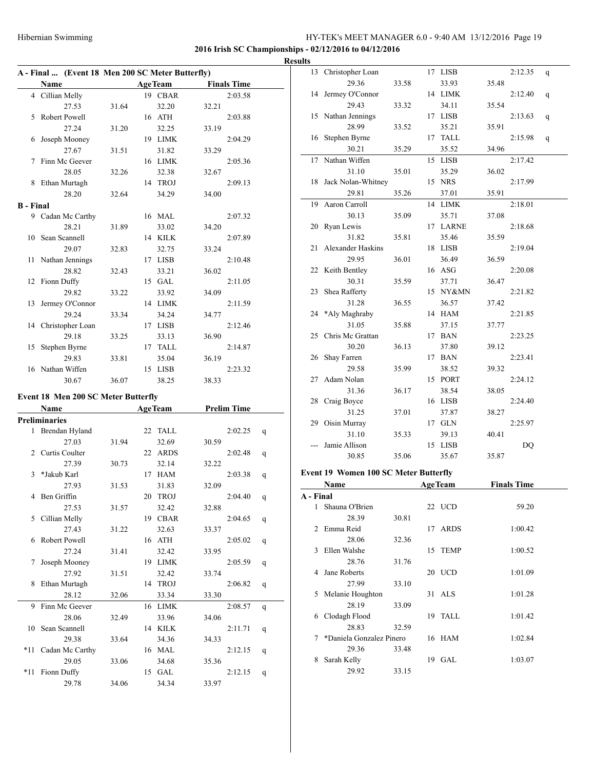**2016 Irish SC Championships - 02/12/2016 to 04/12/2016**

**Results**

### A - Final ... (Event 18 Men 200 SC Meter Butterfly)

| | Name | Age | Team | Finals Time |
|---|---|---|---|---|
| 4 | Cillian Melly | 19 | CBAR | 2:03.58 |
| | 27.53 | 31.64 | 32.20 | 32.21 |
| 5 | Robert Powell | 16 | ATH | 2:03.88 |
| | 27.24 | 31.20 | 32.25 | 33.19 |
| 6 | Joseph Mooney | 19 | LIMK | 2:04.29 |
| | 27.67 | 31.51 | 31.82 | 33.29 |
| 7 | Finn Mc Geever | 16 | LIMK | 2:05.36 |
| | 28.05 | 32.26 | 32.38 | 32.67 |
| 8 | Ethan Murtagh | 14 | TROJ | 2:09.13 |
| | 28.20 | 32.64 | 34.29 | 34.00 |

**B - Final**

| | Name | Age | Team | Finals Time |
|---|---|---|---|---|
| 9 | Cadan Mc Carthy | 16 | MAL | 2:07.32 |
| | 28.21 | 31.89 | 33.02 | 34.20 |
| 10 | Sean Scannell | 14 | KILK | 2:07.89 |
| | 29.07 | 32.83 | 32.75 | 33.24 |
| 11 | Nathan Jennings | 17 | LISB | 2:10.48 |
| | 28.82 | 32.43 | 33.21 | 36.02 |
| 12 | Fionn Duffy | 15 | GAL | 2:11.05 |
| | 29.82 | 33.22 | 33.92 | 34.09 |
| 13 | Jermey O'Connor | 14 | LIMK | 2:11.59 |
| | 29.24 | 33.34 | 34.24 | 34.77 |
| 14 | Christopher Loan | 17 | LISB | 2:12.46 |
| | 29.18 | 33.25 | 33.13 | 36.90 |
| 15 | Stephen Byrne | 17 | TALL | 2:14.87 |
| | 29.83 | 33.81 | 35.04 | 36.19 |
| 16 | Nathan Wiffen | 15 | LISB | 2:23.32 |
| | 30.67 | 36.07 | 38.25 | 38.33 |

### Event 18 Men 200 SC Meter Butterfly

| | Name | Age | Team | Prelim Time | |
|---|---|---|---|---|---|
| **Preliminaries** | | | | | |
| 1 | Brendan Hyland | 22 | TALL | 2:02.25 | q |
| | 27.03 | 31.94 | 32.69 | 30.59 | |
| 2 | Curtis Coulter | 22 | ARDS | 2:02.48 | q |
| | 27.39 | 30.73 | 32.14 | 32.22 | |
| 3 | *Jakub Karl | 17 | HAM | 2:03.38 | q |
| | 27.93 | 31.53 | 31.83 | 32.09 | |
| 4 | Ben Griffin | 20 | TROJ | 2:04.40 | q |
| | 27.53 | 31.57 | 32.42 | 32.88 | |
| 5 | Cillian Melly | 19 | CBAR | 2:04.65 | q |
| | 27.43 | 31.22 | 32.63 | 33.37 | |
| 6 | Robert Powell | 16 | ATH | 2:05.02 | q |
| | 27.24 | 31.41 | 32.42 | 33.95 | |
| 7 | Joseph Mooney | 19 | LIMK | 2:05.59 | q |
| | 27.92 | 31.51 | 32.42 | 33.74 | |
| 8 | Ethan Murtagh | 14 | TROJ | 2:06.82 | q |
| | 28.12 | 32.06 | 33.34 | 33.30 | |
| 9 | Finn Mc Geever | 16 | LIMK | 2:08.57 | q |
| | 28.06 | 32.49 | 33.96 | 34.06 | |
| 10 | Sean Scannell | 14 | KILK | 2:11.71 | q |
| | 29.38 | 33.64 | 34.36 | 34.33 | |
| *11 | Cadan Mc Carthy | 16 | MAL | 2:12.15 | q |
| | 29.05 | 33.06 | 34.68 | 35.36 | |
| *11 | Fionn Duffy | 15 | GAL | 2:12.15 | q |
| | 29.78 | 34.06 | 34.34 | 33.97 | |
| 13 | Christopher Loan | 17 | LISB | 2:12.35 | q |
| | 29.36 | 33.58 | 33.93 | 35.48 | |
| 14 | Jermey O'Connor | 14 | LIMK | 2:12.40 | q |
| | 29.43 | 33.32 | 34.11 | 35.54 | |
| 15 | Nathan Jennings | 17 | LISB | 2:13.63 | q |
| | 28.99 | 33.52 | 35.21 | 35.91 | |
| 16 | Stephen Byrne | 17 | TALL | 2:15.98 | q |
| | 30.21 | 35.29 | 35.52 | 34.96 | |
| 17 | Nathan Wiffen | 15 | LISB | 2:17.42 | |
| | 31.10 | 35.01 | 35.29 | 36.02 | |
| 18 | Jack Nolan-Whitney | 15 | NRS | 2:17.99 | |
| | 29.81 | 35.26 | 37.01 | 35.91 | |
| 19 | Aaron Carroll | 14 | LIMK | 2:18.01 | |
| | 30.13 | 35.09 | 35.71 | 37.08 | |
| 20 | Ryan Lewis | 17 | LARNE | 2:18.68 | |
| | 31.82 | 35.81 | 35.46 | 35.59 | |
| 21 | Alexander Haskins | 18 | LISB | 2:19.04 | |
| | 29.95 | 36.01 | 36.49 | 36.59 | |
| 22 | Keith Bentley | 16 | ASG | 2:20.08 | |
| | 30.31 | 35.59 | 37.71 | 36.47 | |
| 23 | Shea Rafferty | 15 | NY&MN | 2:21.82 | |
| | 31.28 | 36.55 | 36.57 | 37.42 | |
| 24 | *Aly Maghraby | 14 | HAM | 2:21.85 | |
| | 31.05 | 35.88 | 37.15 | 37.77 | |
| 25 | Chris Mc Grattan | 17 | BAN | 2:23.25 | |
| | 30.20 | 36.13 | 37.80 | 39.12 | |
| 26 | Shay Farren | 17 | BAN | 2:23.41 | |
| | 29.58 | 35.99 | 38.52 | 39.32 | |
| 27 | Adam Nolan | 15 | PORT | 2:24.12 | |
| | 31.36 | 36.17 | 38.54 | 38.05 | |
| 28 | Craig Boyce | 16 | LISB | 2:24.40 | |
| | 31.25 | 37.01 | 37.87 | 38.27 | |
| 29 | Oisin Murray | 17 | GLN | 2:25.97 | |
| | 31.10 | 35.33 | 39.13 | 40.41 | |
| --- | Jamie Allison | 15 | LISB | DQ | |
| | 30.85 | 35.06 | 35.67 | 35.87 | |

### Event 19 Women 100 SC Meter Butterfly

| | Name | Age | Team | Finals Time |
|---|---|---|---|---|
| **A - Final** | | | | |
| 1 | Shauna O'Brien | 22 | UCD | 59.20 |
| | 28.39 | 30.81 | | |
| 2 | Emma Reid | 17 | ARDS | 1:00.42 |
| | 28.06 | 32.36 | | |
| 3 | Ellen Walshe | 15 | TEMP | 1:00.52 |
| | 28.76 | 31.76 | | |
| 4 | Jane Roberts | 20 | UCD | 1:01.09 |
| | 27.99 | 33.10 | | |
| 5 | Melanie Houghton | 31 | ALS | 1:01.28 |
| | 28.19 | 33.09 | | |
| 6 | Clodagh Flood | 19 | TALL | 1:01.42 |
| | 28.83 | 32.59 | | |
| 7 | *Daniela Gonzalez Pinero | 16 | HAM | 1:02.84 |
| | 29.36 | 33.48 | | |
| 8 | Sarah Kelly | 19 | GAL | 1:03.07 |
| | 29.92 | 33.15 | | |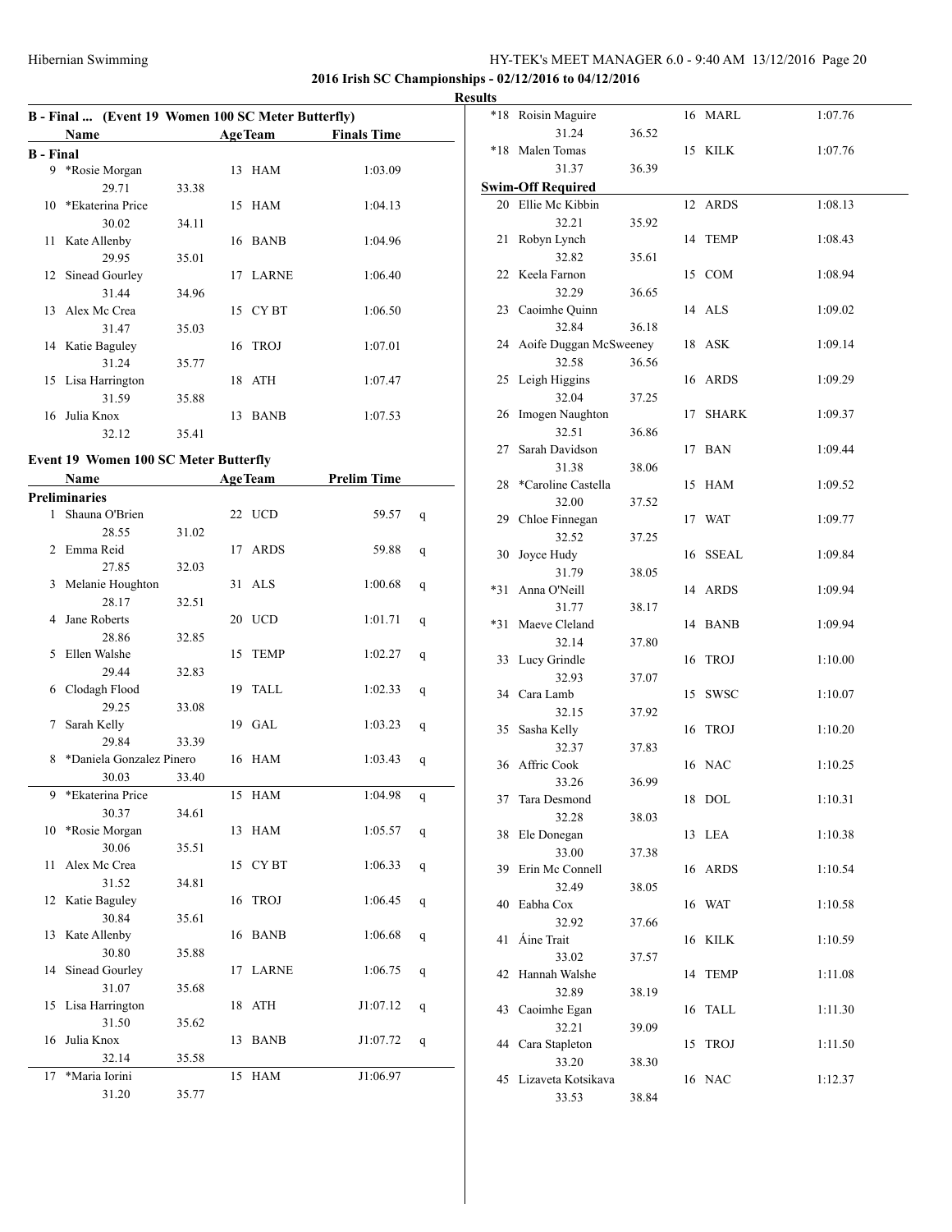**2016 Irish SC Championships - 02/12/2016 to 04/12/2016**

**Results**

### B - Final ... (Event 19 Women 100 SC Meter Butterfly)

| | Name | Age | Team | Finals Time |
|---|---|---|---|---|
| **B - Final** | | | | |
| 9 | *Rosie Morgan | 13 | HAM | 1:03.09 |
| | 29.71 | 33.38 | | |
| 10 | *Ekaterina Price | 15 | HAM | 1:04.13 |
| | 30.02 | 34.11 | | |
| 11 | Kate Allenby | 16 | BANB | 1:04.96 |
| | 29.95 | 35.01 | | |
| 12 | Sinead Gourley | 17 | LARNE | 1:06.40 |
| | 31.44 | 34.96 | | |
| 13 | Alex Mc Crea | 15 | CY BT | 1:06.50 |
| | 31.47 | 35.03 | | |
| 14 | Katie Baguley | 16 | TROJ | 1:07.01 |
| | 31.24 | 35.77 | | |
| 15 | Lisa Harrington | 18 | ATH | 1:07.47 |
| | 31.59 | 35.88 | | |
| 16 | Julia Knox | 13 | BANB | 1:07.53 |
| | 32.12 | 35.41 | | |

### Event 19 Women 100 SC Meter Butterfly

| | Name | Age | Team | Prelim Time | |
|---|---|---|---|---|---|
| **Preliminaries** | | | | | |
| 1 | Shauna O'Brien | 22 | UCD | 59.57 | q |
| | 28.55 | 31.02 | | | |
| 2 | Emma Reid | 17 | ARDS | 59.88 | q |
| | 27.85 | 32.03 | | | |
| 3 | Melanie Houghton | 31 | ALS | 1:00.68 | q |
| | 28.17 | 32.51 | | | |
| 4 | Jane Roberts | 20 | UCD | 1:01.71 | q |
| | 28.86 | 32.85 | | | |
| 5 | Ellen Walshe | 15 | TEMP | 1:02.27 | q |
| | 29.44 | 32.83 | | | |
| 6 | Clodagh Flood | 19 | TALL | 1:02.33 | q |
| | 29.25 | 33.08 | | | |
| 7 | Sarah Kelly | 19 | GAL | 1:03.23 | q |
| | 29.84 | 33.39 | | | |
| 8 | *Daniela Gonzalez Pinero | 16 | HAM | 1:03.43 | q |
| | 30.03 | 33.40 | | | |
| 9 | *Ekaterina Price | 15 | HAM | 1:04.98 | q |
| | 30.37 | 34.61 | | | |
| 10 | *Rosie Morgan | 13 | HAM | 1:05.57 | q |
| | 30.06 | 35.51 | | | |
| 11 | Alex Mc Crea | 15 | CY BT | 1:06.33 | q |
| | 31.52 | 34.81 | | | |
| 12 | Katie Baguley | 16 | TROJ | 1:06.45 | q |
| | 30.84 | 35.61 | | | |
| 13 | Kate Allenby | 16 | BANB | 1:06.68 | q |
| | 30.80 | 35.88 | | | |
| 14 | Sinead Gourley | 17 | LARNE | 1:06.75 | q |
| | 31.07 | 35.68 | | | |
| 15 | Lisa Harrington | 18 | ATH | J1:07.12 | q |
| | 31.50 | 35.62 | | | |
| 16 | Julia Knox | 13 | BANB | J1:07.72 | q |
| | 32.14 | 35.58 | | | |
| 17 | *Maria Iorini | 15 | HAM | J1:06.97 | |
| | 31.20 | 35.77 | | | |
| *18 | Roisin Maguire | 16 | MARL | 1:07.76 | |
| | 31.24 | 36.52 | | | |
| *18 | Malen Tomas | 15 | KILK | 1:07.76 | |
| | 31.37 | 36.39 | | | |
| **Swim-Off Required** | | | | | |
| 20 | Ellie Mc Kibbin | 12 | ARDS | 1:08.13 | |
| | 32.21 | 35.92 | | | |
| 21 | Robyn Lynch | 14 | TEMP | 1:08.43 | |
| | 32.82 | 35.61 | | | |
| 22 | Keela Farnon | 15 | COM | 1:08.94 | |
| | 32.29 | 36.65 | | | |
| 23 | Caoimhe Quinn | 14 | ALS | 1:09.02 | |
| | 32.84 | 36.18 | | | |
| 24 | Aoife Duggan McSweeney | 18 | ASK | 1:09.14 | |
| | 32.58 | 36.56 | | | |
| 25 | Leigh Higgins | 16 | ARDS | 1:09.29 | |
| | 32.04 | 37.25 | | | |
| 26 | Imogen Naughton | 17 | SHARK | 1:09.37 | |
| | 32.51 | 36.86 | | | |
| 27 | Sarah Davidson | 17 | BAN | 1:09.44 | |
| | 31.38 | 38.06 | | | |
| 28 | *Caroline Castella | 15 | HAM | 1:09.52 | |
| | 32.00 | 37.52 | | | |
| 29 | Chloe Finnegan | 17 | WAT | 1:09.77 | |
| | 32.52 | 37.25 | | | |
| 30 | Joyce Hudy | 16 | SSEAL | 1:09.84 | |
| | 31.79 | 38.05 | | | |
| *31 | Anna O'Neill | 14 | ARDS | 1:09.94 | |
| | 31.77 | 38.17 | | | |
| *31 | Maeve Cleland | 14 | BANB | 1:09.94 | |
| | 32.14 | 37.80 | | | |
| 33 | Lucy Grindle | 16 | TROJ | 1:10.00 | |
| | 32.93 | 37.07 | | | |
| 34 | Cara Lamb | 15 | SWSC | 1:10.07 | |
| | 32.15 | 37.92 | | | |
| 35 | Sasha Kelly | 16 | TROJ | 1:10.20 | |
| | 32.37 | 37.83 | | | |
| 36 | Affric Cook | 16 | NAC | 1:10.25 | |
| | 33.26 | 36.99 | | | |
| 37 | Tara Desmond | 18 | DOL | 1:10.31 | |
| | 32.28 | 38.03 | | | |
| 38 | Ele Donegan | 13 | LEA | 1:10.38 | |
| | 33.00 | 37.38 | | | |
| 39 | Erin Mc Connell | 16 | ARDS | 1:10.54 | |
| | 32.49 | 38.05 | | | |
| 40 | Eabha Cox | 16 | WAT | 1:10.58 | |
| | 32.92 | 37.66 | | | |
| 41 | Áine Trait | 16 | KILK | 1:10.59 | |
| | 33.02 | 37.57 | | | |
| 42 | Hannah Walshe | 14 | TEMP | 1:11.08 | |
| | 32.89 | 38.19 | | | |
| 43 | Caoimhe Egan | 16 | TALL | 1:11.30 | |
| | 32.21 | 39.09 | | | |
| 44 | Cara Stapleton | 15 | TROJ | 1:11.50 | |
| | 33.20 | 38.30 | | | |
| 45 | Lizaveta Kotsikava | 16 | NAC | 1:12.37 | |
| | 33.53 | 38.84 | | | |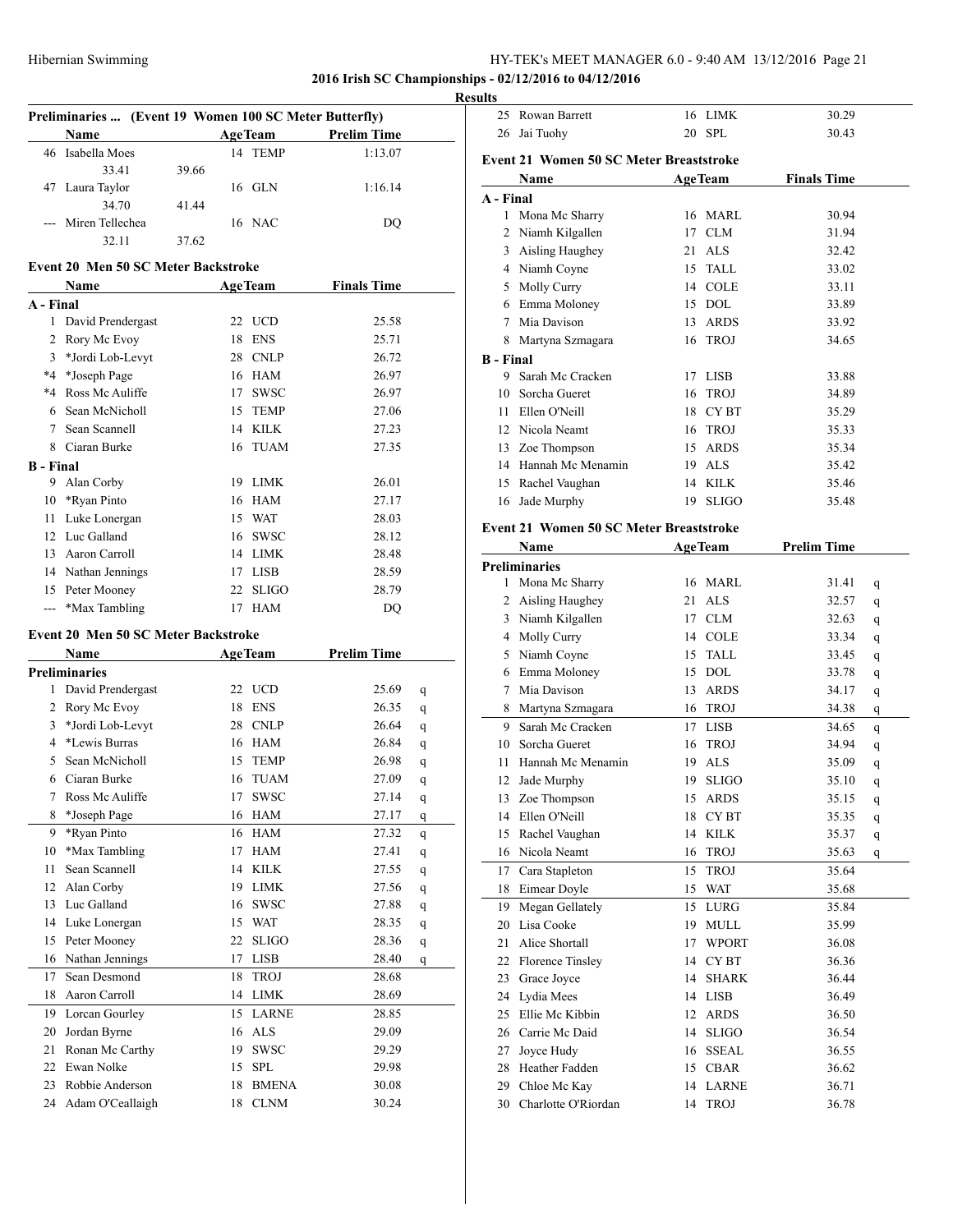# 2016 Irish SC Championships - 02/12/2016 to 04/12/2016

## Results

### Preliminaries ... (Event 19 Women 100 SC Meter Butterfly)

| | Name | | Age | Team | Prelim Time |
|---|---|---|---|---|---|
| 46 | Isabella Moes | | 14 | TEMP | 1:13.07 |
| | 33.41 | 39.66 | | | |
| 47 | Laura Taylor | | 16 | GLN | 1:16.14 |
| | 34.70 | 41.44 | | | |
| --- | Miren Tellechea | | 16 | NAC | DQ |
| | 32.11 | 37.62 | | | |

### Event 20 Men 50 SC Meter Backstroke

| | Name | Age | Team | Finals Time |
|---|---|---|---|---|
| **A - Final** | | | | |
| 1 | David Prendergast | 22 | UCD | 25.58 |
| 2 | Rory Mc Evoy | 18 | ENS | 25.71 |
| 3 | *Jordi Lob-Levyt | 28 | CNLP | 26.72 |
| *4 | *Joseph Page | 16 | HAM | 26.97 |
| *4 | Ross Mc Auliffe | 17 | SWSC | 26.97 |
| 6 | Sean McNicholl | 15 | TEMP | 27.06 |
| 7 | Sean Scannell | 14 | KILK | 27.23 |
| 8 | Ciaran Burke | 16 | TUAM | 27.35 |
| **B - Final** | | | | |
| 9 | Alan Corby | 19 | LIMK | 26.01 |
| 10 | *Ryan Pinto | 16 | HAM | 27.17 |
| 11 | Luke Lonergan | 15 | WAT | 28.03 |
| 12 | Luc Galland | 16 | SWSC | 28.12 |
| 13 | Aaron Carroll | 14 | LIMK | 28.48 |
| 14 | Nathan Jennings | 17 | LISB | 28.59 |
| 15 | Peter Mooney | 22 | SLIGO | 28.79 |
| --- | *Max Tambling | 17 | HAM | DQ |

### Event 20 Men 50 SC Meter Backstroke

| | Name | Age | Team | Prelim Time | |
|---|---|---|---|---|---|
| **Preliminaries** | | | | | |
| 1 | David Prendergast | 22 | UCD | 25.69 | q |
| 2 | Rory Mc Evoy | 18 | ENS | 26.35 | q |
| 3 | *Jordi Lob-Levyt | 28 | CNLP | 26.64 | q |
| 4 | *Lewis Burras | 16 | HAM | 26.84 | q |
| 5 | Sean McNicholl | 15 | TEMP | 26.98 | q |
| 6 | Ciaran Burke | 16 | TUAM | 27.09 | q |
| 7 | Ross Mc Auliffe | 17 | SWSC | 27.14 | q |
| 8 | *Joseph Page | 16 | HAM | 27.17 | q |
| 9 | *Ryan Pinto | 16 | HAM | 27.32 | q |
| 10 | *Max Tambling | 17 | HAM | 27.41 | q |
| 11 | Sean Scannell | 14 | KILK | 27.55 | q |
| 12 | Alan Corby | 19 | LIMK | 27.56 | q |
| 13 | Luc Galland | 16 | SWSC | 27.88 | q |
| 14 | Luke Lonergan | 15 | WAT | 28.35 | q |
| 15 | Peter Mooney | 22 | SLIGO | 28.36 | q |
| 16 | Nathan Jennings | 17 | LISB | 28.40 | q |
| 17 | Sean Desmond | 18 | TROJ | 28.68 | |
| 18 | Aaron Carroll | 14 | LIMK | 28.69 | |
| 19 | Lorcan Gourley | 15 | LARNE | 28.85 | |
| 20 | Jordan Byrne | 16 | ALS | 29.09 | |
| 21 | Ronan Mc Carthy | 19 | SWSC | 29.29 | |
| 22 | Ewan Nolke | 15 | SPL | 29.98 | |
| 23 | Robbie Anderson | 18 | BMENA | 30.08 | |
| 24 | Adam O'Ceallaigh | 18 | CLNM | 30.24 | |
| 25 | Rowan Barrett | 16 | LIMK | 30.29 | |
| 26 | Jai Tuohy | 20 | SPL | 30.43 | |

### Event 21 Women 50 SC Meter Breaststroke

| | Name | Age | Team | Finals Time |
|---|---|---|---|---|
| **A - Final** | | | | |
| 1 | Mona Mc Sharry | 16 | MARL | 30.94 |
| 2 | Niamh Kilgallen | 17 | CLM | 31.94 |
| 3 | Aisling Haughey | 21 | ALS | 32.42 |
| 4 | Niamh Coyne | 15 | TALL | 33.02 |
| 5 | Molly Curry | 14 | COLE | 33.11 |
| 6 | Emma Moloney | 15 | DOL | 33.89 |
| 7 | Mia Davison | 13 | ARDS | 33.92 |
| 8 | Martyna Szmagara | 16 | TROJ | 34.65 |
| **B - Final** | | | | |
| 9 | Sarah Mc Cracken | 17 | LISB | 33.88 |
| 10 | Sorcha Gueret | 16 | TROJ | 34.89 |
| 11 | Ellen O'Neill | 18 | CY BT | 35.29 |
| 12 | Nicola Neamt | 16 | TROJ | 35.33 |
| 13 | Zoe Thompson | 15 | ARDS | 35.34 |
| 14 | Hannah Mc Menamin | 19 | ALS | 35.42 |
| 15 | Rachel Vaughan | 14 | KILK | 35.46 |
| 16 | Jade Murphy | 19 | SLIGO | 35.48 |

### Event 21 Women 50 SC Meter Breaststroke

| | Name | Age | Team | Prelim Time | |
|---|---|---|---|---|---|
| **Preliminaries** | | | | | |
| 1 | Mona Mc Sharry | 16 | MARL | 31.41 | q |
| 2 | Aisling Haughey | 21 | ALS | 32.57 | q |
| 3 | Niamh Kilgallen | 17 | CLM | 32.63 | q |
| 4 | Molly Curry | 14 | COLE | 33.34 | q |
| 5 | Niamh Coyne | 15 | TALL | 33.45 | q |
| 6 | Emma Moloney | 15 | DOL | 33.78 | q |
| 7 | Mia Davison | 13 | ARDS | 34.17 | q |
| 8 | Martyna Szmagara | 16 | TROJ | 34.38 | q |
| 9 | Sarah Mc Cracken | 17 | LISB | 34.65 | q |
| 10 | Sorcha Gueret | 16 | TROJ | 34.94 | q |
| 11 | Hannah Mc Menamin | 19 | ALS | 35.09 | q |
| 12 | Jade Murphy | 19 | SLIGO | 35.10 | q |
| 13 | Zoe Thompson | 15 | ARDS | 35.15 | q |
| 14 | Ellen O'Neill | 18 | CY BT | 35.35 | q |
| 15 | Rachel Vaughan | 14 | KILK | 35.37 | q |
| 16 | Nicola Neamt | 16 | TROJ | 35.63 | q |
| 17 | Cara Stapleton | 15 | TROJ | 35.64 | |
| 18 | Eimear Doyle | 15 | WAT | 35.68 | |
| 19 | Megan Gellately | 15 | LURG | 35.84 | |
| 20 | Lisa Cooke | 19 | MULL | 35.99 | |
| 21 | Alice Shortall | 17 | WPORT | 36.08 | |
| 22 | Florence Tinsley | 14 | CY BT | 36.36 | |
| 23 | Grace Joyce | 14 | SHARK | 36.44 | |
| 24 | Lydia Mees | 14 | LISB | 36.49 | |
| 25 | Ellie Mc Kibbin | 12 | ARDS | 36.50 | |
| 26 | Carrie Mc Daid | 14 | SLIGO | 36.54 | |
| 27 | Joyce Hudy | 16 | SSEAL | 36.55 | |
| 28 | Heather Fadden | 15 | CBAR | 36.62 | |
| 29 | Chloe Mc Kay | 14 | LARNE | 36.71 | |
| 30 | Charlotte O'Riordan | 14 | TROJ | 36.78 | |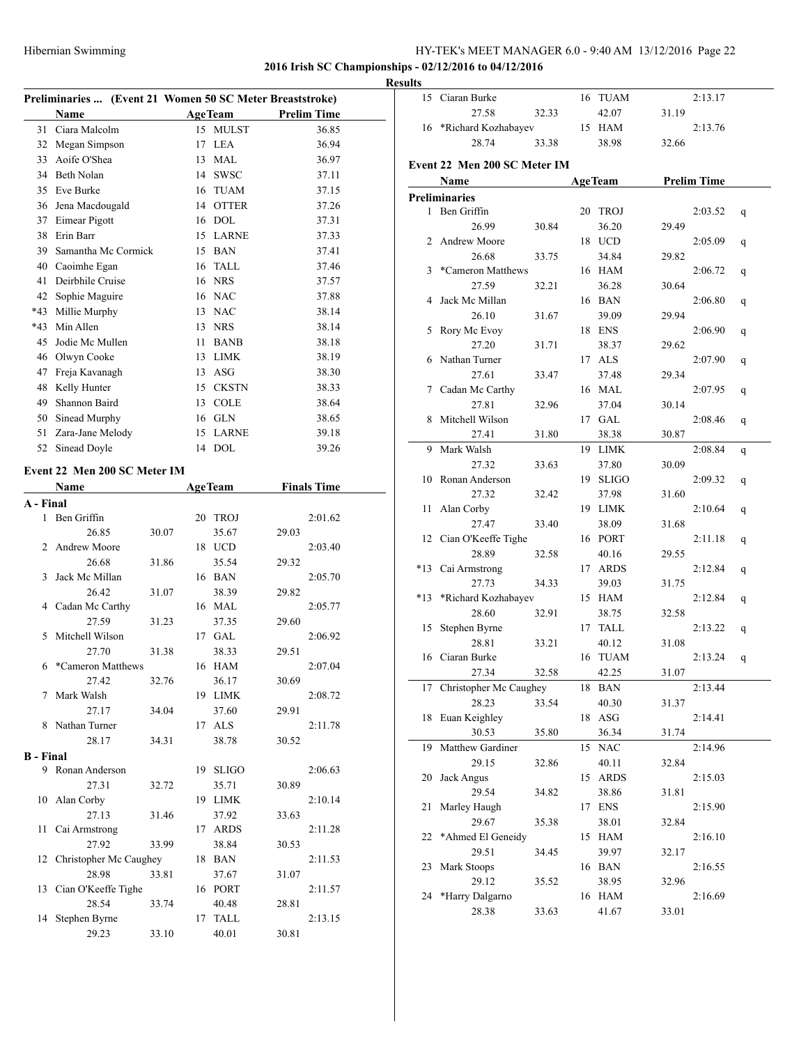**2016 Irish SC Championships - 02/12/2016 to 04/12/2016**

**Results**

### Preliminaries ... (Event 21 Women 50 SC Meter Breaststroke)

| | Name | Age | Team | Prelim Time |
|---|---|---|---|---|
| 31 | Ciara Malcolm | 15 | MULST | 36.85 |
| 32 | Megan Simpson | 17 | LEA | 36.94 |
| 33 | Aoife O'Shea | 13 | MAL | 36.97 |
| 34 | Beth Nolan | 14 | SWSC | 37.11 |
| 35 | Eve Burke | 16 | TUAM | 37.15 |
| 36 | Jena Macdougald | 14 | OTTER | 37.26 |
| 37 | Eimear Pigott | 16 | DOL | 37.31 |
| 38 | Erin Barr | 15 | LARNE | 37.33 |
| 39 | Samantha Mc Cormick | 15 | BAN | 37.41 |
| 40 | Caoimhe Egan | 16 | TALL | 37.46 |
| 41 | Deirbhile Cruise | 16 | NRS | 37.57 |
| 42 | Sophie Maguire | 16 | NAC | 37.88 |
| *43 | Millie Murphy | 13 | NAC | 38.14 |
| *43 | Min Allen | 13 | NRS | 38.14 |
| 45 | Jodie Mc Mullen | 11 | BANB | 38.18 |
| 46 | Olwyn Cooke | 13 | LIMK | 38.19 |
| 47 | Freja Kavanagh | 13 | ASG | 38.30 |
| 48 | Kelly Hunter | 15 | CKSTN | 38.33 |
| 49 | Shannon Baird | 13 | COLE | 38.64 |
| 50 | Sinead Murphy | 16 | GLN | 38.65 |
| 51 | Zara-Jane Melody | 15 | LARNE | 39.18 |
| 52 | Sinead Doyle | 14 | DOL | 39.26 |

### Event 22 Men 200 SC Meter IM

| | Name | Age | Team | Finals Time |
|---|---|---|---|---|
| **A - Final** | | | | |
| 1 | Ben Griffin | 20 | TROJ | 2:01.62 |
| | 26.85 / 30.07 / 35.67 / 29.03 | | | |
| 2 | Andrew Moore | 18 | UCD | 2:03.40 |
| | 26.68 / 31.86 / 35.54 / 29.32 | | | |
| 3 | Jack Mc Millan | 16 | BAN | 2:05.70 |
| | 26.42 / 31.07 / 38.39 / 29.82 | | | |
| 4 | Cadan Mc Carthy | 16 | MAL | 2:05.77 |
| | 27.59 / 31.23 / 37.35 / 29.60 | | | |
| 5 | Mitchell Wilson | 17 | GAL | 2:06.92 |
| | 27.70 / 31.38 / 38.33 / 29.51 | | | |
| 6 | *Cameron Matthews | 16 | HAM | 2:07.04 |
| | 27.42 / 32.76 / 36.17 / 30.69 | | | |
| 7 | Mark Walsh | 19 | LIMK | 2:08.72 |
| | 27.17 / 34.04 / 37.60 / 29.91 | | | |
| 8 | Nathan Turner | 17 | ALS | 2:11.78 |
| | 28.17 / 34.31 / 38.78 / 30.52 | | | |
| **B - Final** | | | | |
| 9 | Ronan Anderson | 19 | SLIGO | 2:06.63 |
| | 27.31 / 32.72 / 35.71 / 30.89 | | | |
| 10 | Alan Corby | 19 | LIMK | 2:10.14 |
| | 27.13 / 31.46 / 37.92 / 33.63 | | | |
| 11 | Cai Armstrong | 17 | ARDS | 2:11.28 |
| | 27.92 / 33.99 / 38.84 / 30.53 | | | |
| 12 | Christopher Mc Caughey | 18 | BAN | 2:11.53 |
| | 28.98 / 33.81 / 37.67 / 31.07 | | | |
| 13 | Cian O'Keeffe Tighe | 16 | PORT | 2:11.57 |
| | 28.54 / 33.74 / 40.48 / 28.81 | | | |
| 14 | Stephen Byrne | 17 | TALL | 2:13.15 |
| | 29.23 / 33.10 / 40.01 / 30.81 | | | |
| 15 | Ciaran Burke | 16 | TUAM | 2:13.17 |
| | 27.58 / 32.33 / 42.07 / 31.19 | | | |
| 16 | *Richard Kozhabayev | 15 | HAM | 2:13.76 |
| | 28.74 / 33.38 / 38.98 / 32.66 | | | |

### Event 22 Men 200 SC Meter IM

| | Name | Age | Team | Prelim Time | |
|---|---|---|---|---|---|
| **Preliminaries** | | | | | |
| 1 | Ben Griffin | 20 | TROJ | 2:03.52 | q |
| | 26.99 / 30.84 / 36.20 / 29.49 | | | | |
| 2 | Andrew Moore | 18 | UCD | 2:05.09 | q |
| | 26.68 / 33.75 / 34.84 / 29.82 | | | | |
| 3 | *Cameron Matthews | 16 | HAM | 2:06.72 | q |
| | 27.59 / 32.21 / 36.28 / 30.64 | | | | |
| 4 | Jack Mc Millan | 16 | BAN | 2:06.80 | q |
| | 26.10 / 31.67 / 39.09 / 29.94 | | | | |
| 5 | Rory Mc Evoy | 18 | ENS | 2:06.90 | q |
| | 27.20 / 31.71 / 38.37 / 29.62 | | | | |
| 6 | Nathan Turner | 17 | ALS | 2:07.90 | q |
| | 27.61 / 33.47 / 37.48 / 29.34 | | | | |
| 7 | Cadan Mc Carthy | 16 | MAL | 2:07.95 | q |
| | 27.81 / 32.96 / 37.04 / 30.14 | | | | |
| 8 | Mitchell Wilson | 17 | GAL | 2:08.46 | q |
| | 27.41 / 31.80 / 38.38 / 30.87 | | | | |
| 9 | Mark Walsh | 19 | LIMK | 2:08.84 | q |
| | 27.32 / 33.63 / 37.80 / 30.09 | | | | |
| 10 | Ronan Anderson | 19 | SLIGO | 2:09.32 | q |
| | 27.32 / 32.42 / 37.98 / 31.60 | | | | |
| 11 | Alan Corby | 19 | LIMK | 2:10.64 | q |
| | 27.47 / 33.40 / 38.09 / 31.68 | | | | |
| 12 | Cian O'Keeffe Tighe | 16 | PORT | 2:11.18 | q |
| | 28.89 / 32.58 / 40.16 / 29.55 | | | | |
| *13 | Cai Armstrong | 17 | ARDS | 2:12.84 | q |
| | 27.73 / 34.33 / 39.03 / 31.75 | | | | |
| *13 | *Richard Kozhabayev | 15 | HAM | 2:12.84 | q |
| | 28.60 / 32.91 / 38.75 / 32.58 | | | | |
| 15 | Stephen Byrne | 17 | TALL | 2:13.22 | q |
| | 28.81 / 33.21 / 40.12 / 31.08 | | | | |
| 16 | Ciaran Burke | 16 | TUAM | 2:13.24 | q |
| | 27.34 / 32.58 / 42.25 / 31.07 | | | | |
| 17 | Christopher Mc Caughey | 18 | BAN | 2:13.44 | |
| | 28.23 / 33.54 / 40.30 / 31.37 | | | | |
| 18 | Euan Keighley | 18 | ASG | 2:14.41 | |
| | 30.53 / 35.80 / 36.34 / 31.74 | | | | |
| 19 | Matthew Gardiner | 15 | NAC | 2:14.96 | |
| | 29.15 / 32.86 / 40.11 / 32.84 | | | | |
| 20 | Jack Angus | 15 | ARDS | 2:15.03 | |
| | 29.54 / 34.82 / 38.86 / 31.81 | | | | |
| 21 | Marley Haugh | 17 | ENS | 2:15.90 | |
| | 29.67 / 35.38 / 38.01 / 32.84 | | | | |
| 22 | *Ahmed El Geneidy | 15 | HAM | 2:16.10 | |
| | 29.51 / 34.45 / 39.97 / 32.17 | | | | |
| 23 | Mark Stoops | 16 | BAN | 2:16.55 | |
| | 29.12 / 35.52 / 38.95 / 32.96 | | | | |
| 24 | *Harry Dalgarno | 16 | HAM | 2:16.69 | |
| | 28.38 / 33.63 / 41.67 / 33.01 | | | | |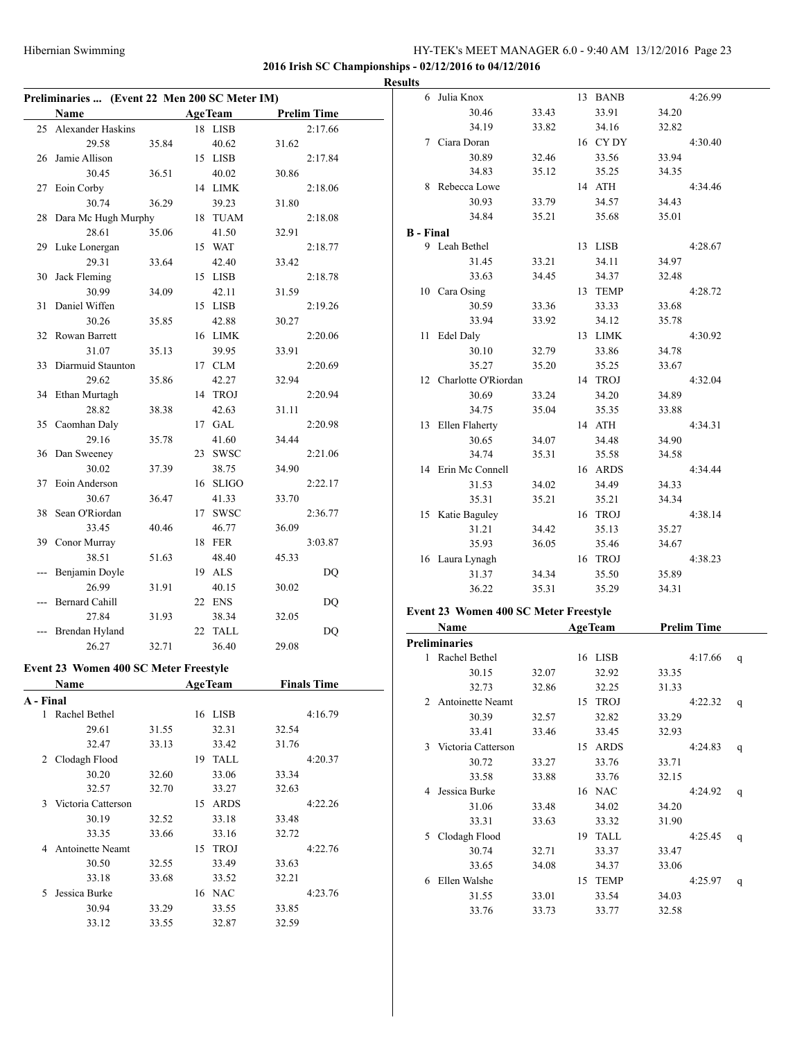**2016 Irish SC Championships - 02/12/2016 to 04/12/2016**

**Results**

### Preliminaries ... (Event 22 Men 200 SC Meter IM)

| | Name | Age | Team | Prelim Time |
|---|---|---|---|---|
| 25 | Alexander Haskins | 18 | LISB | 2:17.66 |
| | 29.58 35.84 40.62 31.62 | | | |
| 26 | Jamie Allison | 15 | LISB | 2:17.84 |
| | 30.45 36.51 40.02 30.86 | | | |
| 27 | Eoin Corby | 14 | LIMK | 2:18.06 |
| | 30.74 36.29 39.23 31.80 | | | |
| 28 | Dara Mc Hugh Murphy | 18 | TUAM | 2:18.08 |
| | 28.61 35.06 41.50 32.91 | | | |
| 29 | Luke Lonergan | 15 | WAT | 2:18.77 |
| | 29.31 33.64 42.40 33.42 | | | |
| 30 | Jack Fleming | 15 | LISB | 2:18.78 |
| | 30.99 34.09 42.11 31.59 | | | |
| 31 | Daniel Wiffen | 15 | LISB | 2:19.26 |
| | 30.26 35.85 42.88 30.27 | | | |
| 32 | Rowan Barrett | 16 | LIMK | 2:20.06 |
| | 31.07 35.13 39.95 33.91 | | | |
| 33 | Diarmuid Staunton | 17 | CLM | 2:20.69 |
| | 29.62 35.86 42.27 32.94 | | | |
| 34 | Ethan Murtagh | 14 | TROJ | 2:20.94 |
| | 28.82 38.38 42.63 31.11 | | | |
| 35 | Caomhan Daly | 17 | GAL | 2:20.98 |
| | 29.16 35.78 41.60 34.44 | | | |
| 36 | Dan Sweeney | 23 | SWSC | 2:21.06 |
| | 30.02 37.39 38.75 34.90 | | | |
| 37 | Eoin Anderson | 16 | SLIGO | 2:22.17 |
| | 30.67 36.47 41.33 33.70 | | | |
| 38 | Sean O'Riordan | 17 | SWSC | 2:36.77 |
| | 33.45 40.46 46.77 36.09 | | | |
| 39 | Conor Murray | 18 | FER | 3:03.87 |
| | 38.51 51.63 48.40 45.33 | | | |
| --- | Benjamin Doyle | 19 | ALS | DQ |
| | 26.99 31.91 40.15 30.02 | | | |
| --- | Bernard Cahill | 22 | ENS | DQ |
| | 27.84 31.93 38.34 32.05 | | | |
| --- | Brendan Hyland | 22 | TALL | DQ |
| | 26.27 32.71 36.40 29.08 | | | |

### Event 23 Women 400 SC Meter Freestyle

| | Name | Age | Team | Finals Time |
|---|---|---|---|---|
| **A - Final** | | | | |
| 1 | Rachel Bethel | 16 | LISB | 4:16.79 |
| | 29.61 31.55 32.31 32.54 | | | |
| | 32.47 33.13 33.42 31.76 | | | |
| 2 | Clodagh Flood | 19 | TALL | 4:20.37 |
| | 30.20 32.60 33.06 33.34 | | | |
| | 32.57 32.70 33.27 32.63 | | | |
| 3 | Victoria Catterson | 15 | ARDS | 4:22.26 |
| | 30.19 32.52 33.18 33.48 | | | |
| | 33.35 33.66 33.16 32.72 | | | |
| 4 | Antoinette Neamt | 15 | TROJ | 4:22.76 |
| | 30.50 32.55 33.49 33.63 | | | |
| | 33.18 33.68 33.52 32.21 | | | |
| 5 | Jessica Burke | 16 | NAC | 4:23.76 |
| | 30.94 33.29 33.55 33.85 | | | |
| | 33.12 33.55 32.87 32.59 | | | |
| 6 | Julia Knox | 13 | BANB | 4:26.99 |
| | 30.46 33.43 33.91 34.20 | | | |
| | 34.19 33.82 34.16 32.82 | | | |
| 7 | Ciara Doran | 16 | CY DY | 4:30.40 |
| | 30.89 32.46 33.56 33.94 | | | |
| | 34.83 35.12 35.25 34.35 | | | |
| 8 | Rebecca Lowe | 14 | ATH | 4:34.46 |
| | 30.93 33.79 34.57 34.43 | | | |
| | 34.84 35.21 35.68 35.01 | | | |
| **B - Final** | | | | |
| 9 | Leah Bethel | 13 | LISB | 4:28.67 |
| | 31.45 33.21 34.11 34.97 | | | |
| | 33.63 34.45 34.37 32.48 | | | |
| 10 | Cara Osing | 13 | TEMP | 4:28.72 |
| | 30.59 33.36 33.33 33.68 | | | |
| | 33.94 33.92 34.12 35.78 | | | |
| 11 | Edel Daly | 13 | LIMK | 4:30.92 |
| | 30.10 32.79 33.86 34.78 | | | |
| | 35.27 35.20 35.25 33.67 | | | |
| 12 | Charlotte O'Riordan | 14 | TROJ | 4:32.04 |
| | 30.69 33.24 34.20 34.89 | | | |
| | 34.75 35.04 35.35 33.88 | | | |
| 13 | Ellen Flaherty | 14 | ATH | 4:34.31 |
| | 30.65 34.07 34.48 34.90 | | | |
| | 34.74 35.31 35.58 34.58 | | | |
| 14 | Erin Mc Connell | 16 | ARDS | 4:34.44 |
| | 31.53 34.02 34.49 34.33 | | | |
| | 35.31 35.21 35.21 34.34 | | | |
| 15 | Katie Baguley | 16 | TROJ | 4:38.14 |
| | 31.21 34.42 35.13 35.27 | | | |
| | 35.93 36.05 35.46 34.67 | | | |
| 16 | Laura Lynagh | 16 | TROJ | 4:38.23 |
| | 31.37 34.34 35.50 35.89 | | | |
| | 36.22 35.31 35.29 34.31 | | | |

### Event 23 Women 400 SC Meter Freestyle

| | Name | Age | Team | Prelim Time | |
|---|---|---|---|---|---|
| **Preliminaries** | | | | | |
| 1 | Rachel Bethel | 16 | LISB | 4:17.66 | q |
| | 30.15 32.07 32.92 33.35 | | | | |
| | 32.73 32.86 32.25 31.33 | | | | |
| 2 | Antoinette Neamt | 15 | TROJ | 4:22.32 | q |
| | 30.39 32.57 32.82 33.29 | | | | |
| | 33.41 33.46 33.45 32.93 | | | | |
| 3 | Victoria Catterson | 15 | ARDS | 4:24.83 | q |
| | 30.72 33.27 33.76 33.71 | | | | |
| | 33.58 33.88 33.76 32.15 | | | | |
| 4 | Jessica Burke | 16 | NAC | 4:24.92 | q |
| | 31.06 33.48 34.02 34.20 | | | | |
| | 33.31 33.63 33.32 31.90 | | | | |
| 5 | Clodagh Flood | 19 | TALL | 4:25.45 | q |
| | 30.74 32.71 33.37 33.47 | | | | |
| | 33.65 34.08 34.37 33.06 | | | | |
| 6 | Ellen Walshe | 15 | TEMP | 4:25.97 | q |
| | 31.55 33.01 33.54 34.03 | | | | |
| | 33.76 33.73 33.77 32.58 | | | | |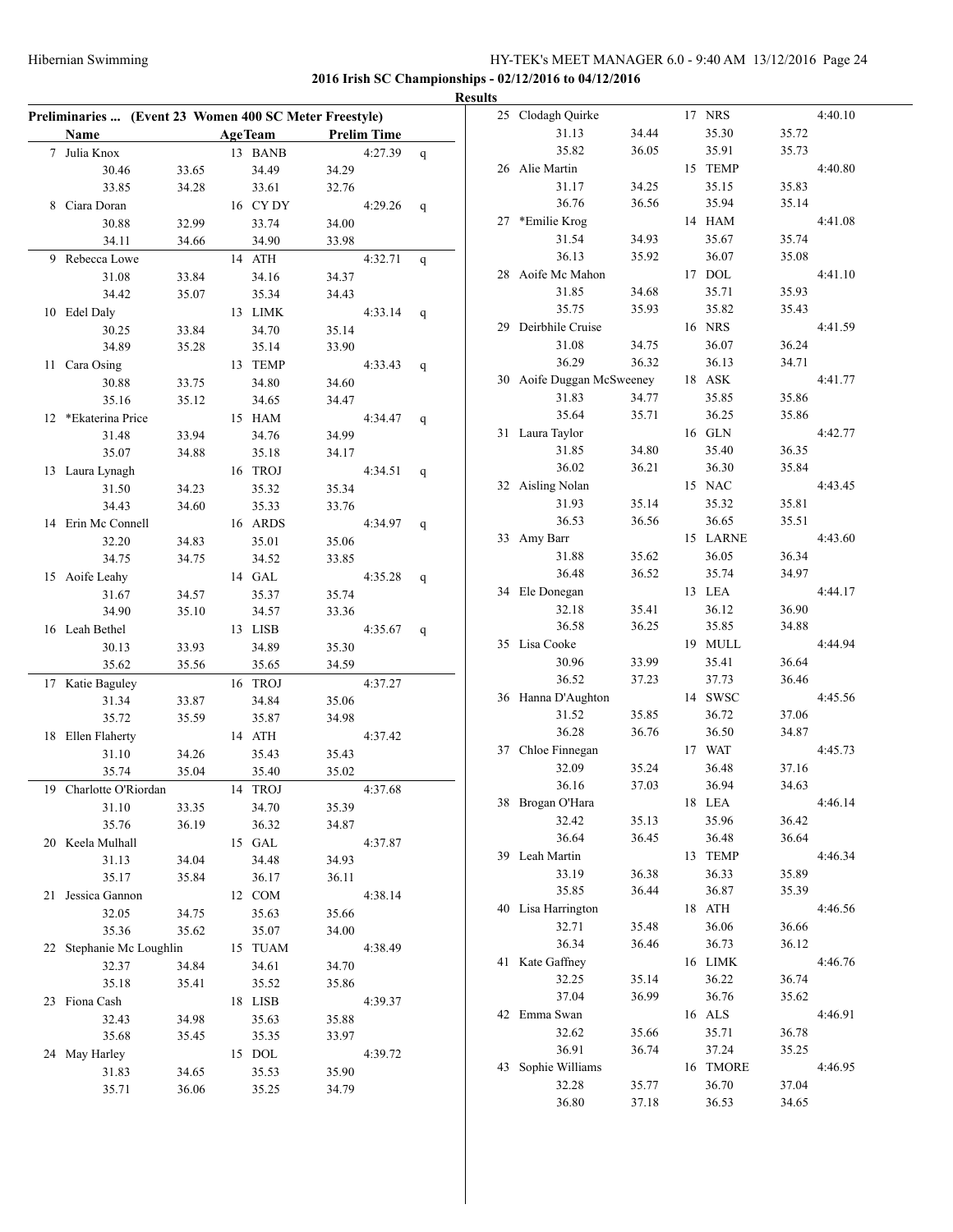**2016 Irish SC Championships - 02/12/2016 to 04/12/2016**

**Results**

**Preliminaries ... (Event 23 Women 400 SC Meter Freestyle)**

| | Name | Age | Team | Prelim Time | |
|---|---|---|---|---|---|
| 7 | Julia Knox | 13 | BANB | 4:27.39 | q |
| | 30.46 / 33.65 / 34.49 / 34.29 / 33.85 / 34.28 / 33.61 / 32.76 | | | | |
| 8 | Ciara Doran | 16 | CY DY | 4:29.26 | q |
| | 30.88 / 32.99 / 33.74 / 34.00 / 34.11 / 34.66 / 34.90 / 33.98 | | | | |
| 9 | Rebecca Lowe | 14 | ATH | 4:32.71 | q |
| | 31.08 / 33.84 / 34.16 / 34.37 / 34.42 / 35.07 / 35.34 / 34.43 | | | | |
| 10 | Edel Daly | 13 | LIMK | 4:33.14 | q |
| | 30.25 / 33.84 / 34.70 / 35.14 / 34.89 / 35.28 / 35.14 / 33.90 | | | | |
| 11 | Cara Osing | 13 | TEMP | 4:33.43 | q |
| | 30.88 / 33.75 / 34.80 / 34.60 / 35.16 / 35.12 / 34.65 / 34.47 | | | | |
| 12 | *Ekaterina Price | 15 | HAM | 4:34.47 | q |
| | 31.48 / 33.94 / 34.76 / 34.99 / 35.07 / 34.88 / 35.18 / 34.17 | | | | |
| 13 | Laura Lynagh | 16 | TROJ | 4:34.51 | q |
| | 31.50 / 34.23 / 35.32 / 35.34 / 34.43 / 34.60 / 35.33 / 33.76 | | | | |
| 14 | Erin Mc Connell | 16 | ARDS | 4:34.97 | q |
| | 32.20 / 34.83 / 35.01 / 35.06 / 34.75 / 34.75 / 34.52 / 33.85 | | | | |
| 15 | Aoife Leahy | 14 | GAL | 4:35.28 | q |
| | 31.67 / 34.57 / 35.37 / 35.74 / 34.90 / 35.10 / 34.57 / 33.36 | | | | |
| 16 | Leah Bethel | 13 | LISB | 4:35.67 | q |
| | 30.13 / 33.93 / 34.89 / 35.30 / 35.62 / 35.56 / 35.65 / 34.59 | | | | |
| 17 | Katie Baguley | 16 | TROJ | 4:37.27 | |
| | 31.34 / 33.87 / 34.84 / 35.06 / 35.72 / 35.59 / 35.87 / 34.98 | | | | |
| 18 | Ellen Flaherty | 14 | ATH | 4:37.42 | |
| | 31.10 / 34.26 / 35.43 / 35.43 / 35.74 / 35.04 / 35.40 / 35.02 | | | | |
| 19 | Charlotte O'Riordan | 14 | TROJ | 4:37.68 | |
| | 31.10 / 33.35 / 34.70 / 35.39 / 35.76 / 36.19 / 36.32 / 34.87 | | | | |
| 20 | Keela Mulhall | 15 | GAL | 4:37.87 | |
| | 31.13 / 34.04 / 34.48 / 34.93 / 35.17 / 35.84 / 36.17 / 36.11 | | | | |
| 21 | Jessica Gannon | 12 | COM | 4:38.14 | |
| | 32.05 / 34.75 / 35.63 / 35.66 / 35.36 / 35.62 / 35.07 / 34.00 | | | | |
| 22 | Stephanie Mc Loughlin | 15 | TUAM | 4:38.49 | |
| | 32.37 / 34.84 / 34.61 / 34.70 / 35.18 / 35.41 / 35.52 / 35.86 | | | | |
| 23 | Fiona Cash | 18 | LISB | 4:39.37 | |
| | 32.43 / 34.98 / 35.63 / 35.88 / 35.68 / 35.45 / 35.35 / 33.97 | | | | |
| 24 | May Harley | 15 | DOL | 4:39.72 | |
| | 31.83 / 34.65 / 35.53 / 35.90 / 35.71 / 36.06 / 35.25 / 34.79 | | | | |
| 25 | Clodagh Quirke | 17 | NRS | 4:40.10 | |
| | 31.13 / 34.44 / 35.30 / 35.72 / 35.82 / 36.05 / 35.91 / 35.73 | | | | |
| 26 | Alie Martin | 15 | TEMP | 4:40.80 | |
| | 31.17 / 34.25 / 35.15 / 35.83 / 36.76 / 36.56 / 35.94 / 35.14 | | | | |
| 27 | *Emilie Krog | 14 | HAM | 4:41.08 | |
| | 31.54 / 34.93 / 35.67 / 35.74 / 36.13 / 35.92 / 36.07 / 35.08 | | | | |
| 28 | Aoife Mc Mahon | 17 | DOL | 4:41.10 | |
| | 31.85 / 34.68 / 35.71 / 35.93 / 35.75 / 35.93 / 35.82 / 35.43 | | | | |
| 29 | Deirbhile Cruise | 16 | NRS | 4:41.59 | |
| | 31.08 / 34.75 / 36.07 / 36.24 / 36.29 / 36.32 / 36.13 / 34.71 | | | | |
| 30 | Aoife Duggan McSweeney | 18 | ASK | 4:41.77 | |
| | 31.83 / 34.77 / 35.85 / 35.86 / 35.64 / 35.71 / 36.25 / 35.86 | | | | |
| 31 | Laura Taylor | 16 | GLN | 4:42.77 | |
| | 31.85 / 34.80 / 35.40 / 36.35 / 36.02 / 36.21 / 36.30 / 35.84 | | | | |
| 32 | Aisling Nolan | 15 | NAC | 4:43.45 | |
| | 31.93 / 35.14 / 35.32 / 35.81 / 36.53 / 36.56 / 36.65 / 35.51 | | | | |
| 33 | Amy Barr | 15 | LARNE | 4:43.60 | |
| | 31.88 / 35.62 / 36.05 / 36.34 / 36.48 / 36.52 / 35.74 / 34.97 | | | | |
| 34 | Ele Donegan | 13 | LEA | 4:44.17 | |
| | 32.18 / 35.41 / 36.12 / 36.90 / 36.58 / 36.25 / 35.85 / 34.88 | | | | |
| 35 | Lisa Cooke | 19 | MULL | 4:44.94 | |
| | 30.96 / 33.99 / 35.41 / 36.64 / 36.52 / 37.23 / 37.73 / 36.46 | | | | |
| 36 | Hanna D'Aughton | 14 | SWSC | 4:45.56 | |
| | 31.52 / 35.85 / 36.72 / 37.06 / 36.28 / 36.76 / 36.50 / 34.87 | | | | |
| 37 | Chloe Finnegan | 17 | WAT | 4:45.73 | |
| | 32.09 / 35.24 / 36.48 / 37.16 / 36.16 / 37.03 / 36.94 / 34.63 | | | | |
| 38 | Brogan O'Hara | 18 | LEA | 4:46.14 | |
| | 32.42 / 35.13 / 35.96 / 36.42 / 36.64 / 36.45 / 36.48 / 36.64 | | | | |
| 39 | Leah Martin | 13 | TEMP | 4:46.34 | |
| | 33.19 / 36.38 / 36.33 / 35.89 / 35.85 / 36.44 / 36.87 / 35.39 | | | | |
| 40 | Lisa Harrington | 18 | ATH | 4:46.56 | |
| | 32.71 / 35.48 / 36.06 / 36.66 / 36.34 / 36.46 / 36.73 / 36.12 | | | | |
| 41 | Kate Gaffney | 16 | LIMK | 4:46.76 | |
| | 32.25 / 35.14 / 36.22 / 36.74 / 37.04 / 36.99 / 36.76 / 35.62 | | | | |
| 42 | Emma Swan | 16 | ALS | 4:46.91 | |
| | 32.62 / 35.66 / 35.71 / 36.78 / 36.91 / 36.74 / 37.24 / 35.25 | | | | |
| 43 | Sophie Williams | 16 | TMORE | 4:46.95 | |
| | 32.28 / 35.77 / 36.70 / 37.04 / 36.80 / 37.18 / 36.53 / 34.65 | | | | |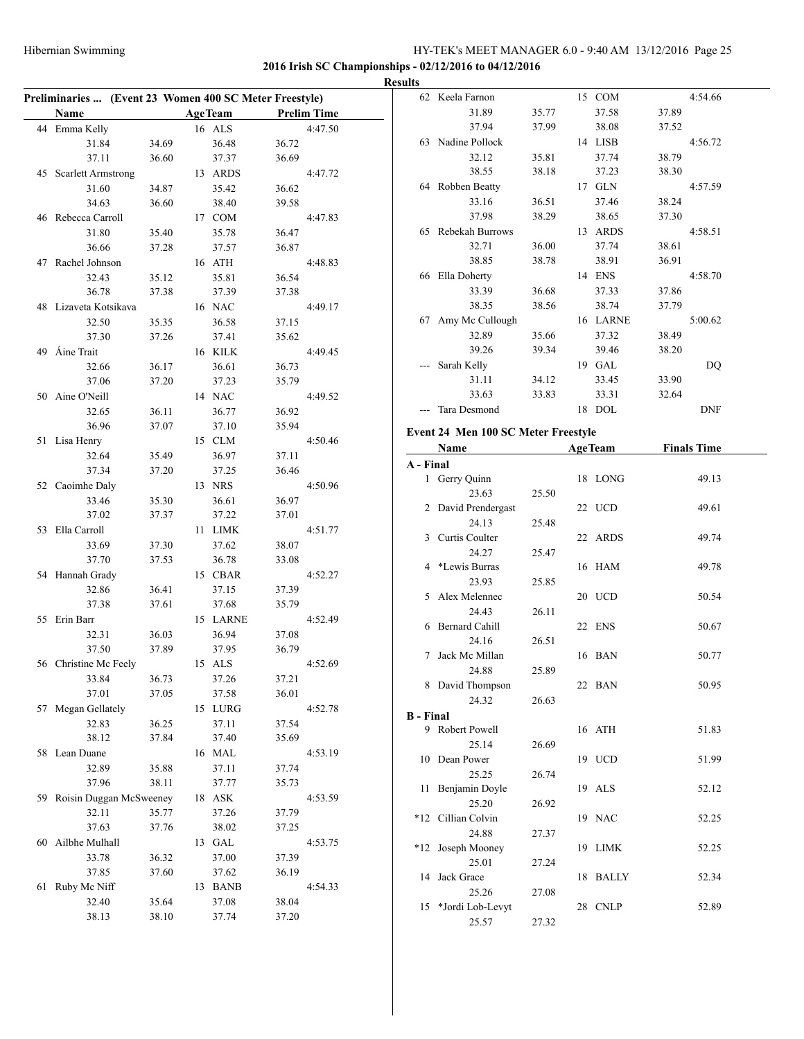**2016 Irish SC Championships - 02/12/2016 to 04/12/2016**

**Results**

### Preliminaries ... (Event 23 Women 400 SC Meter Freestyle)

| | Name | | Age | Team | | Prelim Time |
|---|---|---|---|---|---|---|
| 44 | Emma Kelly | | 16 | ALS | | 4:47.50 |
| | 31.84 | 34.69 | | 36.48 | 36.72 | |
| | 37.11 | 36.60 | | 37.37 | 36.69 | |
| 45 | Scarlett Armstrong | | 13 | ARDS | | 4:47.72 |
| | 31.60 | 34.87 | | 35.42 | 36.62 | |
| | 34.63 | 36.60 | | 38.40 | 39.58 | |
| 46 | Rebecca Carroll | | 17 | COM | | 4:47.83 |
| | 31.80 | 35.40 | | 35.78 | 36.47 | |
| | 36.66 | 37.28 | | 37.57 | 36.87 | |
| 47 | Rachel Johnson | | 16 | ATH | | 4:48.83 |
| | 32.43 | 35.12 | | 35.81 | 36.54 | |
| | 36.78 | 37.38 | | 37.39 | 37.38 | |
| 48 | Lizaveta Kotsikava | | 16 | NAC | | 4:49.17 |
| | 32.50 | 35.35 | | 36.58 | 37.15 | |
| | 37.30 | 37.26 | | 37.41 | 35.62 | |
| 49 | Áine Trait | | 16 | KILK | | 4:49.45 |
| | 32.66 | 36.17 | | 36.61 | 36.73 | |
| | 37.06 | 37.20 | | 37.23 | 35.79 | |
| 50 | Aine O'Neill | | 14 | NAC | | 4:49.52 |
| | 32.65 | 36.11 | | 36.77 | 36.92 | |
| | 36.96 | 37.07 | | 37.10 | 35.94 | |
| 51 | Lisa Henry | | 15 | CLM | | 4:50.46 |
| | 32.64 | 35.49 | | 36.97 | 37.11 | |
| | 37.34 | 37.20 | | 37.25 | 36.46 | |
| 52 | Caoimhe Daly | | 13 | NRS | | 4:50.96 |
| | 33.46 | 35.30 | | 36.61 | 36.97 | |
| | 37.02 | 37.37 | | 37.22 | 37.01 | |
| 53 | Ella Carroll | | 11 | LIMK | | 4:51.77 |
| | 33.69 | 37.30 | | 37.62 | 38.07 | |
| | 37.70 | 37.53 | | 36.78 | 33.08 | |
| 54 | Hannah Grady | | 15 | CBAR | | 4:52.27 |
| | 32.86 | 36.41 | | 37.15 | 37.39 | |
| | 37.38 | 37.61 | | 37.68 | 35.79 | |
| 55 | Erin Barr | | 15 | LARNE | | 4:52.49 |
| | 32.31 | 36.03 | | 36.94 | 37.08 | |
| | 37.50 | 37.89 | | 37.95 | 36.79 | |
| 56 | Christine Mc Feely | | 15 | ALS | | 4:52.69 |
| | 33.84 | 36.73 | | 37.26 | 37.21 | |
| | 37.01 | 37.05 | | 37.58 | 36.01 | |
| 57 | Megan Gellately | | 15 | LURG | | 4:52.78 |
| | 32.83 | 36.25 | | 37.11 | 37.54 | |
| | 38.12 | 37.84 | | 37.40 | 35.69 | |
| 58 | Lean Duane | | 16 | MAL | | 4:53.19 |
| | 32.89 | 35.88 | | 37.11 | 37.74 | |
| | 37.96 | 38.11 | | 37.77 | 35.73 | |
| 59 | Roisin Duggan McSweeney | | 18 | ASK | | 4:53.59 |
| | 32.11 | 35.77 | | 37.26 | 37.79 | |
| | 37.63 | 37.76 | | 38.02 | 37.25 | |
| 60 | Ailbhe Mulhall | | 13 | GAL | | 4:53.75 |
| | 33.78 | 36.32 | | 37.00 | 37.39 | |
| | 37.85 | 37.60 | | 37.62 | 36.19 | |
| 61 | Ruby Mc Niff | | 13 | BANB | | 4:54.33 |
| | 32.40 | 35.64 | | 37.08 | 38.04 | |
| | 38.13 | 38.10 | | 37.74 | 37.20 | |
| 62 | Keela Farnon | | 15 | COM | | 4:54.66 |
| | 31.89 | 35.77 | | 37.58 | 37.89 | |
| | 37.94 | 37.99 | | 38.08 | 37.52 | |
| 63 | Nadine Pollock | | 14 | LISB | | 4:56.72 |
| | 32.12 | 35.81 | | 37.74 | 38.79 | |
| | 38.55 | 38.18 | | 37.23 | 38.30 | |
| 64 | Robben Beatty | | 17 | GLN | | 4:57.59 |
| | 33.16 | 36.51 | | 37.46 | 38.24 | |
| | 37.98 | 38.29 | | 38.65 | 37.30 | |
| 65 | Rebekah Burrows | | 13 | ARDS | | 4:58.51 |
| | 32.71 | 36.00 | | 37.74 | 38.61 | |
| | 38.85 | 38.78 | | 38.91 | 36.91 | |
| 66 | Ella Doherty | | 14 | ENS | | 4:58.70 |
| | 33.39 | 36.68 | | 37.33 | 37.86 | |
| | 38.35 | 38.56 | | 38.74 | 37.79 | |
| 67 | Amy Mc Cullough | | 16 | LARNE | | 5:00.62 |
| | 32.89 | 35.66 | | 37.32 | 38.49 | |
| | 39.26 | 39.34 | | 39.46 | 38.20 | |
| --- | Sarah Kelly | | 19 | GAL | | DQ |
| | 31.11 | 34.12 | | 33.45 | 33.90 | |
| | 33.63 | 33.83 | | 33.31 | 32.64 | |
| --- | Tara Desmond | | 18 | DOL | | DNF |

### Event 24 Men 100 SC Meter Freestyle

| | Name | | Age | Team | Finals Time |
|---|---|---|---|---|---|
| **A - Final** | | | | | |
| 1 | Gerry Quinn | | 18 | LONG | 49.13 |
| | 23.63 | 25.50 | | | |
| 2 | David Prendergast | | 22 | UCD | 49.61 |
| | 24.13 | 25.48 | | | |
| 3 | Curtis Coulter | | 22 | ARDS | 49.74 |
| | 24.27 | 25.47 | | | |
| 4 | *Lewis Burras | | 16 | HAM | 49.78 |
| | 23.93 | 25.85 | | | |
| 5 | Alex Melennec | | 20 | UCD | 50.54 |
| | 24.43 | 26.11 | | | |
| 6 | Bernard Cahill | | 22 | ENS | 50.67 |
| | 24.16 | 26.51 | | | |
| 7 | Jack Mc Millan | | 16 | BAN | 50.77 |
| | 24.88 | 25.89 | | | |
| 8 | David Thompson | | 22 | BAN | 50.95 |
| | 24.32 | 26.63 | | | |
| **B - Final** | | | | | |
| 9 | Robert Powell | | 16 | ATH | 51.83 |
| | 25.14 | 26.69 | | | |
| 10 | Dean Power | | 19 | UCD | 51.99 |
| | 25.25 | 26.74 | | | |
| 11 | Benjamin Doyle | | 19 | ALS | 52.12 |
| | 25.20 | 26.92 | | | |
| *12 | Cillian Colvin | | 19 | NAC | 52.25 |
| | 24.88 | 27.37 | | | |
| *12 | Joseph Mooney | | 19 | LIMK | 52.25 |
| | 25.01 | 27.24 | | | |
| 14 | Jack Grace | | 18 | BALLY | 52.34 |
| | 25.26 | 27.08 | | | |
| 15 | *Jordi Lob-Levyt | | 28 | CNLP | 52.89 |
| | 25.57 | 27.32 | | | |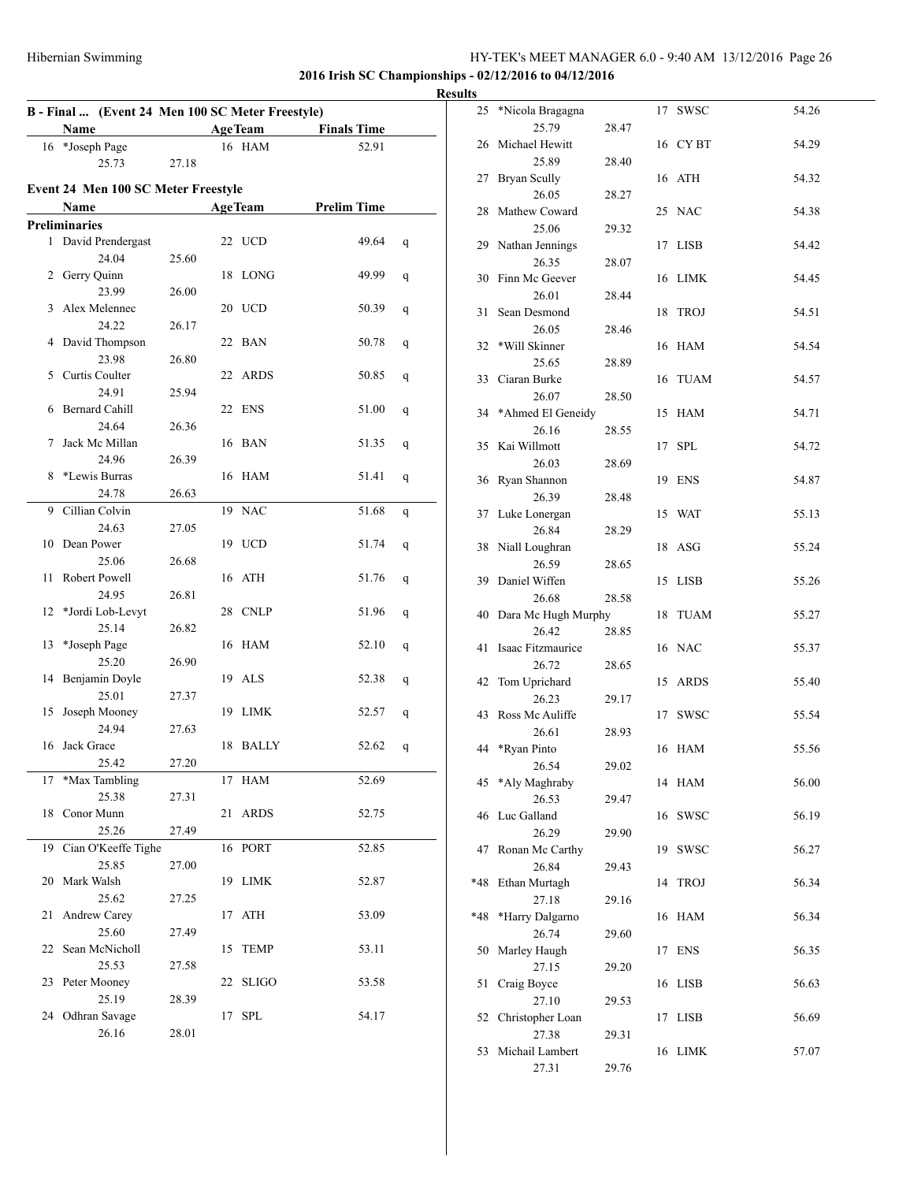**2016 Irish SC Championships - 02/12/2016 to 04/12/2016**

**Results**

## B - Final ... (Event 24 Men 100 SC Meter Freestyle)

| | Name | Age | Team | Finals Time |
|---|---|---|---|---|
| 16 | *Joseph Page | 16 | HAM | 52.91 |
| | 25.73 27.18 | | | |

## Event 24 Men 100 SC Meter Freestyle

| | Name | Age | Team | Prelim Time | |
|---|---|---|---|---|---|
| **Preliminaries** | | | | | |
| 1 | David Prendergast | 22 | UCD | 49.64 | q |
| | 24.04 25.60 | | | | |
| 2 | Gerry Quinn | 18 | LONG | 49.99 | q |
| | 23.99 26.00 | | | | |
| 3 | Alex Melennec | 20 | UCD | 50.39 | q |
| | 24.22 26.17 | | | | |
| 4 | David Thompson | 22 | BAN | 50.78 | q |
| | 23.98 26.80 | | | | |
| 5 | Curtis Coulter | 22 | ARDS | 50.85 | q |
| | 24.91 25.94 | | | | |
| 6 | Bernard Cahill | 22 | ENS | 51.00 | q |
| | 24.64 26.36 | | | | |
| 7 | Jack Mc Millan | 16 | BAN | 51.35 | q |
| | 24.96 26.39 | | | | |
| 8 | *Lewis Burras | 16 | HAM | 51.41 | q |
| | 24.78 26.63 | | | | |
| 9 | Cillian Colvin | 19 | NAC | 51.68 | q |
| | 24.63 27.05 | | | | |
| 10 | Dean Power | 19 | UCD | 51.74 | q |
| | 25.06 26.68 | | | | |
| 11 | Robert Powell | 16 | ATH | 51.76 | q |
| | 24.95 26.81 | | | | |
| 12 | *Jordi Lob-Levyt | 28 | CNLP | 51.96 | q |
| | 25.14 26.82 | | | | |
| 13 | *Joseph Page | 16 | HAM | 52.10 | q |
| | 25.20 26.90 | | | | |
| 14 | Benjamin Doyle | 19 | ALS | 52.38 | q |
| | 25.01 27.37 | | | | |
| 15 | Joseph Mooney | 19 | LIMK | 52.57 | q |
| | 24.94 27.63 | | | | |
| 16 | Jack Grace | 18 | BALLY | 52.62 | q |
| | 25.42 27.20 | | | | |
| 17 | *Max Tambling | 17 | HAM | 52.69 | |
| | 25.38 27.31 | | | | |
| 18 | Conor Munn | 21 | ARDS | 52.75 | |
| | 25.26 27.49 | | | | |
| 19 | Cian O'Keeffe Tighe | 16 | PORT | 52.85 | |
| | 25.85 27.00 | | | | |
| 20 | Mark Walsh | 19 | LIMK | 52.87 | |
| | 25.62 27.25 | | | | |
| 21 | Andrew Carey | 17 | ATH | 53.09 | |
| | 25.60 27.49 | | | | |
| 22 | Sean McNicholl | 15 | TEMP | 53.11 | |
| | 25.53 27.58 | | | | |
| 23 | Peter Mooney | 22 | SLIGO | 53.58 | |
| | 25.19 28.39 | | | | |
| 24 | Odhran Savage | 17 | SPL | 54.17 | |
| | 26.16 28.01 | | | | |
| 25 | *Nicola Bragagna | 17 | SWSC | 54.26 | |
| | 25.79 28.47 | | | | |
| 26 | Michael Hewitt | 16 | CY BT | 54.29 | |
| | 25.89 28.40 | | | | |
| 27 | Bryan Scully | 16 | ATH | 54.32 | |
| | 26.05 28.27 | | | | |
| 28 | Mathew Coward | 25 | NAC | 54.38 | |
| | 25.06 29.32 | | | | |
| 29 | Nathan Jennings | 17 | LISB | 54.42 | |
| | 26.35 28.07 | | | | |
| 30 | Finn Mc Geever | 16 | LIMK | 54.45 | |
| | 26.01 28.44 | | | | |
| 31 | Sean Desmond | 18 | TROJ | 54.51 | |
| | 26.05 28.46 | | | | |
| 32 | *Will Skinner | 16 | HAM | 54.54 | |
| | 25.65 28.89 | | | | |
| 33 | Ciaran Burke | 16 | TUAM | 54.57 | |
| | 26.07 28.50 | | | | |
| 34 | *Ahmed El Geneidy | 15 | HAM | 54.71 | |
| | 26.16 28.55 | | | | |
| 35 | Kai Willmott | 17 | SPL | 54.72 | |
| | 26.03 28.69 | | | | |
| 36 | Ryan Shannon | 19 | ENS | 54.87 | |
| | 26.39 28.48 | | | | |
| 37 | Luke Lonergan | 15 | WAT | 55.13 | |
| | 26.84 28.29 | | | | |
| 38 | Niall Loughran | 18 | ASG | 55.24 | |
| | 26.59 28.65 | | | | |
| 39 | Daniel Wiffen | 15 | LISB | 55.26 | |
| | 26.68 28.58 | | | | |
| 40 | Dara Mc Hugh Murphy | 18 | TUAM | 55.27 | |
| | 26.42 28.85 | | | | |
| 41 | Isaac Fitzmaurice | 16 | NAC | 55.37 | |
| | 26.72 28.65 | | | | |
| 42 | Tom Uprichard | 15 | ARDS | 55.40 | |
| | 26.23 29.17 | | | | |
| 43 | Ross Mc Auliffe | 17 | SWSC | 55.54 | |
| | 26.61 28.93 | | | | |
| 44 | *Ryan Pinto | 16 | HAM | 55.56 | |
| | 26.54 29.02 | | | | |
| 45 | *Aly Maghraby | 14 | HAM | 56.00 | |
| | 26.53 29.47 | | | | |
| 46 | Luc Galland | 16 | SWSC | 56.19 | |
| | 26.29 29.90 | | | | |
| 47 | Ronan Mc Carthy | 19 | SWSC | 56.27 | |
| | 26.84 29.43 | | | | |
| *48 | Ethan Murtagh | 14 | TROJ | 56.34 | |
| | 27.18 29.16 | | | | |
| *48 | *Harry Dalgarno | 16 | HAM | 56.34 | |
| | 26.74 29.60 | | | | |
| 50 | Marley Haugh | 17 | ENS | 56.35 | |
| | 27.15 29.20 | | | | |
| 51 | Craig Boyce | 16 | LISB | 56.63 | |
| | 27.10 29.53 | | | | |
| 52 | Christopher Loan | 17 | LISB | 56.69 | |
| | 27.38 29.31 | | | | |
| 53 | Michail Lambert | 16 | LIMK | 57.07 | |
| | 27.31 29.76 | | | | |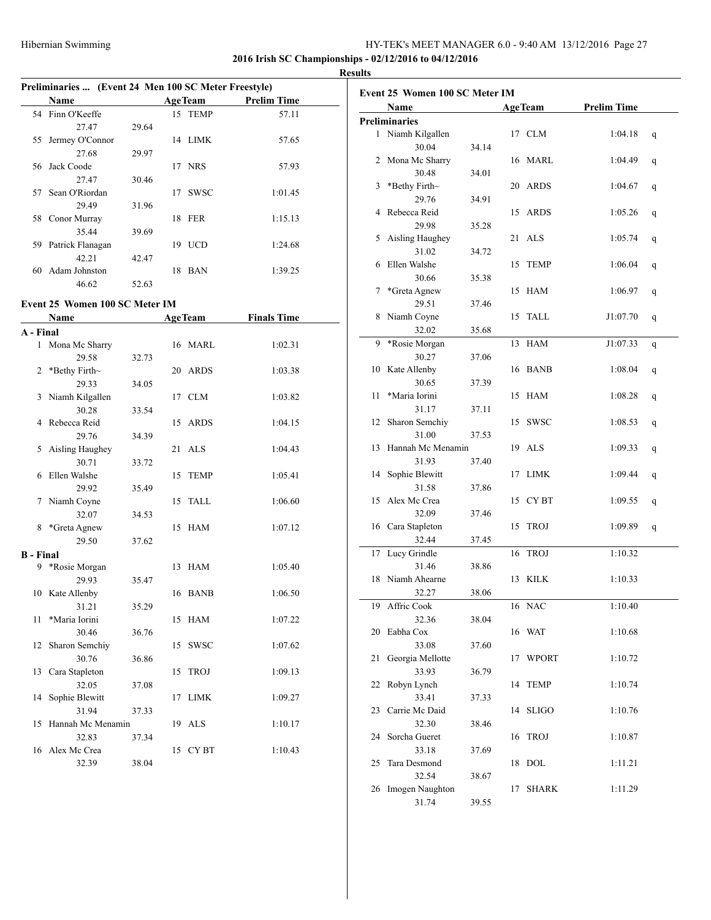**2016 Irish SC Championships - 02/12/2016 to 04/12/2016**

**Results**

### Preliminaries ... (Event 24 Men 100 SC Meter Freestyle)

| | Name | Age | Team | Prelim Time |
|---|---|---|---|---|
| 54 | Finn O'Keeffe | 15 | TEMP | 57.11 |
| | 27.47 29.64 | | | |
| 55 | Jermey O'Connor | 14 | LIMK | 57.65 |
| | 27.68 29.97 | | | |
| 56 | Jack Coode | 17 | NRS | 57.93 |
| | 27.47 30.46 | | | |
| 57 | Sean O'Riordan | 17 | SWSC | 1:01.45 |
| | 29.49 31.96 | | | |
| 58 | Conor Murray | 18 | FER | 1:15.13 |
| | 35.44 39.69 | | | |
| 59 | Patrick Flanagan | 19 | UCD | 1:24.68 |
| | 42.21 42.47 | | | |
| 60 | Adam Johnston | 18 | BAN | 1:39.25 |
| | 46.62 52.63 | | | |

### Event 25 Women 100 SC Meter IM

| | Name | Age | Team | Finals Time |
|---|---|---|---|---|
| **A - Final** | | | | |
| 1 | Mona Mc Sharry | 16 | MARL | 1:02.31 |
| | 29.58 32.73 | | | |
| 2 | *Bethy Firth~ | 20 | ARDS | 1:03.38 |
| | 29.33 34.05 | | | |
| 3 | Niamh Kilgallen | 17 | CLM | 1:03.82 |
| | 30.28 33.54 | | | |
| 4 | Rebecca Reid | 15 | ARDS | 1:04.15 |
| | 29.76 34.39 | | | |
| 5 | Aisling Haughey | 21 | ALS | 1:04.43 |
| | 30.71 33.72 | | | |
| 6 | Ellen Walshe | 15 | TEMP | 1:05.41 |
| | 29.92 35.49 | | | |
| 7 | Niamh Coyne | 15 | TALL | 1:06.60 |
| | 32.07 34.53 | | | |
| 8 | *Greta Agnew | 15 | HAM | 1:07.12 |
| | 29.50 37.62 | | | |
| **B - Final** | | | | |
| 9 | *Rosie Morgan | 13 | HAM | 1:05.40 |
| | 29.93 35.47 | | | |
| 10 | Kate Allenby | 16 | BANB | 1:06.50 |
| | 31.21 35.29 | | | |
| 11 | *Maria Iorini | 15 | HAM | 1:07.22 |
| | 30.46 36.76 | | | |
| 12 | Sharon Semchiy | 15 | SWSC | 1:07.62 |
| | 30.76 36.86 | | | |
| 13 | Cara Stapleton | 15 | TROJ | 1:09.13 |
| | 32.05 37.08 | | | |
| 14 | Sophie Blewitt | 17 | LIMK | 1:09.27 |
| | 31.94 37.33 | | | |
| 15 | Hannah Mc Menamin | 19 | ALS | 1:10.17 |
| | 32.83 37.34 | | | |
| 16 | Alex Mc Crea | 15 | CY BT | 1:10.43 |
| | 32.39 38.04 | | | |

### Event 25 Women 100 SC Meter IM

| | Name | Age | Team | Prelim Time | |
|---|---|---|---|---|---|
| **Preliminaries** | | | | | |
| 1 | Niamh Kilgallen | 17 | CLM | 1:04.18 | q |
| | 30.04 34.14 | | | | |
| 2 | Mona Mc Sharry | 16 | MARL | 1:04.49 | q |
| | 30.48 34.01 | | | | |
| 3 | *Bethy Firth~ | 20 | ARDS | 1:04.67 | q |
| | 29.76 34.91 | | | | |
| 4 | Rebecca Reid | 15 | ARDS | 1:05.26 | q |
| | 29.98 35.28 | | | | |
| 5 | Aisling Haughey | 21 | ALS | 1:05.74 | q |
| | 31.02 34.72 | | | | |
| 6 | Ellen Walshe | 15 | TEMP | 1:06.04 | q |
| | 30.66 35.38 | | | | |
| 7 | *Greta Agnew | 15 | HAM | 1:06.97 | q |
| | 29.51 37.46 | | | | |
| 8 | Niamh Coyne | 15 | TALL | J1:07.70 | q |
| | 32.02 35.68 | | | | |
| 9 | *Rosie Morgan | 13 | HAM | J1:07.33 | q |
| | 30.27 37.06 | | | | |
| 10 | Kate Allenby | 16 | BANB | 1:08.04 | q |
| | 30.65 37.39 | | | | |
| 11 | *Maria Iorini | 15 | HAM | 1:08.28 | q |
| | 31.17 37.11 | | | | |
| 12 | Sharon Semchiy | 15 | SWSC | 1:08.53 | q |
| | 31.00 37.53 | | | | |
| 13 | Hannah Mc Menamin | 19 | ALS | 1:09.33 | q |
| | 31.93 37.40 | | | | |
| 14 | Sophie Blewitt | 17 | LIMK | 1:09.44 | q |
| | 31.58 37.86 | | | | |
| 15 | Alex Mc Crea | 15 | CY BT | 1:09.55 | q |
| | 32.09 37.46 | | | | |
| 16 | Cara Stapleton | 15 | TROJ | 1:09.89 | q |
| | 32.44 37.45 | | | | |
| 17 | Lucy Grindle | 16 | TROJ | 1:10.32 | |
| | 31.46 38.86 | | | | |
| 18 | Niamh Ahearne | 13 | KILK | 1:10.33 | |
| | 32.27 38.06 | | | | |
| 19 | Affric Cook | 16 | NAC | 1:10.40 | |
| | 32.36 38.04 | | | | |
| 20 | Eabha Cox | 16 | WAT | 1:10.68 | |
| | 33.08 37.60 | | | | |
| 21 | Georgia Mellotte | 17 | WPORT | 1:10.72 | |
| | 33.93 36.79 | | | | |
| 22 | Robyn Lynch | 14 | TEMP | 1:10.74 | |
| | 33.41 37.33 | | | | |
| 23 | Carrie Mc Daid | 14 | SLIGO | 1:10.76 | |
| | 32.30 38.46 | | | | |
| 24 | Sorcha Gueret | 16 | TROJ | 1:10.87 | |
| | 33.18 37.69 | | | | |
| 25 | Tara Desmond | 18 | DOL | 1:11.21 | |
| | 32.54 38.67 | | | | |
| 26 | Imogen Naughton | 17 | SHARK | 1:11.29 | |
| | 31.74 39.55 | | | | |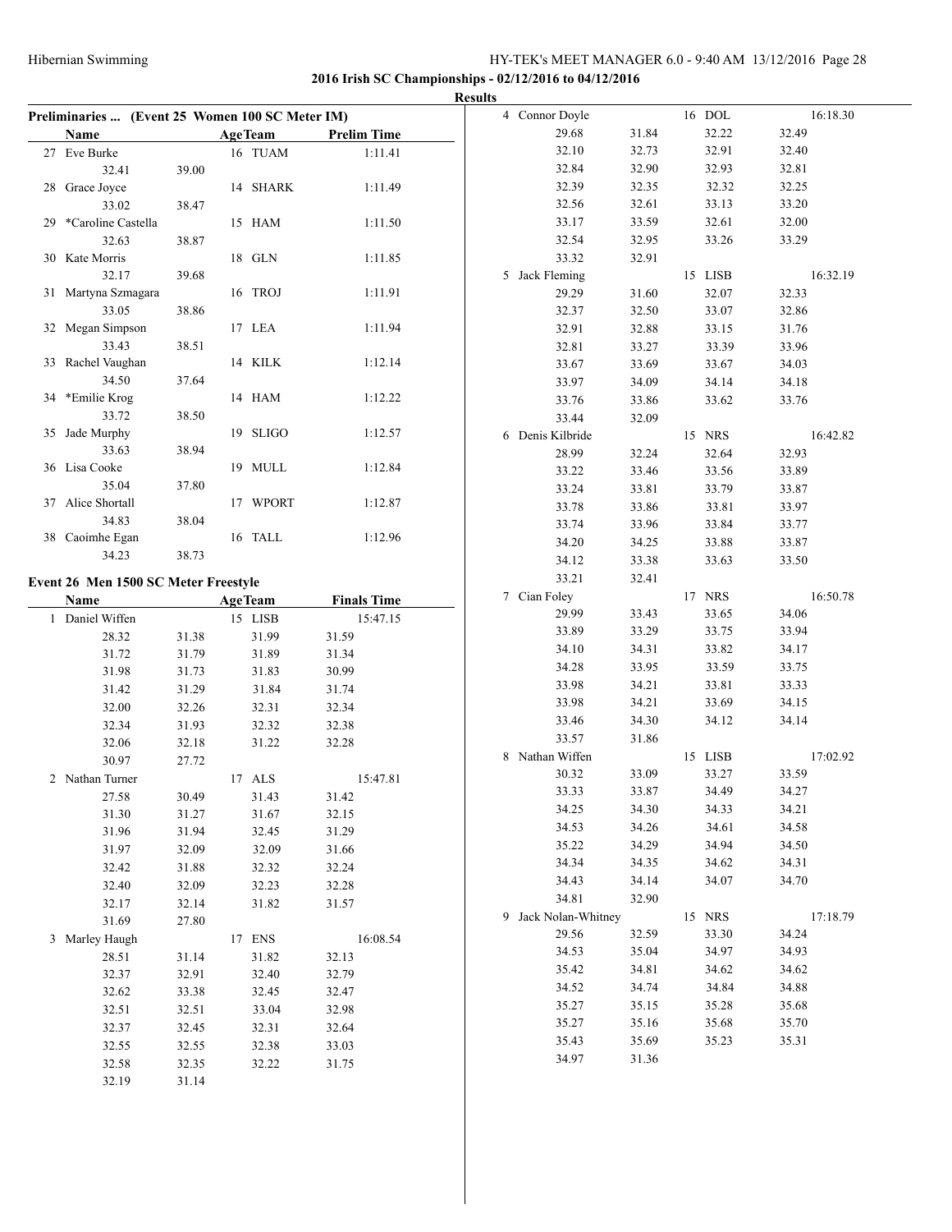**2016 Irish SC Championships - 02/12/2016 to 04/12/2016**

**Results**

### Preliminaries ... (Event 25 Women 100 SC Meter IM)

| | Name | Age | Team | Prelim Time |
|---|---|---|---|---|
| 27 | Eve Burke | 16 | TUAM | 1:11.41 |
| | 32.41 | 39.00 | | |
| 28 | Grace Joyce | 14 | SHARK | 1:11.49 |
| | 33.02 | 38.47 | | |
| 29 | *Caroline Castella | 15 | HAM | 1:11.50 |
| | 32.63 | 38.87 | | |
| 30 | Kate Morris | 18 | GLN | 1:11.85 |
| | 32.17 | 39.68 | | |
| 31 | Martyna Szmagara | 16 | TROJ | 1:11.91 |
| | 33.05 | 38.86 | | |
| 32 | Megan Simpson | 17 | LEA | 1:11.94 |
| | 33.43 | 38.51 | | |
| 33 | Rachel Vaughan | 14 | KILK | 1:12.14 |
| | 34.50 | 37.64 | | |
| 34 | *Emilie Krog | 14 | HAM | 1:12.22 |
| | 33.72 | 38.50 | | |
| 35 | Jade Murphy | 19 | SLIGO | 1:12.57 |
| | 33.63 | 38.94 | | |
| 36 | Lisa Cooke | 19 | MULL | 1:12.84 |
| | 35.04 | 37.80 | | |
| 37 | Alice Shortall | 17 | WPORT | 1:12.87 |
| | 34.83 | 38.04 | | |
| 38 | Caoimhe Egan | 16 | TALL | 1:12.96 |
| | 34.23 | 38.73 | | |

### Event 26 Men 1500 SC Meter Freestyle

| | Name | Age | Team | Finals Time |
|---|---|---|---|---|
| 1 | Daniel Wiffen | 15 | LISB | 15:47.15 |
| | 28.32 | 31.38 | 31.99 | 31.59 |
| | 31.72 | 31.79 | 31.89 | 31.34 |
| | 31.98 | 31.73 | 31.83 | 30.99 |
| | 31.42 | 31.29 | 31.84 | 31.74 |
| | 32.00 | 32.26 | 32.31 | 32.34 |
| | 32.34 | 31.93 | 32.32 | 32.38 |
| | 32.06 | 32.18 | 31.22 | 32.28 |
| | 30.97 | 27.72 | | |
| 2 | Nathan Turner | 17 | ALS | 15:47.81 |
| | 27.58 | 30.49 | 31.43 | 31.42 |
| | 31.30 | 31.27 | 31.67 | 32.15 |
| | 31.96 | 31.94 | 32.45 | 31.29 |
| | 31.97 | 32.09 | 32.09 | 31.66 |
| | 32.42 | 31.88 | 32.32 | 32.24 |
| | 32.40 | 32.09 | 32.23 | 32.28 |
| | 32.17 | 32.14 | 31.82 | 31.57 |
| | 31.69 | 27.80 | | |
| 3 | Marley Haugh | 17 | ENS | 16:08.54 |
| | 28.51 | 31.14 | 31.82 | 32.13 |
| | 32.37 | 32.91 | 32.40 | 32.79 |
| | 32.62 | 33.38 | 32.45 | 32.47 |
| | 32.51 | 32.51 | 33.04 | 32.98 |
| | 32.37 | 32.45 | 32.31 | 32.64 |
| | 32.55 | 32.55 | 32.38 | 33.03 |
| | 32.58 | 32.35 | 32.22 | 31.75 |
| | 32.19 | 31.14 | | |
| 4 | Connor Doyle | 16 | DOL | 16:18.30 |
| | 29.68 | 31.84 | 32.22 | 32.49 |
| | 32.10 | 32.73 | 32.91 | 32.40 |
| | 32.84 | 32.90 | 32.93 | 32.81 |
| | 32.39 | 32.35 | 32.32 | 32.25 |
| | 32.56 | 32.61 | 33.13 | 33.20 |
| | 33.17 | 33.59 | 32.61 | 32.00 |
| | 32.54 | 32.95 | 33.26 | 33.29 |
| | 33.32 | 32.91 | | |
| 5 | Jack Fleming | 15 | LISB | 16:32.19 |
| | 29.29 | 31.60 | 32.07 | 32.33 |
| | 32.37 | 32.50 | 33.07 | 32.86 |
| | 32.91 | 32.88 | 33.15 | 31.76 |
| | 32.81 | 33.27 | 33.39 | 33.96 |
| | 33.67 | 33.69 | 33.67 | 34.03 |
| | 33.97 | 34.09 | 34.14 | 34.18 |
| | 33.76 | 33.86 | 33.62 | 33.76 |
| | 33.44 | 32.09 | | |
| 6 | Denis Kilbride | 15 | NRS | 16:42.82 |
| | 28.99 | 32.24 | 32.64 | 32.93 |
| | 33.22 | 33.46 | 33.56 | 33.89 |
| | 33.24 | 33.81 | 33.79 | 33.87 |
| | 33.78 | 33.86 | 33.81 | 33.97 |
| | 33.74 | 33.96 | 33.84 | 33.77 |
| | 34.20 | 34.25 | 33.88 | 33.87 |
| | 34.12 | 33.38 | 33.63 | 33.50 |
| | 33.21 | 32.41 | | |
| 7 | Cian Foley | 17 | NRS | 16:50.78 |
| | 29.99 | 33.43 | 33.65 | 34.06 |
| | 33.89 | 33.29 | 33.75 | 33.94 |
| | 34.10 | 34.31 | 33.82 | 34.17 |
| | 34.28 | 33.95 | 33.59 | 33.75 |
| | 33.98 | 34.21 | 33.81 | 33.33 |
| | 33.98 | 34.21 | 33.69 | 34.15 |
| | 33.46 | 34.30 | 34.12 | 34.14 |
| | 33.57 | 31.86 | | |
| 8 | Nathan Wiffen | 15 | LISB | 17:02.92 |
| | 30.32 | 33.09 | 33.27 | 33.59 |
| | 33.33 | 33.87 | 34.49 | 34.27 |
| | 34.25 | 34.30 | 34.33 | 34.21 |
| | 34.53 | 34.26 | 34.61 | 34.58 |
| | 35.22 | 34.29 | 34.94 | 34.50 |
| | 34.34 | 34.35 | 34.62 | 34.31 |
| | 34.43 | 34.14 | 34.07 | 34.70 |
| | 34.81 | 32.90 | | |
| 9 | Jack Nolan-Whitney | 15 | NRS | 17:18.79 |
| | 29.56 | 32.59 | 33.30 | 34.24 |
| | 34.53 | 35.04 | 34.97 | 34.93 |
| | 35.42 | 34.81 | 34.62 | 34.62 |
| | 34.52 | 34.74 | 34.84 | 34.88 |
| | 35.27 | 35.15 | 35.28 | 35.68 |
| | 35.27 | 35.16 | 35.68 | 35.70 |
| | 35.43 | 35.69 | 35.23 | 35.31 |
| | 34.97 | 31.36 | | |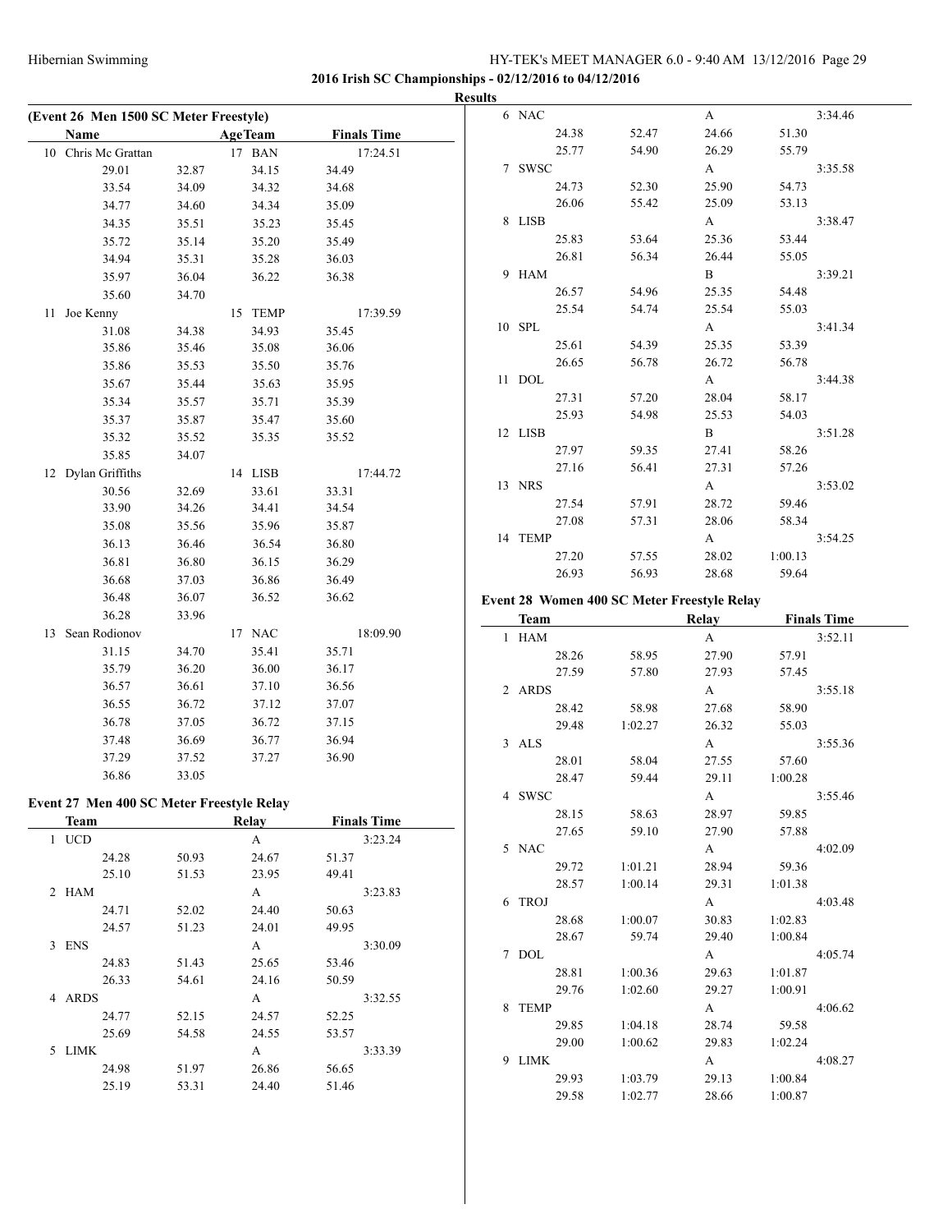**2016 Irish SC Championships - 02/12/2016 to 04/12/2016**

**Results**

### (Event 26 Men 1500 SC Meter Freestyle)

| | Name | Age | Team | | Finals Time |
|---|---|---|---|---|---|
| 10 | Chris Mc Grattan | 17 | BAN | | 17:24.51 |
| | 29.01 | 32.87 | 34.15 | 34.49 | |
| | 33.54 | 34.09 | 34.32 | 34.68 | |
| | 34.77 | 34.60 | 34.34 | 35.09 | |
| | 34.35 | 35.51 | 35.23 | 35.45 | |
| | 35.72 | 35.14 | 35.20 | 35.49 | |
| | 34.94 | 35.31 | 35.28 | 36.03 | |
| | 35.97 | 36.04 | 36.22 | 36.38 | |
| | 35.60 | 34.70 | | | |
| 11 | Joe Kenny | 15 | TEMP | | 17:39.59 |
| | 31.08 | 34.38 | 34.93 | 35.45 | |
| | 35.86 | 35.46 | 35.08 | 36.06 | |
| | 35.86 | 35.53 | 35.50 | 35.76 | |
| | 35.67 | 35.44 | 35.63 | 35.95 | |
| | 35.34 | 35.57 | 35.71 | 35.39 | |
| | 35.37 | 35.87 | 35.47 | 35.60 | |
| | 35.32 | 35.52 | 35.35 | 35.52 | |
| | 35.85 | 34.07 | | | |
| 12 | Dylan Griffiths | 14 | LISB | | 17:44.72 |
| | 30.56 | 32.69 | 33.61 | 33.31 | |
| | 33.90 | 34.26 | 34.41 | 34.54 | |
| | 35.08 | 35.56 | 35.96 | 35.87 | |
| | 36.13 | 36.46 | 36.54 | 36.80 | |
| | 36.81 | 36.80 | 36.15 | 36.29 | |
| | 36.68 | 37.03 | 36.86 | 36.49 | |
| | 36.48 | 36.07 | 36.52 | 36.62 | |
| | 36.28 | 33.96 | | | |
| 13 | Sean Rodionov | 17 | NAC | | 18:09.90 |
| | 31.15 | 34.70 | 35.41 | 35.71 | |
| | 35.79 | 36.20 | 36.00 | 36.17 | |
| | 36.57 | 36.61 | 37.10 | 36.56 | |
| | 36.55 | 36.72 | 37.12 | 37.07 | |
| | 36.78 | 37.05 | 36.72 | 37.15 | |
| | 37.48 | 36.69 | 36.77 | 36.94 | |
| | 37.29 | 37.52 | 37.27 | 36.90 | |
| | 36.86 | 33.05 | | | |

### Event 27 Men 400 SC Meter Freestyle Relay

| | Team | | Relay | | Finals Time |
|---|---|---|---|---|---|
| 1 | UCD | | A | | 3:23.24 |
| | 24.28 | 50.93 | 24.67 | 51.37 | |
| | 25.10 | 51.53 | 23.95 | 49.41 | |
| 2 | HAM | | A | | 3:23.83 |
| | 24.71 | 52.02 | 24.40 | 50.63 | |
| | 24.57 | 51.23 | 24.01 | 49.95 | |
| 3 | ENS | | A | | 3:30.09 |
| | 24.83 | 51.43 | 25.65 | 53.46 | |
| | 26.33 | 54.61 | 24.16 | 50.59 | |
| 4 | ARDS | | A | | 3:32.55 |
| | 24.77 | 52.15 | 24.57 | 52.25 | |
| | 25.69 | 54.58 | 24.55 | 53.57 | |
| 5 | LIMK | | A | | 3:33.39 |
| | 24.98 | 51.97 | 26.86 | 56.65 | |
| | 25.19 | 53.31 | 24.40 | 51.46 | |
| 6 | NAC | | A | | 3:34.46 |
| | 24.38 | 52.47 | 24.66 | 51.30 | |
| | 25.77 | 54.90 | 26.29 | 55.79 | |
| 7 | SWSC | | A | | 3:35.58 |
| | 24.73 | 52.30 | 25.90 | 54.73 | |
| | 26.06 | 55.42 | 25.09 | 53.13 | |
| 8 | LISB | | A | | 3:38.47 |
| | 25.83 | 53.64 | 25.36 | 53.44 | |
| | 26.81 | 56.34 | 26.44 | 55.05 | |
| 9 | HAM | | B | | 3:39.21 |
| | 26.57 | 54.96 | 25.35 | 54.48 | |
| | 25.54 | 54.74 | 25.54 | 55.03 | |
| 10 | SPL | | A | | 3:41.34 |
| | 25.61 | 54.39 | 25.35 | 53.39 | |
| | 26.65 | 56.78 | 26.72 | 56.78 | |
| 11 | DOL | | A | | 3:44.38 |
| | 27.31 | 57.20 | 28.04 | 58.17 | |
| | 25.93 | 54.98 | 25.53 | 54.03 | |
| 12 | LISB | | B | | 3:51.28 |
| | 27.97 | 59.35 | 27.41 | 58.26 | |
| | 27.16 | 56.41 | 27.31 | 57.26 | |
| 13 | NRS | | A | | 3:53.02 |
| | 27.54 | 57.91 | 28.72 | 59.46 | |
| | 27.08 | 57.31 | 28.06 | 58.34 | |
| 14 | TEMP | | A | | 3:54.25 |
| | 27.20 | 57.55 | 28.02 | 1:00.13 | |
| | 26.93 | 56.93 | 28.68 | 59.64 | |

### Event 28 Women 400 SC Meter Freestyle Relay

| | Team | | Relay | | Finals Time |
|---|---|---|---|---|---|
| 1 | HAM | | A | | 3:52.11 |
| | 28.26 | 58.95 | 27.90 | 57.91 | |
| | 27.59 | 57.80 | 27.93 | 57.45 | |
| 2 | ARDS | | A | | 3:55.18 |
| | 28.42 | 58.98 | 27.68 | 58.90 | |
| | 29.48 | 1:02.27 | 26.32 | 55.03 | |
| 3 | ALS | | A | | 3:55.36 |
| | 28.01 | 58.04 | 27.55 | 57.60 | |
| | 28.47 | 59.44 | 29.11 | 1:00.28 | |
| 4 | SWSC | | A | | 3:55.46 |
| | 28.15 | 58.63 | 28.97 | 59.85 | |
| | 27.65 | 59.10 | 27.90 | 57.88 | |
| 5 | NAC | | A | | 4:02.09 |
| | 29.72 | 1:01.21 | 28.94 | 59.36 | |
| | 28.57 | 1:00.14 | 29.31 | 1:01.38 | |
| 6 | TROJ | | A | | 4:03.48 |
| | 28.68 | 1:00.07 | 30.83 | 1:02.83 | |
| | 28.67 | 59.74 | 29.40 | 1:00.84 | |
| 7 | DOL | | A | | 4:05.74 |
| | 28.81 | 1:00.36 | 29.63 | 1:01.87 | |
| | 29.76 | 1:02.60 | 29.27 | 1:00.91 | |
| 8 | TEMP | | A | | 4:06.62 |
| | 29.85 | 1:04.18 | 28.74 | 59.58 | |
| | 29.00 | 1:00.62 | 29.83 | 1:02.24 | |
| 9 | LIMK | | A | | 4:08.27 |
| | 29.93 | 1:03.79 | 29.13 | 1:00.84 | |
| | 29.58 | 1:02.77 | 28.66 | 1:00.87 | |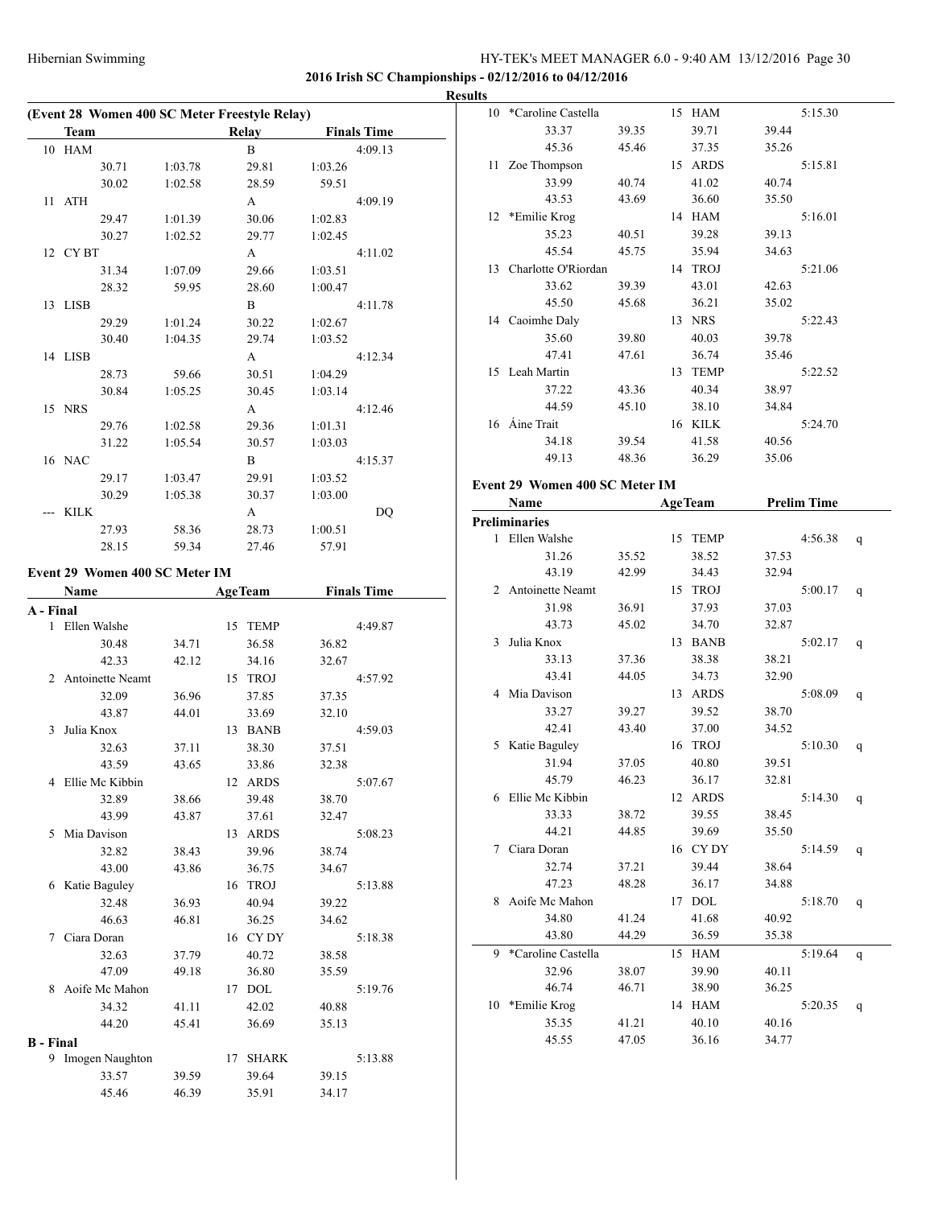**2016 Irish SC Championships - 02/12/2016 to 04/12/2016**

**Results**

### (Event 28 Women 400 SC Meter Freestyle Relay)

| | Team | | Relay | Finals Time |
|---|---|---|---|---|
| 10 | HAM | | B | 4:09.13 |
| | 30.71 | 1:03.78 | 29.81 | 1:03.26 |
| | 30.02 | 1:02.58 | 28.59 | 59.51 |
| 11 | ATH | | A | 4:09.19 |
| | 29.47 | 1:01.39 | 30.06 | 1:02.83 |
| | 30.27 | 1:02.52 | 29.77 | 1:02.45 |
| 12 | CY BT | | A | 4:11.02 |
| | 31.34 | 1:07.09 | 29.66 | 1:03.51 |
| | 28.32 | 59.95 | 28.60 | 1:00.47 |
| 13 | LISB | | B | 4:11.78 |
| | 29.29 | 1:01.24 | 30.22 | 1:02.67 |
| | 30.40 | 1:04.35 | 29.74 | 1:03.52 |
| 14 | LISB | | A | 4:12.34 |
| | 28.73 | 59.66 | 30.51 | 1:04.29 |
| | 30.84 | 1:05.25 | 30.45 | 1:03.14 |
| 15 | NRS | | A | 4:12.46 |
| | 29.76 | 1:02.58 | 29.36 | 1:01.31 |
| | 31.22 | 1:05.54 | 30.57 | 1:03.03 |
| 16 | NAC | | B | 4:15.37 |
| | 29.17 | 1:03.47 | 29.91 | 1:03.52 |
| | 30.29 | 1:05.38 | 30.37 | 1:03.00 |
| --- | KILK | | A | DQ |
| | 27.93 | 58.36 | 28.73 | 1:00.51 |
| | 28.15 | 59.34 | 27.46 | 57.91 |

### Event 29 Women 400 SC Meter IM

| | Name | | Age | Team | Finals Time |
|---|---|---|---|---|---|
| **A - Final** | | | | | |
| 1 | Ellen Walshe | | 15 | TEMP | 4:49.87 |
| | 30.48 | 34.71 | 36.58 | 36.82 | |
| | 42.33 | 42.12 | 34.16 | 32.67 | |
| 2 | Antoinette Neamt | | 15 | TROJ | 4:57.92 |
| | 32.09 | 36.96 | 37.85 | 37.35 | |
| | 43.87 | 44.01 | 33.69 | 32.10 | |
| 3 | Julia Knox | | 13 | BANB | 4:59.03 |
| | 32.63 | 37.11 | 38.30 | 37.51 | |
| | 43.59 | 43.65 | 33.86 | 32.38 | |
| 4 | Ellie Mc Kibbin | | 12 | ARDS | 5:07.67 |
| | 32.89 | 38.66 | 39.48 | 38.70 | |
| | 43.99 | 43.87 | 37.61 | 32.47 | |
| 5 | Mia Davison | | 13 | ARDS | 5:08.23 |
| | 32.82 | 38.43 | 39.96 | 38.74 | |
| | 43.00 | 43.86 | 36.75 | 34.67 | |
| 6 | Katie Baguley | | 16 | TROJ | 5:13.88 |
| | 32.48 | 36.93 | 40.94 | 39.22 | |
| | 46.63 | 46.81 | 36.25 | 34.62 | |
| 7 | Ciara Doran | | 16 | CY DY | 5:18.38 |
| | 32.63 | 37.79 | 40.72 | 38.58 | |
| | 47.09 | 49.18 | 36.80 | 35.59 | |
| 8 | Aoife Mc Mahon | | 17 | DOL | 5:19.76 |
| | 34.32 | 41.11 | 42.02 | 40.88 | |
| | 44.20 | 45.41 | 36.69 | 35.13 | |
| **B - Final** | | | | | |
| 9 | Imogen Naughton | | 17 | SHARK | 5:13.88 |
| | 33.57 | 39.59 | 39.64 | 39.15 | |
| | 45.46 | 46.39 | 35.91 | 34.17 | |
| 10 | *Caroline Castella | | 15 | HAM | 5:15.30 |
| | 33.37 | 39.35 | 39.71 | 39.44 | |
| | 45.36 | 45.46 | 37.35 | 35.26 | |
| 11 | Zoe Thompson | | 15 | ARDS | 5:15.81 |
| | 33.99 | 40.74 | 41.02 | 40.74 | |
| | 43.53 | 43.69 | 36.60 | 35.50 | |
| 12 | *Emilie Krog | | 14 | HAM | 5:16.01 |
| | 35.23 | 40.51 | 39.28 | 39.13 | |
| | 45.54 | 45.75 | 35.94 | 34.63 | |
| 13 | Charlotte O'Riordan | | 14 | TROJ | 5:21.06 |
| | 33.62 | 39.39 | 43.01 | 42.63 | |
| | 45.50 | 45.68 | 36.21 | 35.02 | |
| 14 | Caoimhe Daly | | 13 | NRS | 5:22.43 |
| | 35.60 | 39.80 | 40.03 | 39.78 | |
| | 47.41 | 47.61 | 36.74 | 35.46 | |
| 15 | Leah Martin | | 13 | TEMP | 5:22.52 |
| | 37.22 | 43.36 | 40.34 | 38.97 | |
| | 44.59 | 45.10 | 38.10 | 34.84 | |
| 16 | Áine Trait | | 16 | KILK | 5:24.70 |
| | 34.18 | 39.54 | 41.58 | 40.56 | |
| | 49.13 | 48.36 | 36.29 | 35.06 | |

### Event 29 Women 400 SC Meter IM

| | Name | | Age | Team | Prelim Time | |
|---|---|---|---|---|---|---|
| **Preliminaries** | | | | | | |
| 1 | Ellen Walshe | | 15 | TEMP | 4:56.38 | q |
| | 31.26 | 35.52 | 38.52 | 37.53 | | |
| | 43.19 | 42.99 | 34.43 | 32.94 | | |
| 2 | Antoinette Neamt | | 15 | TROJ | 5:00.17 | q |
| | 31.98 | 36.91 | 37.93 | 37.03 | | |
| | 43.73 | 45.02 | 34.70 | 32.87 | | |
| 3 | Julia Knox | | 13 | BANB | 5:02.17 | q |
| | 33.13 | 37.36 | 38.38 | 38.21 | | |
| | 43.41 | 44.05 | 34.73 | 32.90 | | |
| 4 | Mia Davison | | 13 | ARDS | 5:08.09 | q |
| | 33.27 | 39.27 | 39.52 | 38.70 | | |
| | 42.41 | 43.40 | 37.00 | 34.52 | | |
| 5 | Katie Baguley | | 16 | TROJ | 5:10.30 | q |
| | 31.94 | 37.05 | 40.80 | 39.51 | | |
| | 45.79 | 46.23 | 36.17 | 32.81 | | |
| 6 | Ellie Mc Kibbin | | 12 | ARDS | 5:14.30 | q |
| | 33.33 | 38.72 | 39.55 | 38.45 | | |
| | 44.21 | 44.85 | 39.69 | 35.50 | | |
| 7 | Ciara Doran | | 16 | CY DY | 5:14.59 | q |
| | 32.74 | 37.21 | 39.44 | 38.64 | | |
| | 47.23 | 48.28 | 36.17 | 34.88 | | |
| 8 | Aoife Mc Mahon | | 17 | DOL | 5:18.70 | q |
| | 34.80 | 41.24 | 41.68 | 40.92 | | |
| | 43.80 | 44.29 | 36.59 | 35.38 | | |
| 9 | *Caroline Castella | | 15 | HAM | 5:19.64 | q |
| | 32.96 | 38.07 | 39.90 | 40.11 | | |
| | 46.74 | 46.71 | 38.90 | 36.25 | | |
| 10 | *Emilie Krog | | 14 | HAM | 5:20.35 | q |
| | 35.35 | 41.21 | 40.10 | 40.16 | | |
| | 45.55 | 47.05 | 36.16 | 34.77 | | |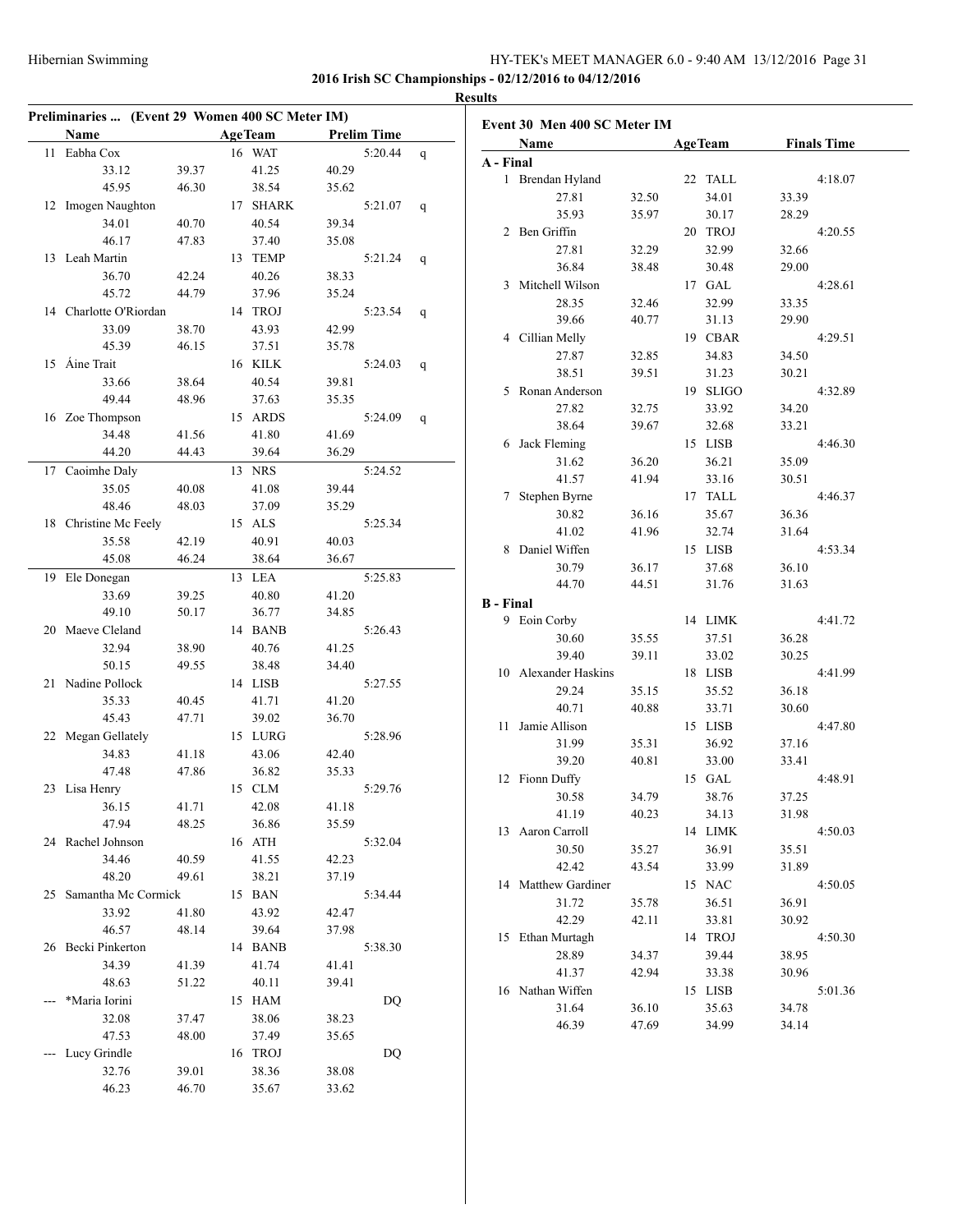**2016 Irish SC Championships - 02/12/2016 to 04/12/2016**

**Results**

### Preliminaries ... (Event 29 Women 400 SC Meter IM)

| | Name | Age | Team | Prelim Time | |
|---|---|---|---|---|---|
| 11 | Eabha Cox | 16 | WAT | 5:20.44 | q |
| | 33.12 | 39.37 | 41.25 | 40.29 | |
| | 45.95 | 46.30 | 38.54 | 35.62 | |
| 12 | Imogen Naughton | 17 | SHARK | 5:21.07 | q |
| | 34.01 | 40.70 | 40.54 | 39.34 | |
| | 46.17 | 47.83 | 37.40 | 35.08 | |
| 13 | Leah Martin | 13 | TEMP | 5:21.24 | q |
| | 36.70 | 42.24 | 40.26 | 38.33 | |
| | 45.72 | 44.79 | 37.96 | 35.24 | |
| 14 | Charlotte O'Riordan | 14 | TROJ | 5:23.54 | q |
| | 33.09 | 38.70 | 43.93 | 42.99 | |
| | 45.39 | 46.15 | 37.51 | 35.78 | |
| 15 | Áine Trait | 16 | KILK | 5:24.03 | q |
| | 33.66 | 38.64 | 40.54 | 39.81 | |
| | 49.44 | 48.96 | 37.63 | 35.35 | |
| 16 | Zoe Thompson | 15 | ARDS | 5:24.09 | q |
| | 34.48 | 41.56 | 41.80 | 41.69 | |
| | 44.20 | 44.43 | 39.64 | 36.29 | |
| 17 | Caoimhe Daly | 13 | NRS | 5:24.52 | |
| | 35.05 | 40.08 | 41.08 | 39.44 | |
| | 48.46 | 48.03 | 37.09 | 35.29 | |
| 18 | Christine Mc Feely | 15 | ALS | 5:25.34 | |
| | 35.58 | 42.19 | 40.91 | 40.03 | |
| | 45.08 | 46.24 | 38.64 | 36.67 | |
| 19 | Ele Donegan | 13 | LEA | 5:25.83 | |
| | 33.69 | 39.25 | 40.80 | 41.20 | |
| | 49.10 | 50.17 | 36.77 | 34.85 | |
| 20 | Maeve Cleland | 14 | BANB | 5:26.43 | |
| | 32.94 | 38.90 | 40.76 | 41.25 | |
| | 50.15 | 49.55 | 38.48 | 34.40 | |
| 21 | Nadine Pollock | 14 | LISB | 5:27.55 | |
| | 35.33 | 40.45 | 41.71 | 41.20 | |
| | 45.43 | 47.71 | 39.02 | 36.70 | |
| 22 | Megan Gellately | 15 | LURG | 5:28.96 | |
| | 34.83 | 41.18 | 43.06 | 42.40 | |
| | 47.48 | 47.86 | 36.82 | 35.33 | |
| 23 | Lisa Henry | 15 | CLM | 5:29.76 | |
| | 36.15 | 41.71 | 42.08 | 41.18 | |
| | 47.94 | 48.25 | 36.86 | 35.59 | |
| 24 | Rachel Johnson | 16 | ATH | 5:32.04 | |
| | 34.46 | 40.59 | 41.55 | 42.23 | |
| | 48.20 | 49.61 | 38.21 | 37.19 | |
| 25 | Samantha Mc Cormick | 15 | BAN | 5:34.44 | |
| | 33.92 | 41.80 | 43.92 | 42.47 | |
| | 46.57 | 48.14 | 39.64 | 37.98 | |
| 26 | Becki Pinkerton | 14 | BANB | 5:38.30 | |
| | 34.39 | 41.39 | 41.74 | 41.41 | |
| | 48.63 | 51.22 | 40.11 | 39.41 | |
| --- | *Maria Iorini | 15 | HAM | DQ | |
| | 32.08 | 37.47 | 38.06 | 38.23 | |
| | 47.53 | 48.00 | 37.49 | 35.65 | |
| --- | Lucy Grindle | 16 | TROJ | DQ | |
| | 32.76 | 39.01 | 38.36 | 38.08 | |
| | 46.23 | 46.70 | 35.67 | 33.62 | |

### Event 30 Men 400 SC Meter IM

| | Name | Age | Team | Finals Time |
|---|---|---|---|---|
| **A - Final** | | | | |
| 1 | Brendan Hyland | 22 | TALL | 4:18.07 |
| | 27.81 | 32.50 | 34.01 | 33.39 |
| | 35.93 | 35.97 | 30.17 | 28.29 |
| 2 | Ben Griffin | 20 | TROJ | 4:20.55 |
| | 27.81 | 32.29 | 32.99 | 32.66 |
| | 36.84 | 38.48 | 30.48 | 29.00 |
| 3 | Mitchell Wilson | 17 | GAL | 4:28.61 |
| | 28.35 | 32.46 | 32.99 | 33.35 |
| | 39.66 | 40.77 | 31.13 | 29.90 |
| 4 | Cillian Melly | 19 | CBAR | 4:29.51 |
| | 27.87 | 32.85 | 34.83 | 34.50 |
| | 38.51 | 39.51 | 31.23 | 30.21 |
| 5 | Ronan Anderson | 19 | SLIGO | 4:32.89 |
| | 27.82 | 32.75 | 33.92 | 34.20 |
| | 38.64 | 39.67 | 32.68 | 33.21 |
| 6 | Jack Fleming | 15 | LISB | 4:46.30 |
| | 31.62 | 36.20 | 36.21 | 35.09 |
| | 41.57 | 41.94 | 33.16 | 30.51 |
| 7 | Stephen Byrne | 17 | TALL | 4:46.37 |
| | 30.82 | 36.16 | 35.67 | 36.36 |
| | 41.02 | 41.96 | 32.74 | 31.64 |
| 8 | Daniel Wiffen | 15 | LISB | 4:53.34 |
| | 30.79 | 36.17 | 37.68 | 36.10 |
| | 44.70 | 44.51 | 31.76 | 31.63 |
| **B - Final** | | | | |
| 9 | Eoin Corby | 14 | LIMK | 4:41.72 |
| | 30.60 | 35.55 | 37.51 | 36.28 |
| | 39.40 | 39.11 | 33.02 | 30.25 |
| 10 | Alexander Haskins | 18 | LISB | 4:41.99 |
| | 29.24 | 35.15 | 35.52 | 36.18 |
| | 40.71 | 40.88 | 33.71 | 30.60 |
| 11 | Jamie Allison | 15 | LISB | 4:47.80 |
| | 31.99 | 35.31 | 36.92 | 37.16 |
| | 39.20 | 40.81 | 33.00 | 33.41 |
| 12 | Fionn Duffy | 15 | GAL | 4:48.91 |
| | 30.58 | 34.79 | 38.76 | 37.25 |
| | 41.19 | 40.23 | 34.13 | 31.98 |
| 13 | Aaron Carroll | 14 | LIMK | 4:50.03 |
| | 30.50 | 35.27 | 36.91 | 35.51 |
| | 42.42 | 43.54 | 33.99 | 31.89 |
| 14 | Matthew Gardiner | 15 | NAC | 4:50.05 |
| | 31.72 | 35.78 | 36.51 | 36.91 |
| | 42.29 | 42.11 | 33.81 | 30.92 |
| 15 | Ethan Murtagh | 14 | TROJ | 4:50.30 |
| | 28.89 | 34.37 | 39.44 | 38.95 |
| | 41.37 | 42.94 | 33.38 | 30.96 |
| 16 | Nathan Wiffen | 15 | LISB | 5:01.36 |
| | 31.64 | 36.10 | 35.63 | 34.78 |
| | 46.39 | 47.69 | 34.99 | 34.14 |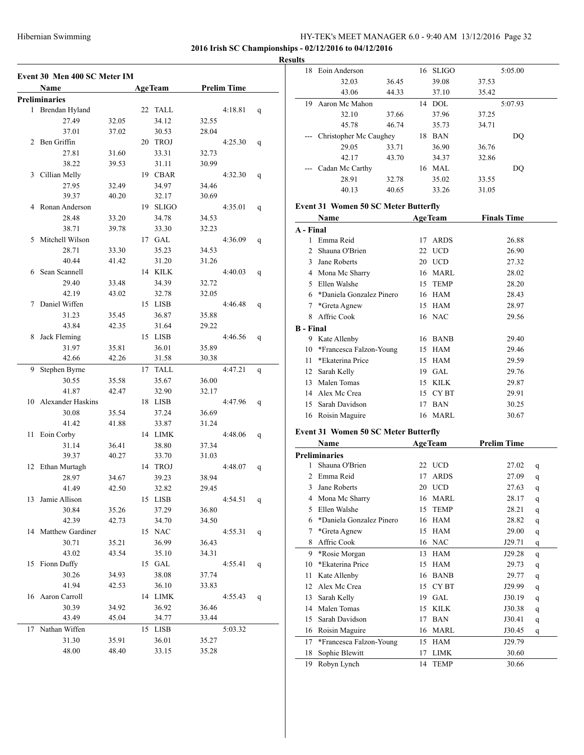**2016 Irish SC Championships - 02/12/2016 to 04/12/2016**

**Results**

## Event 30 Men 400 SC Meter IM

| | Name | Age | Team | Prelim Time | |
|---|---|---|---|---|---|
| **Preliminaries** | | | | | |
| 1 | Brendan Hyland | 22 | TALL | 4:18.81 | q |
| | 27.49 / 32.05 / 34.12 / 32.55 / 37.01 / 37.02 / 30.53 / 28.04 | | | | |
| 2 | Ben Griffin | 20 | TROJ | 4:25.30 | q |
| | 27.81 / 31.60 / 33.31 / 32.73 / 38.22 / 39.53 / 31.11 / 30.99 | | | | |
| 3 | Cillian Melly | 19 | CBAR | 4:32.30 | q |
| | 27.95 / 32.49 / 34.97 / 34.46 / 39.37 / 40.20 / 32.17 / 30.69 | | | | |
| 4 | Ronan Anderson | 19 | SLIGO | 4:35.01 | q |
| | 28.48 / 33.20 / 34.78 / 34.53 / 38.71 / 39.78 / 33.30 / 32.23 | | | | |
| 5 | Mitchell Wilson | 17 | GAL | 4:36.09 | q |
| | 28.71 / 33.30 / 35.23 / 34.53 / 40.44 / 41.42 / 31.20 / 31.26 | | | | |
| 6 | Sean Scannell | 14 | KILK | 4:40.03 | q |
| | 29.40 / 33.48 / 34.39 / 32.72 / 42.19 / 43.02 / 32.78 / 32.05 | | | | |
| 7 | Daniel Wiffen | 15 | LISB | 4:46.48 | q |
| | 31.23 / 35.45 / 36.87 / 35.88 / 43.84 / 42.35 / 31.64 / 29.22 | | | | |
| 8 | Jack Fleming | 15 | LISB | 4:46.56 | q |
| | 31.97 / 35.81 / 36.01 / 35.89 / 42.66 / 42.26 / 31.58 / 30.38 | | | | |
| 9 | Stephen Byrne | 17 | TALL | 4:47.21 | q |
| | 30.55 / 35.58 / 35.67 / 36.00 / 41.87 / 42.47 / 32.90 / 32.17 | | | | |
| 10 | Alexander Haskins | 18 | LISB | 4:47.96 | q |
| | 30.08 / 35.54 / 37.24 / 36.69 / 41.42 / 41.88 / 33.87 / 31.24 | | | | |
| 11 | Eoin Corby | 14 | LIMK | 4:48.06 | q |
| | 31.14 / 36.41 / 38.80 / 37.34 / 39.37 / 40.27 / 33.70 / 31.03 | | | | |
| 12 | Ethan Murtagh | 14 | TROJ | 4:48.07 | q |
| | 28.97 / 34.67 / 39.23 / 38.94 / 41.49 / 42.50 / 32.82 / 29.45 | | | | |
| 13 | Jamie Allison | 15 | LISB | 4:54.51 | q |
| | 30.84 / 35.26 / 37.29 / 36.80 / 42.39 / 42.73 / 34.70 / 34.50 | | | | |
| 14 | Matthew Gardiner | 15 | NAC | 4:55.31 | q |
| | 30.71 / 35.21 / 36.99 / 36.43 / 43.02 / 43.54 / 35.10 / 34.31 | | | | |
| 15 | Fionn Duffy | 15 | GAL | 4:55.41 | q |
| | 30.26 / 34.93 / 38.08 / 37.74 / 41.94 / 42.53 / 36.10 / 33.83 | | | | |
| 16 | Aaron Carroll | 14 | LIMK | 4:55.43 | q |
| | 30.39 / 34.92 / 36.92 / 36.46 / 43.49 / 45.04 / 34.77 / 33.44 | | | | |
| 17 | Nathan Wiffen | 15 | LISB | 5:03.32 | |
| | 31.30 / 35.91 / 36.01 / 35.27 / 48.00 / 48.40 / 33.15 / 35.28 | | | | |
| 18 | Eoin Anderson | 16 | SLIGO | 5:05.00 | |
| | 32.03 / 36.45 / 39.08 / 37.53 / 43.06 / 44.33 / 37.10 / 35.42 | | | | |
| 19 | Aaron Mc Mahon | 14 | DOL | 5:07.93 | |
| | 32.10 / 37.66 / 37.96 / 37.25 / 45.78 / 46.74 / 35.73 / 34.71 | | | | |
| --- | Christopher Mc Caughey | 18 | BAN | DQ | |
| | 29.05 / 33.71 / 36.90 / 36.76 / 42.17 / 43.70 / 34.37 / 32.86 | | | | |
| --- | Cadan Mc Carthy | 16 | MAL | DQ | |
| | 28.91 / 32.78 / 35.02 / 33.55 / 40.13 / 40.65 / 33.26 / 31.05 | | | | |

## Event 31 Women 50 SC Meter Butterfly

| | Name | Age | Team | Finals Time |
|---|---|---|---|---|
| **A - Final** | | | | |
| 1 | Emma Reid | 17 | ARDS | 26.88 |
| 2 | Shauna O'Brien | 22 | UCD | 26.90 |
| 3 | Jane Roberts | 20 | UCD | 27.32 |
| 4 | Mona Mc Sharry | 16 | MARL | 28.02 |
| 5 | Ellen Walshe | 15 | TEMP | 28.20 |
| 6 | *Daniela Gonzalez Pinero | 16 | HAM | 28.43 |
| 7 | *Greta Agnew | 15 | HAM | 28.97 |
| 8 | Affric Cook | 16 | NAC | 29.56 |
| **B - Final** | | | | |
| 9 | Kate Allenby | 16 | BANB | 29.40 |
| 10 | *Francesca Falzon-Young | 15 | HAM | 29.46 |
| 11 | *Ekaterina Price | 15 | HAM | 29.59 |
| 12 | Sarah Kelly | 19 | GAL | 29.76 |
| 13 | Malen Tomas | 15 | KILK | 29.87 |
| 14 | Alex Mc Crea | 15 | CY BT | 29.91 |
| 15 | Sarah Davidson | 17 | BAN | 30.25 |
| 16 | Roisin Maguire | 16 | MARL | 30.67 |

## Event 31 Women 50 SC Meter Butterfly

| | Name | Age | Team | Prelim Time | |
|---|---|---|---|---|---|
| **Preliminaries** | | | | | |
| 1 | Shauna O'Brien | 22 | UCD | 27.02 | q |
| 2 | Emma Reid | 17 | ARDS | 27.09 | q |
| 3 | Jane Roberts | 20 | UCD | 27.63 | q |
| 4 | Mona Mc Sharry | 16 | MARL | 28.17 | q |
| 5 | Ellen Walshe | 15 | TEMP | 28.21 | q |
| 6 | *Daniela Gonzalez Pinero | 16 | HAM | 28.82 | q |
| 7 | *Greta Agnew | 15 | HAM | 29.00 | q |
| 8 | Affric Cook | 16 | NAC | J29.71 | q |
| 9 | *Rosie Morgan | 13 | HAM | J29.28 | q |
| 10 | *Ekaterina Price | 15 | HAM | 29.73 | q |
| 11 | Kate Allenby | 16 | BANB | 29.77 | q |
| 12 | Alex Mc Crea | 15 | CY BT | J29.99 | q |
| 13 | Sarah Kelly | 19 | GAL | J30.19 | q |
| 14 | Malen Tomas | 15 | KILK | J30.38 | q |
| 15 | Sarah Davidson | 17 | BAN | J30.41 | q |
| 16 | Roisin Maguire | 16 | MARL | J30.45 | q |
| 17 | *Francesca Falzon-Young | 15 | HAM | J29.79 | |
| 18 | Sophie Blewitt | 17 | LIMK | 30.60 | |
| 19 | Robyn Lynch | 14 | TEMP | 30.66 | |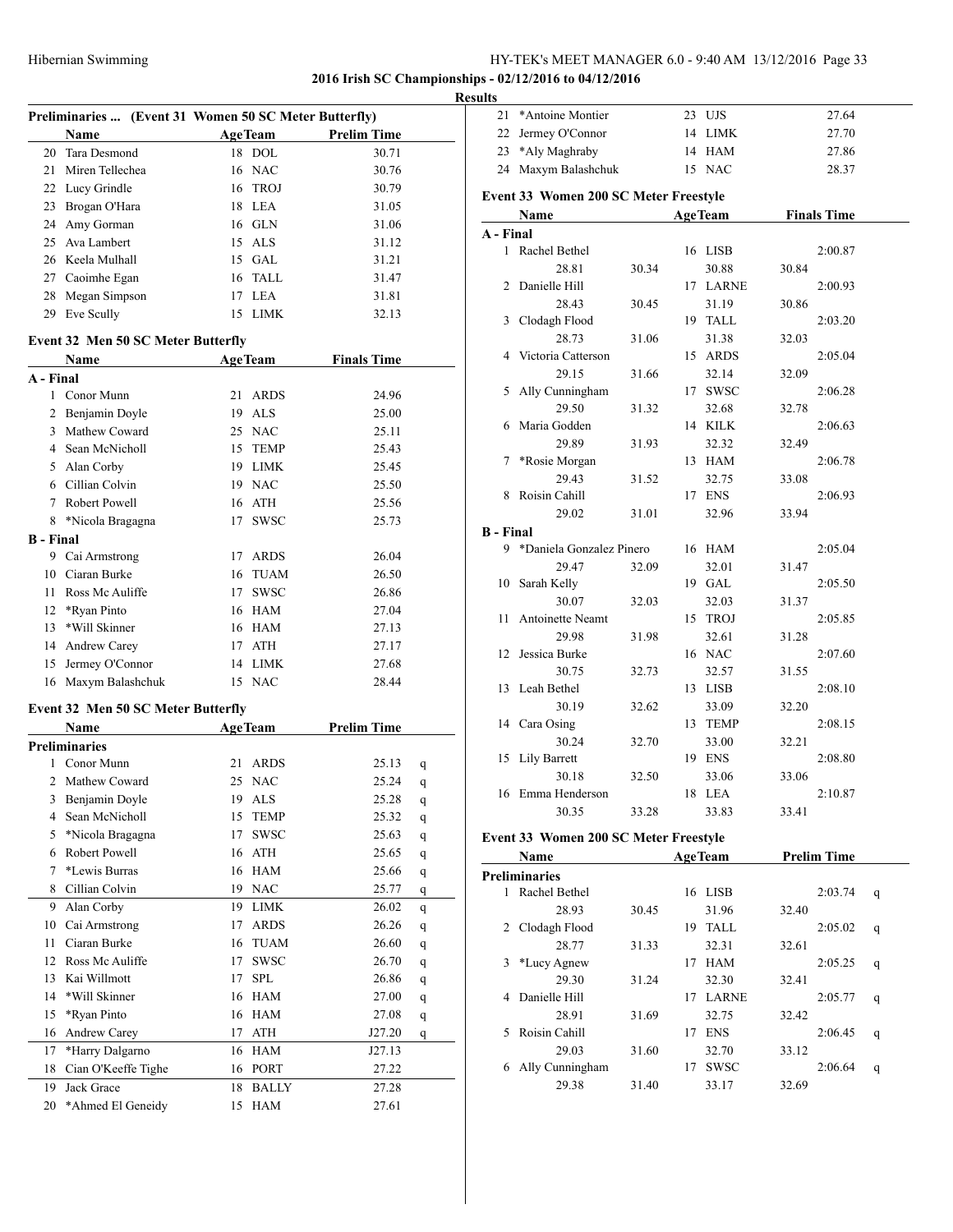## Results

### Preliminaries ... (Event 31 Women 50 SC Meter Butterfly)

| | Name | Age | Team | Prelim Time |
|---|---|---|---|---|
| 20 | Tara Desmond | 18 | DOL | 30.71 |
| 21 | Miren Tellechea | 16 | NAC | 30.76 |
| 22 | Lucy Grindle | 16 | TROJ | 30.79 |
| 23 | Brogan O'Hara | 18 | LEA | 31.05 |
| 24 | Amy Gorman | 16 | GLN | 31.06 |
| 25 | Ava Lambert | 15 | ALS | 31.12 |
| 26 | Keela Mulhall | 15 | GAL | 31.21 |
| 27 | Caoimhe Egan | 16 | TALL | 31.47 |
| 28 | Megan Simpson | 17 | LEA | 31.81 |
| 29 | Eve Scully | 15 | LIMK | 32.13 |

### Event 32 Men 50 SC Meter Butterfly

| | Name | Age | Team | Finals Time |
|---|---|---|---|---|
| **A - Final** | | | | |
| 1 | Conor Munn | 21 | ARDS | 24.96 |
| 2 | Benjamin Doyle | 19 | ALS | 25.00 |
| 3 | Mathew Coward | 25 | NAC | 25.11 |
| 4 | Sean McNicholl | 15 | TEMP | 25.43 |
| 5 | Alan Corby | 19 | LIMK | 25.45 |
| 6 | Cillian Colvin | 19 | NAC | 25.50 |
| 7 | Robert Powell | 16 | ATH | 25.56 |
| 8 | *Nicola Bragagna | 17 | SWSC | 25.73 |
| **B - Final** | | | | |
| 9 | Cai Armstrong | 17 | ARDS | 26.04 |
| 10 | Ciaran Burke | 16 | TUAM | 26.50 |
| 11 | Ross Mc Auliffe | 17 | SWSC | 26.86 |
| 12 | *Ryan Pinto | 16 | HAM | 27.04 |
| 13 | *Will Skinner | 16 | HAM | 27.13 |
| 14 | Andrew Carey | 17 | ATH | 27.17 |
| 15 | Jermey O'Connor | 14 | LIMK | 27.68 |
| 16 | Maxym Balashchuk | 15 | NAC | 28.44 |

### Event 32 Men 50 SC Meter Butterfly

| | Name | Age | Team | Prelim Time | |
|---|---|---|---|---|---|
| **Preliminaries** | | | | | |
| 1 | Conor Munn | 21 | ARDS | 25.13 | q |
| 2 | Mathew Coward | 25 | NAC | 25.24 | q |
| 3 | Benjamin Doyle | 19 | ALS | 25.28 | q |
| 4 | Sean McNicholl | 15 | TEMP | 25.32 | q |
| 5 | *Nicola Bragagna | 17 | SWSC | 25.63 | q |
| 6 | Robert Powell | 16 | ATH | 25.65 | q |
| 7 | *Lewis Burras | 16 | HAM | 25.66 | q |
| 8 | Cillian Colvin | 19 | NAC | 25.77 | q |
| 9 | Alan Corby | 19 | LIMK | 26.02 | q |
| 10 | Cai Armstrong | 17 | ARDS | 26.26 | q |
| 11 | Ciaran Burke | 16 | TUAM | 26.60 | q |
| 12 | Ross Mc Auliffe | 17 | SWSC | 26.70 | q |
| 13 | Kai Willmott | 17 | SPL | 26.86 | q |
| 14 | *Will Skinner | 16 | HAM | 27.00 | q |
| 15 | *Ryan Pinto | 16 | HAM | 27.08 | q |
| 16 | Andrew Carey | 17 | ATH | J27.20 | q |
| 17 | *Harry Dalgarno | 16 | HAM | J27.13 | |
| 18 | Cian O'Keeffe Tighe | 16 | PORT | 27.22 | |
| 19 | Jack Grace | 18 | BALLY | 27.28 | |
| 20 | *Ahmed El Geneidy | 15 | HAM | 27.61 | |
| 21 | *Antoine Montier | 23 | UJS | 27.64 | |
| 22 | Jermey O'Connor | 14 | LIMK | 27.70 | |
| 23 | *Aly Maghraby | 14 | HAM | 27.86 | |
| 24 | Maxym Balashchuk | 15 | NAC | 28.37 | |

### Event 33 Women 200 SC Meter Freestyle

| | Name | Age | Team | Finals Time |
|---|---|---|---|---|
| **A - Final** | | | | |
| 1 | Rachel Bethel | 16 | LISB | 2:00.87 |
| | 28.81 / 30.34 / 30.88 / 30.84 | | | |
| 2 | Danielle Hill | 17 | LARNE | 2:00.93 |
| | 28.43 / 30.45 / 31.19 / 30.86 | | | |
| 3 | Clodagh Flood | 19 | TALL | 2:03.20 |
| | 28.73 / 31.06 / 31.38 / 32.03 | | | |
| 4 | Victoria Catterson | 15 | ARDS | 2:05.04 |
| | 29.15 / 31.66 / 32.14 / 32.09 | | | |
| 5 | Ally Cunningham | 17 | SWSC | 2:06.28 |
| | 29.50 / 31.32 / 32.68 / 32.78 | | | |
| 6 | Maria Godden | 14 | KILK | 2:06.63 |
| | 29.89 / 31.93 / 32.32 / 32.49 | | | |
| 7 | *Rosie Morgan | 13 | HAM | 2:06.78 |
| | 29.43 / 31.52 / 32.75 / 33.08 | | | |
| 8 | Roisin Cahill | 17 | ENS | 2:06.93 |
| | 29.02 / 31.01 / 32.96 / 33.94 | | | |
| **B - Final** | | | | |
| 9 | *Daniela Gonzalez Pinero | 16 | HAM | 2:05.04 |
| | 29.47 / 32.09 / 32.01 / 31.47 | | | |
| 10 | Sarah Kelly | 19 | GAL | 2:05.50 |
| | 30.07 / 32.03 / 32.03 / 31.37 | | | |
| 11 | Antoinette Neamt | 15 | TROJ | 2:05.85 |
| | 29.98 / 31.98 / 32.61 / 31.28 | | | |
| 12 | Jessica Burke | 16 | NAC | 2:07.60 |
| | 30.75 / 32.73 / 32.57 / 31.55 | | | |
| 13 | Leah Bethel | 13 | LISB | 2:08.10 |
| | 30.19 / 32.62 / 33.09 / 32.20 | | | |
| 14 | Cara Osing | 13 | TEMP | 2:08.15 |
| | 30.24 / 32.70 / 33.00 / 32.21 | | | |
| 15 | Lily Barrett | 19 | ENS | 2:08.80 |
| | 30.18 / 32.50 / 33.06 / 33.06 | | | |
| 16 | Emma Henderson | 18 | LEA | 2:10.87 |
| | 30.35 / 33.28 / 33.83 / 33.41 | | | |

### Event 33 Women 200 SC Meter Freestyle

| | Name | Age | Team | Prelim Time | |
|---|---|---|---|---|---|
| **Preliminaries** | | | | | |
| 1 | Rachel Bethel | 16 | LISB | 2:03.74 | q |
| | 28.93 / 30.45 / 31.96 / 32.40 | | | | |
| 2 | Clodagh Flood | 19 | TALL | 2:05.02 | q |
| | 28.77 / 31.33 / 32.31 / 32.61 | | | | |
| 3 | *Lucy Agnew | 17 | HAM | 2:05.25 | q |
| | 29.30 / 31.24 / 32.30 / 32.41 | | | | |
| 4 | Danielle Hill | 17 | LARNE | 2:05.77 | q |
| | 28.91 / 31.69 / 32.75 / 32.42 | | | | |
| 5 | Roisin Cahill | 17 | ENS | 2:06.45 | q |
| | 29.03 / 31.60 / 32.70 / 33.12 | | | | |
| 6 | Ally Cunningham | 17 | SWSC | 2:06.64 | q |
| | 29.38 / 31.40 / 33.17 / 32.69 | | | | |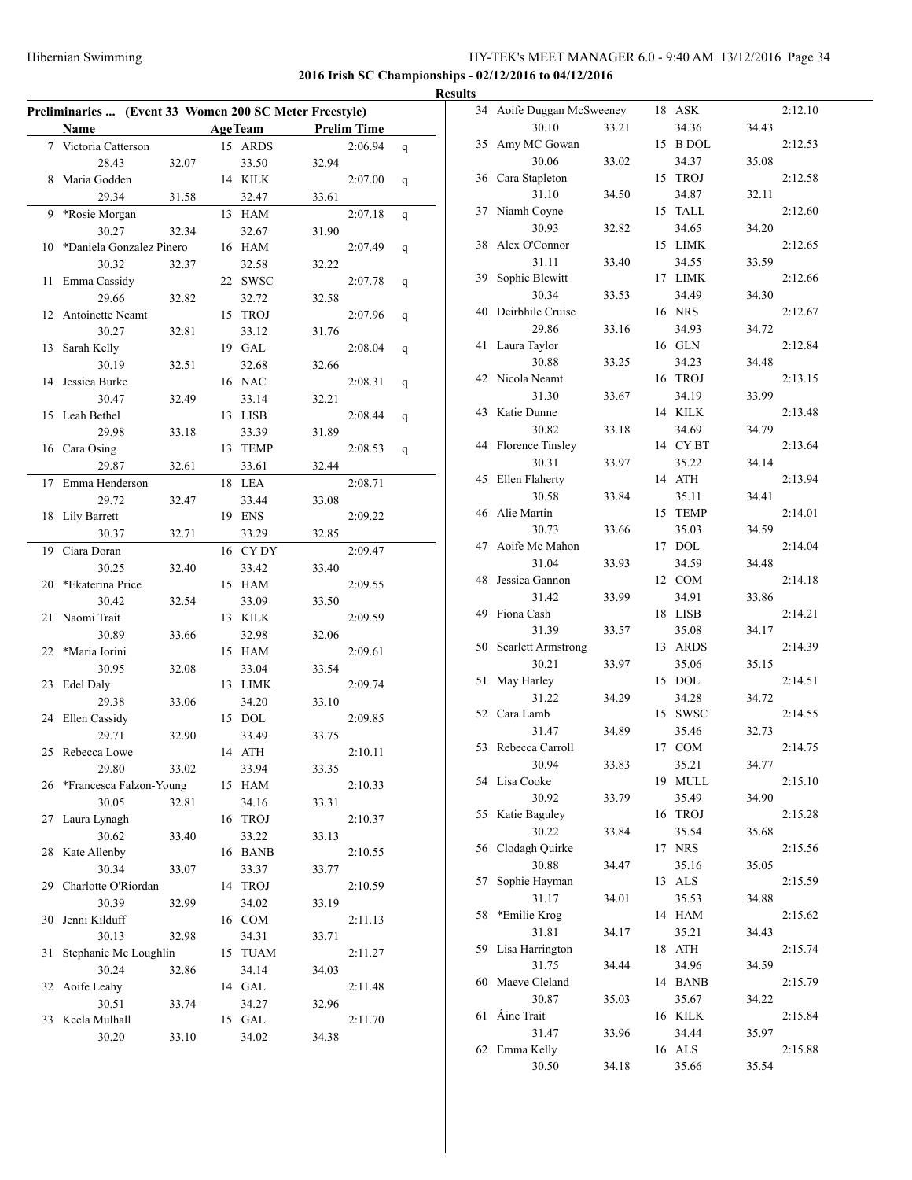**2016 Irish SC Championships - 02/12/2016 to 04/12/2016**

**Results**

**Preliminaries ... (Event 33 Women 200 SC Meter Freestyle)**

| | Name | Age | Team | Prelim Time | |
|---|---|---|---|---|---|
| 7 | Victoria Catterson | 15 | ARDS | 2:06.94 | q |
| | 28.43 32.07 33.50 32.94 | | | | |
| 8 | Maria Godden | 14 | KILK | 2:07.00 | q |
| | 29.34 31.58 32.47 33.61 | | | | |
| 9 | *Rosie Morgan | 13 | HAM | 2:07.18 | q |
| | 30.27 32.34 32.67 31.90 | | | | |
| 10 | *Daniela Gonzalez Pinero | 16 | HAM | 2:07.49 | q |
| | 30.32 32.37 32.58 32.22 | | | | |
| 11 | Emma Cassidy | 22 | SWSC | 2:07.78 | q |
| | 29.66 32.82 32.72 32.58 | | | | |
| 12 | Antoinette Neamt | 15 | TROJ | 2:07.96 | q |
| | 30.27 32.81 33.12 31.76 | | | | |
| 13 | Sarah Kelly | 19 | GAL | 2:08.04 | q |
| | 30.19 32.51 32.68 32.66 | | | | |
| 14 | Jessica Burke | 16 | NAC | 2:08.31 | q |
| | 30.47 32.49 33.14 32.21 | | | | |
| 15 | Leah Bethel | 13 | LISB | 2:08.44 | q |
| | 29.98 33.18 33.39 31.89 | | | | |
| 16 | Cara Osing | 13 | TEMP | 2:08.53 | q |
| | 29.87 32.61 33.61 32.44 | | | | |
| 17 | Emma Henderson | 18 | LEA | 2:08.71 | |
| | 29.72 32.47 33.44 33.08 | | | | |
| 18 | Lily Barrett | 19 | ENS | 2:09.22 | |
| | 30.37 32.71 33.29 32.85 | | | | |
| 19 | Ciara Doran | 16 | CY DY | 2:09.47 | |
| | 30.25 32.40 33.42 33.40 | | | | |
| 20 | *Ekaterina Price | 15 | HAM | 2:09.55 | |
| | 30.42 32.54 33.09 33.50 | | | | |
| 21 | Naomi Trait | 13 | KILK | 2:09.59 | |
| | 30.89 33.66 32.98 32.06 | | | | |
| 22 | *Maria Iorini | 15 | HAM | 2:09.61 | |
| | 30.95 32.08 33.04 33.54 | | | | |
| 23 | Edel Daly | 13 | LIMK | 2:09.74 | |
| | 29.38 33.06 34.20 33.10 | | | | |
| 24 | Ellen Cassidy | 15 | DOL | 2:09.85 | |
| | 29.71 32.90 33.49 33.75 | | | | |
| 25 | Rebecca Lowe | 14 | ATH | 2:10.11 | |
| | 29.80 33.02 33.94 33.35 | | | | |
| 26 | *Francesca Falzon-Young | 15 | HAM | 2:10.33 | |
| | 30.05 32.81 34.16 33.31 | | | | |
| 27 | Laura Lynagh | 16 | TROJ | 2:10.37 | |
| | 30.62 33.40 33.22 33.13 | | | | |
| 28 | Kate Allenby | 16 | BANB | 2:10.55 | |
| | 30.34 33.07 33.37 33.77 | | | | |
| 29 | Charlotte O'Riordan | 14 | TROJ | 2:10.59 | |
| | 30.39 32.99 34.02 33.19 | | | | |
| 30 | Jenni Kilduff | 16 | COM | 2:11.13 | |
| | 30.13 32.98 34.31 33.71 | | | | |
| 31 | Stephanie Mc Loughlin | 15 | TUAM | 2:11.27 | |
| | 30.24 32.86 34.14 34.03 | | | | |
| 32 | Aoife Leahy | 14 | GAL | 2:11.48 | |
| | 30.51 33.74 34.27 32.96 | | | | |
| 33 | Keela Mulhall | 15 | GAL | 2:11.70 | |
| | 30.20 33.10 34.02 34.38 | | | | |
| 34 | Aoife Duggan McSweeney | 18 | ASK | 2:12.10 | |
| | 30.10 33.21 34.36 34.43 | | | | |
| 35 | Amy MC Gowan | 15 | B DOL | 2:12.53 | |
| | 30.06 33.02 34.37 35.08 | | | | |
| 36 | Cara Stapleton | 15 | TROJ | 2:12.58 | |
| | 31.10 34.50 34.87 32.11 | | | | |
| 37 | Niamh Coyne | 15 | TALL | 2:12.60 | |
| | 30.93 32.82 34.65 34.20 | | | | |
| 38 | Alex O'Connor | 15 | LIMK | 2:12.65 | |
| | 31.11 33.40 34.55 33.59 | | | | |
| 39 | Sophie Blewitt | 17 | LIMK | 2:12.66 | |
| | 30.34 33.53 34.49 34.30 | | | | |
| 40 | Deirbhile Cruise | 16 | NRS | 2:12.67 | |
| | 29.86 33.16 34.93 34.72 | | | | |
| 41 | Laura Taylor | 16 | GLN | 2:12.84 | |
| | 30.88 33.25 34.23 34.48 | | | | |
| 42 | Nicola Neamt | 16 | TROJ | 2:13.15 | |
| | 31.30 33.67 34.19 33.99 | | | | |
| 43 | Katie Dunne | 14 | KILK | 2:13.48 | |
| | 30.82 33.18 34.69 34.79 | | | | |
| 44 | Florence Tinsley | 14 | CY BT | 2:13.64 | |
| | 30.31 33.97 35.22 34.14 | | | | |
| 45 | Ellen Flaherty | 14 | ATH | 2:13.94 | |
| | 30.58 33.84 35.11 34.41 | | | | |
| 46 | Alie Martin | 15 | TEMP | 2:14.01 | |
| | 30.73 33.66 35.03 34.59 | | | | |
| 47 | Aoife Mc Mahon | 17 | DOL | 2:14.04 | |
| | 31.04 33.93 34.59 34.48 | | | | |
| 48 | Jessica Gannon | 12 | COM | 2:14.18 | |
| | 31.42 33.99 34.91 33.86 | | | | |
| 49 | Fiona Cash | 18 | LISB | 2:14.21 | |
| | 31.39 33.57 35.08 34.17 | | | | |
| 50 | Scarlett Armstrong | 13 | ARDS | 2:14.39 | |
| | 30.21 33.97 35.06 35.15 | | | | |
| 51 | May Harley | 15 | DOL | 2:14.51 | |
| | 31.22 34.29 34.28 34.72 | | | | |
| 52 | Cara Lamb | 15 | SWSC | 2:14.55 | |
| | 31.47 34.89 35.46 32.73 | | | | |
| 53 | Rebecca Carroll | 17 | COM | 2:14.75 | |
| | 30.94 33.83 35.21 34.77 | | | | |
| 54 | Lisa Cooke | 19 | MULL | 2:15.10 | |
| | 30.92 33.79 35.49 34.90 | | | | |
| 55 | Katie Baguley | 16 | TROJ | 2:15.28 | |
| | 30.22 33.84 35.54 35.68 | | | | |
| 56 | Clodagh Quirke | 17 | NRS | 2:15.56 | |
| | 30.88 34.47 35.16 35.05 | | | | |
| 57 | Sophie Hayman | 13 | ALS | 2:15.59 | |
| | 31.17 34.01 35.53 34.88 | | | | |
| 58 | *Emilie Krog | 14 | HAM | 2:15.62 | |
| | 31.81 34.17 35.21 34.43 | | | | |
| 59 | Lisa Harrington | 18 | ATH | 2:15.74 | |
| | 31.75 34.44 34.96 34.59 | | | | |
| 60 | Maeve Cleland | 14 | BANB | 2:15.79 | |
| | 30.87 35.03 35.67 34.22 | | | | |
| 61 | Áine Trait | 16 | KILK | 2:15.84 | |
| | 31.47 33.96 34.44 35.97 | | | | |
| 62 | Emma Kelly | 16 | ALS | 2:15.88 | |
| | 30.50 34.18 35.66 35.54 | | | | |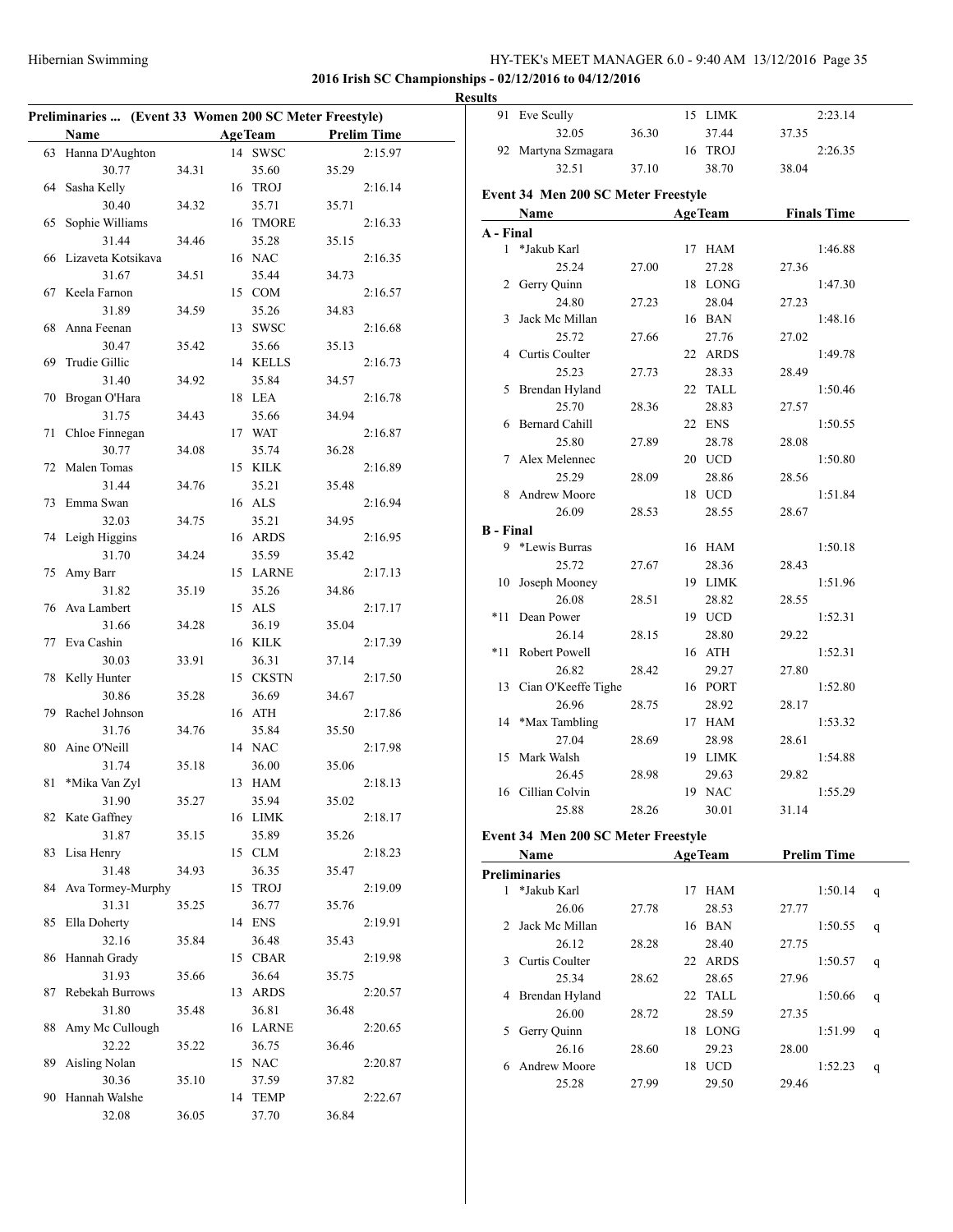**2016 Irish SC Championships - 02/12/2016 to 04/12/2016**

**Results**

### Preliminaries ... (Event 33 Women 200 SC Meter Freestyle)

| | Name | Age | Team | Prelim Time |
|---|---|---|---|---|
| 63 | Hanna D'Aughton | 14 | SWSC | 2:15.97 |
| | 30.77 / 34.31 / 35.60 / 35.29 | | | |
| 64 | Sasha Kelly | 16 | TROJ | 2:16.14 |
| | 30.40 / 34.32 / 35.71 / 35.71 | | | |
| 65 | Sophie Williams | 16 | TMORE | 2:16.33 |
| | 31.44 / 34.46 / 35.28 / 35.15 | | | |
| 66 | Lizaveta Kotsikava | 16 | NAC | 2:16.35 |
| | 31.67 / 34.51 / 35.44 / 34.73 | | | |
| 67 | Keela Farnon | 15 | COM | 2:16.57 |
| | 31.89 / 34.59 / 35.26 / 34.83 | | | |
| 68 | Anna Feenan | 13 | SWSC | 2:16.68 |
| | 30.47 / 35.42 / 35.66 / 35.13 | | | |
| 69 | Trudie Gillic | 14 | KELLS | 2:16.73 |
| | 31.40 / 34.92 / 35.84 / 34.57 | | | |
| 70 | Brogan O'Hara | 18 | LEA | 2:16.78 |
| | 31.75 / 34.43 / 35.66 / 34.94 | | | |
| 71 | Chloe Finnegan | 17 | WAT | 2:16.87 |
| | 30.77 / 34.08 / 35.74 / 36.28 | | | |
| 72 | Malen Tomas | 15 | KILK | 2:16.89 |
| | 31.44 / 34.76 / 35.21 / 35.48 | | | |
| 73 | Emma Swan | 16 | ALS | 2:16.94 |
| | 32.03 / 34.75 / 35.21 / 34.95 | | | |
| 74 | Leigh Higgins | 16 | ARDS | 2:16.95 |
| | 31.70 / 34.24 / 35.59 / 35.42 | | | |
| 75 | Amy Barr | 15 | LARNE | 2:17.13 |
| | 31.82 / 35.19 / 35.26 / 34.86 | | | |
| 76 | Ava Lambert | 15 | ALS | 2:17.17 |
| | 31.66 / 34.28 / 36.19 / 35.04 | | | |
| 77 | Eva Cashin | 16 | KILK | 2:17.39 |
| | 30.03 / 33.91 / 36.31 / 37.14 | | | |
| 78 | Kelly Hunter | 15 | CKSTN | 2:17.50 |
| | 30.86 / 35.28 / 36.69 / 34.67 | | | |
| 79 | Rachel Johnson | 16 | ATH | 2:17.86 |
| | 31.76 / 34.76 / 35.84 / 35.50 | | | |
| 80 | Aine O'Neill | 14 | NAC | 2:17.98 |
| | 31.74 / 35.18 / 36.00 / 35.06 | | | |
| 81 | *Mika Van Zyl | 13 | HAM | 2:18.13 |
| | 31.90 / 35.27 / 35.94 / 35.02 | | | |
| 82 | Kate Gaffney | 16 | LIMK | 2:18.17 |
| | 31.87 / 35.15 / 35.89 / 35.26 | | | |
| 83 | Lisa Henry | 15 | CLM | 2:18.23 |
| | 31.48 / 34.93 / 36.35 / 35.47 | | | |
| 84 | Ava Tormey-Murphy | 15 | TROJ | 2:19.09 |
| | 31.31 / 35.25 / 36.77 / 35.76 | | | |
| 85 | Ella Doherty | 14 | ENS | 2:19.91 |
| | 32.16 / 35.84 / 36.48 / 35.43 | | | |
| 86 | Hannah Grady | 15 | CBAR | 2:19.98 |
| | 31.93 / 35.66 / 36.64 / 35.75 | | | |
| 87 | Rebekah Burrows | 13 | ARDS | 2:20.57 |
| | 31.80 / 35.48 / 36.81 / 36.48 | | | |
| 88 | Amy Mc Cullough | 16 | LARNE | 2:20.65 |
| | 32.22 / 35.22 / 36.75 / 36.46 | | | |
| 89 | Aisling Nolan | 15 | NAC | 2:20.87 |
| | 30.36 / 35.10 / 37.59 / 37.82 | | | |
| 90 | Hannah Walshe | 14 | TEMP | 2:22.67 |
| | 32.08 / 36.05 / 37.70 / 36.84 | | | |
| 91 | Eve Scully | 15 | LIMK | 2:23.14 |
| | 32.05 / 36.30 / 37.44 / 37.35 | | | |
| 92 | Martyna Szmagara | 16 | TROJ | 2:26.35 |
| | 32.51 / 37.10 / 38.70 / 38.04 | | | |

### Event 34 Men 200 SC Meter Freestyle

| | Name | Age | Team | Finals Time |
|---|---|---|---|---|
| **A - Final** | | | | |
| 1 | *Jakub Karl | 17 | HAM | 1:46.88 |
| | 25.24 / 27.00 / 27.28 / 27.36 | | | |
| 2 | Gerry Quinn | 18 | LONG | 1:47.30 |
| | 24.80 / 27.23 / 28.04 / 27.23 | | | |
| 3 | Jack Mc Millan | 16 | BAN | 1:48.16 |
| | 25.72 / 27.66 / 27.76 / 27.02 | | | |
| 4 | Curtis Coulter | 22 | ARDS | 1:49.78 |
| | 25.23 / 27.73 / 28.33 / 28.49 | | | |
| 5 | Brendan Hyland | 22 | TALL | 1:50.46 |
| | 25.70 / 28.36 / 28.83 / 27.57 | | | |
| 6 | Bernard Cahill | 22 | ENS | 1:50.55 |
| | 25.80 / 27.89 / 28.78 / 28.08 | | | |
| 7 | Alex Melennec | 20 | UCD | 1:50.80 |
| | 25.29 / 28.09 / 28.86 / 28.56 | | | |
| 8 | Andrew Moore | 18 | UCD | 1:51.84 |
| | 26.09 / 28.53 / 28.55 / 28.67 | | | |
| **B - Final** | | | | |
| 9 | *Lewis Burras | 16 | HAM | 1:50.18 |
| | 25.72 / 27.67 / 28.36 / 28.43 | | | |
| 10 | Joseph Mooney | 19 | LIMK | 1:51.96 |
| | 26.08 / 28.51 / 28.82 / 28.55 | | | |
| *11 | Dean Power | 19 | UCD | 1:52.31 |
| | 26.14 / 28.15 / 28.80 / 29.22 | | | |
| *11 | Robert Powell | 16 | ATH | 1:52.31 |
| | 26.82 / 28.42 / 29.27 / 27.80 | | | |
| 13 | Cian O'Keeffe Tighe | 16 | PORT | 1:52.80 |
| | 26.96 / 28.75 / 28.92 / 28.17 | | | |
| 14 | *Max Tambling | 17 | HAM | 1:53.32 |
| | 27.04 / 28.69 / 28.98 / 28.61 | | | |
| 15 | Mark Walsh | 19 | LIMK | 1:54.88 |
| | 26.45 / 28.98 / 29.63 / 29.82 | | | |
| 16 | Cillian Colvin | 19 | NAC | 1:55.29 |
| | 25.88 / 28.26 / 30.01 / 31.14 | | | |

### Event 34 Men 200 SC Meter Freestyle

| | Name | Age | Team | Prelim Time | |
|---|---|---|---|---|---|
| **Preliminaries** | | | | | |
| 1 | *Jakub Karl | 17 | HAM | 1:50.14 | q |
| | 26.06 / 27.78 / 28.53 / 27.77 | | | | |
| 2 | Jack Mc Millan | 16 | BAN | 1:50.55 | q |
| | 26.12 / 28.28 / 28.40 / 27.75 | | | | |
| 3 | Curtis Coulter | 22 | ARDS | 1:50.57 | q |
| | 25.34 / 28.62 / 28.65 / 27.96 | | | | |
| 4 | Brendan Hyland | 22 | TALL | 1:50.66 | q |
| | 26.00 / 28.72 / 28.59 / 27.35 | | | | |
| 5 | Gerry Quinn | 18 | LONG | 1:51.99 | q |
| | 26.16 / 28.60 / 29.23 / 28.00 | | | | |
| 6 | Andrew Moore | 18 | UCD | 1:52.23 | q |
| | 25.28 / 27.99 / 29.50 / 29.46 | | | | |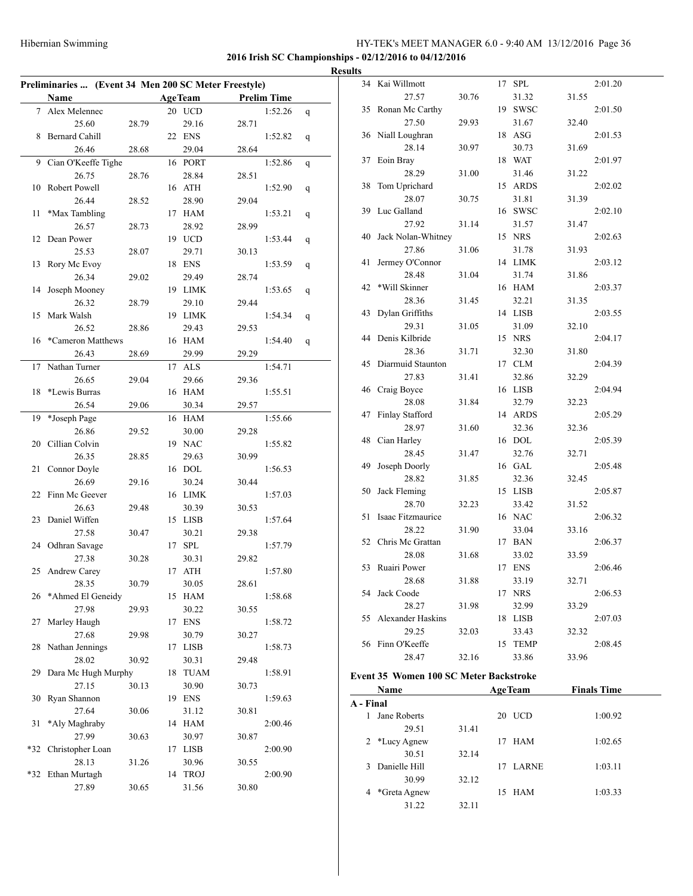## 2016 Irish SC Championships - 02/12/2016 to 04/12/2016

### Results

**Preliminaries ... (Event 34 Men 200 SC Meter Freestyle)**

| | Name | Age | Team | Prelim Time | |
|---|---|---|---|---|---|
| 7 | Alex Melennec | 20 | UCD | 1:52.26 | q |
| | 25.60 28.79 29.16 28.71 | | | | |
| 8 | Bernard Cahill | 22 | ENS | 1:52.82 | q |
| | 26.46 28.68 29.04 28.64 | | | | |
| 9 | Cian O'Keeffe Tighe | 16 | PORT | 1:52.86 | q |
| | 26.75 28.76 28.84 28.51 | | | | |
| 10 | Robert Powell | 16 | ATH | 1:52.90 | q |
| | 26.44 28.52 28.90 29.04 | | | | |
| 11 | *Max Tambling | 17 | HAM | 1:53.21 | q |
| | 26.57 28.73 28.92 28.99 | | | | |
| 12 | Dean Power | 19 | UCD | 1:53.44 | q |
| | 25.53 28.07 29.71 30.13 | | | | |
| 13 | Rory Mc Evoy | 18 | ENS | 1:53.59 | q |
| | 26.34 29.02 29.49 28.74 | | | | |
| 14 | Joseph Mooney | 19 | LIMK | 1:53.65 | q |
| | 26.32 28.79 29.10 29.44 | | | | |
| 15 | Mark Walsh | 19 | LIMK | 1:54.34 | q |
| | 26.52 28.86 29.43 29.53 | | | | |
| 16 | *Cameron Matthews | 16 | HAM | 1:54.40 | q |
| | 26.43 28.69 29.99 29.29 | | | | |
| 17 | Nathan Turner | 17 | ALS | 1:54.71 | |
| | 26.65 29.04 29.66 29.36 | | | | |
| 18 | *Lewis Burras | 16 | HAM | 1:55.51 | |
| | 26.54 29.06 30.34 29.57 | | | | |
| 19 | *Joseph Page | 16 | HAM | 1:55.66 | |
| | 26.86 29.52 30.00 29.28 | | | | |
| 20 | Cillian Colvin | 19 | NAC | 1:55.82 | |
| | 26.35 28.85 29.63 30.99 | | | | |
| 21 | Connor Doyle | 16 | DOL | 1:56.53 | |
| | 26.69 29.16 30.24 30.44 | | | | |
| 22 | Finn Mc Geever | 16 | LIMK | 1:57.03 | |
| | 26.63 29.48 30.39 30.53 | | | | |
| 23 | Daniel Wiffen | 15 | LISB | 1:57.64 | |
| | 27.58 30.47 30.21 29.38 | | | | |
| 24 | Odhran Savage | 17 | SPL | 1:57.79 | |
| | 27.38 30.28 30.31 29.82 | | | | |
| 25 | Andrew Carey | 17 | ATH | 1:57.80 | |
| | 28.35 30.79 30.05 28.61 | | | | |
| 26 | *Ahmed El Geneidy | 15 | HAM | 1:58.68 | |
| | 27.98 29.93 30.22 30.55 | | | | |
| 27 | Marley Haugh | 17 | ENS | 1:58.72 | |
| | 27.68 29.98 30.79 30.27 | | | | |
| 28 | Nathan Jennings | 17 | LISB | 1:58.73 | |
| | 28.02 30.92 30.31 29.48 | | | | |
| 29 | Dara Mc Hugh Murphy | 18 | TUAM | 1:58.91 | |
| | 27.15 30.13 30.90 30.73 | | | | |
| 30 | Ryan Shannon | 19 | ENS | 1:59.63 | |
| | 27.64 30.06 31.12 30.81 | | | | |
| 31 | *Aly Maghraby | 14 | HAM | 2:00.46 | |
| | 27.99 30.63 30.97 30.87 | | | | |
| *32 | Christopher Loan | 17 | LISB | 2:00.90 | |
| | 28.13 31.26 30.96 30.55 | | | | |
| *32 | Ethan Murtagh | 14 | TROJ | 2:00.90 | |
| | 27.89 30.65 31.56 30.80 | | | | |
| 34 | Kai Willmott | 17 | SPL | 2:01.20 | |
| | 27.57 30.76 31.32 31.55 | | | | |
| 35 | Ronan Mc Carthy | 19 | SWSC | 2:01.50 | |
| | 27.50 29.93 31.67 32.40 | | | | |
| 36 | Niall Loughran | 18 | ASG | 2:01.53 | |
| | 28.14 30.97 30.73 31.69 | | | | |
| 37 | Eoin Bray | 18 | WAT | 2:01.97 | |
| | 28.29 31.00 31.46 31.22 | | | | |
| 38 | Tom Uprichard | 15 | ARDS | 2:02.02 | |
| | 28.07 30.75 31.81 31.39 | | | | |
| 39 | Luc Galland | 16 | SWSC | 2:02.10 | |
| | 27.92 31.14 31.57 31.47 | | | | |
| 40 | Jack Nolan-Whitney | 15 | NRS | 2:02.63 | |
| | 27.86 31.06 31.78 31.93 | | | | |
| 41 | Jermey O'Connor | 14 | LIMK | 2:03.12 | |
| | 28.48 31.04 31.74 31.86 | | | | |
| 42 | *Will Skinner | 16 | HAM | 2:03.37 | |
| | 28.36 31.45 32.21 31.35 | | | | |
| 43 | Dylan Griffiths | 14 | LISB | 2:03.55 | |
| | 29.31 31.05 31.09 32.10 | | | | |
| 44 | Denis Kilbride | 15 | NRS | 2:04.17 | |
| | 28.36 31.71 32.30 31.80 | | | | |
| 45 | Diarmuid Staunton | 17 | CLM | 2:04.39 | |
| | 27.83 31.41 32.86 32.29 | | | | |
| 46 | Craig Boyce | 16 | LISB | 2:04.94 | |
| | 28.08 31.84 32.79 32.23 | | | | |
| 47 | Finlay Stafford | 14 | ARDS | 2:05.29 | |
| | 28.97 31.60 32.36 32.36 | | | | |
| 48 | Cian Harley | 16 | DOL | 2:05.39 | |
| | 28.45 31.47 32.76 32.71 | | | | |
| 49 | Joseph Doorly | 16 | GAL | 2:05.48 | |
| | 28.82 31.85 32.36 32.45 | | | | |
| 50 | Jack Fleming | 15 | LISB | 2:05.87 | |
| | 28.70 32.23 33.42 31.52 | | | | |
| 51 | Isaac Fitzmaurice | 16 | NAC | 2:06.32 | |
| | 28.22 31.90 33.04 33.16 | | | | |
| 52 | Chris Mc Grattan | 17 | BAN | 2:06.37 | |
| | 28.08 31.68 33.02 33.59 | | | | |
| 53 | Ruairi Power | 17 | ENS | 2:06.46 | |
| | 28.68 31.88 33.19 32.71 | | | | |
| 54 | Jack Coode | 17 | NRS | 2:06.53 | |
| | 28.27 31.98 32.99 33.29 | | | | |
| 55 | Alexander Haskins | 18 | LISB | 2:07.03 | |
| | 29.25 32.03 33.43 32.32 | | | | |
| 56 | Finn O'Keeffe | 15 | TEMP | 2:08.45 | |
| | 28.47 32.16 33.86 33.96 | | | | |

**Event 35 Women 100 SC Meter Backstroke**

| | Name | Age | Team | Finals Time |
|---|---|---|---|---|
| **A - Final** | | | | |
| 1 | Jane Roberts | 20 | UCD | 1:00.92 |
| | 29.51 31.41 | | | |
| 2 | *Lucy Agnew | 17 | HAM | 1:02.65 |
| | 30.51 32.14 | | | |
| 3 | Danielle Hill | 17 | LARNE | 1:03.11 |
| | 30.99 32.12 | | | |
| 4 | *Greta Agnew | 15 | HAM | 1:03.33 |
| | 31.22 32.11 | | | |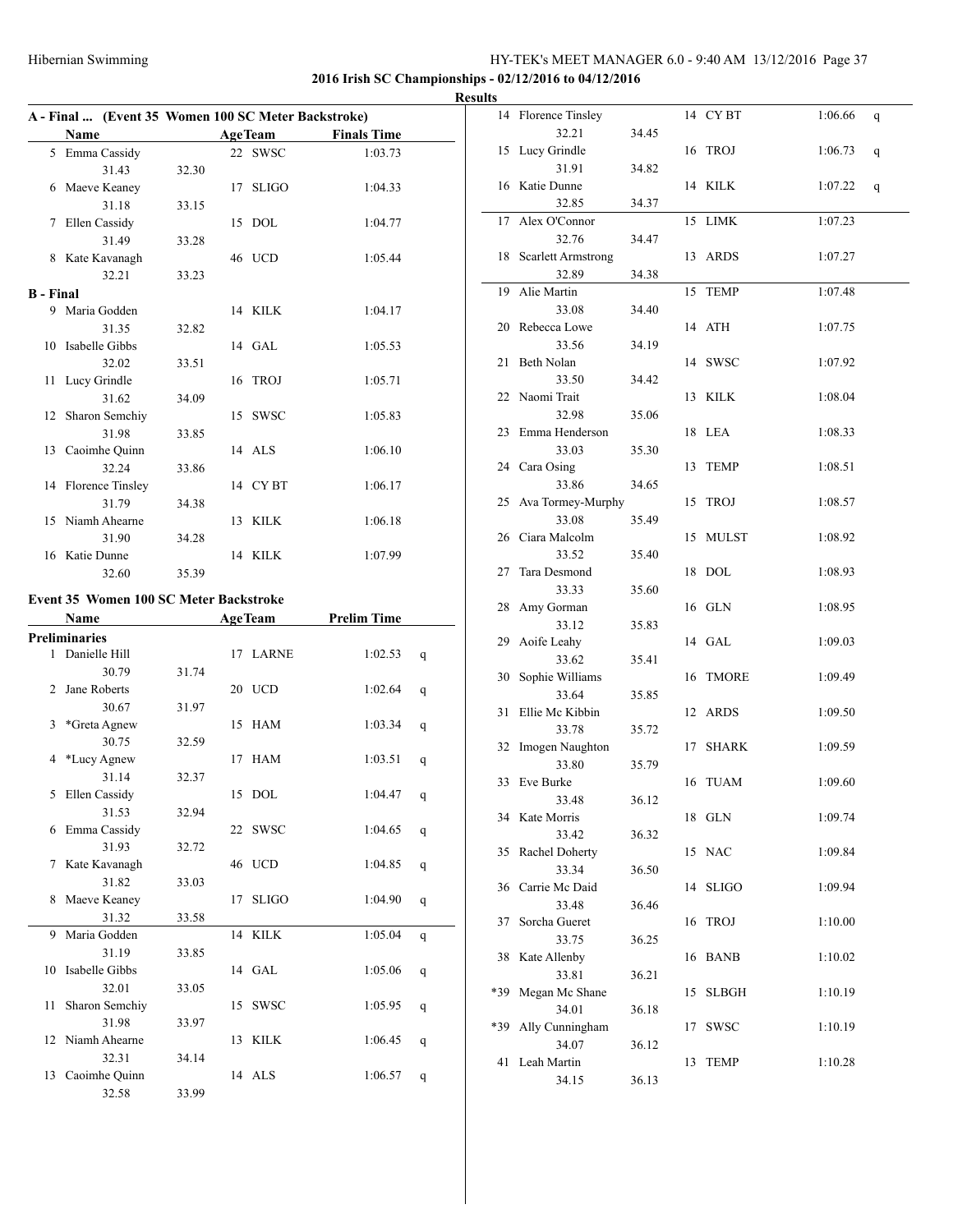**2016 Irish SC Championships - 02/12/2016 to 04/12/2016**

**Results**

### A - Final ... (Event 35 Women 100 SC Meter Backstroke)

| | Name | Age | Team | Finals Time | |
|---|---|---|---|---|---|
| 5 | Emma Cassidy | 22 | SWSC | 1:03.73 | |
| | 31.43 | 32.30 | | | |
| 6 | Maeve Keaney | 17 | SLIGO | 1:04.33 | |
| | 31.18 | 33.15 | | | |
| 7 | Ellen Cassidy | 15 | DOL | 1:04.77 | |
| | 31.49 | 33.28 | | | |
| 8 | Kate Kavanagh | 46 | UCD | 1:05.44 | |
| | 32.21 | 33.23 | | | |

### B - Final

| | Name | Age | Team | Finals Time | |
|---|---|---|---|---|---|
| 9 | Maria Godden | 14 | KILK | 1:04.17 | |
| | 31.35 | 32.82 | | | |
| 10 | Isabelle Gibbs | 14 | GAL | 1:05.53 | |
| | 32.02 | 33.51 | | | |
| 11 | Lucy Grindle | 16 | TROJ | 1:05.71 | |
| | 31.62 | 34.09 | | | |
| 12 | Sharon Semchiy | 15 | SWSC | 1:05.83 | |
| | 31.98 | 33.85 | | | |
| 13 | Caoimhe Quinn | 14 | ALS | 1:06.10 | |
| | 32.24 | 33.86 | | | |
| 14 | Florence Tinsley | 14 | CY BT | 1:06.17 | |
| | 31.79 | 34.38 | | | |
| 15 | Niamh Ahearne | 13 | KILK | 1:06.18 | |
| | 31.90 | 34.28 | | | |
| 16 | Katie Dunne | 14 | KILK | 1:07.99 | |
| | 32.60 | 35.39 | | | |

### Event 35 Women 100 SC Meter Backstroke

**Preliminaries**

| | Name | Age | Team | Prelim Time | |
|---|---|---|---|---|---|
| 1 | Danielle Hill | 17 | LARNE | 1:02.53 | q |
| | 30.79 | 31.74 | | | |
| 2 | Jane Roberts | 20 | UCD | 1:02.64 | q |
| | 30.67 | 31.97 | | | |
| 3 | *Greta Agnew | 15 | HAM | 1:03.34 | q |
| | 30.75 | 32.59 | | | |
| 4 | *Lucy Agnew | 17 | HAM | 1:03.51 | q |
| | 31.14 | 32.37 | | | |
| 5 | Ellen Cassidy | 15 | DOL | 1:04.47 | q |
| | 31.53 | 32.94 | | | |
| 6 | Emma Cassidy | 22 | SWSC | 1:04.65 | q |
| | 31.93 | 32.72 | | | |
| 7 | Kate Kavanagh | 46 | UCD | 1:04.85 | q |
| | 31.82 | 33.03 | | | |
| 8 | Maeve Keaney | 17 | SLIGO | 1:04.90 | q |
| | 31.32 | 33.58 | | | |
| 9 | Maria Godden | 14 | KILK | 1:05.04 | q |
| | 31.19 | 33.85 | | | |
| 10 | Isabelle Gibbs | 14 | GAL | 1:05.06 | q |
| | 32.01 | 33.05 | | | |
| 11 | Sharon Semchiy | 15 | SWSC | 1:05.95 | q |
| | 31.98 | 33.97 | | | |
| 12 | Niamh Ahearne | 13 | KILK | 1:06.45 | q |
| | 32.31 | 34.14 | | | |
| 13 | Caoimhe Quinn | 14 | ALS | 1:06.57 | q |
| | 32.58 | 33.99 | | | |
| 14 | Florence Tinsley | 14 | CY BT | 1:06.66 | q |
| | 32.21 | 34.45 | | | |
| 15 | Lucy Grindle | 16 | TROJ | 1:06.73 | q |
| | 31.91 | 34.82 | | | |
| 16 | Katie Dunne | 14 | KILK | 1:07.22 | q |
| | 32.85 | 34.37 | | | |
| 17 | Alex O'Connor | 15 | LIMK | 1:07.23 | |
| | 32.76 | 34.47 | | | |
| 18 | Scarlett Armstrong | 13 | ARDS | 1:07.27 | |
| | 32.89 | 34.38 | | | |
| 19 | Alie Martin | 15 | TEMP | 1:07.48 | |
| | 33.08 | 34.40 | | | |
| 20 | Rebecca Lowe | 14 | ATH | 1:07.75 | |
| | 33.56 | 34.19 | | | |
| 21 | Beth Nolan | 14 | SWSC | 1:07.92 | |
| | 33.50 | 34.42 | | | |
| 22 | Naomi Trait | 13 | KILK | 1:08.04 | |
| | 32.98 | 35.06 | | | |
| 23 | Emma Henderson | 18 | LEA | 1:08.33 | |
| | 33.03 | 35.30 | | | |
| 24 | Cara Osing | 13 | TEMP | 1:08.51 | |
| | 33.86 | 34.65 | | | |
| 25 | Ava Tormey-Murphy | 15 | TROJ | 1:08.57 | |
| | 33.08 | 35.49 | | | |
| 26 | Ciara Malcolm | 15 | MULST | 1:08.92 | |
| | 33.52 | 35.40 | | | |
| 27 | Tara Desmond | 18 | DOL | 1:08.93 | |
| | 33.33 | 35.60 | | | |
| 28 | Amy Gorman | 16 | GLN | 1:08.95 | |
| | 33.12 | 35.83 | | | |
| 29 | Aoife Leahy | 14 | GAL | 1:09.03 | |
| | 33.62 | 35.41 | | | |
| 30 | Sophie Williams | 16 | TMORE | 1:09.49 | |
| | 33.64 | 35.85 | | | |
| 31 | Ellie Mc Kibbin | 12 | ARDS | 1:09.50 | |
| | 33.78 | 35.72 | | | |
| 32 | Imogen Naughton | 17 | SHARK | 1:09.59 | |
| | 33.80 | 35.79 | | | |
| 33 | Eve Burke | 16 | TUAM | 1:09.60 | |
| | 33.48 | 36.12 | | | |
| 34 | Kate Morris | 18 | GLN | 1:09.74 | |
| | 33.42 | 36.32 | | | |
| 35 | Rachel Doherty | 15 | NAC | 1:09.84 | |
| | 33.34 | 36.50 | | | |
| 36 | Carrie Mc Daid | 14 | SLIGO | 1:09.94 | |
| | 33.48 | 36.46 | | | |
| 37 | Sorcha Gueret | 16 | TROJ | 1:10.00 | |
| | 33.75 | 36.25 | | | |
| 38 | Kate Allenby | 16 | BANB | 1:10.02 | |
| | 33.81 | 36.21 | | | |
| *39 | Megan Mc Shane | 15 | SLBGH | 1:10.19 | |
| | 34.01 | 36.18 | | | |
| *39 | Ally Cunningham | 17 | SWSC | 1:10.19 | |
| | 34.07 | 36.12 | | | |
| 41 | Leah Martin | 13 | TEMP | 1:10.28 | |
| | 34.15 | 36.13 | | | |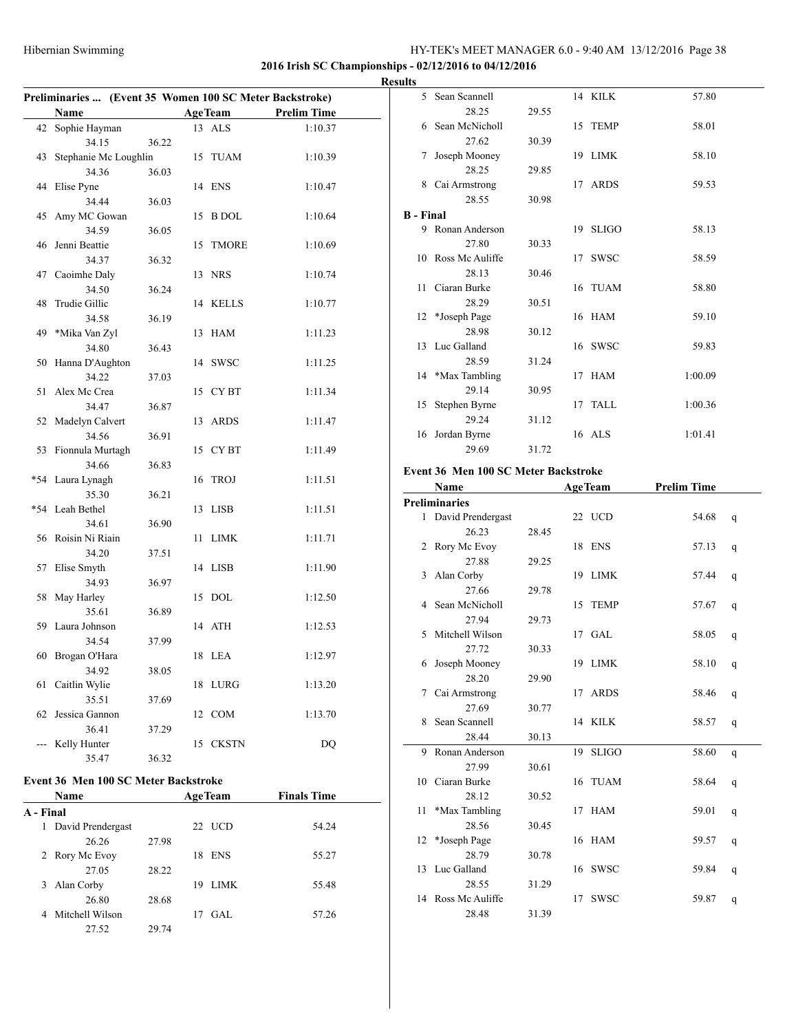## 2016 Irish SC Championships - 02/12/2016 to 04/12/2016

### Results

#### Preliminaries ... (Event 35 Women 100 SC Meter Backstroke)

| | Name | | Age | Team | Prelim Time |
|---|---|---|---|---|---|
| 42 | Sophie Hayman | | 13 | ALS | 1:10.37 |
| | 34.15 | 36.22 | | | |
| 43 | Stephanie Mc Loughlin | | 15 | TUAM | 1:10.39 |
| | 34.36 | 36.03 | | | |
| 44 | Elise Pyne | | 14 | ENS | 1:10.47 |
| | 34.44 | 36.03 | | | |
| 45 | Amy MC Gowan | | 15 | B DOL | 1:10.64 |
| | 34.59 | 36.05 | | | |
| 46 | Jenni Beattie | | 15 | TMORE | 1:10.69 |
| | 34.37 | 36.32 | | | |
| 47 | Caoimhe Daly | | 13 | NRS | 1:10.74 |
| | 34.50 | 36.24 | | | |
| 48 | Trudie Gillic | | 14 | KELLS | 1:10.77 |
| | 34.58 | 36.19 | | | |
| 49 | *Mika Van Zyl | | 13 | HAM | 1:11.23 |
| | 34.80 | 36.43 | | | |
| 50 | Hanna D'Aughton | | 14 | SWSC | 1:11.25 |
| | 34.22 | 37.03 | | | |
| 51 | Alex Mc Crea | | 15 | CY BT | 1:11.34 |
| | 34.47 | 36.87 | | | |
| 52 | Madelyn Calvert | | 13 | ARDS | 1:11.47 |
| | 34.56 | 36.91 | | | |
| 53 | Fionnula Murtagh | | 15 | CY BT | 1:11.49 |
| | 34.66 | 36.83 | | | |
| *54 | Laura Lynagh | | 16 | TROJ | 1:11.51 |
| | 35.30 | 36.21 | | | |
| *54 | Leah Bethel | | 13 | LISB | 1:11.51 |
| | 34.61 | 36.90 | | | |
| 56 | Roisin Ni Riain | | 11 | LIMK | 1:11.71 |
| | 34.20 | 37.51 | | | |
| 57 | Elise Smyth | | 14 | LISB | 1:11.90 |
| | 34.93 | 36.97 | | | |
| 58 | May Harley | | 15 | DOL | 1:12.50 |
| | 35.61 | 36.89 | | | |
| 59 | Laura Johnson | | 14 | ATH | 1:12.53 |
| | 34.54 | 37.99 | | | |
| 60 | Brogan O'Hara | | 18 | LEA | 1:12.97 |
| | 34.92 | 38.05 | | | |
| 61 | Caitlin Wylie | | 18 | LURG | 1:13.20 |
| | 35.51 | 37.69 | | | |
| 62 | Jessica Gannon | | 12 | COM | 1:13.70 |
| | 36.41 | 37.29 | | | |
| --- | Kelly Hunter | | 15 | CKSTN | DQ |
| | 35.47 | 36.32 | | | |

#### Event 36 Men 100 SC Meter Backstroke

| | Name | | Age | Team | Finals Time |
|---|---|---|---|---|---|
| **A - Final** | | | | | |
| 1 | David Prendergast | | 22 | UCD | 54.24 |
| | 26.26 | 27.98 | | | |
| 2 | Rory Mc Evoy | | 18 | ENS | 55.27 |
| | 27.05 | 28.22 | | | |
| 3 | Alan Corby | | 19 | LIMK | 55.48 |
| | 26.80 | 28.68 | | | |
| 4 | Mitchell Wilson | | 17 | GAL | 57.26 |
| | 27.52 | 29.74 | | | |
| 5 | Sean Scannell | | 14 | KILK | 57.80 |
| | 28.25 | 29.55 | | | |
| 6 | Sean McNicholl | | 15 | TEMP | 58.01 |
| | 27.62 | 30.39 | | | |
| 7 | Joseph Mooney | | 19 | LIMK | 58.10 |
| | 28.25 | 29.85 | | | |
| 8 | Cai Armstrong | | 17 | ARDS | 59.53 |
| | 28.55 | 30.98 | | | |
| **B - Final** | | | | | |
| 9 | Ronan Anderson | | 19 | SLIGO | 58.13 |
| | 27.80 | 30.33 | | | |
| 10 | Ross Mc Auliffe | | 17 | SWSC | 58.59 |
| | 28.13 | 30.46 | | | |
| 11 | Ciaran Burke | | 16 | TUAM | 58.80 |
| | 28.29 | 30.51 | | | |
| 12 | *Joseph Page | | 16 | HAM | 59.10 |
| | 28.98 | 30.12 | | | |
| 13 | Luc Galland | | 16 | SWSC | 59.83 |
| | 28.59 | 31.24 | | | |
| 14 | *Max Tambling | | 17 | HAM | 1:00.09 |
| | 29.14 | 30.95 | | | |
| 15 | Stephen Byrne | | 17 | TALL | 1:00.36 |
| | 29.24 | 31.12 | | | |
| 16 | Jordan Byrne | | 16 | ALS | 1:01.41 |
| | 29.69 | 31.72 | | | |

#### Event 36 Men 100 SC Meter Backstroke

| | Name | | Age | Team | Prelim Time | |
|---|---|---|---|---|---|---|
| **Preliminaries** | | | | | | |
| 1 | David Prendergast | | 22 | UCD | 54.68 | q |
| | 26.23 | 28.45 | | | | |
| 2 | Rory Mc Evoy | | 18 | ENS | 57.13 | q |
| | 27.88 | 29.25 | | | | |
| 3 | Alan Corby | | 19 | LIMK | 57.44 | q |
| | 27.66 | 29.78 | | | | |
| 4 | Sean McNicholl | | 15 | TEMP | 57.67 | q |
| | 27.94 | 29.73 | | | | |
| 5 | Mitchell Wilson | | 17 | GAL | 58.05 | q |
| | 27.72 | 30.33 | | | | |
| 6 | Joseph Mooney | | 19 | LIMK | 58.10 | q |
| | 28.20 | 29.90 | | | | |
| 7 | Cai Armstrong | | 17 | ARDS | 58.46 | q |
| | 27.69 | 30.77 | | | | |
| 8 | Sean Scannell | | 14 | KILK | 58.57 | q |
| | 28.44 | 30.13 | | | | |
| 9 | Ronan Anderson | | 19 | SLIGO | 58.60 | q |
| | 27.99 | 30.61 | | | | |
| 10 | Ciaran Burke | | 16 | TUAM | 58.64 | q |
| | 28.12 | 30.52 | | | | |
| 11 | *Max Tambling | | 17 | HAM | 59.01 | q |
| | 28.56 | 30.45 | | | | |
| 12 | *Joseph Page | | 16 | HAM | 59.57 | q |
| | 28.79 | 30.78 | | | | |
| 13 | Luc Galland | | 16 | SWSC | 59.84 | q |
| | 28.55 | 31.29 | | | | |
| 14 | Ross Mc Auliffe | | 17 | SWSC | 59.87 | q |
| | 28.48 | 31.39 | | | | |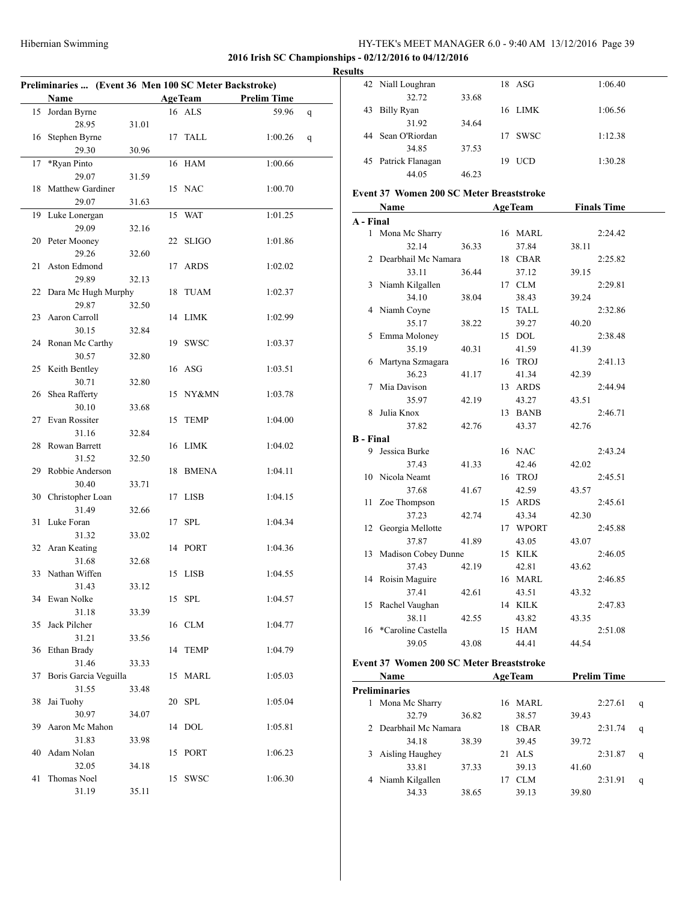**2016 Irish SC Championships - 02/12/2016 to 04/12/2016**

**Results**

### Preliminaries ... (Event 36 Men 100 SC Meter Backstroke)

| | Name | Age | Team | Prelim Time | |
|---|---|---|---|---|---|
| 15 | Jordan Byrne | 16 | ALS | 59.96 | q |
| | 28.95 31.01 | | | | |
| 16 | Stephen Byrne | 17 | TALL | 1:00.26 | q |
| | 29.30 30.96 | | | | |
| 17 | *Ryan Pinto | 16 | HAM | 1:00.66 | |
| | 29.07 31.59 | | | | |
| 18 | Matthew Gardiner | 15 | NAC | 1:00.70 | |
| | 29.07 31.63 | | | | |
| 19 | Luke Lonergan | 15 | WAT | 1:01.25 | |
| | 29.09 32.16 | | | | |
| 20 | Peter Mooney | 22 | SLIGO | 1:01.86 | |
| | 29.26 32.60 | | | | |
| 21 | Aston Edmond | 17 | ARDS | 1:02.02 | |
| | 29.89 32.13 | | | | |
| 22 | Dara Mc Hugh Murphy | 18 | TUAM | 1:02.37 | |
| | 29.87 32.50 | | | | |
| 23 | Aaron Carroll | 14 | LIMK | 1:02.99 | |
| | 30.15 32.84 | | | | |
| 24 | Ronan Mc Carthy | 19 | SWSC | 1:03.37 | |
| | 30.57 32.80 | | | | |
| 25 | Keith Bentley | 16 | ASG | 1:03.51 | |
| | 30.71 32.80 | | | | |
| 26 | Shea Rafferty | 15 | NY&MN | 1:03.78 | |
| | 30.10 33.68 | | | | |
| 27 | Evan Rossiter | 15 | TEMP | 1:04.00 | |
| | 31.16 32.84 | | | | |
| 28 | Rowan Barrett | 16 | LIMK | 1:04.02 | |
| | 31.52 32.50 | | | | |
| 29 | Robbie Anderson | 18 | BMENA | 1:04.11 | |
| | 30.40 33.71 | | | | |
| 30 | Christopher Loan | 17 | LISB | 1:04.15 | |
| | 31.49 32.66 | | | | |
| 31 | Luke Foran | 17 | SPL | 1:04.34 | |
| | 31.32 33.02 | | | | |
| 32 | Aran Keating | 14 | PORT | 1:04.36 | |
| | 31.68 32.68 | | | | |
| 33 | Nathan Wiffen | 15 | LISB | 1:04.55 | |
| | 31.43 33.12 | | | | |
| 34 | Ewan Nolke | 15 | SPL | 1:04.57 | |
| | 31.18 33.39 | | | | |
| 35 | Jack Pilcher | 16 | CLM | 1:04.77 | |
| | 31.21 33.56 | | | | |
| 36 | Ethan Brady | 14 | TEMP | 1:04.79 | |
| | 31.46 33.33 | | | | |
| 37 | Boris Garcia Veguilla | 15 | MARL | 1:05.03 | |
| | 31.55 33.48 | | | | |
| 38 | Jai Tuohy | 20 | SPL | 1:05.04 | |
| | 30.97 34.07 | | | | |
| 39 | Aaron Mc Mahon | 14 | DOL | 1:05.81 | |
| | 31.83 33.98 | | | | |
| 40 | Adam Nolan | 15 | PORT | 1:06.23 | |
| | 32.05 34.18 | | | | |
| 41 | Thomas Noel | 15 | SWSC | 1:06.30 | |
| | 31.19 35.11 | | | | |
| 42 | Niall Loughran | 18 | ASG | 1:06.40 | |
| | 32.72 33.68 | | | | |
| 43 | Billy Ryan | 16 | LIMK | 1:06.56 | |
| | 31.92 34.64 | | | | |
| 44 | Sean O'Riordan | 17 | SWSC | 1:12.38 | |
| | 34.85 37.53 | | | | |
| 45 | Patrick Flanagan | 19 | UCD | 1:30.28 | |
| | 44.05 46.23 | | | | |

### Event 37 Women 200 SC Meter Breaststroke

| | Name | Age | Team | Finals Time |
|---|---|---|---|---|
| **A - Final** | | | | |
| 1 | Mona Mc Sharry | 16 | MARL | 2:24.42 |
| | 32.14 36.33 37.84 38.11 | | | |
| 2 | Dearbhail Mc Namara | 18 | CBAR | 2:25.82 |
| | 33.11 36.44 37.12 39.15 | | | |
| 3 | Niamh Kilgallen | 17 | CLM | 2:29.81 |
| | 34.10 38.04 38.43 39.24 | | | |
| 4 | Niamh Coyne | 15 | TALL | 2:32.86 |
| | 35.17 38.22 39.27 40.20 | | | |
| 5 | Emma Moloney | 15 | DOL | 2:38.48 |
| | 35.19 40.31 41.59 41.39 | | | |
| 6 | Martyna Szmagara | 16 | TROJ | 2:41.13 |
| | 36.23 41.17 41.34 42.39 | | | |
| 7 | Mia Davison | 13 | ARDS | 2:44.94 |
| | 35.97 42.19 43.27 43.51 | | | |
| 8 | Julia Knox | 13 | BANB | 2:46.71 |
| | 37.82 42.76 43.37 42.76 | | | |
| **B - Final** | | | | |
| 9 | Jessica Burke | 16 | NAC | 2:43.24 |
| | 37.43 41.33 42.46 42.02 | | | |
| 10 | Nicola Neamt | 16 | TROJ | 2:45.51 |
| | 37.68 41.67 42.59 43.57 | | | |
| 11 | Zoe Thompson | 15 | ARDS | 2:45.61 |
| | 37.23 42.74 43.34 42.30 | | | |
| 12 | Georgia Mellotte | 17 | WPORT | 2:45.88 |
| | 37.87 41.89 43.05 43.07 | | | |
| 13 | Madison Cobey Dunne | 15 | KILK | 2:46.05 |
| | 37.43 42.19 42.81 43.62 | | | |
| 14 | Roisin Maguire | 16 | MARL | 2:46.85 |
| | 37.41 42.61 43.51 43.32 | | | |
| 15 | Rachel Vaughan | 14 | KILK | 2:47.83 |
| | 38.11 42.55 43.82 43.35 | | | |
| 16 | *Caroline Castella | 15 | HAM | 2:51.08 |
| | 39.05 43.08 44.41 44.54 | | | |

### Event 37 Women 200 SC Meter Breaststroke

| | Name | Age | Team | Prelim Time | |
|---|---|---|---|---|---|
| **Preliminaries** | | | | | |
| 1 | Mona Mc Sharry | 16 | MARL | 2:27.61 | q |
| | 32.79 36.82 38.57 39.43 | | | | |
| 2 | Dearbhail Mc Namara | 18 | CBAR | 2:31.74 | q |
| | 34.18 38.39 39.45 39.72 | | | | |
| 3 | Aisling Haughey | 21 | ALS | 2:31.87 | q |
| | 33.81 37.33 39.13 41.60 | | | | |
| 4 | Niamh Kilgallen | 17 | CLM | 2:31.91 | q |
| | 34.33 38.65 39.13 39.80 | | | | |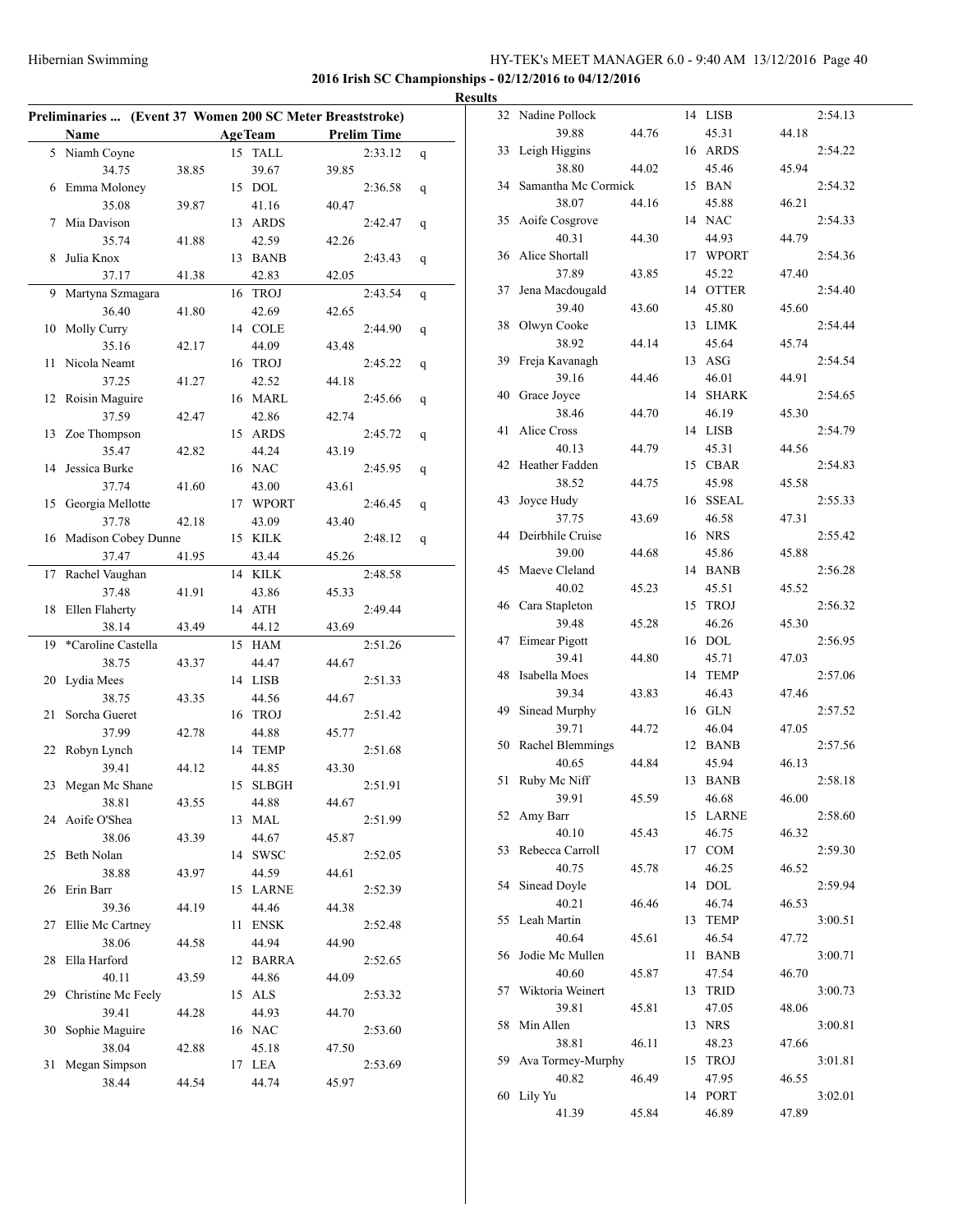Hibernian Swimming

**2016 Irish SC Championships - 02/12/2016 to 04/12/2016**

**Results**

**Preliminaries ... (Event 37 Women 200 SC Meter Breaststroke)**

| Place | Name | Age | Team | Prelim Time | | Split 1 | Split 2 | Split 3 | Split 4 |
|---|---|---|---|---|---|---|---|---|---|
| 5 | Niamh Coyne | 15 | TALL | 2:33.12 | q | 34.75 | 38.85 | 39.67 | 39.85 |
| 6 | Emma Moloney | 15 | DOL | 2:36.58 | q | 35.08 | 39.87 | 41.16 | 40.47 |
| 7 | Mia Davison | 13 | ARDS | 2:42.47 | q | 35.74 | 41.88 | 42.59 | 42.26 |
| 8 | Julia Knox | 13 | BANB | 2:43.43 | q | 37.17 | 41.38 | 42.83 | 42.05 |
| 9 | Martyna Szmagara | 16 | TROJ | 2:43.54 | q | 36.40 | 41.80 | 42.69 | 42.65 |
| 10 | Molly Curry | 14 | COLE | 2:44.90 | q | 35.16 | 42.17 | 44.09 | 43.48 |
| 11 | Nicola Neamt | 16 | TROJ | 2:45.22 | q | 37.25 | 41.27 | 42.52 | 44.18 |
| 12 | Roisin Maguire | 16 | MARL | 2:45.66 | q | 37.59 | 42.47 | 42.86 | 42.74 |
| 13 | Zoe Thompson | 15 | ARDS | 2:45.72 | q | 35.47 | 42.82 | 44.24 | 43.19 |
| 14 | Jessica Burke | 16 | NAC | 2:45.95 | q | 37.74 | 41.60 | 43.00 | 43.61 |
| 15 | Georgia Mellotte | 17 | WPORT | 2:46.45 | q | 37.78 | 42.18 | 43.09 | 43.40 |
| 16 | Madison Cobey Dunne | 15 | KILK | 2:48.12 | q | 37.47 | 41.95 | 43.44 | 45.26 |
| 17 | Rachel Vaughan | 14 | KILK | 2:48.58 | | 37.48 | 41.91 | 43.86 | 45.33 |
| 18 | Ellen Flaherty | 14 | ATH | 2:49.44 | | 38.14 | 43.49 | 44.12 | 43.69 |
| 19 | *Caroline Castella | 15 | HAM | 2:51.26 | | 38.75 | 43.37 | 44.47 | 44.67 |
| 20 | Lydia Mees | 14 | LISB | 2:51.33 | | 38.75 | 43.35 | 44.56 | 44.67 |
| 21 | Sorcha Gueret | 16 | TROJ | 2:51.42 | | 37.99 | 42.78 | 44.88 | 45.77 |
| 22 | Robyn Lynch | 14 | TEMP | 2:51.68 | | 39.41 | 44.12 | 44.85 | 43.30 |
| 23 | Megan Mc Shane | 15 | SLBGH | 2:51.91 | | 38.81 | 43.55 | 44.88 | 44.67 |
| 24 | Aoife O'Shea | 13 | MAL | 2:51.99 | | 38.06 | 43.39 | 44.67 | 45.87 |
| 25 | Beth Nolan | 14 | SWSC | 2:52.05 | | 38.88 | 43.97 | 44.59 | 44.61 |
| 26 | Erin Barr | 15 | LARNE | 2:52.39 | | 39.36 | 44.19 | 44.46 | 44.38 |
| 27 | Ellie Mc Cartney | 11 | ENSK | 2:52.48 | | 38.06 | 44.58 | 44.94 | 44.90 |
| 28 | Ella Harford | 12 | BARRA | 2:52.65 | | 40.11 | 43.59 | 44.86 | 44.09 |
| 29 | Christine Mc Feely | 15 | ALS | 2:53.32 | | 39.41 | 44.28 | 44.93 | 44.70 |
| 30 | Sophie Maguire | 16 | NAC | 2:53.60 | | 38.04 | 42.88 | 45.18 | 47.50 |
| 31 | Megan Simpson | 17 | LEA | 2:53.69 | | 38.44 | 44.54 | 44.74 | 45.97 |
| 32 | Nadine Pollock | 14 | LISB | 2:54.13 | | 39.88 | 44.76 | 45.31 | 44.18 |
| 33 | Leigh Higgins | 16 | ARDS | 2:54.22 | | 38.80 | 44.02 | 45.46 | 45.94 |
| 34 | Samantha Mc Cormick | 15 | BAN | 2:54.32 | | 38.07 | 44.16 | 45.88 | 46.21 |
| 35 | Aoife Cosgrove | 14 | NAC | 2:54.33 | | 40.31 | 44.30 | 44.93 | 44.79 |
| 36 | Alice Shortall | 17 | WPORT | 2:54.36 | | 37.89 | 43.85 | 45.22 | 47.40 |
| 37 | Jena Macdougald | 14 | OTTER | 2:54.40 | | 39.40 | 43.60 | 45.80 | 45.60 |
| 38 | Olwyn Cooke | 13 | LIMK | 2:54.44 | | 38.92 | 44.14 | 45.64 | 45.74 |
| 39 | Freja Kavanagh | 13 | ASG | 2:54.54 | | 39.16 | 44.46 | 46.01 | 44.91 |
| 40 | Grace Joyce | 14 | SHARK | 2:54.65 | | 38.46 | 44.70 | 46.19 | 45.30 |
| 41 | Alice Cross | 14 | LISB | 2:54.79 | | 40.13 | 44.79 | 45.31 | 44.56 |
| 42 | Heather Fadden | 15 | CBAR | 2:54.83 | | 38.52 | 44.75 | 45.98 | 45.58 |
| 43 | Joyce Hudy | 16 | SSEAL | 2:55.33 | | 37.75 | 43.69 | 46.58 | 47.31 |
| 44 | Deirbhile Cruise | 16 | NRS | 2:55.42 | | 39.00 | 44.68 | 45.86 | 45.88 |
| 45 | Maeve Cleland | 14 | BANB | 2:56.28 | | 40.02 | 45.23 | 45.51 | 45.52 |
| 46 | Cara Stapleton | 15 | TROJ | 2:56.32 | | 39.48 | 45.28 | 46.26 | 45.30 |
| 47 | Eimear Pigott | 16 | DOL | 2:56.95 | | 39.41 | 44.80 | 45.71 | 47.03 |
| 48 | Isabella Moes | 14 | TEMP | 2:57.06 | | 39.34 | 43.83 | 46.43 | 47.46 |
| 49 | Sinead Murphy | 16 | GLN | 2:57.52 | | 39.71 | 44.72 | 46.04 | 47.05 |
| 50 | Rachel Blemmings | 12 | BANB | 2:57.56 | | 40.65 | 44.84 | 45.94 | 46.13 |
| 51 | Ruby Mc Niff | 13 | BANB | 2:58.18 | | 39.91 | 45.59 | 46.68 | 46.00 |
| 52 | Amy Barr | 15 | LARNE | 2:58.60 | | 40.10 | 45.43 | 46.75 | 46.32 |
| 53 | Rebecca Carroll | 17 | COM | 2:59.30 | | 40.75 | 45.78 | 46.25 | 46.52 |
| 54 | Sinead Doyle | 14 | DOL | 2:59.94 | | 40.21 | 46.46 | 46.74 | 46.53 |
| 55 | Leah Martin | 13 | TEMP | 3:00.51 | | 40.64 | 45.61 | 46.54 | 47.72 |
| 56 | Jodie Mc Mullen | 11 | BANB | 3:00.71 | | 40.60 | 45.87 | 47.54 | 46.70 |
| 57 | Wiktoria Weinert | 13 | TRID | 3:00.73 | | 39.81 | 45.81 | 47.05 | 48.06 |
| 58 | Min Allen | 13 | NRS | 3:00.81 | | 38.81 | 46.11 | 48.23 | 47.66 |
| 59 | Ava Tormey-Murphy | 15 | TROJ | 3:01.81 | | 40.82 | 46.49 | 47.95 | 46.55 |
| 60 | Lily Yu | 14 | PORT | 3:02.01 | | 41.39 | 45.84 | 46.89 | 47.89 |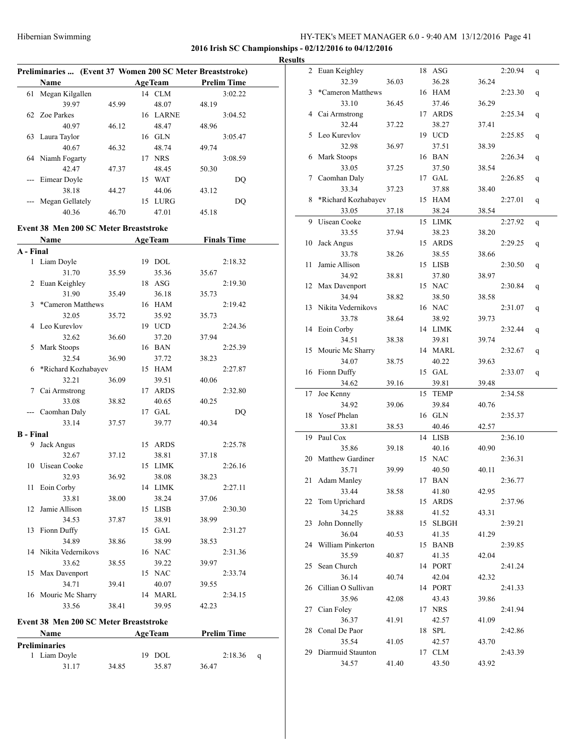**2016 Irish SC Championships - 02/12/2016 to 04/12/2016**

**Results**

### Preliminaries ... (Event 37 Women 200 SC Meter Breaststroke)

| | Name | | Age | Team | Prelim Time | |
|---|---|---|---|---|---|---|
| 61 | Megan Kilgallen | | 14 | CLM | 3:02.22 | |
| | 39.97 | 45.99 | | 48.07 | 48.19 | |
| 62 | Zoe Parkes | | 16 | LARNE | 3:04.52 | |
| | 40.97 | 46.12 | | 48.47 | 48.96 | |
| 63 | Laura Taylor | | 16 | GLN | 3:05.47 | |
| | 40.67 | 46.32 | | 48.74 | 49.74 | |
| 64 | Niamh Fogarty | | 17 | NRS | 3:08.59 | |
| | 42.47 | 47.37 | | 48.45 | 50.30 | |
| --- | Eimear Doyle | | 15 | WAT | DQ | |
| | 38.18 | 44.27 | | 44.06 | 43.12 | |
| --- | Megan Gellately | | 15 | LURG | DQ | |
| | 40.36 | 46.70 | | 47.01 | 45.18 | |

### Event 38 Men 200 SC Meter Breaststroke

| | Name | | Age | Team | Finals Time |
|---|---|---|---|---|---|
| **A - Final** | | | | | |
| 1 | Liam Doyle | | 19 | DOL | 2:18.32 |
| | 31.70 | 35.59 | | 35.36 | 35.67 |
| 2 | Euan Keighley | | 18 | ASG | 2:19.30 |
| | 31.90 | 35.49 | | 36.18 | 35.73 |
| 3 | *Cameron Matthews | | 16 | HAM | 2:19.42 |
| | 32.05 | 35.72 | | 35.92 | 35.73 |
| 4 | Leo Kurevlov | | 19 | UCD | 2:24.36 |
| | 32.62 | 36.60 | | 37.20 | 37.94 |
| 5 | Mark Stoops | | 16 | BAN | 2:25.39 |
| | 32.54 | 36.90 | | 37.72 | 38.23 |
| 6 | *Richard Kozhabayev | | 15 | HAM | 2:27.87 |
| | 32.21 | 36.09 | | 39.51 | 40.06 |
| 7 | Cai Armstrong | | 17 | ARDS | 2:32.80 |
| | 33.08 | 38.82 | | 40.65 | 40.25 |
| --- | Caomhan Daly | | 17 | GAL | DQ |
| | 33.14 | 37.57 | | 39.77 | 40.34 |
| **B - Final** | | | | | |
| 9 | Jack Angus | | 15 | ARDS | 2:25.78 |
| | 32.67 | 37.12 | | 38.81 | 37.18 |
| 10 | Uisean Cooke | | 15 | LIMK | 2:26.16 |
| | 32.93 | 36.92 | | 38.08 | 38.23 |
| 11 | Eoin Corby | | 14 | LIMK | 2:27.11 |
| | 33.81 | 38.00 | | 38.24 | 37.06 |
| 12 | Jamie Allison | | 15 | LISB | 2:30.30 |
| | 34.53 | 37.87 | | 38.91 | 38.99 |
| 13 | Fionn Duffy | | 15 | GAL | 2:31.27 |
| | 34.89 | 38.86 | | 38.99 | 38.53 |
| 14 | Nikita Vedernikovs | | 16 | NAC | 2:31.36 |
| | 33.62 | 38.55 | | 39.22 | 39.97 |
| 15 | Max Davenport | | 15 | NAC | 2:33.74 |
| | 34.71 | 39.41 | | 40.07 | 39.55 |
| 16 | Mouric Mc Sharry | | 14 | MARL | 2:34.15 |
| | 33.56 | 38.41 | | 39.95 | 42.23 |

### Event 38 Men 200 SC Meter Breaststroke

| | Name | | Age | Team | Prelim Time | |
|---|---|---|---|---|---|---|
| **Preliminaries** | | | | | | |
| 1 | Liam Doyle | | 19 | DOL | 2:18.36 | q |
| | 31.17 | 34.85 | | 35.87 | 36.47 | |
| 2 | Euan Keighley | | 18 | ASG | 2:20.94 | q |
| | 32.39 | 36.03 | | 36.28 | 36.24 | |
| 3 | *Cameron Matthews | | 16 | HAM | 2:23.30 | q |
| | 33.10 | 36.45 | | 37.46 | 36.29 | |
| 4 | Cai Armstrong | | 17 | ARDS | 2:25.34 | q |
| | 32.44 | 37.22 | | 38.27 | 37.41 | |
| 5 | Leo Kurevlov | | 19 | UCD | 2:25.85 | q |
| | 32.98 | 36.97 | | 37.51 | 38.39 | |
| 6 | Mark Stoops | | 16 | BAN | 2:26.34 | q |
| | 33.05 | 37.25 | | 37.50 | 38.54 | |
| 7 | Caomhan Daly | | 17 | GAL | 2:26.85 | q |
| | 33.34 | 37.23 | | 37.88 | 38.40 | |
| 8 | *Richard Kozhabayev | | 15 | HAM | 2:27.01 | q |
| | 33.05 | 37.18 | | 38.24 | 38.54 | |
| 9 | Uisean Cooke | | 15 | LIMK | 2:27.92 | q |
| | 33.55 | 37.94 | | 38.23 | 38.20 | |
| 10 | Jack Angus | | 15 | ARDS | 2:29.25 | q |
| | 33.78 | 38.26 | | 38.55 | 38.66 | |
| 11 | Jamie Allison | | 15 | LISB | 2:30.50 | q |
| | 34.92 | 38.81 | | 37.80 | 38.97 | |
| 12 | Max Davenport | | 15 | NAC | 2:30.84 | q |
| | 34.94 | 38.82 | | 38.50 | 38.58 | |
| 13 | Nikita Vedernikovs | | 16 | NAC | 2:31.07 | q |
| | 33.78 | 38.64 | | 38.92 | 39.73 | |
| 14 | Eoin Corby | | 14 | LIMK | 2:32.44 | q |
| | 34.51 | 38.38 | | 39.81 | 39.74 | |
| 15 | Mouric Mc Sharry | | 14 | MARL | 2:32.67 | q |
| | 34.07 | 38.75 | | 40.22 | 39.63 | |
| 16 | Fionn Duffy | | 15 | GAL | 2:33.07 | q |
| | 34.62 | 39.16 | | 39.81 | 39.48 | |
| 17 | Joe Kenny | | 15 | TEMP | 2:34.58 | |
| | 34.92 | 39.06 | | 39.84 | 40.76 | |
| 18 | Yosef Phelan | | 16 | GLN | 2:35.37 | |
| | 33.81 | 38.53 | | 40.46 | 42.57 | |
| 19 | Paul Cox | | 14 | LISB | 2:36.10 | |
| | 35.86 | 39.18 | | 40.16 | 40.90 | |
| 20 | Matthew Gardiner | | 15 | NAC | 2:36.31 | |
| | 35.71 | 39.99 | | 40.50 | 40.11 | |
| 21 | Adam Manley | | 17 | BAN | 2:36.77 | |
| | 33.44 | 38.58 | | 41.80 | 42.95 | |
| 22 | Tom Uprichard | | 15 | ARDS | 2:37.96 | |
| | 34.25 | 38.88 | | 41.52 | 43.31 | |
| 23 | John Donnelly | | 15 | SLBGH | 2:39.21 | |
| | 36.04 | 40.53 | | 41.35 | 41.29 | |
| 24 | William Pinkerton | | 15 | BANB | 2:39.85 | |
| | 35.59 | 40.87 | | 41.35 | 42.04 | |
| 25 | Sean Church | | 14 | PORT | 2:41.24 | |
| | 36.14 | 40.74 | | 42.04 | 42.32 | |
| 26 | Cillian O Sullivan | | 14 | PORT | 2:41.33 | |
| | 35.96 | 42.08 | | 43.43 | 39.86 | |
| 27 | Cian Foley | | 17 | NRS | 2:41.94 | |
| | 36.37 | 41.91 | | 42.57 | 41.09 | |
| 28 | Conal De Paor | | 18 | SPL | 2:42.86 | |
| | 35.54 | 41.05 | | 42.57 | 43.70 | |
| 29 | Diarmuid Staunton | | 17 | CLM | 2:43.39 | |
| | 34.57 | 41.40 | | 43.50 | 43.92 | |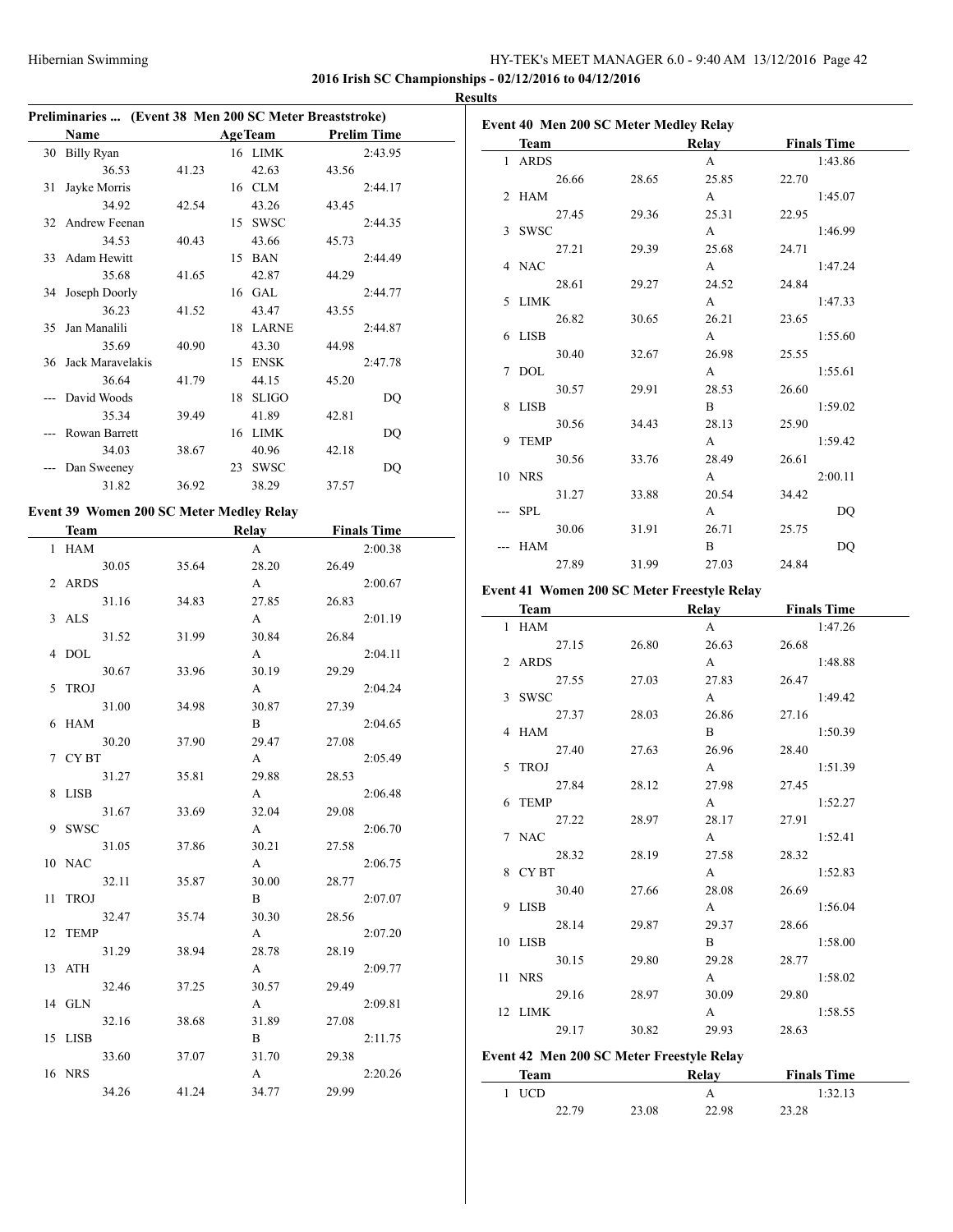**2016 Irish SC Championships - 02/12/2016 to 04/12/2016**

**Results**

### Preliminaries ... (Event 38 Men 200 SC Meter Breaststroke)

| | Name | Age | Team | Prelim Time |
|---|---|---|---|---|
| 30 | Billy Ryan | 16 | LIMK | 2:43.95 |
| | 36.53 | 41.23 | 42.63 | 43.56 |
| 31 | Jayke Morris | 16 | CLM | 2:44.17 |
| | 34.92 | 42.54 | 43.26 | 43.45 |
| 32 | Andrew Feenan | 15 | SWSC | 2:44.35 |
| | 34.53 | 40.43 | 43.66 | 45.73 |
| 33 | Adam Hewitt | 15 | BAN | 2:44.49 |
| | 35.68 | 41.65 | 42.87 | 44.29 |
| 34 | Joseph Doorly | 16 | GAL | 2:44.77 |
| | 36.23 | 41.52 | 43.47 | 43.55 |
| 35 | Jan Manalili | 18 | LARNE | 2:44.87 |
| | 35.69 | 40.90 | 43.30 | 44.98 |
| 36 | Jack Maravelakis | 15 | ENSK | 2:47.78 |
| | 36.64 | 41.79 | 44.15 | 45.20 |
| --- | David Woods | 18 | SLIGO | DQ |
| | 35.34 | 39.49 | 41.89 | 42.81 |
| --- | Rowan Barrett | 16 | LIMK | DQ |
| | 34.03 | 38.67 | 40.96 | 42.18 |
| --- | Dan Sweeney | 23 | SWSC | DQ |
| | 31.82 | 36.92 | 38.29 | 37.57 |

### Event 39 Women 200 SC Meter Medley Relay

| | Team | | Relay | Finals Time |
|---|---|---|---|---|
| 1 | HAM | | A | 2:00.38 |
| | 30.05 | 35.64 | 28.20 | 26.49 |
| 2 | ARDS | | A | 2:00.67 |
| | 31.16 | 34.83 | 27.85 | 26.83 |
| 3 | ALS | | A | 2:01.19 |
| | 31.52 | 31.99 | 30.84 | 26.84 |
| 4 | DOL | | A | 2:04.11 |
| | 30.67 | 33.96 | 30.19 | 29.29 |
| 5 | TROJ | | A | 2:04.24 |
| | 31.00 | 34.98 | 30.87 | 27.39 |
| 6 | HAM | | B | 2:04.65 |
| | 30.20 | 37.90 | 29.47 | 27.08 |
| 7 | CY BT | | A | 2:05.49 |
| | 31.27 | 35.81 | 29.88 | 28.53 |
| 8 | LISB | | A | 2:06.48 |
| | 31.67 | 33.69 | 32.04 | 29.08 |
| 9 | SWSC | | A | 2:06.70 |
| | 31.05 | 37.86 | 30.21 | 27.58 |
| 10 | NAC | | A | 2:06.75 |
| | 32.11 | 35.87 | 30.00 | 28.77 |
| 11 | TROJ | | B | 2:07.07 |
| | 32.47 | 35.74 | 30.30 | 28.56 |
| 12 | TEMP | | A | 2:07.20 |
| | 31.29 | 38.94 | 28.78 | 28.19 |
| 13 | ATH | | A | 2:09.77 |
| | 32.46 | 37.25 | 30.57 | 29.49 |
| 14 | GLN | | A | 2:09.81 |
| | 32.16 | 38.68 | 31.89 | 27.08 |
| 15 | LISB | | B | 2:11.75 |
| | 33.60 | 37.07 | 31.70 | 29.38 |
| 16 | NRS | | A | 2:20.26 |
| | 34.26 | 41.24 | 34.77 | 29.99 |

### Event 40 Men 200 SC Meter Medley Relay

| | Team | | Relay | Finals Time |
|---|---|---|---|---|
| 1 | ARDS | | A | 1:43.86 |
| | 26.66 | 28.65 | 25.85 | 22.70 |
| 2 | HAM | | A | 1:45.07 |
| | 27.45 | 29.36 | 25.31 | 22.95 |
| 3 | SWSC | | A | 1:46.99 |
| | 27.21 | 29.39 | 25.68 | 24.71 |
| 4 | NAC | | A | 1:47.24 |
| | 28.61 | 29.27 | 24.52 | 24.84 |
| 5 | LIMK | | A | 1:47.33 |
| | 26.82 | 30.65 | 26.21 | 23.65 |
| 6 | LISB | | A | 1:55.60 |
| | 30.40 | 32.67 | 26.98 | 25.55 |
| 7 | DOL | | A | 1:55.61 |
| | 30.57 | 29.91 | 28.53 | 26.60 |
| 8 | LISB | | B | 1:59.02 |
| | 30.56 | 34.43 | 28.13 | 25.90 |
| 9 | TEMP | | A | 1:59.42 |
| | 30.56 | 33.76 | 28.49 | 26.61 |
| 10 | NRS | | A | 2:00.11 |
| | 31.27 | 33.88 | 20.54 | 34.42 |
| --- | SPL | | A | DQ |
| | 30.06 | 31.91 | 26.71 | 25.75 |
| --- | HAM | | B | DQ |
| | 27.89 | 31.99 | 27.03 | 24.84 |

### Event 41 Women 200 SC Meter Freestyle Relay

| | Team | | Relay | Finals Time |
|---|---|---|---|---|
| 1 | HAM | | A | 1:47.26 |
| | 27.15 | 26.80 | 26.63 | 26.68 |
| 2 | ARDS | | A | 1:48.88 |
| | 27.55 | 27.03 | 27.83 | 26.47 |
| 3 | SWSC | | A | 1:49.42 |
| | 27.37 | 28.03 | 26.86 | 27.16 |
| 4 | HAM | | B | 1:50.39 |
| | 27.40 | 27.63 | 26.96 | 28.40 |
| 5 | TROJ | | A | 1:51.39 |
| | 27.84 | 28.12 | 27.98 | 27.45 |
| 6 | TEMP | | A | 1:52.27 |
| | 27.22 | 28.97 | 28.17 | 27.91 |
| 7 | NAC | | A | 1:52.41 |
| | 28.32 | 28.19 | 27.58 | 28.32 |
| 8 | CY BT | | A | 1:52.83 |
| | 30.40 | 27.66 | 28.08 | 26.69 |
| 9 | LISB | | A | 1:56.04 |
| | 28.14 | 29.87 | 29.37 | 28.66 |
| 10 | LISB | | B | 1:58.00 |
| | 30.15 | 29.80 | 29.28 | 28.77 |
| 11 | NRS | | A | 1:58.02 |
| | 29.16 | 28.97 | 30.09 | 29.80 |
| 12 | LIMK | | A | 1:58.55 |
| | 29.17 | 30.82 | 29.93 | 28.63 |

### Event 42 Men 200 SC Meter Freestyle Relay

| | Team | | Relay | Finals Time |
|---|---|---|---|---|
| 1 | UCD | | A | 1:32.13 |
| | 22.79 | 23.08 | 22.98 | 23.28 |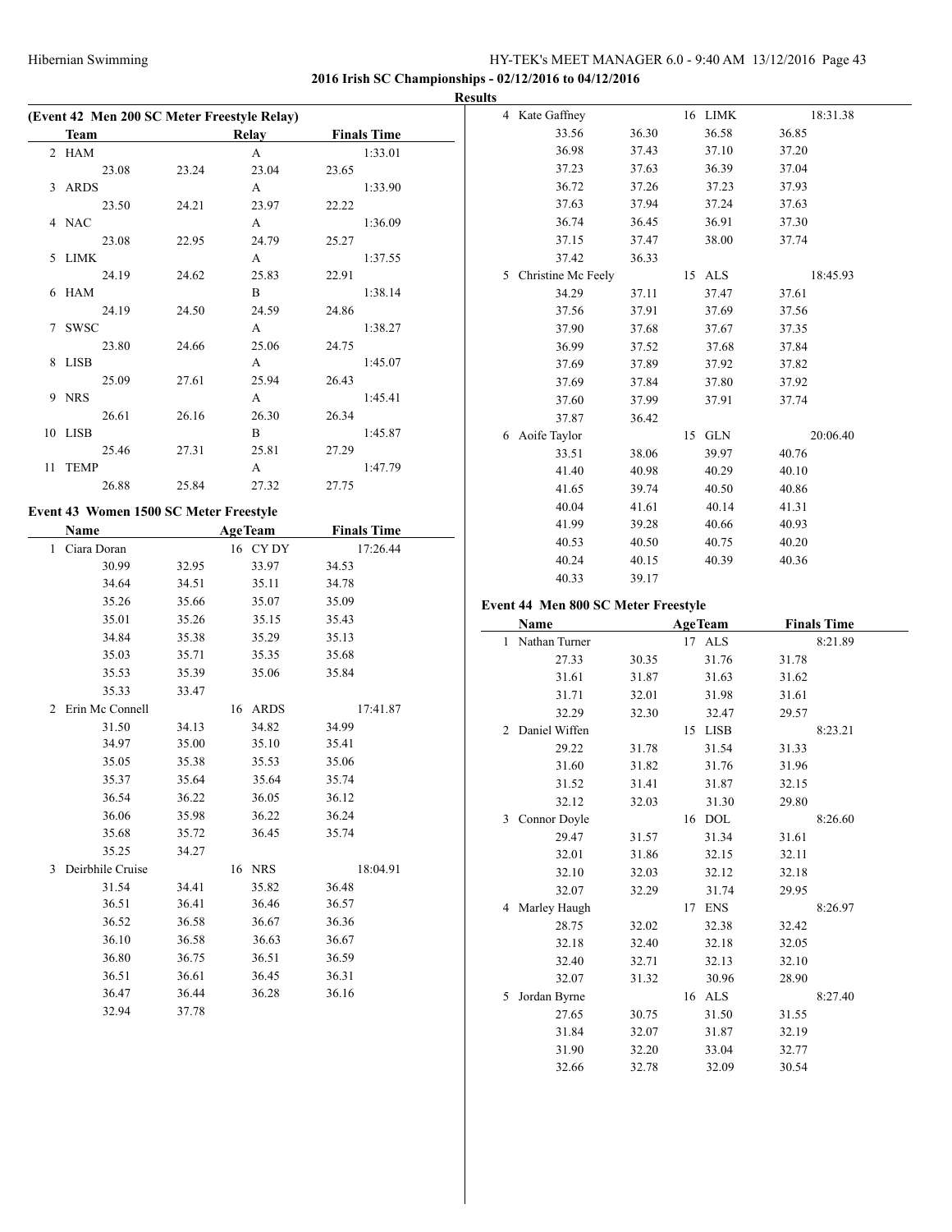**2016 Irish SC Championships - 02/12/2016 to 04/12/2016**

**Results**

**(Event 42 Men 200 SC Meter Freestyle Relay)**

| | Team | | Relay | Finals Time |
|---|---|---|---|---|
| 2 | HAM | | A | 1:33.01 |
| | 23.08 | 23.24 | 23.04 | 23.65 |
| 3 | ARDS | | A | 1:33.90 |
| | 23.50 | 24.21 | 23.97 | 22.22 |
| 4 | NAC | | A | 1:36.09 |
| | 23.08 | 22.95 | 24.79 | 25.27 |
| 5 | LIMK | | A | 1:37.55 |
| | 24.19 | 24.62 | 25.83 | 22.91 |
| 6 | HAM | | B | 1:38.14 |
| | 24.19 | 24.50 | 24.59 | 24.86 |
| 7 | SWSC | | A | 1:38.27 |
| | 23.80 | 24.66 | 25.06 | 24.75 |
| 8 | LISB | | A | 1:45.07 |
| | 25.09 | 27.61 | 25.94 | 26.43 |
| 9 | NRS | | A | 1:45.41 |
| | 26.61 | 26.16 | 26.30 | 26.34 |
| 10 | LISB | | B | 1:45.87 |
| | 25.46 | 27.31 | 25.81 | 27.29 |
| 11 | TEMP | | A | 1:47.79 |
| | 26.88 | 25.84 | 27.32 | 27.75 |

**Event 43 Women 1500 SC Meter Freestyle**

| | Name | | AgeTeam | Finals Time |
|---|---|---|---|---|
| 1 | Ciara Doran | | 16 CY DY | 17:26.44 |
| | 30.99 | 32.95 | 33.97 | 34.53 |
| | 34.64 | 34.51 | 35.11 | 34.78 |
| | 35.26 | 35.66 | 35.07 | 35.09 |
| | 35.01 | 35.26 | 35.15 | 35.43 |
| | 34.84 | 35.38 | 35.29 | 35.13 |
| | 35.03 | 35.71 | 35.35 | 35.68 |
| | 35.53 | 35.39 | 35.06 | 35.84 |
| | 35.33 | 33.47 | | |
| 2 | Erin Mc Connell | | 16 ARDS | 17:41.87 |
| | 31.50 | 34.13 | 34.82 | 34.99 |
| | 34.97 | 35.00 | 35.10 | 35.41 |
| | 35.05 | 35.38 | 35.53 | 35.06 |
| | 35.37 | 35.64 | 35.64 | 35.74 |
| | 36.54 | 36.22 | 36.05 | 36.12 |
| | 36.06 | 35.98 | 36.22 | 36.24 |
| | 35.68 | 35.72 | 36.45 | 35.74 |
| | 35.25 | 34.27 | | |
| 3 | Deirbhile Cruise | | 16 NRS | 18:04.91 |
| | 31.54 | 34.41 | 35.82 | 36.48 |
| | 36.51 | 36.41 | 36.46 | 36.57 |
| | 36.52 | 36.58 | 36.67 | 36.36 |
| | 36.10 | 36.58 | 36.63 | 36.67 |
| | 36.80 | 36.75 | 36.51 | 36.59 |
| | 36.51 | 36.61 | 36.45 | 36.31 |
| | 36.47 | 36.44 | 36.28 | 36.16 |
| | 32.94 | 37.78 | | |
| 4 | Kate Gaffney | | 16 LIMK | 18:31.38 |
| | 33.56 | 36.30 | 36.58 | 36.85 |
| | 36.98 | 37.43 | 37.10 | 37.20 |
| | 37.23 | 37.63 | 36.39 | 37.04 |
| | 36.72 | 37.26 | 37.23 | 37.93 |
| | 37.63 | 37.94 | 37.24 | 37.63 |
| | 36.74 | 36.45 | 36.91 | 37.30 |
| | 37.15 | 37.47 | 38.00 | 37.74 |
| | 37.42 | 36.33 | | |
| 5 | Christine Mc Feely | | 15 ALS | 18:45.93 |
| | 34.29 | 37.11 | 37.47 | 37.61 |
| | 37.56 | 37.91 | 37.69 | 37.56 |
| | 37.90 | 37.68 | 37.67 | 37.35 |
| | 36.99 | 37.52 | 37.68 | 37.84 |
| | 37.69 | 37.89 | 37.92 | 37.82 |
| | 37.69 | 37.84 | 37.80 | 37.92 |
| | 37.60 | 37.99 | 37.91 | 37.74 |
| | 37.87 | 36.42 | | |
| 6 | Aoife Taylor | | 15 GLN | 20:06.40 |
| | 33.51 | 38.06 | 39.97 | 40.76 |
| | 41.40 | 40.98 | 40.29 | 40.10 |
| | 41.65 | 39.74 | 40.50 | 40.86 |
| | 40.04 | 41.61 | 40.14 | 41.31 |
| | 41.99 | 39.28 | 40.66 | 40.93 |
| | 40.53 | 40.50 | 40.75 | 40.20 |
| | 40.24 | 40.15 | 40.39 | 40.36 |
| | 40.33 | 39.17 | | |

**Event 44 Men 800 SC Meter Freestyle**

| | Name | | AgeTeam | Finals Time |
|---|---|---|---|---|
| 1 | Nathan Turner | | 17 ALS | 8:21.89 |
| | 27.33 | 30.35 | 31.76 | 31.78 |
| | 31.61 | 31.87 | 31.63 | 31.62 |
| | 31.71 | 32.01 | 31.98 | 31.61 |
| | 32.29 | 32.30 | 32.47 | 29.57 |
| 2 | Daniel Wiffen | | 15 LISB | 8:23.21 |
| | 29.22 | 31.78 | 31.54 | 31.33 |
| | 31.60 | 31.82 | 31.76 | 31.96 |
| | 31.52 | 31.41 | 31.87 | 32.15 |
| | 32.12 | 32.03 | 31.30 | 29.80 |
| 3 | Connor Doyle | | 16 DOL | 8:26.60 |
| | 29.47 | 31.57 | 31.34 | 31.61 |
| | 32.01 | 31.86 | 32.15 | 32.11 |
| | 32.10 | 32.03 | 32.12 | 32.18 |
| | 32.07 | 32.29 | 31.74 | 29.95 |
| 4 | Marley Haugh | | 17 ENS | 8:26.97 |
| | 28.75 | 32.02 | 32.38 | 32.42 |
| | 32.18 | 32.40 | 32.18 | 32.05 |
| | 32.40 | 32.71 | 32.13 | 32.10 |
| | 32.07 | 31.32 | 30.96 | 28.90 |
| 5 | Jordan Byrne | | 16 ALS | 8:27.40 |
| | 27.65 | 30.75 | 31.50 | 31.55 |
| | 31.84 | 32.07 | 31.87 | 32.19 |
| | 31.90 | 32.20 | 33.04 | 32.77 |
| | 32.66 | 32.78 | 32.09 | 30.54 |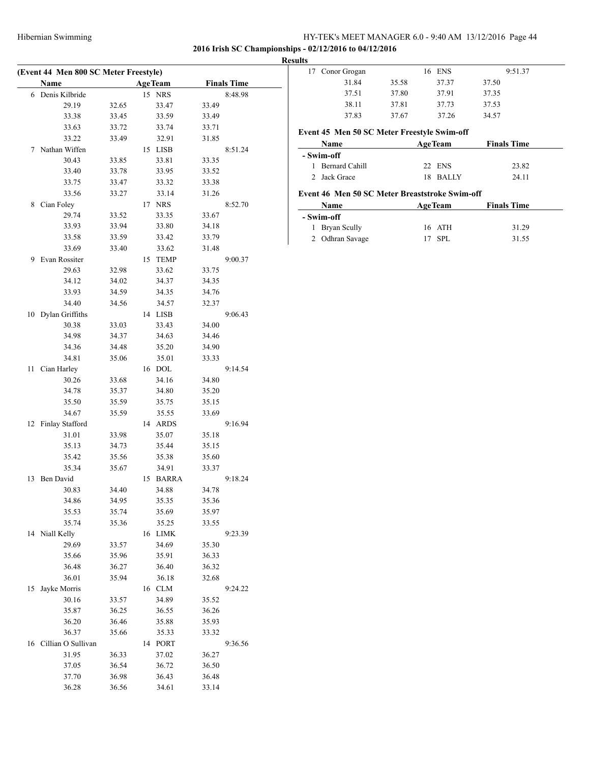**2016 Irish SC Championships - 02/12/2016 to 04/12/2016**

**Results**

**(Event 44 Men 800 SC Meter Freestyle)**

| Name | Age | Team | Finals Time |
|---|---|---|---|
| 6 Denis Kilbride | 15 | NRS | 8:48.98 |
| 29.19 | 32.65 | 33.47 | 33.49 |
| 33.38 | 33.45 | 33.59 | 33.49 |
| 33.63 | 33.72 | 33.74 | 33.71 |
| 33.22 | 33.49 | 32.91 | 31.85 |
| 7 Nathan Wiffen | 15 | LISB | 8:51.24 |
| 30.43 | 33.85 | 33.81 | 33.35 |
| 33.40 | 33.78 | 33.95 | 33.52 |
| 33.75 | 33.47 | 33.32 | 33.38 |
| 33.56 | 33.27 | 33.14 | 31.26 |
| 8 Cian Foley | 17 | NRS | 8:52.70 |
| 29.74 | 33.52 | 33.35 | 33.67 |
| 33.93 | 33.94 | 33.80 | 34.18 |
| 33.58 | 33.59 | 33.42 | 33.79 |
| 33.69 | 33.40 | 33.62 | 31.48 |
| 9 Evan Rossiter | 15 | TEMP | 9:00.37 |
| 29.63 | 32.98 | 33.62 | 33.75 |
| 34.12 | 34.02 | 34.37 | 34.35 |
| 33.93 | 34.59 | 34.35 | 34.76 |
| 34.40 | 34.56 | 34.57 | 32.37 |
| 10 Dylan Griffiths | 14 | LISB | 9:06.43 |
| 30.38 | 33.03 | 33.43 | 34.00 |
| 34.98 | 34.37 | 34.63 | 34.46 |
| 34.36 | 34.48 | 35.20 | 34.90 |
| 34.81 | 35.06 | 35.01 | 33.33 |
| 11 Cian Harley | 16 | DOL | 9:14.54 |
| 30.26 | 33.68 | 34.16 | 34.80 |
| 34.78 | 35.37 | 34.80 | 35.20 |
| 35.50 | 35.59 | 35.75 | 35.15 |
| 34.67 | 35.59 | 35.55 | 33.69 |
| 12 Finlay Stafford | 14 | ARDS | 9:16.94 |
| 31.01 | 33.98 | 35.07 | 35.18 |
| 35.13 | 34.73 | 35.44 | 35.15 |
| 35.42 | 35.56 | 35.38 | 35.60 |
| 35.34 | 35.67 | 34.91 | 33.37 |
| 13 Ben David | 15 | BARRA | 9:18.24 |
| 30.83 | 34.40 | 34.88 | 34.78 |
| 34.86 | 34.95 | 35.35 | 35.36 |
| 35.53 | 35.74 | 35.69 | 35.97 |
| 35.74 | 35.36 | 35.25 | 33.55 |
| 14 Niall Kelly | 16 | LIMK | 9:23.39 |
| 29.69 | 33.57 | 34.69 | 35.30 |
| 35.66 | 35.96 | 35.91 | 36.33 |
| 36.48 | 36.27 | 36.40 | 36.32 |
| 36.01 | 35.94 | 36.18 | 32.68 |
| 15 Jayke Morris | 16 | CLM | 9:24.22 |
| 30.16 | 33.57 | 34.89 | 35.52 |
| 35.87 | 36.25 | 36.55 | 36.26 |
| 36.20 | 36.46 | 35.88 | 35.93 |
| 36.37 | 35.66 | 35.33 | 33.32 |
| 16 Cillian O Sullivan | 14 | PORT | 9:36.56 |
| 31.95 | 36.33 | 37.02 | 36.27 |
| 37.05 | 36.54 | 36.72 | 36.50 |
| 37.70 | 36.98 | 36.43 | 36.48 |
| 36.28 | 36.56 | 34.61 | 33.14 |
| 17 Conor Grogan | 16 | ENS | 9:51.37 |
| 31.84 | 35.58 | 37.37 | 37.50 |
| 37.51 | 37.80 | 37.91 | 37.35 |
| 38.11 | 37.81 | 37.73 | 37.53 |
| 37.83 | 37.67 | 37.26 | 34.57 |

**Event 45 Men 50 SC Meter Freestyle Swim-off**

| Name | Age | Team | Finals Time |
|---|---|---|---|
| **- Swim-off** | | | |
| 1 Bernard Cahill | 22 | ENS | 23.82 |
| 2 Jack Grace | 18 | BALLY | 24.11 |

**Event 46 Men 50 SC Meter Breaststroke Swim-off**

| Name | Age | Team | Finals Time |
|---|---|---|---|
| **- Swim-off** | | | |
| 1 Bryan Scully | 16 | ATH | 31.29 |
| 2 Odhran Savage | 17 | SPL | 31.55 |